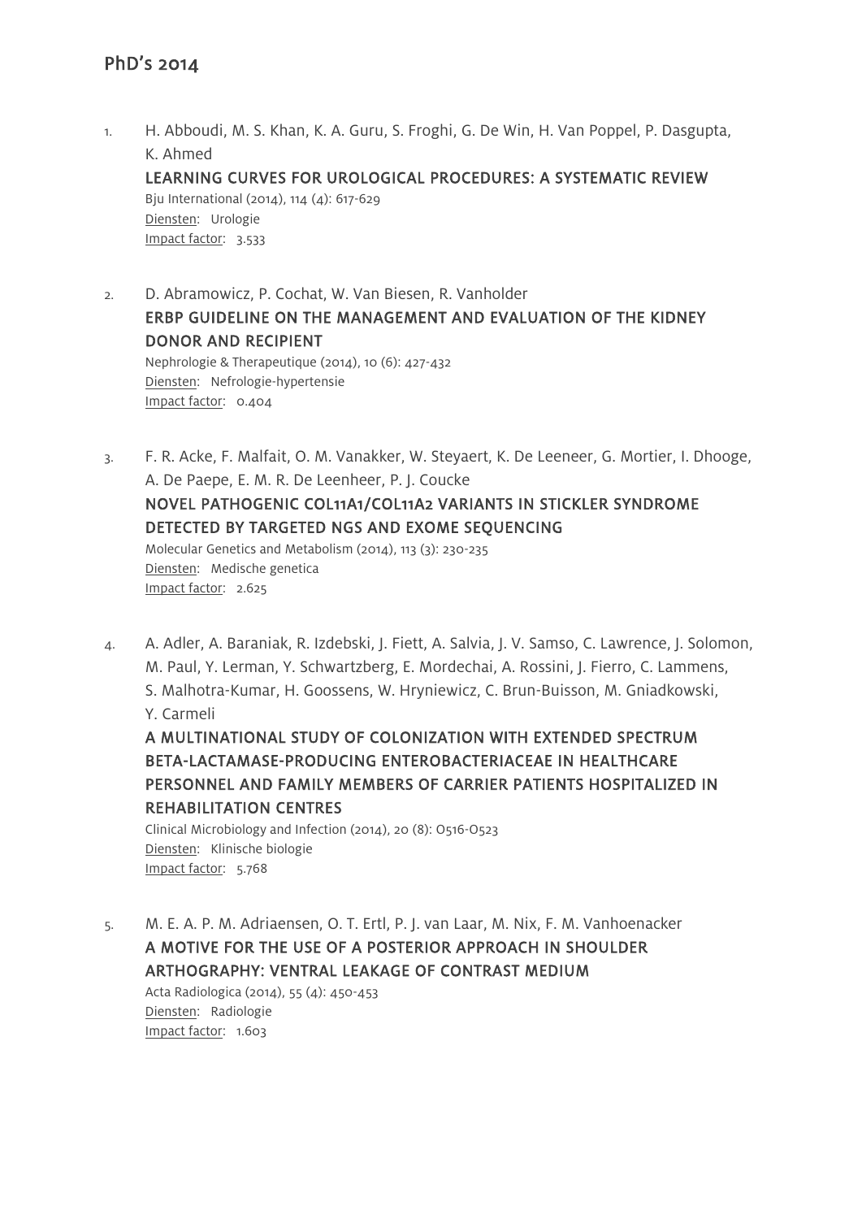# PhD's 2014

1. H. Abboudi, M. S. Khan, K. A. Guru, S. Froghi, G. De Win, H. Van Poppel, P. Dasgupta, K. Ahmed
   **LEARNING CURVES FOR UROLOGICAL PROCEDURES: A SYSTEMATIC REVIEW**
   Bju International (2014), 114 (4): 617-629
   Diensten: Urologie
   Impact factor: 3.533

2. D. Abramowicz, P. Cochat, W. Van Biesen, R. Vanholder
   **ERBP GUIDELINE ON THE MANAGEMENT AND EVALUATION OF THE KIDNEY DONOR AND RECIPIENT**
   Nephrologie & Therapeutique (2014), 10 (6): 427-432
   Diensten: Nefrologie-hypertensie
   Impact factor: 0.404

3. F. R. Acke, F. Malfait, O. M. Vanakker, W. Steyaert, K. De Leeneer, G. Mortier, I. Dhooge, A. De Paepe, E. M. R. De Leenheer, P. J. Coucke
   **NOVEL PATHOGENIC COL11A1/COL11A2 VARIANTS IN STICKLER SYNDROME DETECTED BY TARGETED NGS AND EXOME SEQUENCING**
   Molecular Genetics and Metabolism (2014), 113 (3): 230-235
   Diensten: Medische genetica
   Impact factor: 2.625

4. A. Adler, A. Baraniak, R. Izdebski, J. Fiett, A. Salvia, J. V. Samso, C. Lawrence, J. Solomon, M. Paul, Y. Lerman, Y. Schwartzberg, E. Mordechai, A. Rossini, J. Fierro, C. Lammens, S. Malhotra-Kumar, H. Goossens, W. Hryniewicz, C. Brun-Buisson, M. Gniadkowski, Y. Carmeli
   **A MULTINATIONAL STUDY OF COLONIZATION WITH EXTENDED SPECTRUM BETA-LACTAMASE-PRODUCING ENTEROBACTERIACEAE IN HEALTHCARE PERSONNEL AND FAMILY MEMBERS OF CARRIER PATIENTS HOSPITALIZED IN REHABILITATION CENTRES**
   Clinical Microbiology and Infection (2014), 20 (8): O516-O523
   Diensten: Klinische biologie
   Impact factor: 5.768

5. M. E. A. P. M. Adriaensen, O. T. Ertl, P. J. van Laar, M. Nix, F. M. Vanhoenacker
   **A MOTIVE FOR THE USE OF A POSTERIOR APPROACH IN SHOULDER ARTHOGRAPHY: VENTRAL LEAKAGE OF CONTRAST MEDIUM**
   Acta Radiologica (2014), 55 (4): 450-453
   Diensten: Radiologie
   Impact factor: 1.603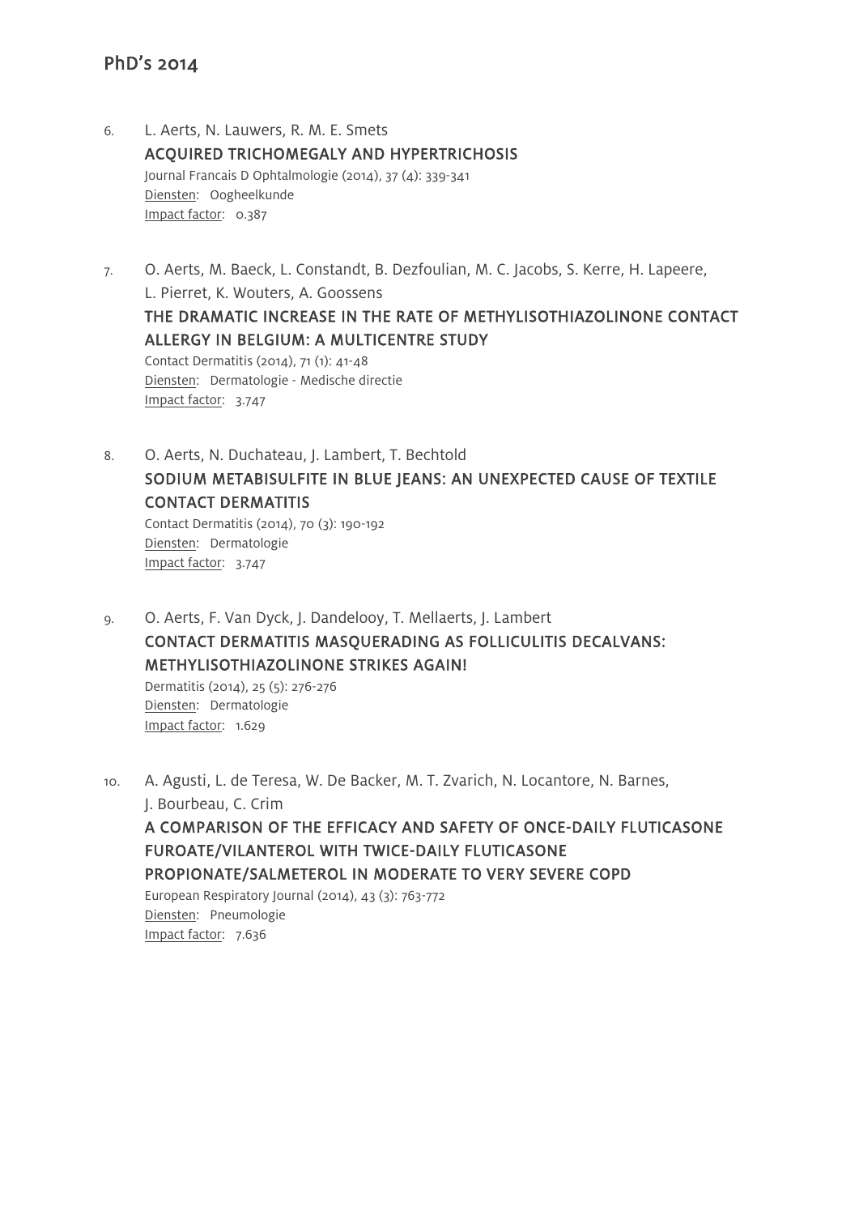# PhD's 2014

6. L. Aerts, N. Lauwers, R. M. E. Smets

   ACQUIRED TRICHOMEGALY AND HYPERTRICHOSIS

   Journal Francais D Ophtalmologie (2014), 37 (4): 339-341

   Diensten: Oogheelkunde

   Impact factor: 0.387

7. O. Aerts, M. Baeck, L. Constandt, B. Dezfoulian, M. C. Jacobs, S. Kerre, H. Lapeere, L. Pierret, K. Wouters, A. Goossens

   THE DRAMATIC INCREASE IN THE RATE OF METHYLISOTHIAZOLINONE CONTACT ALLERGY IN BELGIUM: A MULTICENTRE STUDY

   Contact Dermatitis (2014), 71 (1): 41-48

   Diensten: Dermatologie - Medische directie

   Impact factor: 3.747

8. O. Aerts, N. Duchateau, J. Lambert, T. Bechtold

   SODIUM METABISULFITE IN BLUE JEANS: AN UNEXPECTED CAUSE OF TEXTILE CONTACT DERMATITIS

   Contact Dermatitis (2014), 70 (3): 190-192

   Diensten: Dermatologie

   Impact factor: 3.747

9. O. Aerts, F. Van Dyck, J. Dandelooy, T. Mellaerts, J. Lambert

   CONTACT DERMATITIS MASQUERADING AS FOLLICULITIS DECALVANS: METHYLISOTHIAZOLINONE STRIKES AGAIN!

   Dermatitis (2014), 25 (5): 276-276

   Diensten: Dermatologie

   Impact factor: 1.629

10. A. Agusti, L. de Teresa, W. De Backer, M. T. Zvarich, N. Locantore, N. Barnes, J. Bourbeau, C. Crim

    A COMPARISON OF THE EFFICACY AND SAFETY OF ONCE-DAILY FLUTICASONE FUROATE/VILANTEROL WITH TWICE-DAILY FLUTICASONE PROPIONATE/SALMETEROL IN MODERATE TO VERY SEVERE COPD

    European Respiratory Journal (2014), 43 (3): 763-772

    Diensten: Pneumologie

    Impact factor: 7.636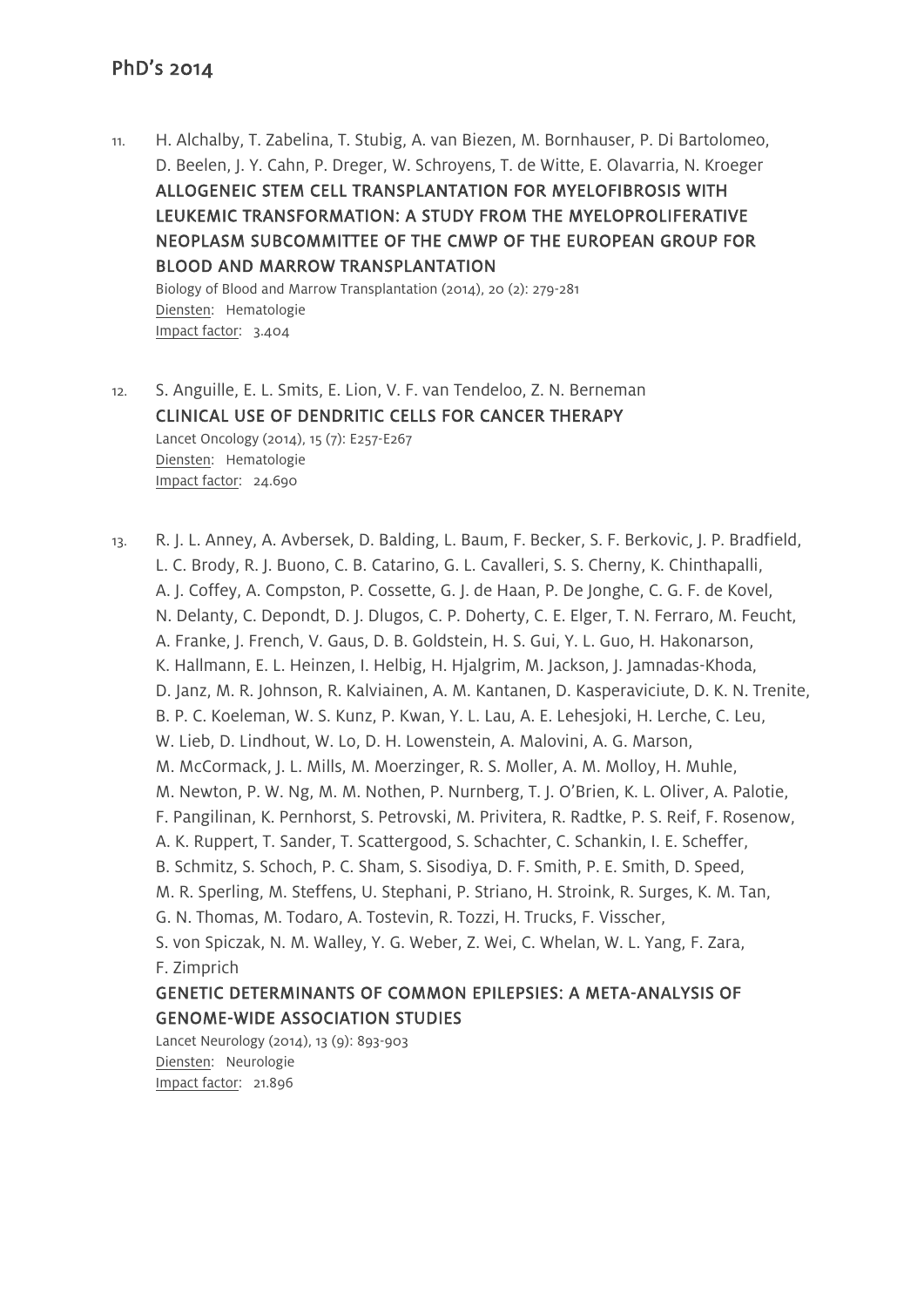# PhD's 2014

11. H. Alchalby, T. Zabelina, T. Stubig, A. van Biezen, M. Bornhauser, P. Di Bartolomeo, D. Beelen, J. Y. Cahn, P. Dreger, W. Schroyens, T. de Witte, E. Olavarria, N. Kroeger
    **ALLOGENEIC STEM CELL TRANSPLANTATION FOR MYELOFIBROSIS WITH LEUKEMIC TRANSFORMATION: A STUDY FROM THE MYELOPROLIFERATIVE NEOPLASM SUBCOMMITTEE OF THE CMWP OF THE EUROPEAN GROUP FOR BLOOD AND MARROW TRANSPLANTATION**
    Biology of Blood and Marrow Transplantation (2014), 20 (2): 279-281
    Diensten: Hematologie
    Impact factor: 3.404

12. S. Anguille, E. L. Smits, E. Lion, V. F. van Tendeloo, Z. N. Berneman
    **CLINICAL USE OF DENDRITIC CELLS FOR CANCER THERAPY**
    Lancet Oncology (2014), 15 (7): E257-E267
    Diensten: Hematologie
    Impact factor: 24.690

13. R. J. L. Anney, A. Avbersek, D. Balding, L. Baum, F. Becker, S. F. Berkovic, J. P. Bradfield, L. C. Brody, R. J. Buono, C. B. Catarino, G. L. Cavalleri, S. S. Cherny, K. Chinthapalli, A. J. Coffey, A. Compston, P. Cossette, G. J. de Haan, P. De Jonghe, C. G. F. de Kovel, N. Delanty, C. Depondt, D. J. Dlugos, C. P. Doherty, C. E. Elger, T. N. Ferraro, M. Feucht, A. Franke, J. French, V. Gaus, D. B. Goldstein, H. S. Gui, Y. L. Guo, H. Hakonarson, K. Hallmann, E. L. Heinzen, I. Helbig, H. Hjalgrim, M. Jackson, J. Jamnadas-Khoda, D. Janz, M. R. Johnson, R. Kalviainen, A. M. Kantanen, D. Kasperaviciute, D. K. N. Trenite, B. P. C. Koeleman, W. S. Kunz, P. Kwan, Y. L. Lau, A. E. Lehesjoki, H. Lerche, C. Leu, W. Lieb, D. Lindhout, W. Lo, D. H. Lowenstein, A. Malovini, A. G. Marson, M. McCormack, J. L. Mills, M. Moerzinger, R. S. Moller, A. M. Molloy, H. Muhle, M. Newton, P. W. Ng, M. M. Nothen, P. Nurnberg, T. J. O'Brien, K. L. Oliver, A. Palotie, F. Pangilinan, K. Pernhorst, S. Petrovski, M. Privitera, R. Radtke, P. S. Reif, F. Rosenow, A. K. Ruppert, T. Sander, T. Scattergood, S. Schachter, C. Schankin, I. E. Scheffer, B. Schmitz, S. Schoch, P. C. Sham, S. Sisodiya, D. F. Smith, P. E. Smith, D. Speed, M. R. Sperling, M. Steffens, U. Stephani, P. Striano, H. Stroink, R. Surges, K. M. Tan, G. N. Thomas, M. Todaro, A. Tostevin, R. Tozzi, H. Trucks, F. Visscher, S. von Spiczak, N. M. Walley, Y. G. Weber, Z. Wei, C. Whelan, W. L. Yang, F. Zara, F. Zimprich
    **GENETIC DETERMINANTS OF COMMON EPILEPSIES: A META-ANALYSIS OF GENOME-WIDE ASSOCIATION STUDIES**
    Lancet Neurology (2014), 13 (9): 893-903
    Diensten: Neurologie
    Impact factor: 21.896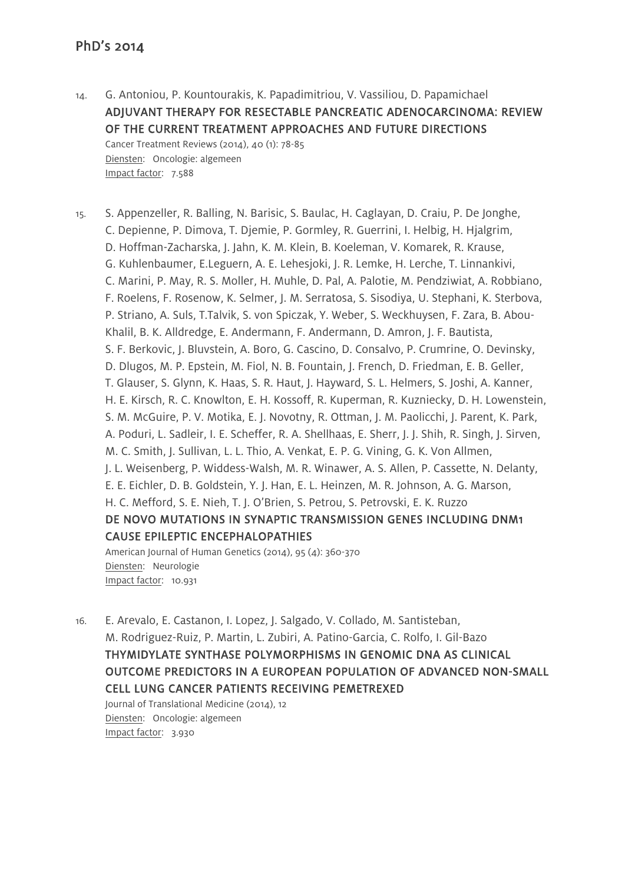## PhD's 2014

14. G. Antoniou, P. Kountourakis, K. Papadimitriou, V. Vassiliou, D. Papamichael
    **ADJUVANT THERAPY FOR RESECTABLE PANCREATIC ADENOCARCINOMA: REVIEW OF THE CURRENT TREATMENT APPROACHES AND FUTURE DIRECTIONS**
    Cancer Treatment Reviews (2014), 40 (1): 78-85
    Diensten: Oncologie: algemeen
    Impact factor: 7.588

15. S. Appenzeller, R. Balling, N. Barisic, S. Baulac, H. Caglayan, D. Craiu, P. De Jonghe, C. Depienne, P. Dimova, T. Djemie, P. Gormley, R. Guerrini, I. Helbig, H. Hjalgrim, D. Hoffman-Zacharska, J. Jahn, K. M. Klein, B. Koeleman, V. Komarek, R. Krause, G. Kuhlenbaumer, E.Leguern, A. E. Lehesjoki, J. R. Lemke, H. Lerche, T. Linnankivi, C. Marini, P. May, R. S. Moller, H. Muhle, D. Pal, A. Palotie, M. Pendziwiat, A. Robbiano, F. Roelens, F. Rosenow, K. Selmer, J. M. Serratosa, S. Sisodiya, U. Stephani, K. Sterbova, P. Striano, A. Suls, T.Talvik, S. von Spiczak, Y. Weber, S. Weckhuysen, F. Zara, B. Abou-Khalil, B. K. Alldredge, E. Andermann, F. Andermann, D. Amron, J. F. Bautista, S. F. Berkovic, J. Bluvstein, A. Boro, G. Cascino, D. Consalvo, P. Crumrine, O. Devinsky, D. Dlugos, M. P. Epstein, M. Fiol, N. B. Fountain, J. French, D. Friedman, E. B. Geller, T. Glauser, S. Glynn, K. Haas, S. R. Haut, J. Hayward, S. L. Helmers, S. Joshi, A. Kanner, H. E. Kirsch, R. C. Knowlton, E. H. Kossoff, R. Kuperman, R. Kuzniecky, D. H. Lowenstein, S. M. McGuire, P. V. Motika, E. J. Novotny, R. Ottman, J. M. Paolicchi, J. Parent, K. Park, A. Poduri, L. Sadleir, I. E. Scheffer, R. A. Shellhaas, E. Sherr, J. J. Shih, R. Singh, J. Sirven, M. C. Smith, J. Sullivan, L. L. Thio, A. Venkat, E. P. G. Vining, G. K. Von Allmen, J. L. Weisenberg, P. Widdess-Walsh, M. R. Winawer, A. S. Allen, P. Cassette, N. Delanty, E. E. Eichler, D. B. Goldstein, Y. J. Han, E. L. Heinzen, M. R. Johnson, A. G. Marson, H. C. Mefford, S. E. Nieh, T. J. O'Brien, S. Petrou, S. Petrovski, E. K. Ruzzo
    **DE NOVO MUTATIONS IN SYNAPTIC TRANSMISSION GENES INCLUDING DNM1 CAUSE EPILEPTIC ENCEPHALOPATHIES**
    American Journal of Human Genetics (2014), 95 (4): 360-370
    Diensten: Neurologie
    Impact factor: 10.931

16. E. Arevalo, E. Castanon, I. Lopez, J. Salgado, V. Collado, M. Santisteban, M. Rodriguez-Ruiz, P. Martin, L. Zubiri, A. Patino-Garcia, C. Rolfo, I. Gil-Bazo
    **THYMIDYLATE SYNTHASE POLYMORPHISMS IN GENOMIC DNA AS CLINICAL OUTCOME PREDICTORS IN A EUROPEAN POPULATION OF ADVANCED NON-SMALL CELL LUNG CANCER PATIENTS RECEIVING PEMETREXED**
    Journal of Translational Medicine (2014), 12
    Diensten: Oncologie: algemeen
    Impact factor: 3.930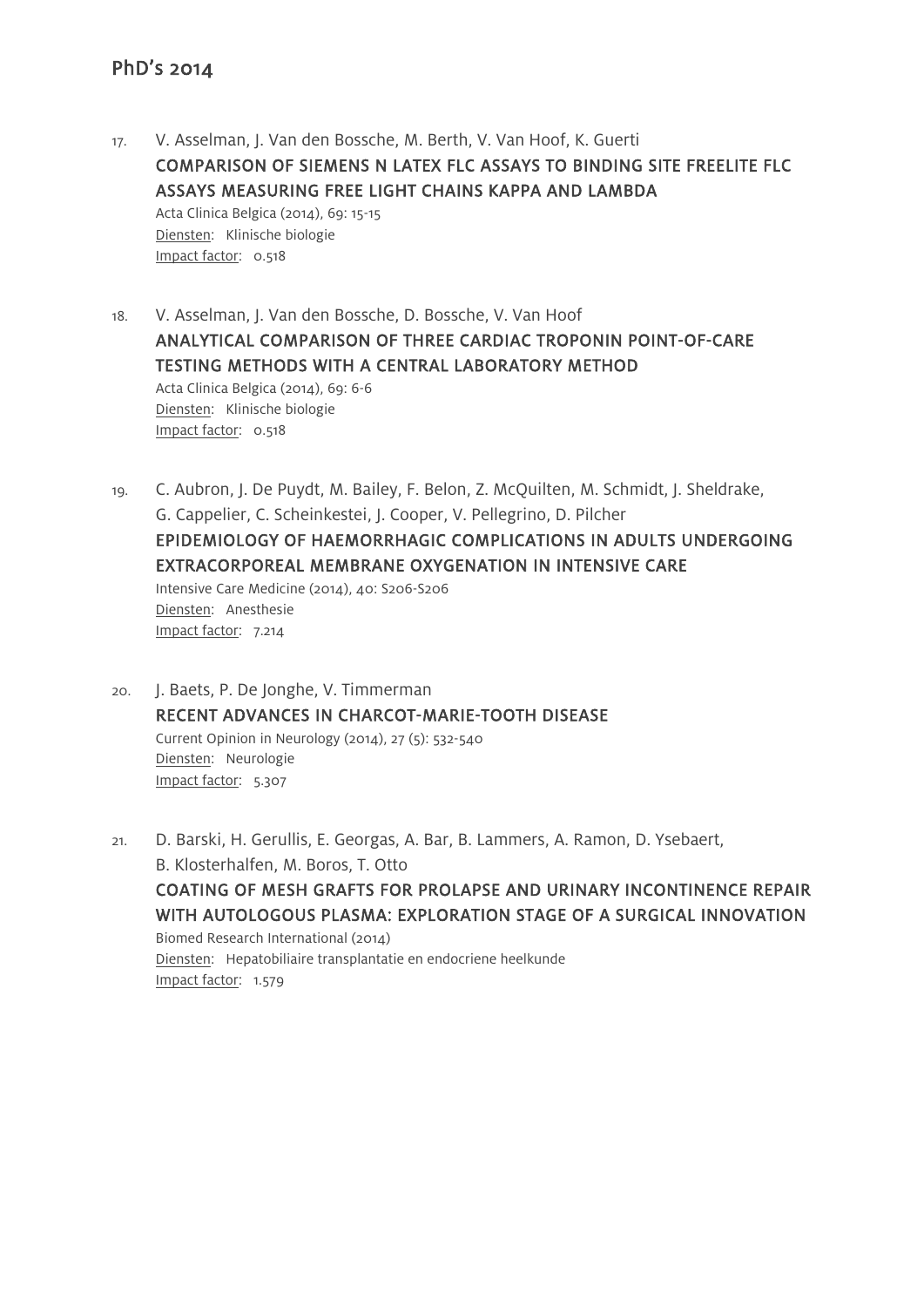## PhD's 2014

17. V. Asselman, J. Van den Bossche, M. Berth, V. Van Hoof, K. Guerti
    **COMPARISON OF SIEMENS N LATEX FLC ASSAYS TO BINDING SITE FREELITE FLC ASSAYS MEASURING FREE LIGHT CHAINS KAPPA AND LAMBDA**
    Acta Clinica Belgica (2014), 69: 15-15
    Diensten: Klinische biologie
    Impact factor: 0.518

18. V. Asselman, J. Van den Bossche, D. Bossche, V. Van Hoof
    **ANALYTICAL COMPARISON OF THREE CARDIAC TROPONIN POINT-OF-CARE TESTING METHODS WITH A CENTRAL LABORATORY METHOD**
    Acta Clinica Belgica (2014), 69: 6-6
    Diensten: Klinische biologie
    Impact factor: 0.518

19. C. Aubron, J. De Puydt, M. Bailey, F. Belon, Z. McQuilten, M. Schmidt, J. Sheldrake, G. Cappelier, C. Scheinkestei, J. Cooper, V. Pellegrino, D. Pilcher
    **EPIDEMIOLOGY OF HAEMORRHAGIC COMPLICATIONS IN ADULTS UNDERGOING EXTRACORPOREAL MEMBRANE OXYGENATION IN INTENSIVE CARE**
    Intensive Care Medicine (2014), 40: S206-S206
    Diensten: Anesthesie
    Impact factor: 7.214

20. J. Baets, P. De Jonghe, V. Timmerman
    **RECENT ADVANCES IN CHARCOT-MARIE-TOOTH DISEASE**
    Current Opinion in Neurology (2014), 27 (5): 532-540
    Diensten: Neurologie
    Impact factor: 5.307

21. D. Barski, H. Gerullis, E. Georgas, A. Bar, B. Lammers, A. Ramon, D. Ysebaert, B. Klosterhalfen, M. Boros, T. Otto
    **COATING OF MESH GRAFTS FOR PROLAPSE AND URINARY INCONTINENCE REPAIR WITH AUTOLOGOUS PLASMA: EXPLORATION STAGE OF A SURGICAL INNOVATION**
    Biomed Research International (2014)
    Diensten: Hepatobiliaire transplantatie en endocriene heelkunde
    Impact factor: 1.579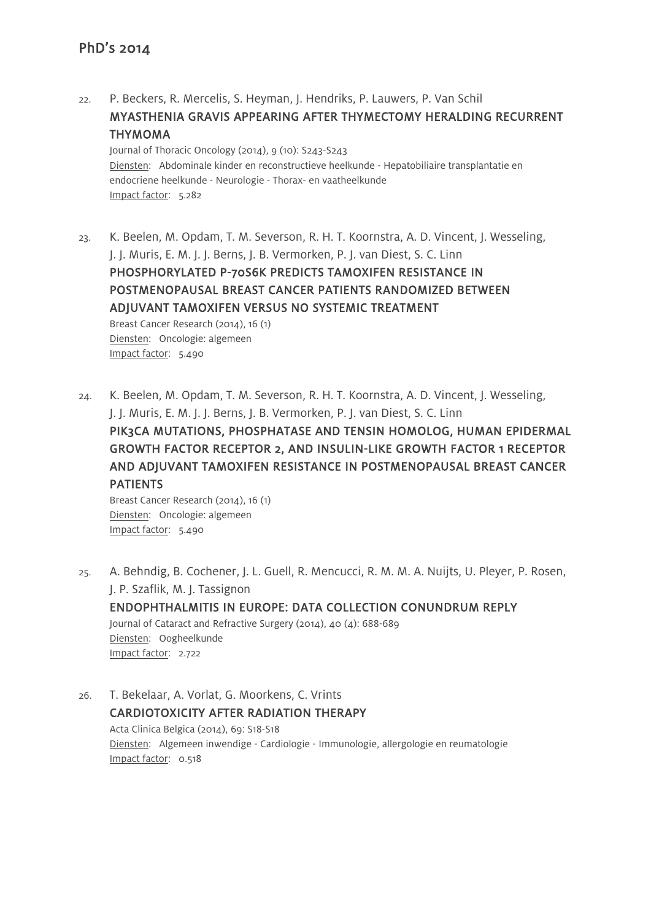## PhD's 2014

22. P. Beckers, R. Mercelis, S. Heyman, J. Hendriks, P. Lauwers, P. Van Schil
**MYASTHENIA GRAVIS APPEARING AFTER THYMECTOMY HERALDING RECURRENT THYMOMA**
Journal of Thoracic Oncology (2014), 9 (10): S243-S243
Diensten: Abdominale kinder en reconstructieve heelkunde - Hepatobiliaire transplantatie en endocriene heelkunde - Neurologie - Thorax- en vaatheelkunde
Impact factor: 5.282

23. K. Beelen, M. Opdam, T. M. Severson, R. H. T. Koornstra, A. D. Vincent, J. Wesseling, J. J. Muris, E. M. J. J. Berns, J. B. Vermorken, P. J. van Diest, S. C. Linn
**PHOSPHORYLATED P-70S6K PREDICTS TAMOXIFEN RESISTANCE IN POSTMENOPAUSAL BREAST CANCER PATIENTS RANDOMIZED BETWEEN ADJUVANT TAMOXIFEN VERSUS NO SYSTEMIC TREATMENT**
Breast Cancer Research (2014), 16 (1)
Diensten: Oncologie: algemeen
Impact factor: 5.490

24. K. Beelen, M. Opdam, T. M. Severson, R. H. T. Koornstra, A. D. Vincent, J. Wesseling, J. J. Muris, E. M. J. J. Berns, J. B. Vermorken, P. J. van Diest, S. C. Linn
**PIK3CA MUTATIONS, PHOSPHATASE AND TENSIN HOMOLOG, HUMAN EPIDERMAL GROWTH FACTOR RECEPTOR 2, AND INSULIN-LIKE GROWTH FACTOR 1 RECEPTOR AND ADJUVANT TAMOXIFEN RESISTANCE IN POSTMENOPAUSAL BREAST CANCER PATIENTS**
Breast Cancer Research (2014), 16 (1)
Diensten: Oncologie: algemeen
Impact factor: 5.490

25. A. Behndig, B. Cochener, J. L. Guell, R. Mencucci, R. M. M. A. Nuijts, U. Pleyer, P. Rosen, J. P. Szaflik, M. J. Tassignon
**ENDOPHTHALMITIS IN EUROPE: DATA COLLECTION CONUNDRUM REPLY**
Journal of Cataract and Refractive Surgery (2014), 40 (4): 688-689
Diensten: Oogheelkunde
Impact factor: 2.722

26. T. Bekelaar, A. Vorlat, G. Moorkens, C. Vrints
**CARDIOTOXICITY AFTER RADIATION THERAPY**
Acta Clinica Belgica (2014), 69: S18-S18
Diensten: Algemeen inwendige - Cardiologie - Immunologie, allergologie en reumatologie
Impact factor: 0.518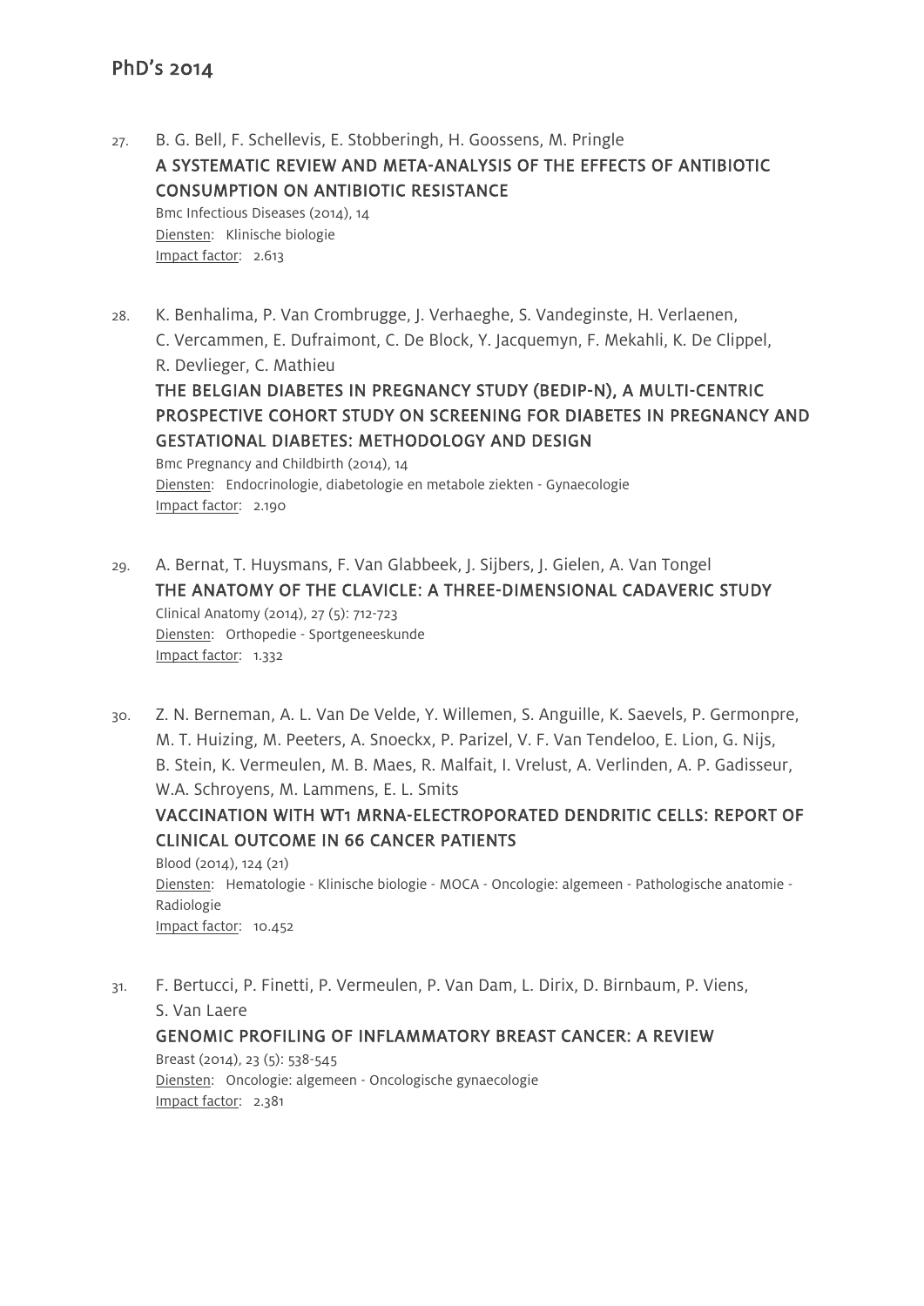## PhD's 2014

27. B. G. Bell, F. Schellevis, E. Stobberingh, H. Goossens, M. Pringle

    **A SYSTEMATIC REVIEW AND META-ANALYSIS OF THE EFFECTS OF ANTIBIOTIC CONSUMPTION ON ANTIBIOTIC RESISTANCE**

    Bmc Infectious Diseases (2014), 14
    Diensten: Klinische biologie
    Impact factor: 2.613

28. K. Benhalima, P. Van Crombrugge, J. Verhaeghe, S. Vandeginste, H. Verlaenen, C. Vercammen, E. Dufraimont, C. De Block, Y. Jacquemyn, F. Mekahli, K. De Clippel, R. Devlieger, C. Mathieu

    **THE BELGIAN DIABETES IN PREGNANCY STUDY (BEDIP-N), A MULTI-CENTRIC PROSPECTIVE COHORT STUDY ON SCREENING FOR DIABETES IN PREGNANCY AND GESTATIONAL DIABETES: METHODOLOGY AND DESIGN**

    Bmc Pregnancy and Childbirth (2014), 14
    Diensten: Endocrinologie, diabetologie en metabole ziekten - Gynaecologie
    Impact factor: 2.190

29. A. Bernat, T. Huysmans, F. Van Glabbeek, J. Sijbers, J. Gielen, A. Van Tongel

    **THE ANATOMY OF THE CLAVICLE: A THREE-DIMENSIONAL CADAVERIC STUDY**

    Clinical Anatomy (2014), 27 (5): 712-723
    Diensten: Orthopedie - Sportgeneeskunde
    Impact factor: 1.332

30. Z. N. Berneman, A. L. Van De Velde, Y. Willemen, S. Anguille, K. Saevels, P. Germonpre, M. T. Huizing, M. Peeters, A. Snoeckx, P. Parizel, V. F. Van Tendeloo, E. Lion, G. Nijs, B. Stein, K. Vermeulen, M. B. Maes, R. Malfait, I. Vrelust, A. Verlinden, A. P. Gadisseur, W.A. Schroyens, M. Lammens, E. L. Smits

    **VACCINATION WITH WT1 MRNA-ELECTROPORATED DENDRITIC CELLS: REPORT OF CLINICAL OUTCOME IN 66 CANCER PATIENTS**

    Blood (2014), 124 (21)
    Diensten: Hematologie - Klinische biologie - MOCA - Oncologie: algemeen - Pathologische anatomie - Radiologie
    Impact factor: 10.452

31. F. Bertucci, P. Finetti, P. Vermeulen, P. Van Dam, L. Dirix, D. Birnbaum, P. Viens, S. Van Laere

    **GENOMIC PROFILING OF INFLAMMATORY BREAST CANCER: A REVIEW**

    Breast (2014), 23 (5): 538-545
    Diensten: Oncologie: algemeen - Oncologische gynaecologie
    Impact factor: 2.381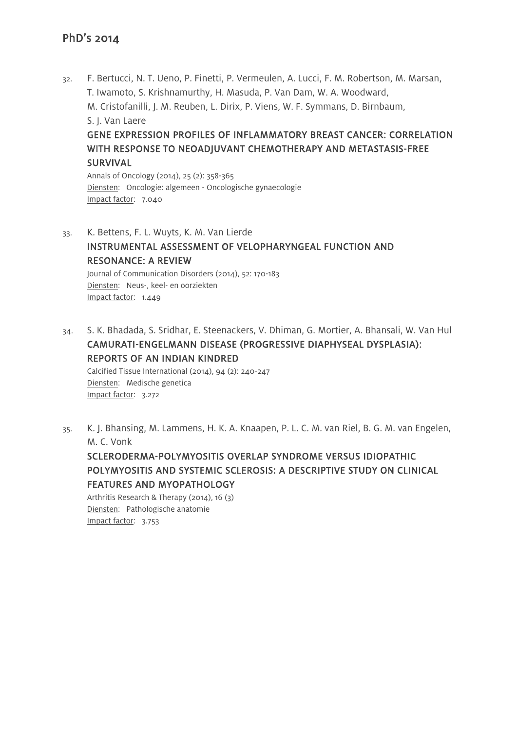32. F. Bertucci, N. T. Ueno, P. Finetti, P. Vermeulen, A. Lucci, F. M. Robertson, M. Marsan, T. Iwamoto, S. Krishnamurthy, H. Masuda, P. Van Dam, W. A. Woodward, M. Cristofanilli, J. M. Reuben, L. Dirix, P. Viens, W. F. Symmans, D. Birnbaum, S. J. Van Laere
    **GENE EXPRESSION PROFILES OF INFLAMMATORY BREAST CANCER: CORRELATION WITH RESPONSE TO NEOADJUVANT CHEMOTHERAPY AND METASTASIS-FREE SURVIVAL**
    Annals of Oncology (2014), 25 (2): 358-365
    Diensten: Oncologie: algemeen - Oncologische gynaecologie
    Impact factor: 7.040

33. K. Bettens, F. L. Wuyts, K. M. Van Lierde
    **INSTRUMENTAL ASSESSMENT OF VELOPHARYNGEAL FUNCTION AND RESONANCE: A REVIEW**
    Journal of Communication Disorders (2014), 52: 170-183
    Diensten: Neus-, keel- en oorziekten
    Impact factor: 1.449

34. S. K. Bhadada, S. Sridhar, E. Steenackers, V. Dhiman, G. Mortier, A. Bhansali, W. Van Hul
    **CAMURATI-ENGELMANN DISEASE (PROGRESSIVE DIAPHYSEAL DYSPLASIA): REPORTS OF AN INDIAN KINDRED**
    Calcified Tissue International (2014), 94 (2): 240-247
    Diensten: Medische genetica
    Impact factor: 3.272

35. K. J. Bhansing, M. Lammens, H. K. A. Knaapen, P. L. C. M. van Riel, B. G. M. van Engelen, M. C. Vonk
    **SCLERODERMA-POLYMYOSITIS OVERLAP SYNDROME VERSUS IDIOPATHIC POLYMYOSITIS AND SYSTEMIC SCLEROSIS: A DESCRIPTIVE STUDY ON CLINICAL FEATURES AND MYOPATHOLOGY**
    Arthritis Research & Therapy (2014), 16 (3)
    Diensten: Pathologische anatomie
    Impact factor: 3.753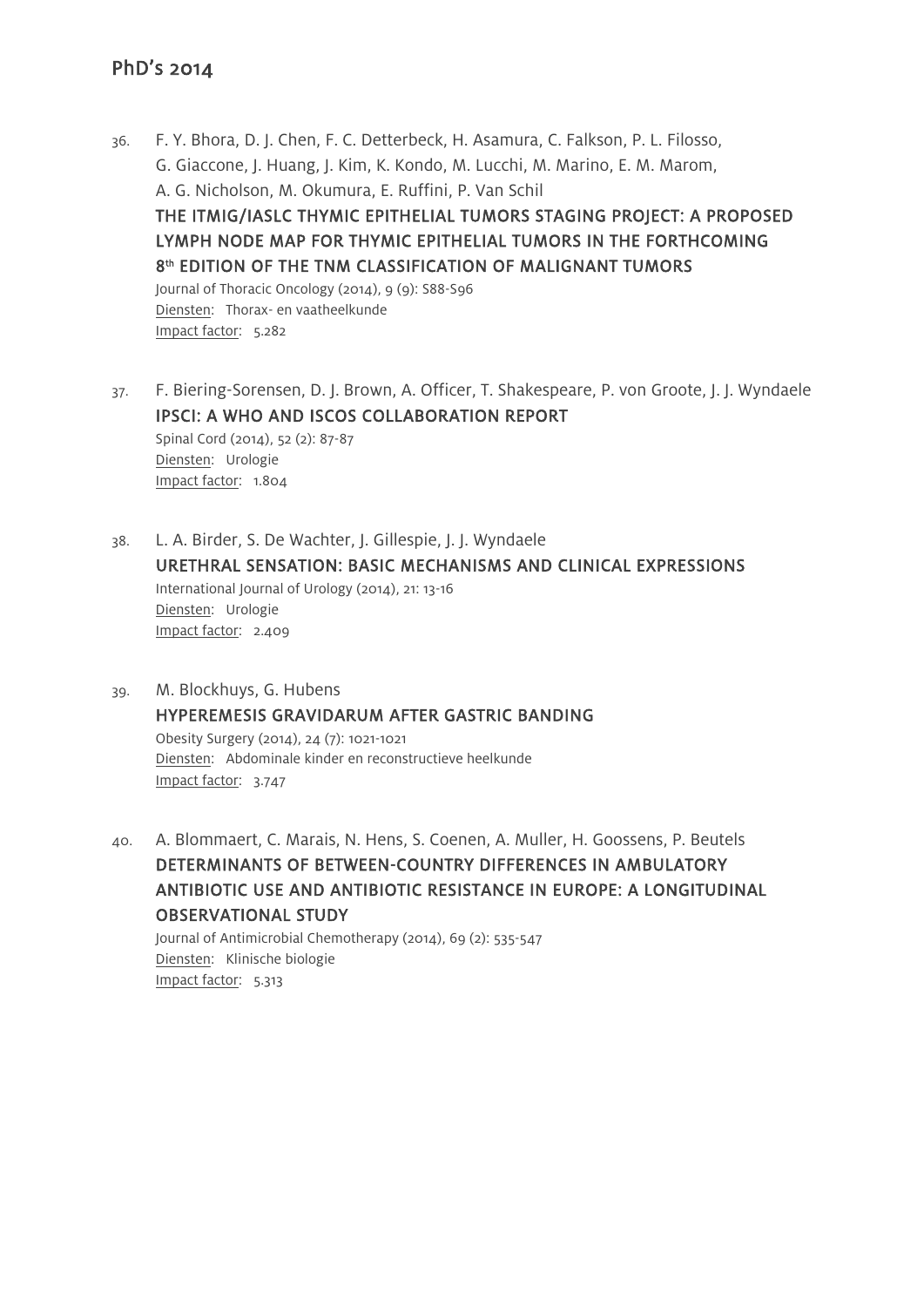36. F. Y. Bhora, D. J. Chen, F. C. Detterbeck, H. Asamura, C. Falkson, P. L. Filosso, G. Giaccone, J. Huang, J. Kim, K. Kondo, M. Lucchi, M. Marino, E. M. Marom, A. G. Nicholson, M. Okumura, E. Ruffini, P. Van Schil
    **THE ITMIG/IASLC THYMIC EPITHELIAL TUMORS STAGING PROJECT: A PROPOSED LYMPH NODE MAP FOR THYMIC EPITHELIAL TUMORS IN THE FORTHCOMING 8th EDITION OF THE TNM CLASSIFICATION OF MALIGNANT TUMORS**
    Journal of Thoracic Oncology (2014), 9 (9): S88-S96
    Diensten: Thorax- en vaatheelkunde
    Impact factor: 5.282

37. F. Biering-Sorensen, D. J. Brown, A. Officer, T. Shakespeare, P. von Groote, J. J. Wyndaele
    **IPSCI: A WHO AND ISCOS COLLABORATION REPORT**
    Spinal Cord (2014), 52 (2): 87-87
    Diensten: Urologie
    Impact factor: 1.804

38. L. A. Birder, S. De Wachter, J. Gillespie, J. J. Wyndaele
    **URETHRAL SENSATION: BASIC MECHANISMS AND CLINICAL EXPRESSIONS**
    International Journal of Urology (2014), 21: 13-16
    Diensten: Urologie
    Impact factor: 2.409

39. M. Blockhuys, G. Hubens
    **HYPEREMESIS GRAVIDARUM AFTER GASTRIC BANDING**
    Obesity Surgery (2014), 24 (7): 1021-1021
    Diensten: Abdominale kinder en reconstructieve heelkunde
    Impact factor: 3.747

40. A. Blommaert, C. Marais, N. Hens, S. Coenen, A. Muller, H. Goossens, P. Beutels
    **DETERMINANTS OF BETWEEN-COUNTRY DIFFERENCES IN AMBULATORY ANTIBIOTIC USE AND ANTIBIOTIC RESISTANCE IN EUROPE: A LONGITUDINAL OBSERVATIONAL STUDY**
    Journal of Antimicrobial Chemotherapy (2014), 69 (2): 535-547
    Diensten: Klinische biologie
    Impact factor: 5.313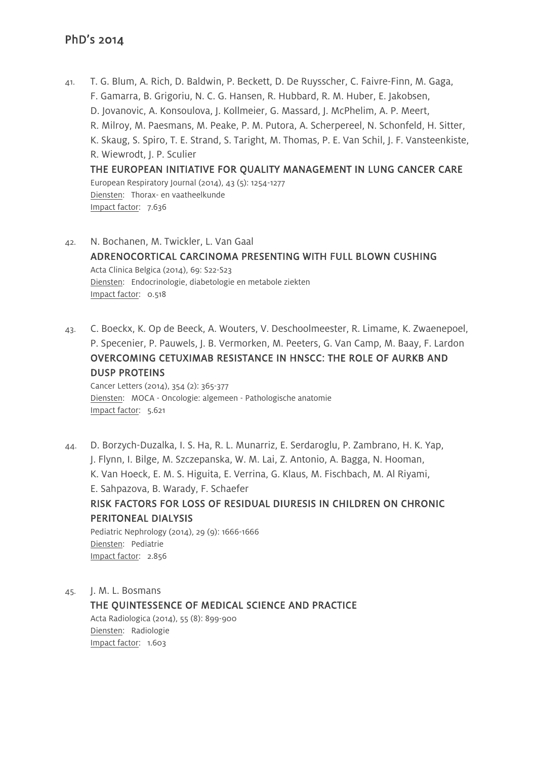41. T. G. Blum, A. Rich, D. Baldwin, P. Beckett, D. De Ruysscher, C. Faivre-Finn, M. Gaga, F. Gamarra, B. Grigoriu, N. C. G. Hansen, R. Hubbard, R. M. Huber, E. Jakobsen, D. Jovanovic, A. Konsoulova, J. Kollmeier, G. Massard, J. McPhelim, A. P. Meert, R. Milroy, M. Paesmans, M. Peake, P. M. Putora, A. Scherpereel, N. Schonfeld, H. Sitter, K. Skaug, S. Spiro, T. E. Strand, S. Taright, M. Thomas, P. E. Van Schil, J. F. Vansteenkiste, R. Wiewrodt, J. P. Sculier
   **THE EUROPEAN INITIATIVE FOR QUALITY MANAGEMENT IN LUNG CANCER CARE**
   European Respiratory Journal (2014), 43 (5): 1254-1277
   Diensten: Thorax- en vaatheelkunde
   Impact factor: 7.636

42. N. Bochanen, M. Twickler, L. Van Gaal
   **ADRENOCORTICAL CARCINOMA PRESENTING WITH FULL BLOWN CUSHING**
   Acta Clinica Belgica (2014), 69: S22-S23
   Diensten: Endocrinologie, diabetologie en metabole ziekten
   Impact factor: 0.518

43. C. Boeckx, K. Op de Beeck, A. Wouters, V. Deschoolmeester, R. Limame, K. Zwaenepoel, P. Specenier, P. Pauwels, J. B. Vermorken, M. Peeters, G. Van Camp, M. Baay, F. Lardon
   **OVERCOMING CETUXIMAB RESISTANCE IN HNSCC: THE ROLE OF AURKB AND DUSP PROTEINS**
   Cancer Letters (2014), 354 (2): 365-377
   Diensten: MOCA - Oncologie: algemeen - Pathologische anatomie
   Impact factor: 5.621

44. D. Borzych-Duzalka, I. S. Ha, R. L. Munarriz, E. Serdaroglu, P. Zambrano, H. K. Yap, J. Flynn, I. Bilge, M. Szczepanska, W. M. Lai, Z. Antonio, A. Bagga, N. Hooman, K. Van Hoeck, E. M. S. Higuita, E. Verrina, G. Klaus, M. Fischbach, M. Al Riyami, E. Sahpazova, B. Warady, F. Schaefer
   **RISK FACTORS FOR LOSS OF RESIDUAL DIURESIS IN CHILDREN ON CHRONIC PERITONEAL DIALYSIS**
   Pediatric Nephrology (2014), 29 (9): 1666-1666
   Diensten: Pediatrie
   Impact factor: 2.856

45. J. M. L. Bosmans
   **THE QUINTESSENCE OF MEDICAL SCIENCE AND PRACTICE**
   Acta Radiologica (2014), 55 (8): 899-900
   Diensten: Radiologie
   Impact factor: 1.603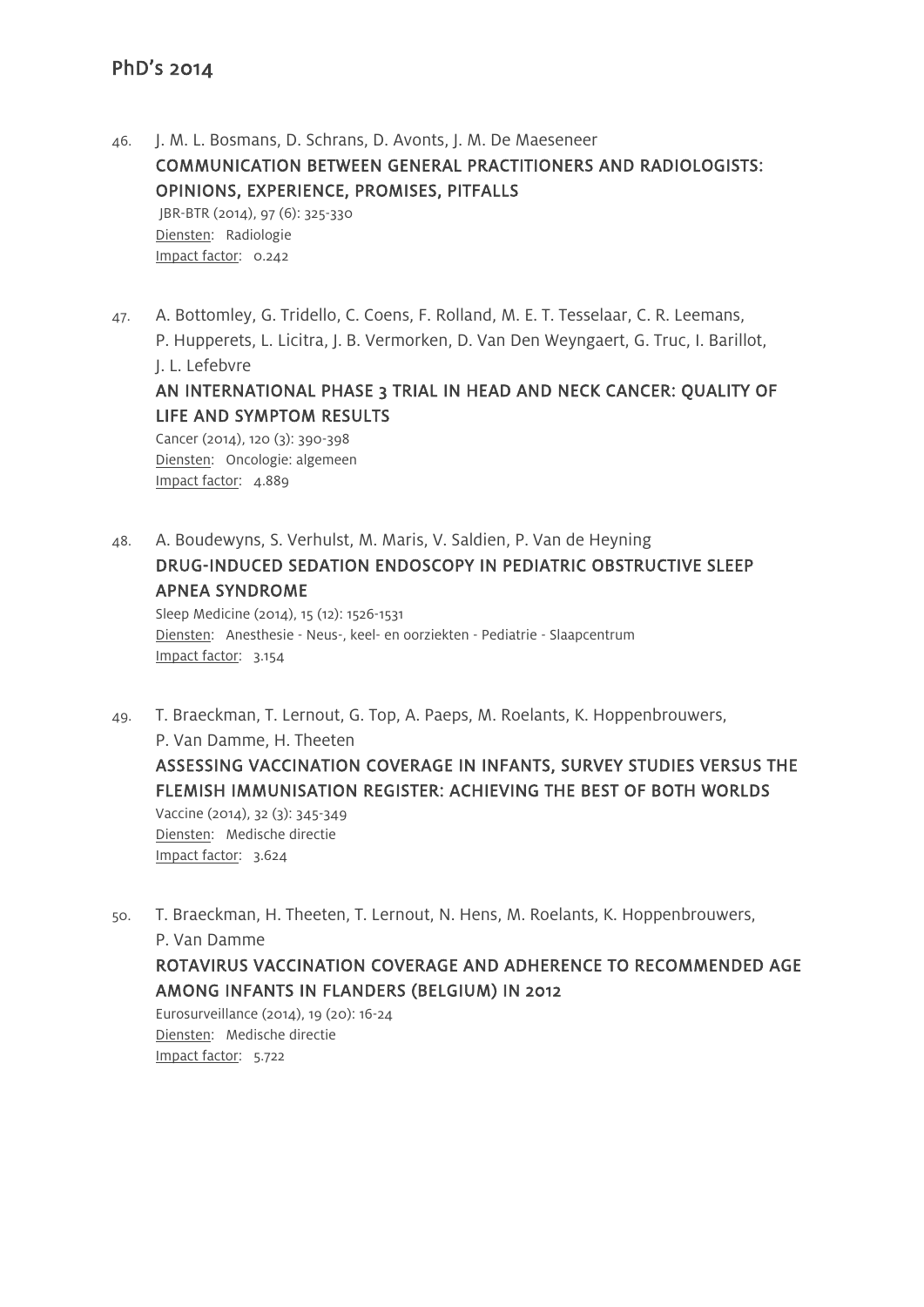## PhD's 2014

46. J. M. L. Bosmans, D. Schrans, D. Avonts, J. M. De Maeseneer
    **COMMUNICATION BETWEEN GENERAL PRACTITIONERS AND RADIOLOGISTS: OPINIONS, EXPERIENCE, PROMISES, PITFALLS**
    JBR-BTR (2014), 97 (6): 325-330
    Diensten: Radiologie
    Impact factor: 0.242

47. A. Bottomley, G. Tridello, C. Coens, F. Rolland, M. E. T. Tesselaar, C. R. Leemans, P. Hupperets, L. Licitra, J. B. Vermorken, D. Van Den Weyngaert, G. Truc, I. Barillot, J. L. Lefebvre
    **AN INTERNATIONAL PHASE 3 TRIAL IN HEAD AND NECK CANCER: QUALITY OF LIFE AND SYMPTOM RESULTS**
    Cancer (2014), 120 (3): 390-398
    Diensten: Oncologie: algemeen
    Impact factor: 4.889

48. A. Boudewyns, S. Verhulst, M. Maris, V. Saldien, P. Van de Heyning
    **DRUG-INDUCED SEDATION ENDOSCOPY IN PEDIATRIC OBSTRUCTIVE SLEEP APNEA SYNDROME**
    Sleep Medicine (2014), 15 (12): 1526-1531
    Diensten: Anesthesie - Neus-, keel- en oorziekten - Pediatrie - Slaapcentrum
    Impact factor: 3.154

49. T. Braeckman, T. Lernout, G. Top, A. Paeps, M. Roelants, K. Hoppenbrouwers, P. Van Damme, H. Theeten
    **ASSESSING VACCINATION COVERAGE IN INFANTS, SURVEY STUDIES VERSUS THE FLEMISH IMMUNISATION REGISTER: ACHIEVING THE BEST OF BOTH WORLDS**
    Vaccine (2014), 32 (3): 345-349
    Diensten: Medische directie
    Impact factor: 3.624

50. T. Braeckman, H. Theeten, T. Lernout, N. Hens, M. Roelants, K. Hoppenbrouwers, P. Van Damme
    **ROTAVIRUS VACCINATION COVERAGE AND ADHERENCE TO RECOMMENDED AGE AMONG INFANTS IN FLANDERS (BELGIUM) IN 2012**
    Eurosurveillance (2014), 19 (20): 16-24
    Diensten: Medische directie
    Impact factor: 5.722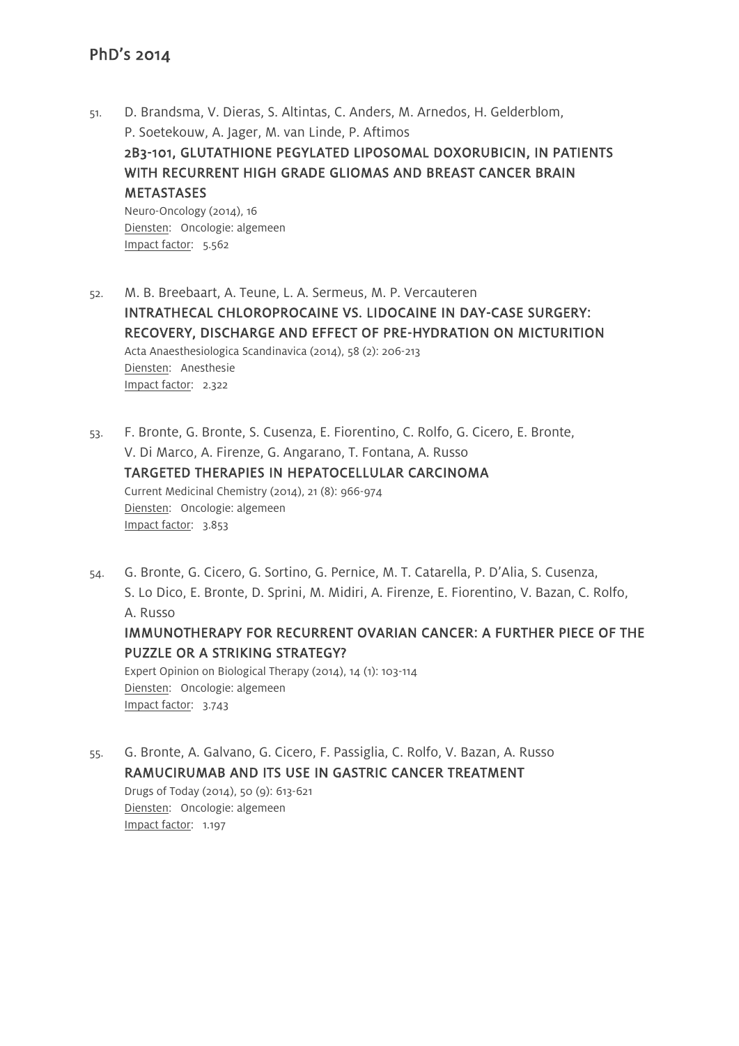# PhD's 2014

51. D. Brandsma, V. Dieras, S. Altintas, C. Anders, M. Arnedos, H. Gelderblom, P. Soetekouw, A. Jager, M. van Linde, P. Aftimos
    **2B3-101, GLUTATHIONE PEGYLATED LIPOSOMAL DOXORUBICIN, IN PATIENTS WITH RECURRENT HIGH GRADE GLIOMAS AND BREAST CANCER BRAIN METASTASES**
    Neuro-Oncology (2014), 16
    Diensten: Oncologie: algemeen
    Impact factor: 5.562

52. M. B. Breebaart, A. Teune, L. A. Sermeus, M. P. Vercauteren
    **INTRATHECAL CHLOROPROCAINE VS. LIDOCAINE IN DAY-CASE SURGERY: RECOVERY, DISCHARGE AND EFFECT OF PRE-HYDRATION ON MICTURITION**
    Acta Anaesthesiologica Scandinavica (2014), 58 (2): 206-213
    Diensten: Anesthesie
    Impact factor: 2.322

53. F. Bronte, G. Bronte, S. Cusenza, E. Fiorentino, C. Rolfo, G. Cicero, E. Bronte, V. Di Marco, A. Firenze, G. Angarano, T. Fontana, A. Russo
    **TARGETED THERAPIES IN HEPATOCELLULAR CARCINOMA**
    Current Medicinal Chemistry (2014), 21 (8): 966-974
    Diensten: Oncologie: algemeen
    Impact factor: 3.853

54. G. Bronte, G. Cicero, G. Sortino, G. Pernice, M. T. Catarella, P. D'Alia, S. Cusenza, S. Lo Dico, E. Bronte, D. Sprini, M. Midiri, A. Firenze, E. Fiorentino, V. Bazan, C. Rolfo, A. Russo
    **IMMUNOTHERAPY FOR RECURRENT OVARIAN CANCER: A FURTHER PIECE OF THE PUZZLE OR A STRIKING STRATEGY?**
    Expert Opinion on Biological Therapy (2014), 14 (1): 103-114
    Diensten: Oncologie: algemeen
    Impact factor: 3.743

55. G. Bronte, A. Galvano, G. Cicero, F. Passiglia, C. Rolfo, V. Bazan, A. Russo
    **RAMUCIRUMAB AND ITS USE IN GASTRIC CANCER TREATMENT**
    Drugs of Today (2014), 50 (9): 613-621
    Diensten: Oncologie: algemeen
    Impact factor: 1.197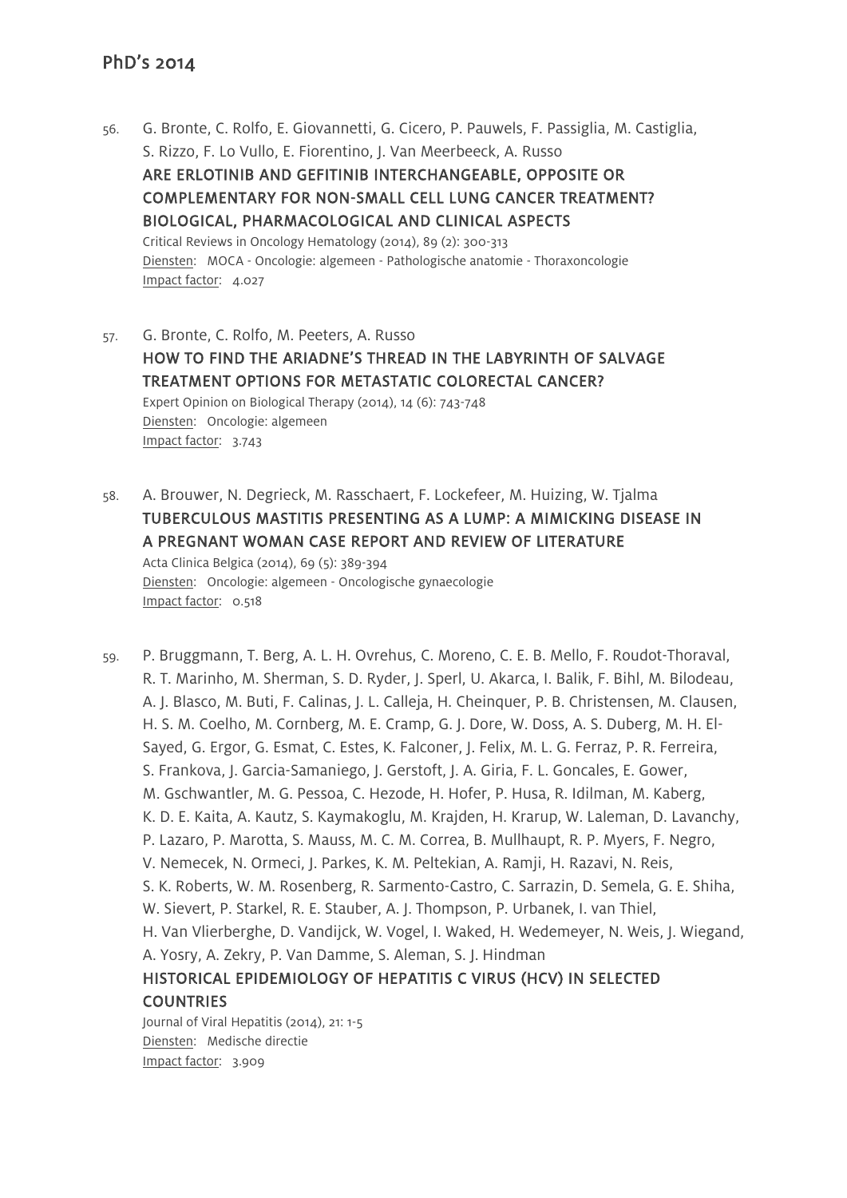## PhD's 2014

56. G. Bronte, C. Rolfo, E. Giovannetti, G. Cicero, P. Pauwels, F. Passiglia, M. Castiglia, S. Rizzo, F. Lo Vullo, E. Fiorentino, J. Van Meerbeeck, A. Russo
    **ARE ERLOTINIB AND GEFITINIB INTERCHANGEABLE, OPPOSITE OR COMPLEMENTARY FOR NON-SMALL CELL LUNG CANCER TREATMENT? BIOLOGICAL, PHARMACOLOGICAL AND CLINICAL ASPECTS**
    Critical Reviews in Oncology Hematology (2014), 89 (2): 300-313
    Diensten: MOCA - Oncologie: algemeen - Pathologische anatomie - Thoraxoncologie
    Impact factor: 4.027

57. G. Bronte, C. Rolfo, M. Peeters, A. Russo
    **HOW TO FIND THE ARIADNE'S THREAD IN THE LABYRINTH OF SALVAGE TREATMENT OPTIONS FOR METASTATIC COLORECTAL CANCER?**
    Expert Opinion on Biological Therapy (2014), 14 (6): 743-748
    Diensten: Oncologie: algemeen
    Impact factor: 3.743

58. A. Brouwer, N. Degrieck, M. Rasschaert, F. Lockefeer, M. Huizing, W. Tjalma
    **TUBERCULOUS MASTITIS PRESENTING AS A LUMP: A MIMICKING DISEASE IN A PREGNANT WOMAN CASE REPORT AND REVIEW OF LITERATURE**
    Acta Clinica Belgica (2014), 69 (5): 389-394
    Diensten: Oncologie: algemeen - Oncologische gynaecologie
    Impact factor: 0.518

59. P. Bruggmann, T. Berg, A. L. H. Ovrehus, C. Moreno, C. E. B. Mello, F. Roudot-Thoraval, R. T. Marinho, M. Sherman, S. D. Ryder, J. Sperl, U. Akarca, I. Balik, F. Bihl, M. Bilodeau, A. J. Blasco, M. Buti, F. Calinas, J. L. Calleja, H. Cheinquer, P. B. Christensen, M. Clausen, H. S. M. Coelho, M. Cornberg, M. E. Cramp, G. J. Dore, W. Doss, A. S. Duberg, M. H. El-Sayed, G. Ergor, G. Esmat, C. Estes, K. Falconer, J. Felix, M. L. G. Ferraz, P. R. Ferreira, S. Frankova, J. Garcia-Samaniego, J. Gerstoft, J. A. Giria, F. L. Goncales, E. Gower, M. Gschwantler, M. G. Pessoa, C. Hezode, H. Hofer, P. Husa, R. Idilman, M. Kaberg, K. D. E. Kaita, A. Kautz, S. Kaymakoglu, M. Krajden, H. Krarup, W. Laleman, D. Lavanchy, P. Lazaro, P. Marotta, S. Mauss, M. C. M. Correa, B. Mullhaupt, R. P. Myers, F. Negro, V. Nemecek, N. Ormeci, J. Parkes, K. M. Peltekian, A. Ramji, H. Razavi, N. Reis, S. K. Roberts, W. M. Rosenberg, R. Sarmento-Castro, C. Sarrazin, D. Semela, G. E. Shiha, W. Sievert, P. Starkel, R. E. Stauber, A. J. Thompson, P. Urbanek, I. van Thiel, H. Van Vlierberghe, D. Vandijck, W. Vogel, I. Waked, H. Wedemeyer, N. Weis, J. Wiegand, A. Yosry, A. Zekry, P. Van Damme, S. Aleman, S. J. Hindman
    **HISTORICAL EPIDEMIOLOGY OF HEPATITIS C VIRUS (HCV) IN SELECTED COUNTRIES**
    Journal of Viral Hepatitis (2014), 21: 1-5
    Diensten: Medische directie
    Impact factor: 3.909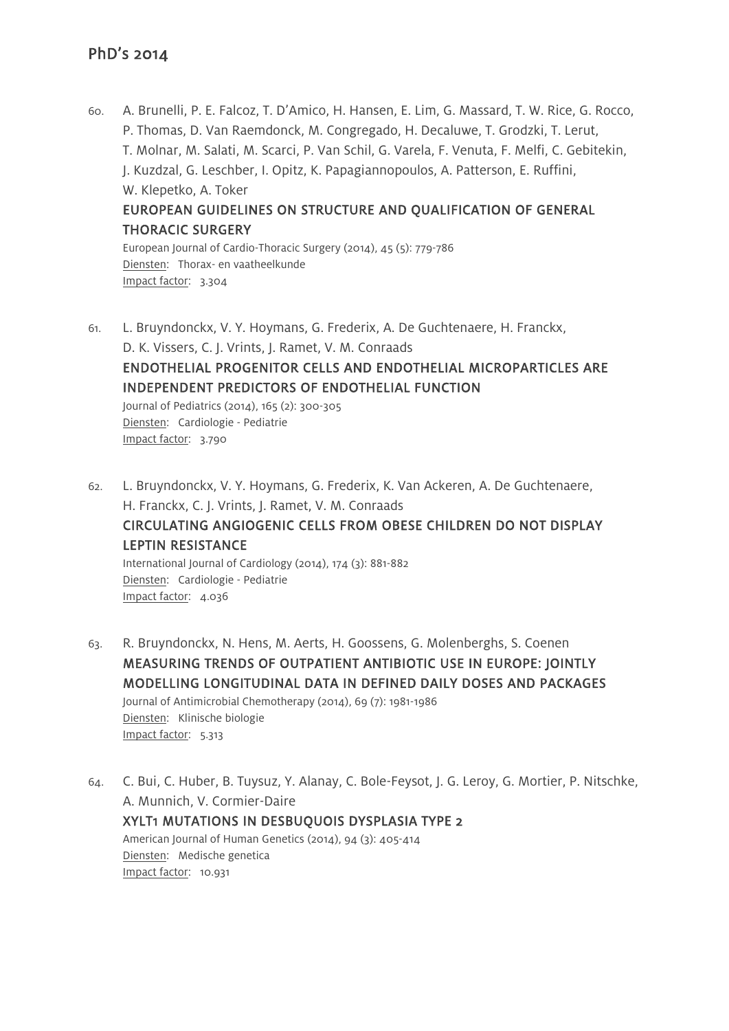## PhD's 2014

60. A. Brunelli, P. E. Falcoz, T. D'Amico, H. Hansen, E. Lim, G. Massard, T. W. Rice, G. Rocco, P. Thomas, D. Van Raemdonck, M. Congregado, H. Decaluwe, T. Grodzki, T. Lerut, T. Molnar, M. Salati, M. Scarci, P. Van Schil, G. Varela, F. Venuta, F. Melfi, C. Gebitekin, J. Kuzdzal, G. Leschber, I. Opitz, K. Papagiannopoulos, A. Patterson, E. Ruffini, W. Klepetko, A. Toker
    **EUROPEAN GUIDELINES ON STRUCTURE AND QUALIFICATION OF GENERAL THORACIC SURGERY**
    European Journal of Cardio-Thoracic Surgery (2014), 45 (5): 779-786
    Diensten: Thorax- en vaatheelkunde
    Impact factor: 3.304

61. L. Bruyndonckx, V. Y. Hoymans, G. Frederix, A. De Guchtenaere, H. Franckx, D. K. Vissers, C. J. Vrints, J. Ramet, V. M. Conraads
    **ENDOTHELIAL PROGENITOR CELLS AND ENDOTHELIAL MICROPARTICLES ARE INDEPENDENT PREDICTORS OF ENDOTHELIAL FUNCTION**
    Journal of Pediatrics (2014), 165 (2): 300-305
    Diensten: Cardiologie - Pediatrie
    Impact factor: 3.790

62. L. Bruyndonckx, V. Y. Hoymans, G. Frederix, K. Van Ackeren, A. De Guchtenaere, H. Franckx, C. J. Vrints, J. Ramet, V. M. Conraads
    **CIRCULATING ANGIOGENIC CELLS FROM OBESE CHILDREN DO NOT DISPLAY LEPTIN RESISTANCE**
    International Journal of Cardiology (2014), 174 (3): 881-882
    Diensten: Cardiologie - Pediatrie
    Impact factor: 4.036

63. R. Bruyndonckx, N. Hens, M. Aerts, H. Goossens, G. Molenberghs, S. Coenen
    **MEASURING TRENDS OF OUTPATIENT ANTIBIOTIC USE IN EUROPE: JOINTLY MODELLING LONGITUDINAL DATA IN DEFINED DAILY DOSES AND PACKAGES**
    Journal of Antimicrobial Chemotherapy (2014), 69 (7): 1981-1986
    Diensten: Klinische biologie
    Impact factor: 5.313

64. C. Bui, C. Huber, B. Tuysuz, Y. Alanay, C. Bole-Feysot, J. G. Leroy, G. Mortier, P. Nitschke, A. Munnich, V. Cormier-Daire
    **XYLT1 MUTATIONS IN DESBUQUOIS DYSPLASIA TYPE 2**
    American Journal of Human Genetics (2014), 94 (3): 405-414
    Diensten: Medische genetica
    Impact factor: 10.931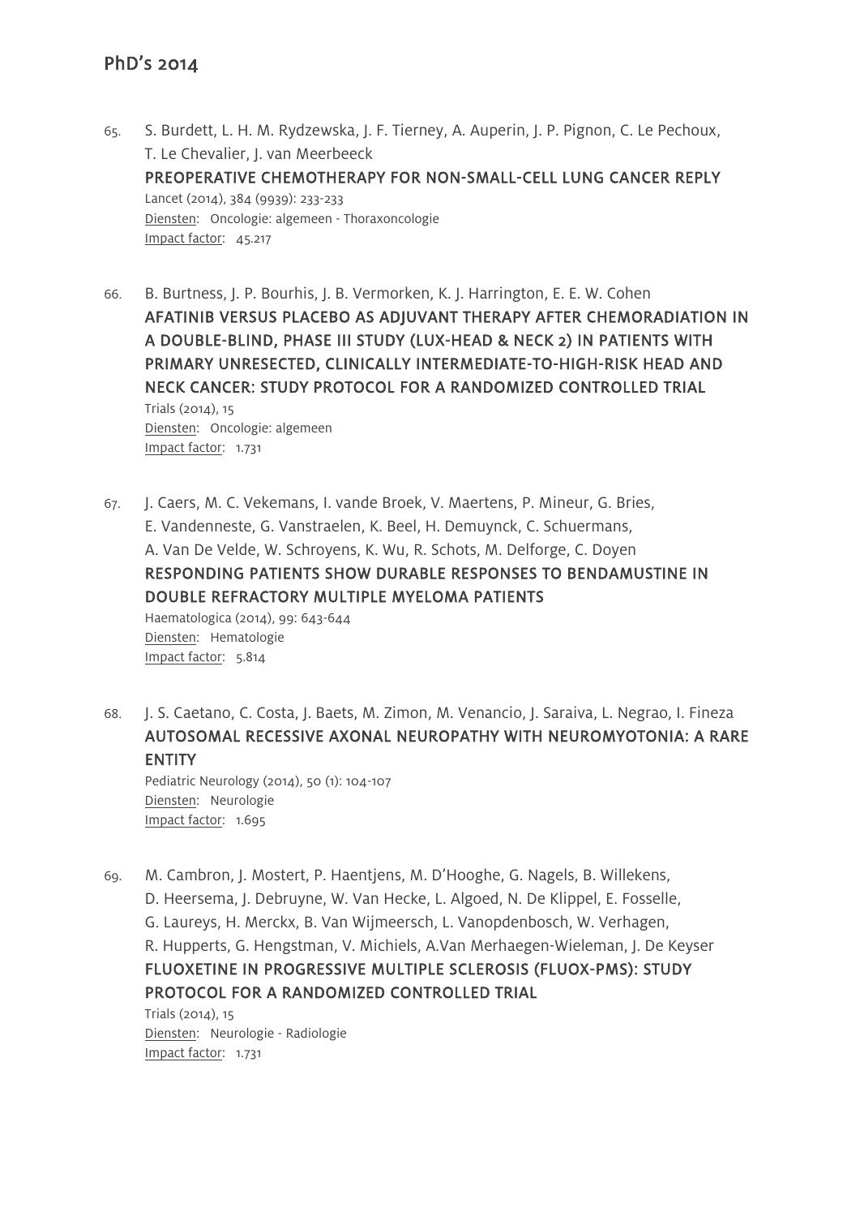# PhD's 2014

65. S. Burdett, L. H. M. Rydzewska, J. F. Tierney, A. Auperin, J. P. Pignon, C. Le Pechoux, T. Le Chevalier, J. van Meerbeeck
    **PREOPERATIVE CHEMOTHERAPY FOR NON-SMALL-CELL LUNG CANCER REPLY**
    Lancet (2014), 384 (9939): 233-233
    Diensten: Oncologie: algemeen - Thoraxoncologie
    Impact factor: 45.217

66. B. Burtness, J. P. Bourhis, J. B. Vermorken, K. J. Harrington, E. E. W. Cohen
    **AFATINIB VERSUS PLACEBO AS ADJUVANT THERAPY AFTER CHEMORADIATION IN A DOUBLE-BLIND, PHASE III STUDY (LUX-HEAD & NECK 2) IN PATIENTS WITH PRIMARY UNRESECTED, CLINICALLY INTERMEDIATE-TO-HIGH-RISK HEAD AND NECK CANCER: STUDY PROTOCOL FOR A RANDOMIZED CONTROLLED TRIAL**
    Trials (2014), 15
    Diensten: Oncologie: algemeen
    Impact factor: 1.731

67. J. Caers, M. C. Vekemans, I. vande Broek, V. Maertens, P. Mineur, G. Bries, E. Vandenneste, G. Vanstraelen, K. Beel, H. Demuynck, C. Schuermans, A. Van De Velde, W. Schroyens, K. Wu, R. Schots, M. Delforge, C. Doyen
    **RESPONDING PATIENTS SHOW DURABLE RESPONSES TO BENDAMUSTINE IN DOUBLE REFRACTORY MULTIPLE MYELOMA PATIENTS**
    Haematologica (2014), 99: 643-644
    Diensten: Hematologie
    Impact factor: 5.814

68. J. S. Caetano, C. Costa, J. Baets, M. Zimon, M. Venancio, J. Saraiva, L. Negrao, I. Fineza
    **AUTOSOMAL RECESSIVE AXONAL NEUROPATHY WITH NEUROMYOTONIA: A RARE ENTITY**
    Pediatric Neurology (2014), 50 (1): 104-107
    Diensten: Neurologie
    Impact factor: 1.695

69. M. Cambron, J. Mostert, P. Haentjens, M. D'Hooghe, G. Nagels, B. Willekens, D. Heersema, J. Debruyne, W. Van Hecke, L. Algoed, N. De Klippel, E. Fosselle, G. Laureys, H. Merckx, B. Van Wijmeersch, L. Vanopdenbosch, W. Verhagen, R. Hupperts, G. Hengstman, V. Michiels, A.Van Merhaegen-Wieleman, J. De Keyser
    **FLUOXETINE IN PROGRESSIVE MULTIPLE SCLEROSIS (FLUOX-PMS): STUDY PROTOCOL FOR A RANDOMIZED CONTROLLED TRIAL**
    Trials (2014), 15
    Diensten: Neurologie - Radiologie
    Impact factor: 1.731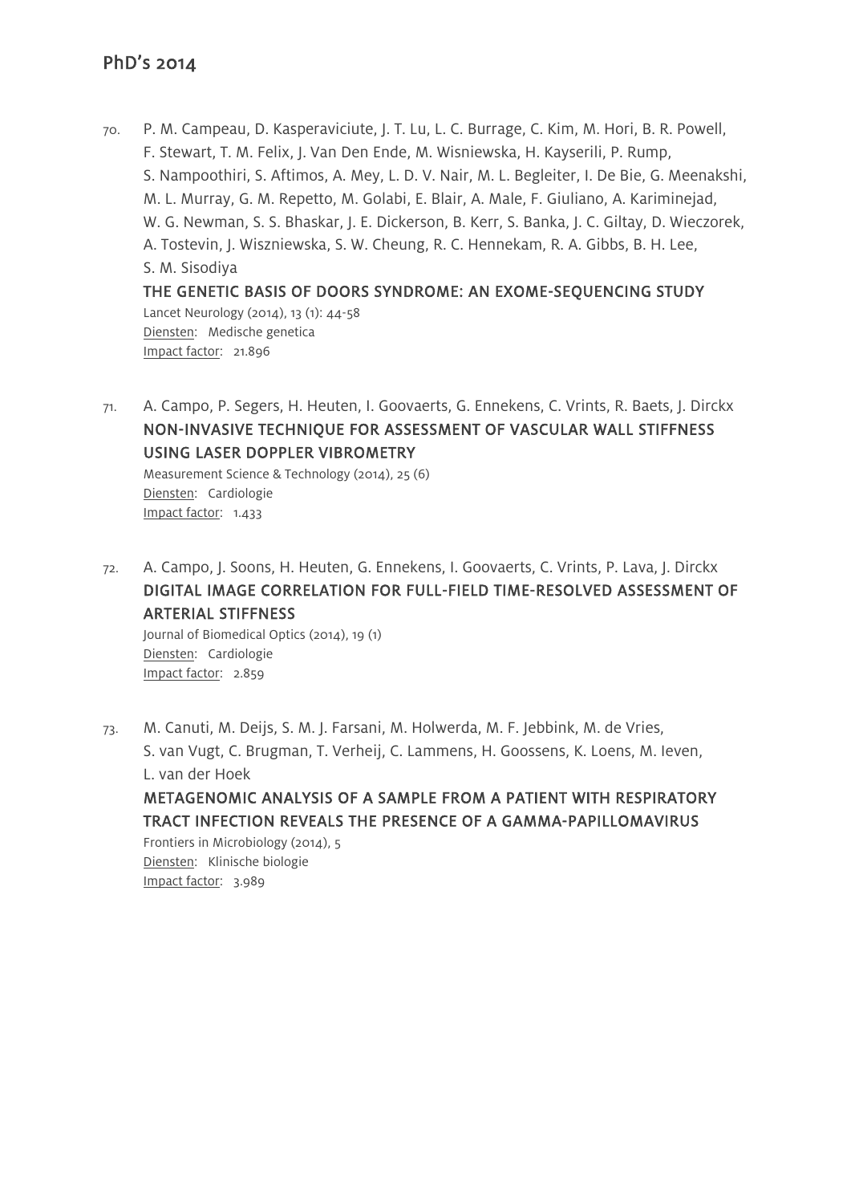70. P. M. Campeau, D. Kasperaviciute, J. T. Lu, L. C. Burrage, C. Kim, M. Hori, B. R. Powell, F. Stewart, T. M. Felix, J. Van Den Ende, M. Wisniewska, H. Kayserili, P. Rump, S. Nampoothiri, S. Aftimos, A. Mey, L. D. V. Nair, M. L. Begleiter, I. De Bie, G. Meenakshi, M. L. Murray, G. M. Repetto, M. Golabi, E. Blair, A. Male, F. Giuliano, A. Kariminejad, W. G. Newman, S. S. Bhaskar, J. E. Dickerson, B. Kerr, S. Banka, J. C. Giltay, D. Wieczorek, A. Tostevin, J. Wiszniewska, S. W. Cheung, R. C. Hennekam, R. A. Gibbs, B. H. Lee, S. M. Sisodiya
    **THE GENETIC BASIS OF DOORS SYNDROME: AN EXOME-SEQUENCING STUDY**
    Lancet Neurology (2014), 13 (1): 44-58
    Diensten: Medische genetica
    Impact factor: 21.896

71. A. Campo, P. Segers, H. Heuten, I. Goovaerts, G. Ennekens, C. Vrints, R. Baets, J. Dirckx
    **NON-INVASIVE TECHNIQUE FOR ASSESSMENT OF VASCULAR WALL STIFFNESS USING LASER DOPPLER VIBROMETRY**
    Measurement Science & Technology (2014), 25 (6)
    Diensten: Cardiologie
    Impact factor: 1.433

72. A. Campo, J. Soons, H. Heuten, G. Ennekens, I. Goovaerts, C. Vrints, P. Lava, J. Dirckx
    **DIGITAL IMAGE CORRELATION FOR FULL-FIELD TIME-RESOLVED ASSESSMENT OF ARTERIAL STIFFNESS**
    Journal of Biomedical Optics (2014), 19 (1)
    Diensten: Cardiologie
    Impact factor: 2.859

73. M. Canuti, M. Deijs, S. M. J. Farsani, M. Holwerda, M. F. Jebbink, M. de Vries, S. van Vugt, C. Brugman, T. Verheij, C. Lammens, H. Goossens, K. Loens, M. Ieven, L. van der Hoek
    **METAGENOMIC ANALYSIS OF A SAMPLE FROM A PATIENT WITH RESPIRATORY TRACT INFECTION REVEALS THE PRESENCE OF A GAMMA-PAPILLOMAVIRUS**
    Frontiers in Microbiology (2014), 5
    Diensten: Klinische biologie
    Impact factor: 3.989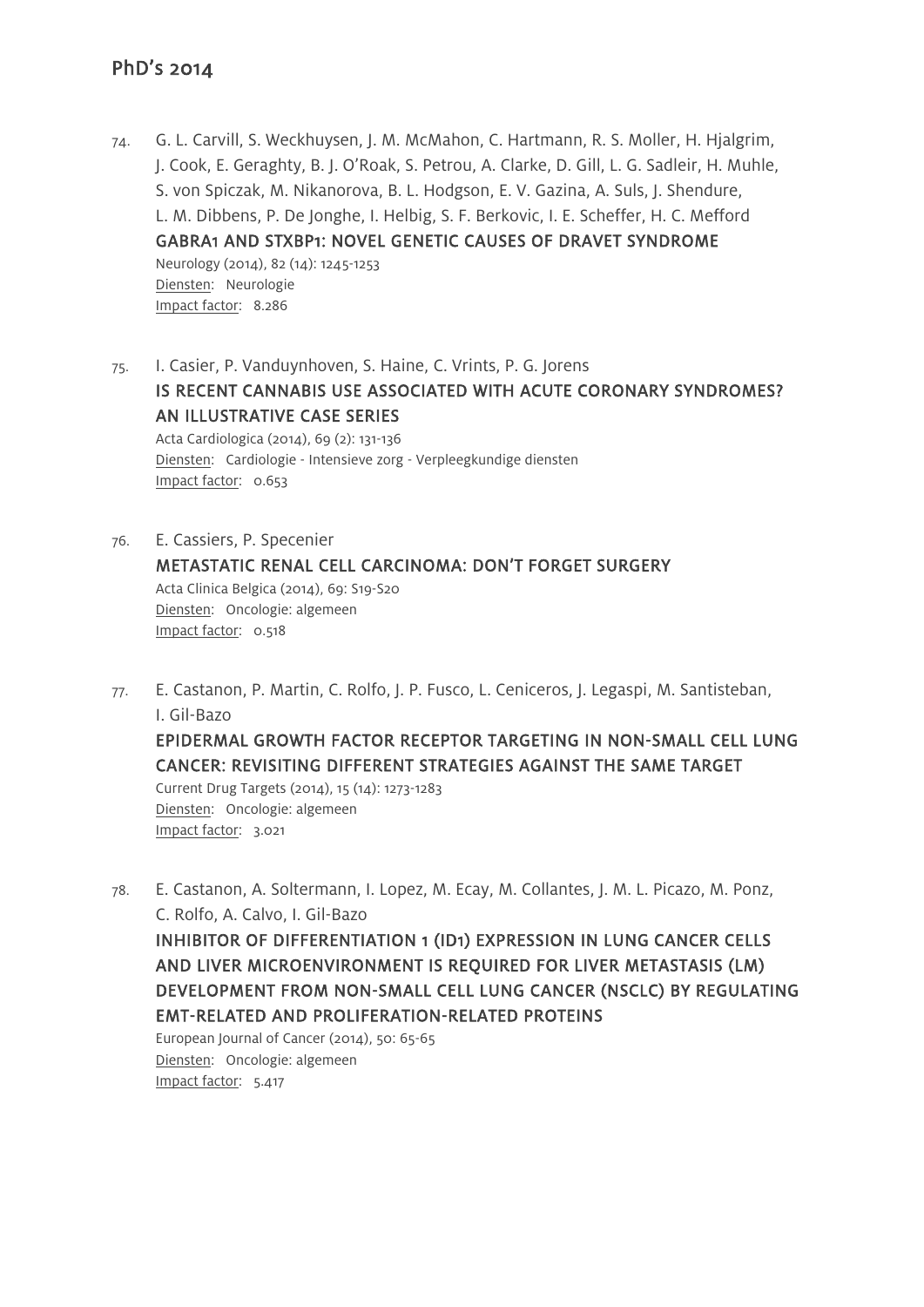74. G. L. Carvill, S. Weckhuysen, J. M. McMahon, C. Hartmann, R. S. Moller, H. Hjalgrim, J. Cook, E. Geraghty, B. J. O'Roak, S. Petrou, A. Clarke, D. Gill, L. G. Sadleir, H. Muhle, S. von Spiczak, M. Nikanorova, B. L. Hodgson, E. V. Gazina, A. Suls, J. Shendure, L. M. Dibbens, P. De Jonghe, I. Helbig, S. F. Berkovic, I. E. Scheffer, H. C. Mefford
**GABRA1 AND STXBP1: NOVEL GENETIC CAUSES OF DRAVET SYNDROME**
Neurology (2014), 82 (14): 1245-1253
Diensten: Neurologie
Impact factor: 8.286

75. I. Casier, P. Vanduynhoven, S. Haine, C. Vrints, P. G. Jorens
**IS RECENT CANNABIS USE ASSOCIATED WITH ACUTE CORONARY SYNDROMES? AN ILLUSTRATIVE CASE SERIES**
Acta Cardiologica (2014), 69 (2): 131-136
Diensten: Cardiologie - Intensieve zorg - Verpleegkundige diensten
Impact factor: 0.653

76. E. Cassiers, P. Specenier
**METASTATIC RENAL CELL CARCINOMA: DON'T FORGET SURGERY**
Acta Clinica Belgica (2014), 69: S19-S20
Diensten: Oncologie: algemeen
Impact factor: 0.518

77. E. Castanon, P. Martin, C. Rolfo, J. P. Fusco, L. Ceniceros, J. Legaspi, M. Santisteban, I. Gil-Bazo
**EPIDERMAL GROWTH FACTOR RECEPTOR TARGETING IN NON-SMALL CELL LUNG CANCER: REVISITING DIFFERENT STRATEGIES AGAINST THE SAME TARGET**
Current Drug Targets (2014), 15 (14): 1273-1283
Diensten: Oncologie: algemeen
Impact factor: 3.021

78. E. Castanon, A. Soltermann, I. Lopez, M. Ecay, M. Collantes, J. M. L. Picazo, M. Ponz, C. Rolfo, A. Calvo, I. Gil-Bazo
**INHIBITOR OF DIFFERENTIATION 1 (ID1) EXPRESSION IN LUNG CANCER CELLS AND LIVER MICROENVIRONMENT IS REQUIRED FOR LIVER METASTASIS (LM) DEVELOPMENT FROM NON-SMALL CELL LUNG CANCER (NSCLC) BY REGULATING EMT-RELATED AND PROLIFERATION-RELATED PROTEINS**
European Journal of Cancer (2014), 50: 65-65
Diensten: Oncologie: algemeen
Impact factor: 5.417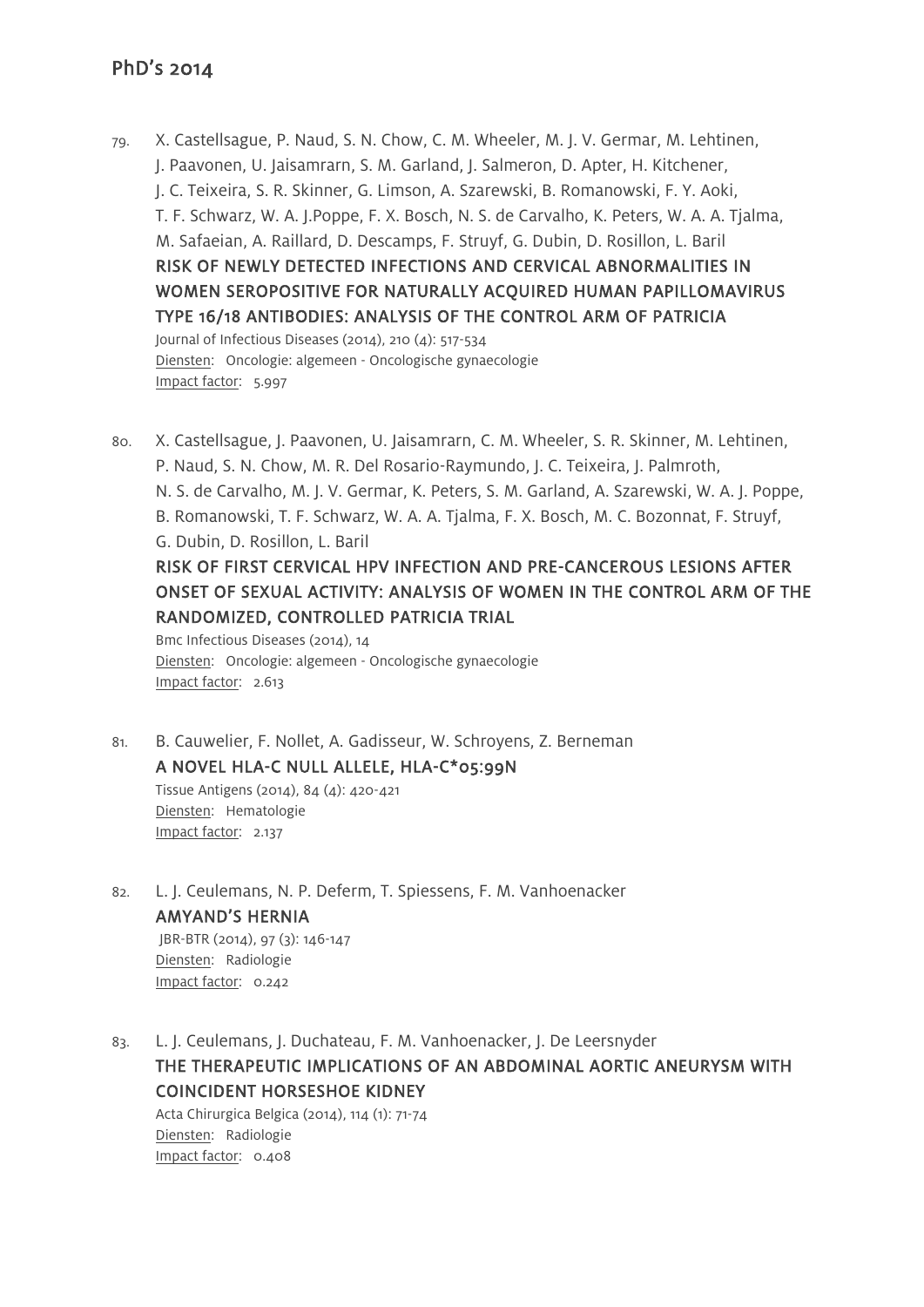# PhD's 2014

79. X. Castellsague, P. Naud, S. N. Chow, C. M. Wheeler, M. J. V. Germar, M. Lehtinen, J. Paavonen, U. Jaisamrarn, S. M. Garland, J. Salmeron, D. Apter, H. Kitchener, J. C. Teixeira, S. R. Skinner, G. Limson, A. Szarewski, B. Romanowski, F. Y. Aoki, T. F. Schwarz, W. A. J.Poppe, F. X. Bosch, N. S. de Carvalho, K. Peters, W. A. A. Tjalma, M. Safaeian, A. Raillard, D. Descamps, F. Struyf, G. Dubin, D. Rosillon, L. Baril
   **RISK OF NEWLY DETECTED INFECTIONS AND CERVICAL ABNORMALITIES IN WOMEN SEROPOSITIVE FOR NATURALLY ACQUIRED HUMAN PAPILLOMAVIRUS TYPE 16/18 ANTIBODIES: ANALYSIS OF THE CONTROL ARM OF PATRICIA**
   Journal of Infectious Diseases (2014), 210 (4): 517-534
   Diensten: Oncologie: algemeen - Oncologische gynaecologie
   Impact factor: 5.997

80. X. Castellsague, J. Paavonen, U. Jaisamrarn, C. M. Wheeler, S. R. Skinner, M. Lehtinen, P. Naud, S. N. Chow, M. R. Del Rosario-Raymundo, J. C. Teixeira, J. Palmroth, N. S. de Carvalho, M. J. V. Germar, K. Peters, S. M. Garland, A. Szarewski, W. A. J. Poppe, B. Romanowski, T. F. Schwarz, W. A. A. Tjalma, F. X. Bosch, M. C. Bozonnat, F. Struyf, G. Dubin, D. Rosillon, L. Baril
   **RISK OF FIRST CERVICAL HPV INFECTION AND PRE-CANCEROUS LESIONS AFTER ONSET OF SEXUAL ACTIVITY: ANALYSIS OF WOMEN IN THE CONTROL ARM OF THE RANDOMIZED, CONTROLLED PATRICIA TRIAL**
   Bmc Infectious Diseases (2014), 14
   Diensten: Oncologie: algemeen - Oncologische gynaecologie
   Impact factor: 2.613

81. B. Cauwelier, F. Nollet, A. Gadisseur, W. Schroyens, Z. Berneman
   **A NOVEL HLA-C NULL ALLELE, HLA-C*05:99N**
   Tissue Antigens (2014), 84 (4): 420-421
   Diensten: Hematologie
   Impact factor: 2.137

82. L. J. Ceulemans, N. P. Deferm, T. Spiessens, F. M. Vanhoenacker
   **AMYAND'S HERNIA**
   JBR-BTR (2014), 97 (3): 146-147
   Diensten: Radiologie
   Impact factor: 0.242

83. L. J. Ceulemans, J. Duchateau, F. M. Vanhoenacker, J. De Leersnyder
   **THE THERAPEUTIC IMPLICATIONS OF AN ABDOMINAL AORTIC ANEURYSM WITH COINCIDENT HORSESHOE KIDNEY**
   Acta Chirurgica Belgica (2014), 114 (1): 71-74
   Diensten: Radiologie
   Impact factor: 0.408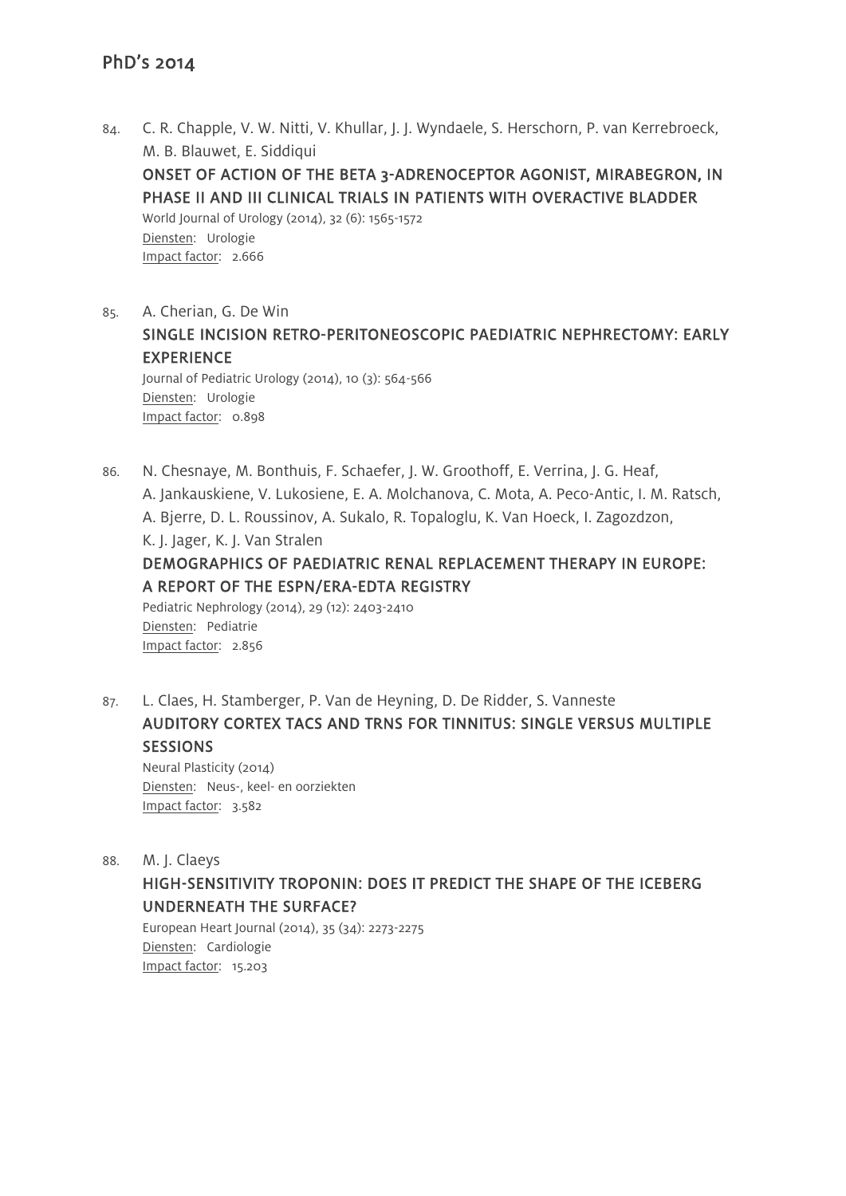## PhD's 2014

84. C. R. Chapple, V. W. Nitti, V. Khullar, J. J. Wyndaele, S. Herschorn, P. van Kerrebroeck, M. B. Blauwet, E. Siddiqui
**ONSET OF ACTION OF THE BETA 3-ADRENOCEPTOR AGONIST, MIRABEGRON, IN PHASE II AND III CLINICAL TRIALS IN PATIENTS WITH OVERACTIVE BLADDER**
World Journal of Urology (2014), 32 (6): 1565-1572
Diensten: Urologie
Impact factor: 2.666

85. A. Cherian, G. De Win
**SINGLE INCISION RETRO-PERITONEOSCOPIC PAEDIATRIC NEPHRECTOMY: EARLY EXPERIENCE**
Journal of Pediatric Urology (2014), 10 (3): 564-566
Diensten: Urologie
Impact factor: 0.898

86. N. Chesnaye, M. Bonthuis, F. Schaefer, J. W. Groothoff, E. Verrina, J. G. Heaf, A. Jankauskiene, V. Lukosiene, E. A. Molchanova, C. Mota, A. Peco-Antic, I. M. Ratsch, A. Bjerre, D. L. Roussinov, A. Sukalo, R. Topaloglu, K. Van Hoeck, I. Zagozdzon, K. J. Jager, K. J. Van Stralen
**DEMOGRAPHICS OF PAEDIATRIC RENAL REPLACEMENT THERAPY IN EUROPE: A REPORT OF THE ESPN/ERA-EDTA REGISTRY**
Pediatric Nephrology (2014), 29 (12): 2403-2410
Diensten: Pediatrie
Impact factor: 2.856

87. L. Claes, H. Stamberger, P. Van de Heyning, D. De Ridder, S. Vanneste
**AUDITORY CORTEX TACS AND TRNS FOR TINNITUS: SINGLE VERSUS MULTIPLE SESSIONS**
Neural Plasticity (2014)
Diensten: Neus-, keel- en oorziekten
Impact factor: 3.582

88. M. J. Claeys
**HIGH-SENSITIVITY TROPONIN: DOES IT PREDICT THE SHAPE OF THE ICEBERG UNDERNEATH THE SURFACE?**
European Heart Journal (2014), 35 (34): 2273-2275
Diensten: Cardiologie
Impact factor: 15.203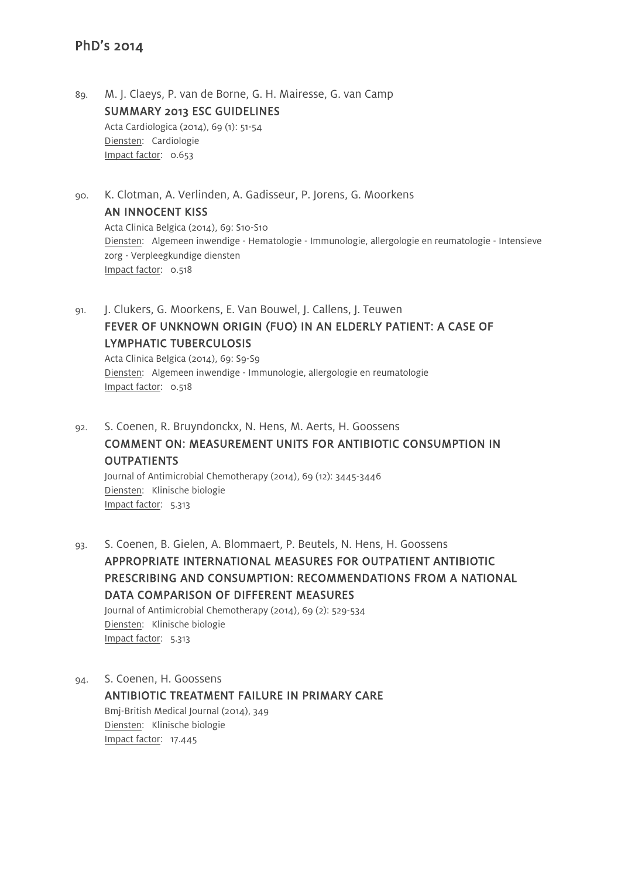## PhD's 2014

89. M. J. Claeys, P. van de Borne, G. H. Mairesse, G. van Camp
    **SUMMARY 2013 ESC GUIDELINES**
    Acta Cardiologica (2014), 69 (1): 51-54
    Diensten: Cardiologie
    Impact factor: 0.653

90. K. Clotman, A. Verlinden, A. Gadisseur, P. Jorens, G. Moorkens
    **AN INNOCENT KISS**
    Acta Clinica Belgica (2014), 69: S10-S10
    Diensten: Algemeen inwendige - Hematologie - Immunologie, allergologie en reumatologie - Intensieve zorg - Verpleegkundige diensten
    Impact factor: 0.518

91. J. Clukers, G. Moorkens, E. Van Bouwel, J. Callens, J. Teuwen
    **FEVER OF UNKNOWN ORIGIN (FUO) IN AN ELDERLY PATIENT: A CASE OF LYMPHATIC TUBERCULOSIS**
    Acta Clinica Belgica (2014), 69: S9-S9
    Diensten: Algemeen inwendige - Immunologie, allergologie en reumatologie
    Impact factor: 0.518

92. S. Coenen, R. Bruyndonckx, N. Hens, M. Aerts, H. Goossens
    **COMMENT ON: MEASUREMENT UNITS FOR ANTIBIOTIC CONSUMPTION IN OUTPATIENTS**
    Journal of Antimicrobial Chemotherapy (2014), 69 (12): 3445-3446
    Diensten: Klinische biologie
    Impact factor: 5.313

93. S. Coenen, B. Gielen, A. Blommaert, P. Beutels, N. Hens, H. Goossens
    **APPROPRIATE INTERNATIONAL MEASURES FOR OUTPATIENT ANTIBIOTIC PRESCRIBING AND CONSUMPTION: RECOMMENDATIONS FROM A NATIONAL DATA COMPARISON OF DIFFERENT MEASURES**
    Journal of Antimicrobial Chemotherapy (2014), 69 (2): 529-534
    Diensten: Klinische biologie
    Impact factor: 5.313

94. S. Coenen, H. Goossens
    **ANTIBIOTIC TREATMENT FAILURE IN PRIMARY CARE**
    Bmj-British Medical Journal (2014), 349
    Diensten: Klinische biologie
    Impact factor: 17.445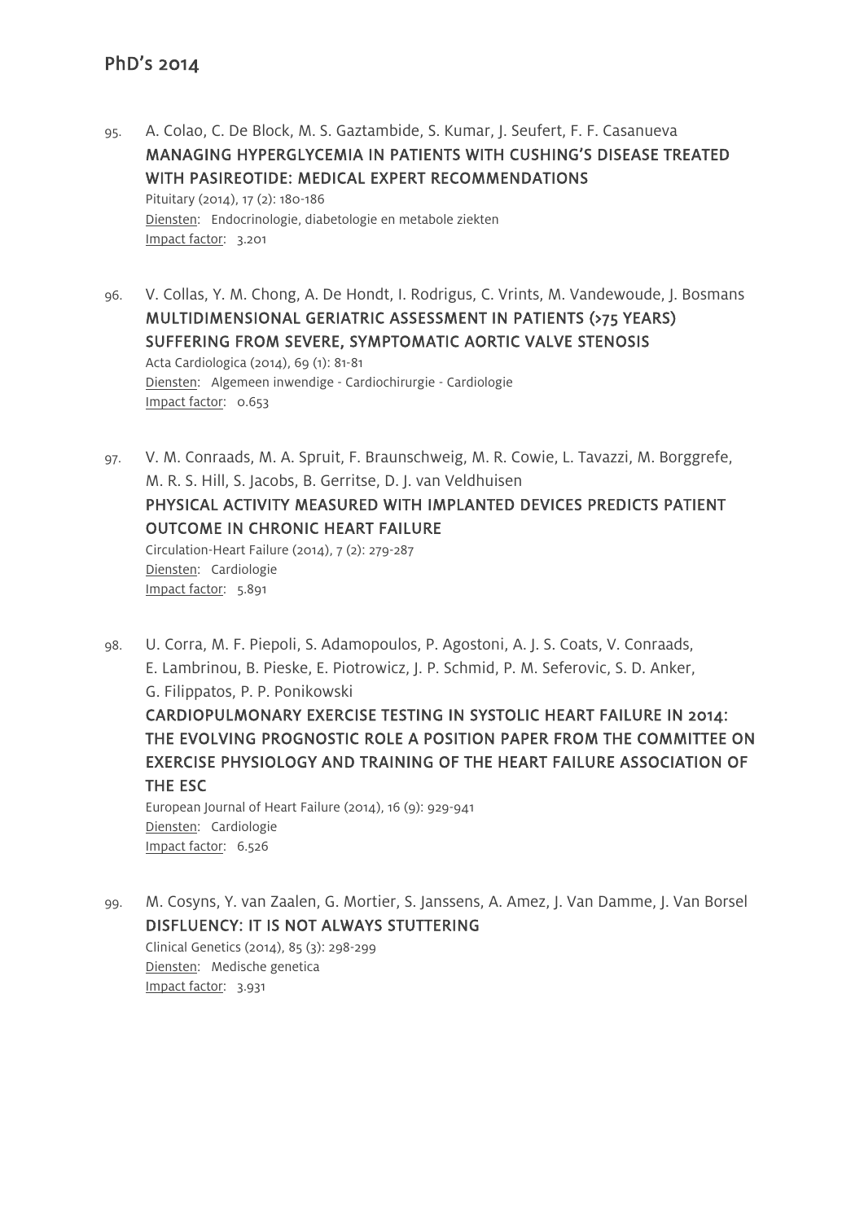## PhD's 2014

95. A. Colao, C. De Block, M. S. Gaztambide, S. Kumar, J. Seufert, F. F. Casanueva
**MANAGING HYPERGLYCEMIA IN PATIENTS WITH CUSHING'S DISEASE TREATED WITH PASIREOTIDE: MEDICAL EXPERT RECOMMENDATIONS**
Pituitary (2014), 17 (2): 180-186
Diensten: Endocrinologie, diabetologie en metabole ziekten
Impact factor: 3.201

96. V. Collas, Y. M. Chong, A. De Hondt, I. Rodrigus, C. Vrints, M. Vandewoude, J. Bosmans
**MULTIDIMENSIONAL GERIATRIC ASSESSMENT IN PATIENTS (>75 YEARS) SUFFERING FROM SEVERE, SYMPTOMATIC AORTIC VALVE STENOSIS**
Acta Cardiologica (2014), 69 (1): 81-81
Diensten: Algemeen inwendige - Cardiochirurgie - Cardiologie
Impact factor: 0.653

97. V. M. Conraads, M. A. Spruit, F. Braunschweig, M. R. Cowie, L. Tavazzi, M. Borggrefe, M. R. S. Hill, S. Jacobs, B. Gerritse, D. J. van Veldhuisen
**PHYSICAL ACTIVITY MEASURED WITH IMPLANTED DEVICES PREDICTS PATIENT OUTCOME IN CHRONIC HEART FAILURE**
Circulation-Heart Failure (2014), 7 (2): 279-287
Diensten: Cardiologie
Impact factor: 5.891

98. U. Corra, M. F. Piepoli, S. Adamopoulos, P. Agostoni, A. J. S. Coats, V. Conraads, E. Lambrinou, B. Pieske, E. Piotrowicz, J. P. Schmid, P. M. Seferovic, S. D. Anker, G. Filippatos, P. P. Ponikowski
**CARDIOPULMONARY EXERCISE TESTING IN SYSTOLIC HEART FAILURE IN 2014: THE EVOLVING PROGNOSTIC ROLE A POSITION PAPER FROM THE COMMITTEE ON EXERCISE PHYSIOLOGY AND TRAINING OF THE HEART FAILURE ASSOCIATION OF THE ESC**
European Journal of Heart Failure (2014), 16 (9): 929-941
Diensten: Cardiologie
Impact factor: 6.526

99. M. Cosyns, Y. van Zaalen, G. Mortier, S. Janssens, A. Amez, J. Van Damme, J. Van Borsel
**DISFLUENCY: IT IS NOT ALWAYS STUTTERING**
Clinical Genetics (2014), 85 (3): 298-299
Diensten: Medische genetica
Impact factor: 3.931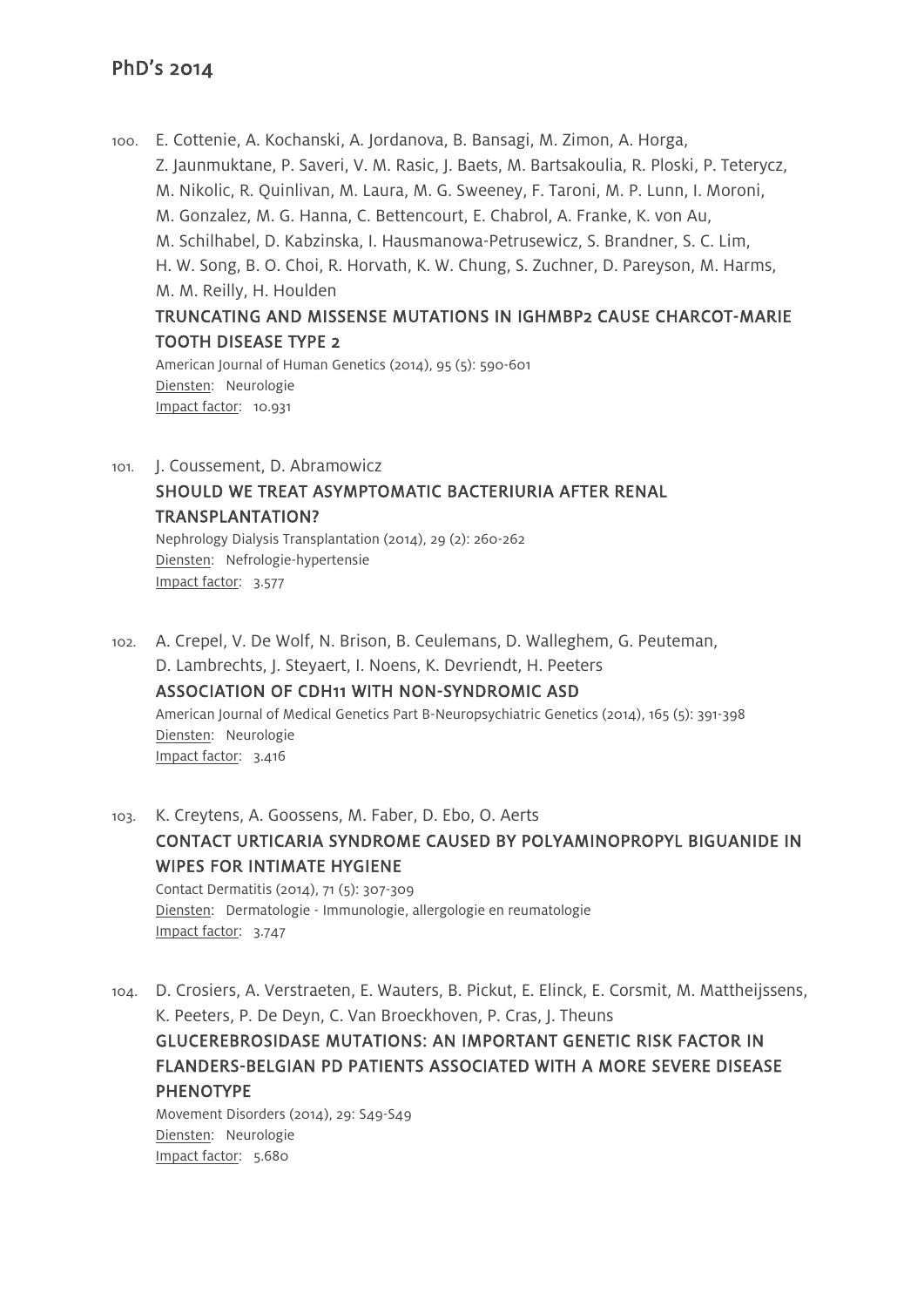## PhD's 2014

100. E. Cottenie, A. Kochanski, A. Jordanova, B. Bansagi, M. Zimon, A. Horga, Z. Jaunmuktane, P. Saveri, V. M. Rasic, J. Baets, M. Bartsakoulia, R. Ploski, P. Teterycz, M. Nikolic, R. Quinlivan, M. Laura, M. G. Sweeney, F. Taroni, M. P. Lunn, I. Moroni, M. Gonzalez, M. G. Hanna, C. Bettencourt, E. Chabrol, A. Franke, K. von Au, M. Schilhabel, D. Kabzinska, I. Hausmanowa-Petrusewicz, S. Brandner, S. C. Lim, H. W. Song, B. O. Choi, R. Horvath, K. W. Chung, S. Zuchner, D. Pareyson, M. Harms, M. M. Reilly, H. Houlden

    **TRUNCATING AND MISSENSE MUTATIONS IN IGHMBP2 CAUSE CHARCOT-MARIE TOOTH DISEASE TYPE 2**

    American Journal of Human Genetics (2014), 95 (5): 590-601
    Diensten: Neurologie
    Impact factor: 10.931

101. J. Coussement, D. Abramowicz

    **SHOULD WE TREAT ASYMPTOMATIC BACTERIURIA AFTER RENAL TRANSPLANTATION?**

    Nephrology Dialysis Transplantation (2014), 29 (2): 260-262
    Diensten: Nefrologie-hypertensie
    Impact factor: 3.577

102. A. Crepel, V. De Wolf, N. Brison, B. Ceulemans, D. Walleghem, G. Peuteman, D. Lambrechts, J. Steyaert, I. Noens, K. Devriendt, H. Peeters

    **ASSOCIATION OF CDH11 WITH NON-SYNDROMIC ASD**

    American Journal of Medical Genetics Part B-Neuropsychiatric Genetics (2014), 165 (5): 391-398
    Diensten: Neurologie
    Impact factor: 3.416

103. K. Creytens, A. Goossens, M. Faber, D. Ebo, O. Aerts

    **CONTACT URTICARIA SYNDROME CAUSED BY POLYAMINOPROPYL BIGUANIDE IN WIPES FOR INTIMATE HYGIENE**

    Contact Dermatitis (2014), 71 (5): 307-309
    Diensten: Dermatologie - Immunologie, allergologie en reumatologie
    Impact factor: 3.747

104. D. Crosiers, A. Verstraeten, E. Wauters, B. Pickut, E. Elinck, E. Corsmit, M. Mattheijssens, K. Peeters, P. De Deyn, C. Van Broeckhoven, P. Cras, J. Theuns

    **GLUCEREBROSIDASE MUTATIONS: AN IMPORTANT GENETIC RISK FACTOR IN FLANDERS-BELGIAN PD PATIENTS ASSOCIATED WITH A MORE SEVERE DISEASE PHENOTYPE**

    Movement Disorders (2014), 29: S49-S49
    Diensten: Neurologie
    Impact factor: 5.680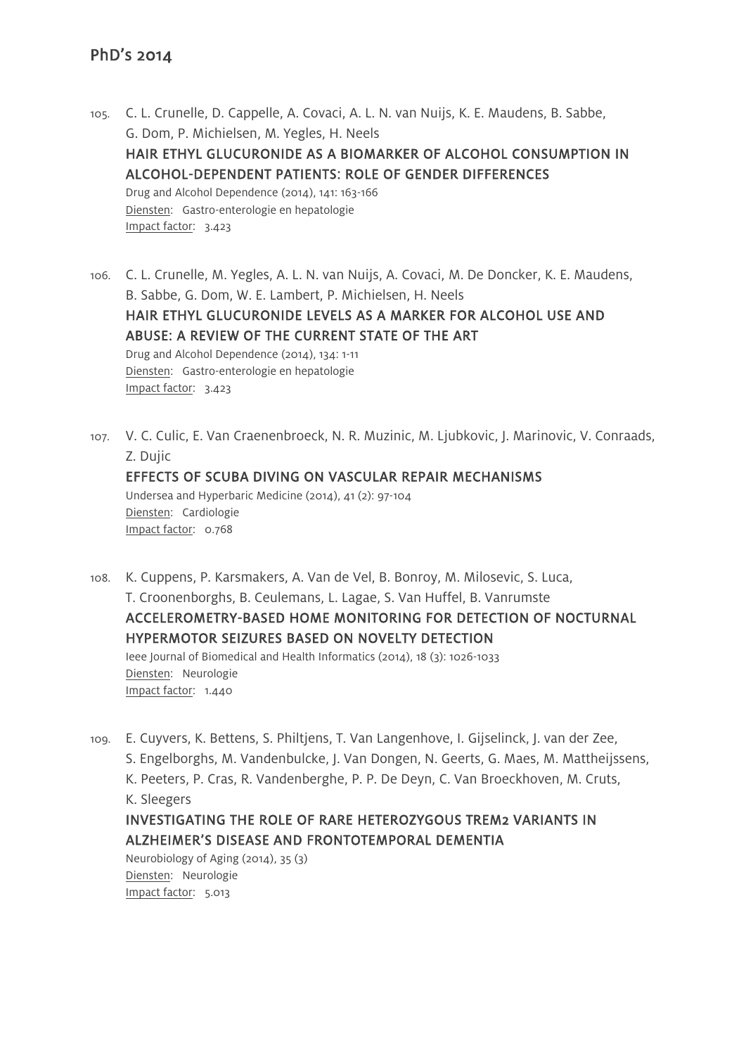## PhD's 2014

105. C. L. Crunelle, D. Cappelle, A. Covaci, A. L. N. van Nuijs, K. E. Maudens, B. Sabbe, G. Dom, P. Michielsen, M. Yegles, H. Neels
   **HAIR ETHYL GLUCURONIDE AS A BIOMARKER OF ALCOHOL CONSUMPTION IN ALCOHOL-DEPENDENT PATIENTS: ROLE OF GENDER DIFFERENCES**
   Drug and Alcohol Dependence (2014), 141: 163-166
   Diensten: Gastro-enterologie en hepatologie
   Impact factor: 3.423

106. C. L. Crunelle, M. Yegles, A. L. N. van Nuijs, A. Covaci, M. De Doncker, K. E. Maudens, B. Sabbe, G. Dom, W. E. Lambert, P. Michielsen, H. Neels
   **HAIR ETHYL GLUCURONIDE LEVELS AS A MARKER FOR ALCOHOL USE AND ABUSE: A REVIEW OF THE CURRENT STATE OF THE ART**
   Drug and Alcohol Dependence (2014), 134: 1-11
   Diensten: Gastro-enterologie en hepatologie
   Impact factor: 3.423

107. V. C. Culic, E. Van Craenenbroeck, N. R. Muzinic, M. Ljubkovic, J. Marinovic, V. Conraads, Z. Dujic
   **EFFECTS OF SCUBA DIVING ON VASCULAR REPAIR MECHANISMS**
   Undersea and Hyperbaric Medicine (2014), 41 (2): 97-104
   Diensten: Cardiologie
   Impact factor: 0.768

108. K. Cuppens, P. Karsmakers, A. Van de Vel, B. Bonroy, M. Milosevic, S. Luca, T. Croonenborghs, B. Ceulemans, L. Lagae, S. Van Huffel, B. Vanrumste
   **ACCELEROMETRY-BASED HOME MONITORING FOR DETECTION OF NOCTURNAL HYPERMOTOR SEIZURES BASED ON NOVELTY DETECTION**
   Ieee Journal of Biomedical and Health Informatics (2014), 18 (3): 1026-1033
   Diensten: Neurologie
   Impact factor: 1.440

109. E. Cuyvers, K. Bettens, S. Philtjens, T. Van Langenhove, I. Gijselinck, J. van der Zee, S. Engelborghs, M. Vandenbulcke, J. Van Dongen, N. Geerts, G. Maes, M. Mattheijssens, K. Peeters, P. Cras, R. Vandenberghe, P. P. De Deyn, C. Van Broeckhoven, M. Cruts, K. Sleegers
   **INVESTIGATING THE ROLE OF RARE HETEROZYGOUS TREM2 VARIANTS IN ALZHEIMER'S DISEASE AND FRONTOTEMPORAL DEMENTIA**
   Neurobiology of Aging (2014), 35 (3)
   Diensten: Neurologie
   Impact factor: 5.013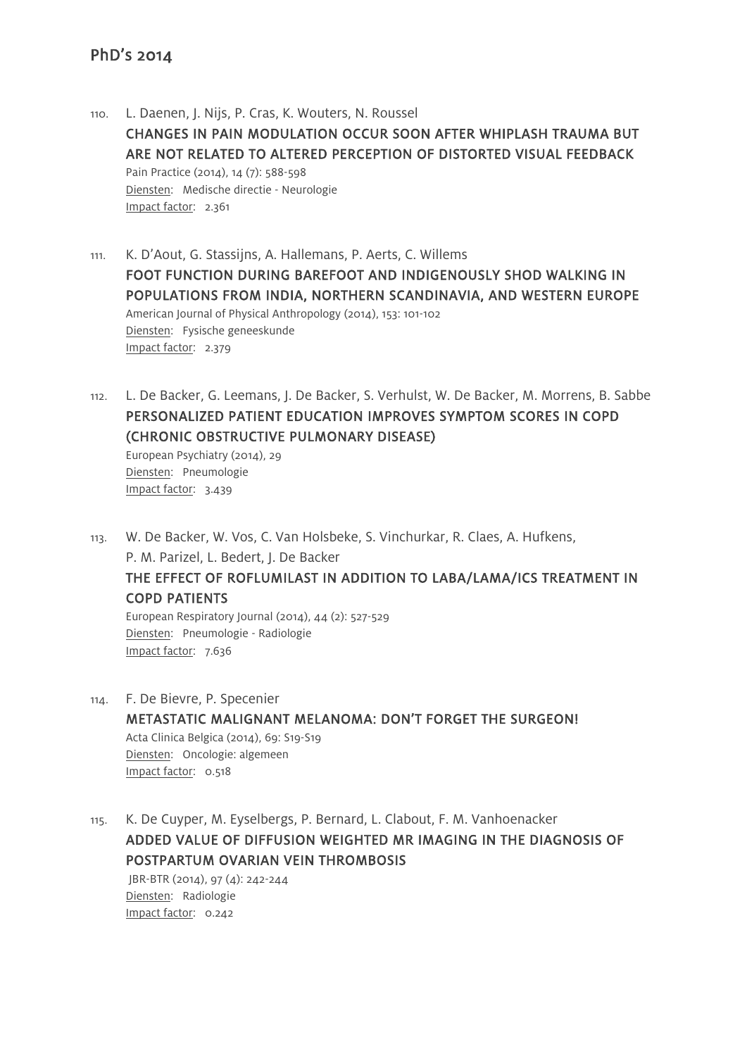# PhD's 2014

110. L. Daenen, J. Nijs, P. Cras, K. Wouters, N. Roussel
**CHANGES IN PAIN MODULATION OCCUR SOON AFTER WHIPLASH TRAUMA BUT ARE NOT RELATED TO ALTERED PERCEPTION OF DISTORTED VISUAL FEEDBACK**
Pain Practice (2014), 14 (7): 588-598
Diensten: Medische directie - Neurologie
Impact factor: 2.361

111. K. D'Aout, G. Stassijns, A. Hallemans, P. Aerts, C. Willems
**FOOT FUNCTION DURING BAREFOOT AND INDIGENOUSLY SHOD WALKING IN POPULATIONS FROM INDIA, NORTHERN SCANDINAVIA, AND WESTERN EUROPE**
American Journal of Physical Anthropology (2014), 153: 101-102
Diensten: Fysische geneeskunde
Impact factor: 2.379

112. L. De Backer, G. Leemans, J. De Backer, S. Verhulst, W. De Backer, M. Morrens, B. Sabbe
**PERSONALIZED PATIENT EDUCATION IMPROVES SYMPTOM SCORES IN COPD (CHRONIC OBSTRUCTIVE PULMONARY DISEASE)**
European Psychiatry (2014), 29
Diensten: Pneumologie
Impact factor: 3.439

113. W. De Backer, W. Vos, C. Van Holsbeke, S. Vinchurkar, R. Claes, A. Hufkens, P. M. Parizel, L. Bedert, J. De Backer
**THE EFFECT OF ROFLUMILAST IN ADDITION TO LABA/LAMA/ICS TREATMENT IN COPD PATIENTS**
European Respiratory Journal (2014), 44 (2): 527-529
Diensten: Pneumologie - Radiologie
Impact factor: 7.636

114. F. De Bievre, P. Specenier
**METASTATIC MALIGNANT MELANOMA: DON'T FORGET THE SURGEON!**
Acta Clinica Belgica (2014), 69: S19-S19
Diensten: Oncologie: algemeen
Impact factor: 0.518

115. K. De Cuyper, M. Eyselbergs, P. Bernard, L. Clabout, F. M. Vanhoenacker
**ADDED VALUE OF DIFFUSION WEIGHTED MR IMAGING IN THE DIAGNOSIS OF POSTPARTUM OVARIAN VEIN THROMBOSIS**
JBR-BTR (2014), 97 (4): 242-244
Diensten: Radiologie
Impact factor: 0.242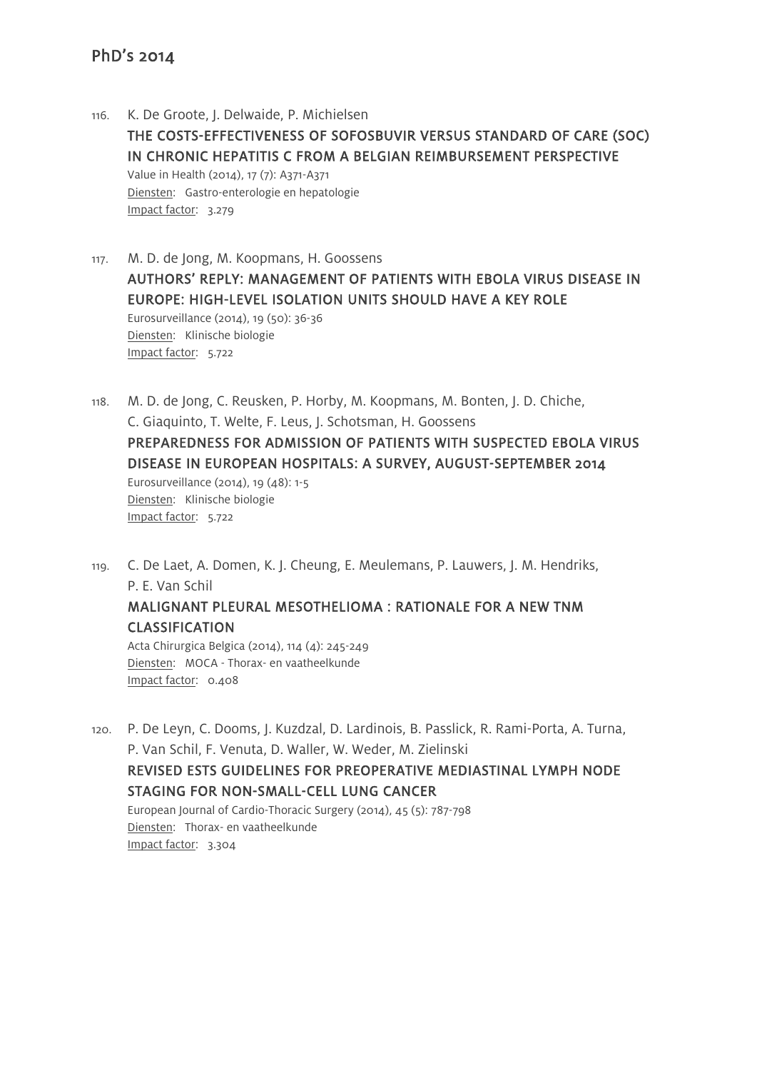## PhD's 2014

116. K. De Groote, J. Delwaide, P. Michielsen
**THE COSTS-EFFECTIVENESS OF SOFOSBUVIR VERSUS STANDARD OF CARE (SOC) IN CHRONIC HEPATITIS C FROM A BELGIAN REIMBURSEMENT PERSPECTIVE**
Value in Health (2014), 17 (7): A371-A371
Diensten: Gastro-enterologie en hepatologie
Impact factor: 3.279

117. M. D. de Jong, M. Koopmans, H. Goossens
**AUTHORS' REPLY: MANAGEMENT OF PATIENTS WITH EBOLA VIRUS DISEASE IN EUROPE: HIGH-LEVEL ISOLATION UNITS SHOULD HAVE A KEY ROLE**
Eurosurveillance (2014), 19 (50): 36-36
Diensten: Klinische biologie
Impact factor: 5.722

118. M. D. de Jong, C. Reusken, P. Horby, M. Koopmans, M. Bonten, J. D. Chiche, C. Giaquinto, T. Welte, F. Leus, J. Schotsman, H. Goossens
**PREPAREDNESS FOR ADMISSION OF PATIENTS WITH SUSPECTED EBOLA VIRUS DISEASE IN EUROPEAN HOSPITALS: A SURVEY, AUGUST-SEPTEMBER 2014**
Eurosurveillance (2014), 19 (48): 1-5
Diensten: Klinische biologie
Impact factor: 5.722

119. C. De Laet, A. Domen, K. J. Cheung, E. Meulemans, P. Lauwers, J. M. Hendriks, P. E. Van Schil
**MALIGNANT PLEURAL MESOTHELIOMA : RATIONALE FOR A NEW TNM CLASSIFICATION**
Acta Chirurgica Belgica (2014), 114 (4): 245-249
Diensten: MOCA - Thorax- en vaatheelkunde
Impact factor: 0.408

120. P. De Leyn, C. Dooms, J. Kuzdzal, D. Lardinois, B. Passlick, R. Rami-Porta, A. Turna, P. Van Schil, F. Venuta, D. Waller, W. Weder, M. Zielinski
**REVISED ESTS GUIDELINES FOR PREOPERATIVE MEDIASTINAL LYMPH NODE STAGING FOR NON-SMALL-CELL LUNG CANCER**
European Journal of Cardio-Thoracic Surgery (2014), 45 (5): 787-798
Diensten: Thorax- en vaatheelkunde
Impact factor: 3.304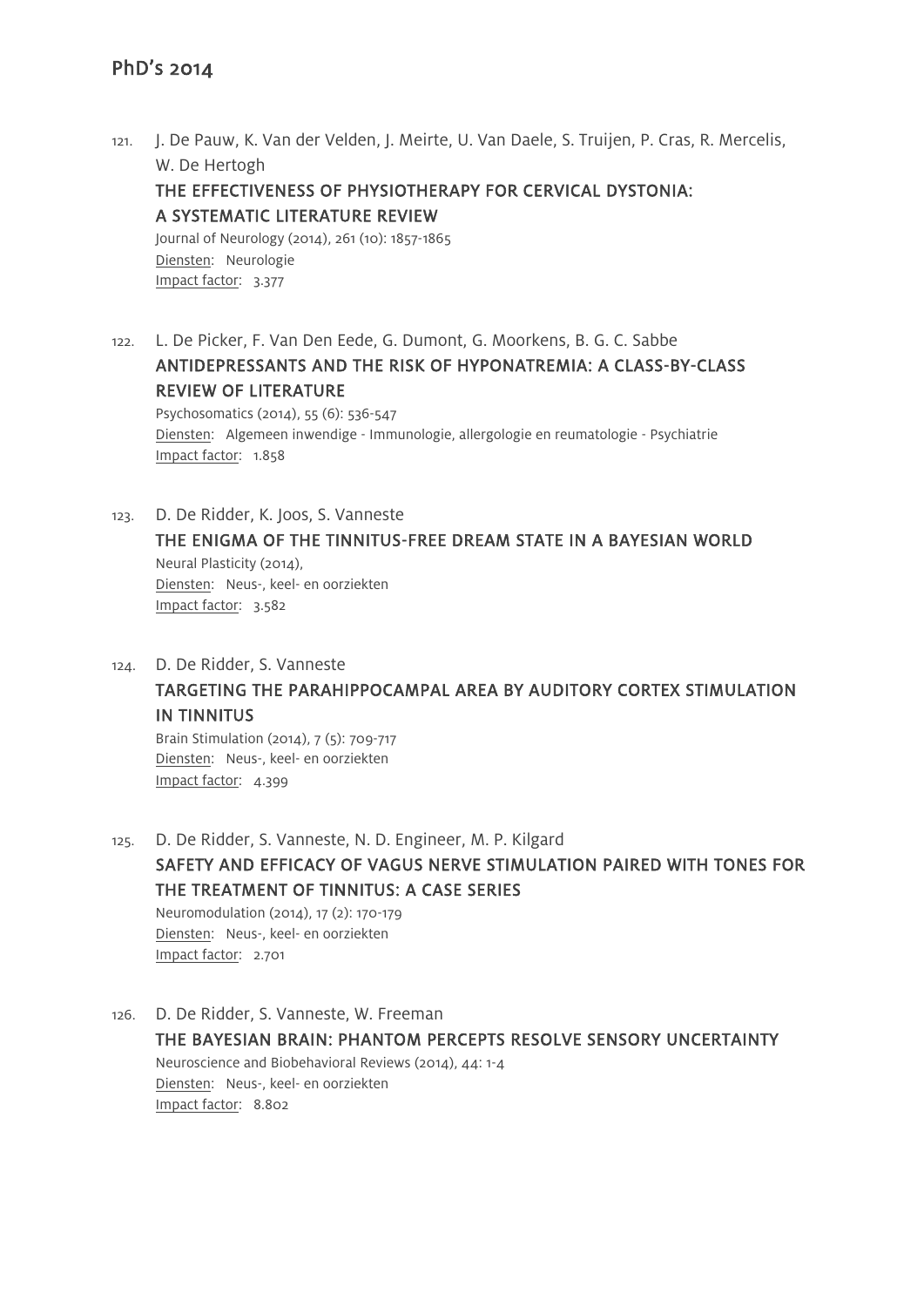## PhD's 2014

121. J. De Pauw, K. Van der Velden, J. Meirte, U. Van Daele, S. Truijen, P. Cras, R. Mercelis, W. De Hertogh
   **THE EFFECTIVENESS OF PHYSIOTHERAPY FOR CERVICAL DYSTONIA: A SYSTEMATIC LITERATURE REVIEW**
   Journal of Neurology (2014), 261 (10): 1857-1865
   Diensten: Neurologie
   Impact factor: 3.377

122. L. De Picker, F. Van Den Eede, G. Dumont, G. Moorkens, B. G. C. Sabbe
   **ANTIDEPRESSANTS AND THE RISK OF HYPONATREMIA: A CLASS-BY-CLASS REVIEW OF LITERATURE**
   Psychosomatics (2014), 55 (6): 536-547
   Diensten: Algemeen inwendige - Immunologie, allergologie en reumatologie - Psychiatrie
   Impact factor: 1.858

123. D. De Ridder, K. Joos, S. Vanneste
   **THE ENIGMA OF THE TINNITUS-FREE DREAM STATE IN A BAYESIAN WORLD**
   Neural Plasticity (2014),
   Diensten: Neus-, keel- en oorziekten
   Impact factor: 3.582

124. D. De Ridder, S. Vanneste
   **TARGETING THE PARAHIPPOCAMPAL AREA BY AUDITORY CORTEX STIMULATION IN TINNITUS**
   Brain Stimulation (2014), 7 (5): 709-717
   Diensten: Neus-, keel- en oorziekten
   Impact factor: 4.399

125. D. De Ridder, S. Vanneste, N. D. Engineer, M. P. Kilgard
   **SAFETY AND EFFICACY OF VAGUS NERVE STIMULATION PAIRED WITH TONES FOR THE TREATMENT OF TINNITUS: A CASE SERIES**
   Neuromodulation (2014), 17 (2): 170-179
   Diensten: Neus-, keel- en oorziekten
   Impact factor: 2.701

126. D. De Ridder, S. Vanneste, W. Freeman
   **THE BAYESIAN BRAIN: PHANTOM PERCEPTS RESOLVE SENSORY UNCERTAINTY**
   Neuroscience and Biobehavioral Reviews (2014), 44: 1-4
   Diensten: Neus-, keel- en oorziekten
   Impact factor: 8.802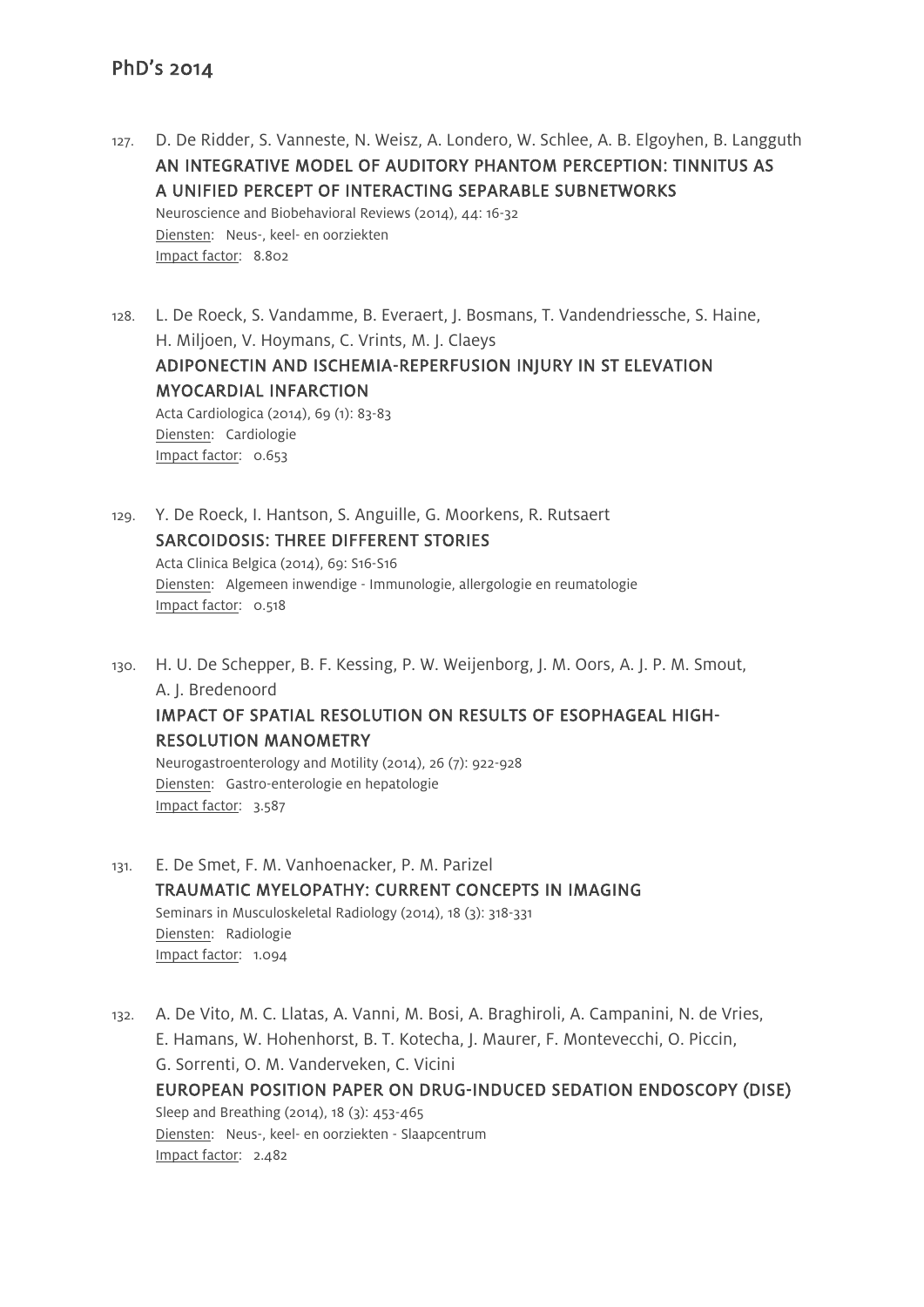## PhD's 2014

127. D. De Ridder, S. Vanneste, N. Weisz, A. Londero, W. Schlee, A. B. Elgoyhen, B. Langguth
   **AN INTEGRATIVE MODEL OF AUDITORY PHANTOM PERCEPTION: TINNITUS AS A UNIFIED PERCEPT OF INTERACTING SEPARABLE SUBNETWORKS**
   Neuroscience and Biobehavioral Reviews (2014), 44: 16-32
   Diensten: Neus-, keel- en oorziekten
   Impact factor: 8.802

128. L. De Roeck, S. Vandamme, B. Everaert, J. Bosmans, T. Vandendriessche, S. Haine, H. Miljoen, V. Hoymans, C. Vrints, M. J. Claeys
   **ADIPONECTIN AND ISCHEMIA-REPERFUSION INJURY IN ST ELEVATION MYOCARDIAL INFARCTION**
   Acta Cardiologica (2014), 69 (1): 83-83
   Diensten: Cardiologie
   Impact factor: 0.653

129. Y. De Roeck, I. Hantson, S. Anguille, G. Moorkens, R. Rutsaert
   **SARCOIDOSIS: THREE DIFFERENT STORIES**
   Acta Clinica Belgica (2014), 69: S16-S16
   Diensten: Algemeen inwendige - Immunologie, allergologie en reumatologie
   Impact factor: 0.518

130. H. U. De Schepper, B. F. Kessing, P. W. Weijenborg, J. M. Oors, A. J. P. M. Smout, A. J. Bredenoord
   **IMPACT OF SPATIAL RESOLUTION ON RESULTS OF ESOPHAGEAL HIGH-RESOLUTION MANOMETRY**
   Neurogastroenterology and Motility (2014), 26 (7): 922-928
   Diensten: Gastro-enterologie en hepatologie
   Impact factor: 3.587

131. E. De Smet, F. M. Vanhoenacker, P. M. Parizel
   **TRAUMATIC MYELOPATHY: CURRENT CONCEPTS IN IMAGING**
   Seminars in Musculoskeletal Radiology (2014), 18 (3): 318-331
   Diensten: Radiologie
   Impact factor: 1.094

132. A. De Vito, M. C. Llatas, A. Vanni, M. Bosi, A. Braghiroli, A. Campanini, N. de Vries, E. Hamans, W. Hohenhorst, B. T. Kotecha, J. Maurer, F. Montevecchi, O. Piccin, G. Sorrenti, O. M. Vanderveken, C. Vicini
   **EUROPEAN POSITION PAPER ON DRUG-INDUCED SEDATION ENDOSCOPY (DISE)**
   Sleep and Breathing (2014), 18 (3): 453-465
   Diensten: Neus-, keel- en oorziekten - Slaapcentrum
   Impact factor: 2.482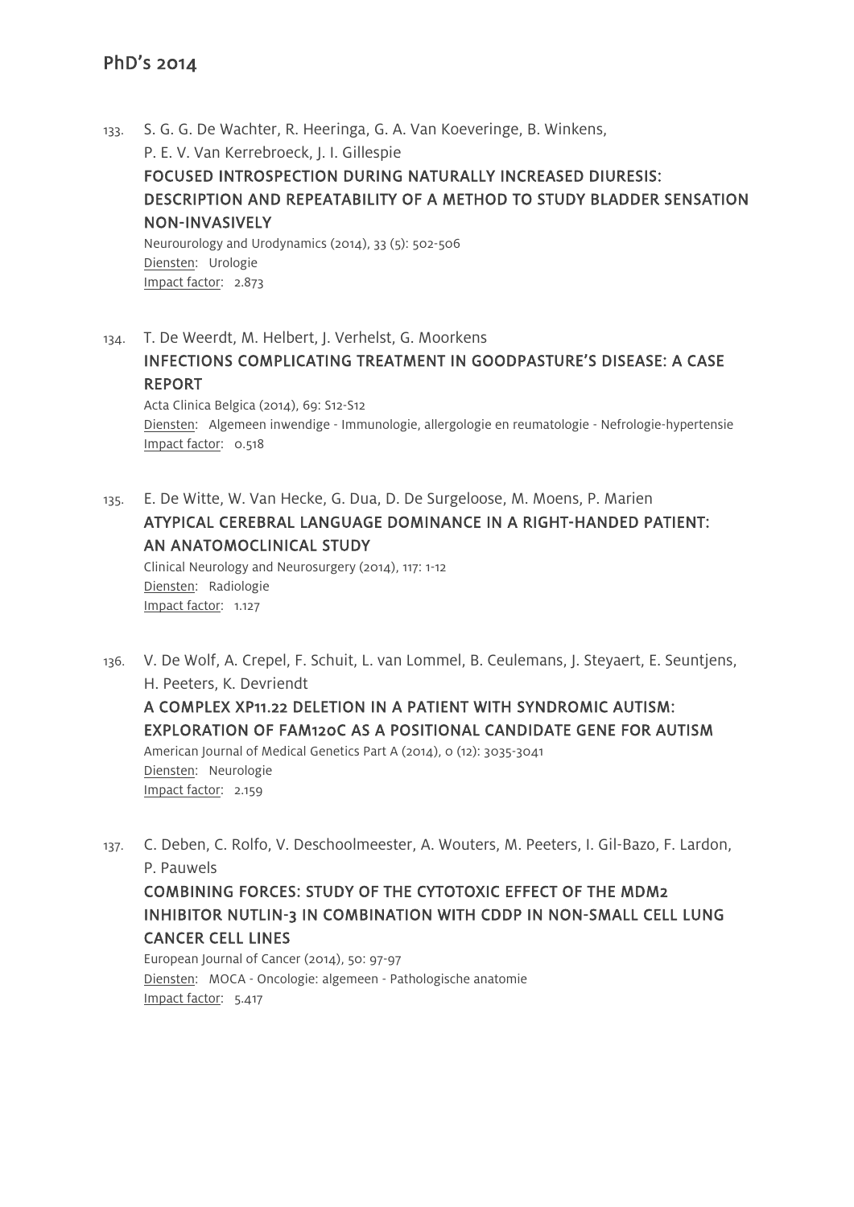133. S. G. G. De Wachter, R. Heeringa, G. A. Van Koeveringe, B. Winkens, P. E. V. Van Kerrebroeck, J. I. Gillespie
**FOCUSED INTROSPECTION DURING NATURALLY INCREASED DIURESIS: DESCRIPTION AND REPEATABILITY OF A METHOD TO STUDY BLADDER SENSATION NON-INVASIVELY**
Neurourology and Urodynamics (2014), 33 (5): 502-506
Diensten: Urologie
Impact factor: 2.873

134. T. De Weerdt, M. Helbert, J. Verhelst, G. Moorkens
**INFECTIONS COMPLICATING TREATMENT IN GOODPASTURE'S DISEASE: A CASE REPORT**
Acta Clinica Belgica (2014), 69: S12-S12
Diensten: Algemeen inwendige - Immunologie, allergologie en reumatologie - Nefrologie-hypertensie
Impact factor: 0.518

135. E. De Witte, W. Van Hecke, G. Dua, D. De Surgeloose, M. Moens, P. Marien
**ATYPICAL CEREBRAL LANGUAGE DOMINANCE IN A RIGHT-HANDED PATIENT: AN ANATOMOCLINICAL STUDY**
Clinical Neurology and Neurosurgery (2014), 117: 1-12
Diensten: Radiologie
Impact factor: 1.127

136. V. De Wolf, A. Crepel, F. Schuit, L. van Lommel, B. Ceulemans, J. Steyaert, E. Seuntjens, H. Peeters, K. Devriendt
**A COMPLEX XP11.22 DELETION IN A PATIENT WITH SYNDROMIC AUTISM: EXPLORATION OF FAM120C AS A POSITIONAL CANDIDATE GENE FOR AUTISM**
American Journal of Medical Genetics Part A (2014), 0 (12): 3035-3041
Diensten: Neurologie
Impact factor: 2.159

137. C. Deben, C. Rolfo, V. Deschoolmeester, A. Wouters, M. Peeters, I. Gil-Bazo, F. Lardon, P. Pauwels
**COMBINING FORCES: STUDY OF THE CYTOTOXIC EFFECT OF THE MDM2 INHIBITOR NUTLIN-3 IN COMBINATION WITH CDDP IN NON-SMALL CELL LUNG CANCER CELL LINES**
European Journal of Cancer (2014), 50: 97-97
Diensten: MOCA - Oncologie: algemeen - Pathologische anatomie
Impact factor: 5.417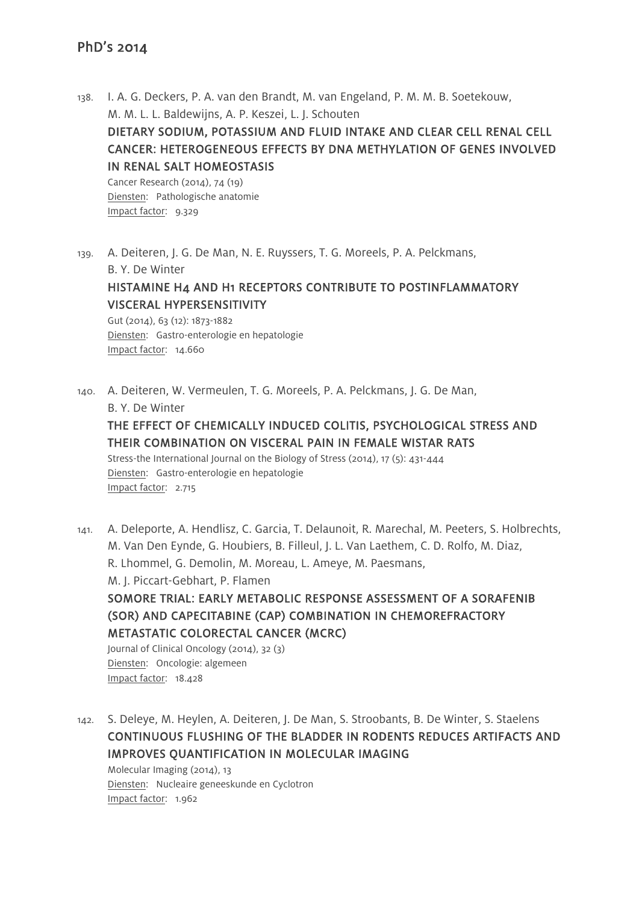## PhD's 2014

138. I. A. G. Deckers, P. A. van den Brandt, M. van Engeland, P. M. M. B. Soetekouw, M. M. L. L. Baldewijns, A. P. Keszei, L. J. Schouten
**DIETARY SODIUM, POTASSIUM AND FLUID INTAKE AND CLEAR CELL RENAL CELL CANCER: HETEROGENEOUS EFFECTS BY DNA METHYLATION OF GENES INVOLVED IN RENAL SALT HOMEOSTASIS**
Cancer Research (2014), 74 (19)
Diensten: Pathologische anatomie
Impact factor: 9.329

139. A. Deiteren, J. G. De Man, N. E. Ruyssers, T. G. Moreels, P. A. Pelckmans, B. Y. De Winter
**HISTAMINE H4 AND H1 RECEPTORS CONTRIBUTE TO POSTINFLAMMATORY VISCERAL HYPERSENSITIVITY**
Gut (2014), 63 (12): 1873-1882
Diensten: Gastro-enterologie en hepatologie
Impact factor: 14.660

140. A. Deiteren, W. Vermeulen, T. G. Moreels, P. A. Pelckmans, J. G. De Man, B. Y. De Winter
**THE EFFECT OF CHEMICALLY INDUCED COLITIS, PSYCHOLOGICAL STRESS AND THEIR COMBINATION ON VISCERAL PAIN IN FEMALE WISTAR RATS**
Stress-the International Journal on the Biology of Stress (2014), 17 (5): 431-444
Diensten: Gastro-enterologie en hepatologie
Impact factor: 2.715

141. A. Deleporte, A. Hendlisz, C. Garcia, T. Delaunoit, R. Marechal, M. Peeters, S. Holbrechts, M. Van Den Eynde, G. Houbiers, B. Filleul, J. L. Van Laethem, C. D. Rolfo, M. Diaz, R. Lhommel, G. Demolin, M. Moreau, L. Ameye, M. Paesmans, M. J. Piccart-Gebhart, P. Flamen
**SOMORE TRIAL: EARLY METABOLIC RESPONSE ASSESSMENT OF A SORAFENIB (SOR) AND CAPECITABINE (CAP) COMBINATION IN CHEMOREFRACTORY METASTATIC COLORECTAL CANCER (MCRC)**
Journal of Clinical Oncology (2014), 32 (3)
Diensten: Oncologie: algemeen
Impact factor: 18.428

142. S. Deleye, M. Heylen, A. Deiteren, J. De Man, S. Stroobants, B. De Winter, S. Staelens
**CONTINUOUS FLUSHING OF THE BLADDER IN RODENTS REDUCES ARTIFACTS AND IMPROVES QUANTIFICATION IN MOLECULAR IMAGING**
Molecular Imaging (2014), 13
Diensten: Nucleaire geneeskunde en Cyclotron
Impact factor: 1.962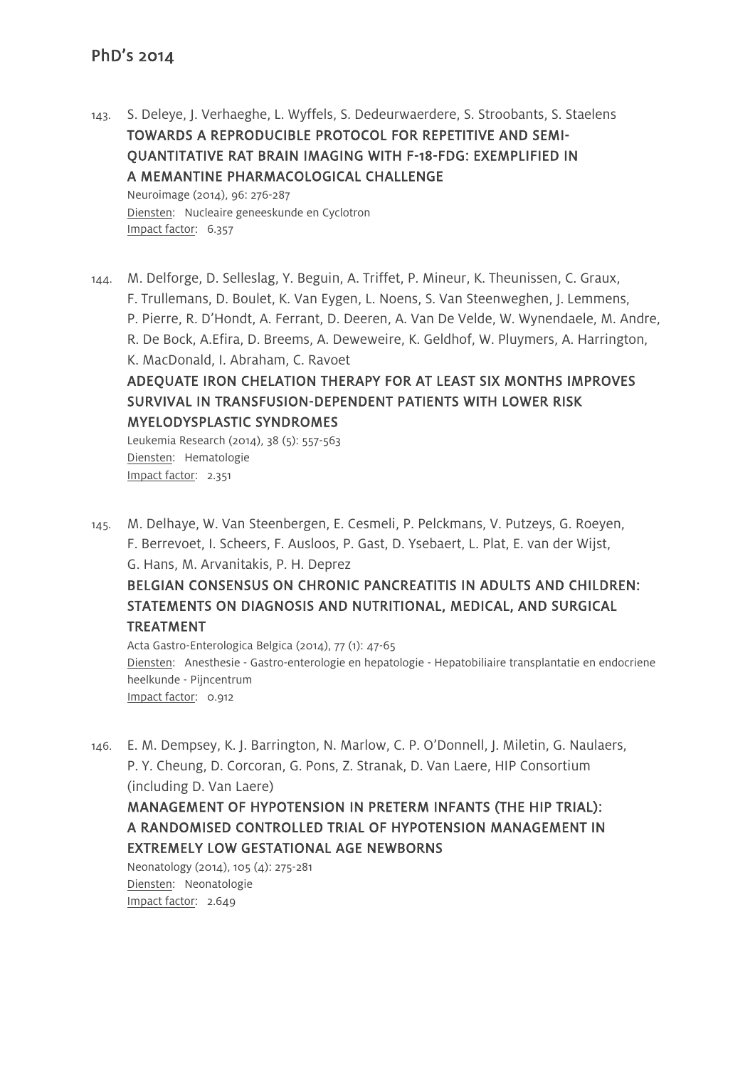143. S. Deleye, J. Verhaeghe, L. Wyffels, S. Dedeurwaerdere, S. Stroobants, S. Staelens
**TOWARDS A REPRODUCIBLE PROTOCOL FOR REPETITIVE AND SEMI-QUANTITATIVE RAT BRAIN IMAGING WITH F-18-FDG: EXEMPLIFIED IN A MEMANTINE PHARMACOLOGICAL CHALLENGE**
Neuroimage (2014), 96: 276-287
Diensten: Nucleaire geneeskunde en Cyclotron
Impact factor: 6.357

144. M. Delforge, D. Selleslag, Y. Beguin, A. Triffet, P. Mineur, K. Theunissen, C. Graux, F. Trullemans, D. Boulet, K. Van Eygen, L. Noens, S. Van Steenweghen, J. Lemmens, P. Pierre, R. D'Hondt, A. Ferrant, D. Deeren, A. Van De Velde, W. Wynendaele, M. Andre, R. De Bock, A.Efira, D. Breems, A. Deweweire, K. Geldhof, W. Pluymers, A. Harrington, K. MacDonald, I. Abraham, C. Ravoet
**ADEQUATE IRON CHELATION THERAPY FOR AT LEAST SIX MONTHS IMPROVES SURVIVAL IN TRANSFUSION-DEPENDENT PATIENTS WITH LOWER RISK MYELODYSPLASTIC SYNDROMES**
Leukemia Research (2014), 38 (5): 557-563
Diensten: Hematologie
Impact factor: 2.351

145. M. Delhaye, W. Van Steenbergen, E. Cesmeli, P. Pelckmans, V. Putzeys, G. Roeyen, F. Berrevoet, I. Scheers, F. Ausloos, P. Gast, D. Ysebaert, L. Plat, E. van der Wijst, G. Hans, M. Arvanitakis, P. H. Deprez
**BELGIAN CONSENSUS ON CHRONIC PANCREATITIS IN ADULTS AND CHILDREN: STATEMENTS ON DIAGNOSIS AND NUTRITIONAL, MEDICAL, AND SURGICAL TREATMENT**
Acta Gastro-Enterologica Belgica (2014), 77 (1): 47-65
Diensten: Anesthesie - Gastro-enterologie en hepatologie - Hepatobiliaire transplantatie en endocriene heelkunde - Pijncentrum
Impact factor: 0.912

146. E. M. Dempsey, K. J. Barrington, N. Marlow, C. P. O'Donnell, J. Miletin, G. Naulaers, P. Y. Cheung, D. Corcoran, G. Pons, Z. Stranak, D. Van Laere, HIP Consortium (including D. Van Laere)
**MANAGEMENT OF HYPOTENSION IN PRETERM INFANTS (THE HIP TRIAL): A RANDOMISED CONTROLLED TRIAL OF HYPOTENSION MANAGEMENT IN EXTREMELY LOW GESTATIONAL AGE NEWBORNS**
Neonatology (2014), 105 (4): 275-281
Diensten: Neonatologie
Impact factor: 2.649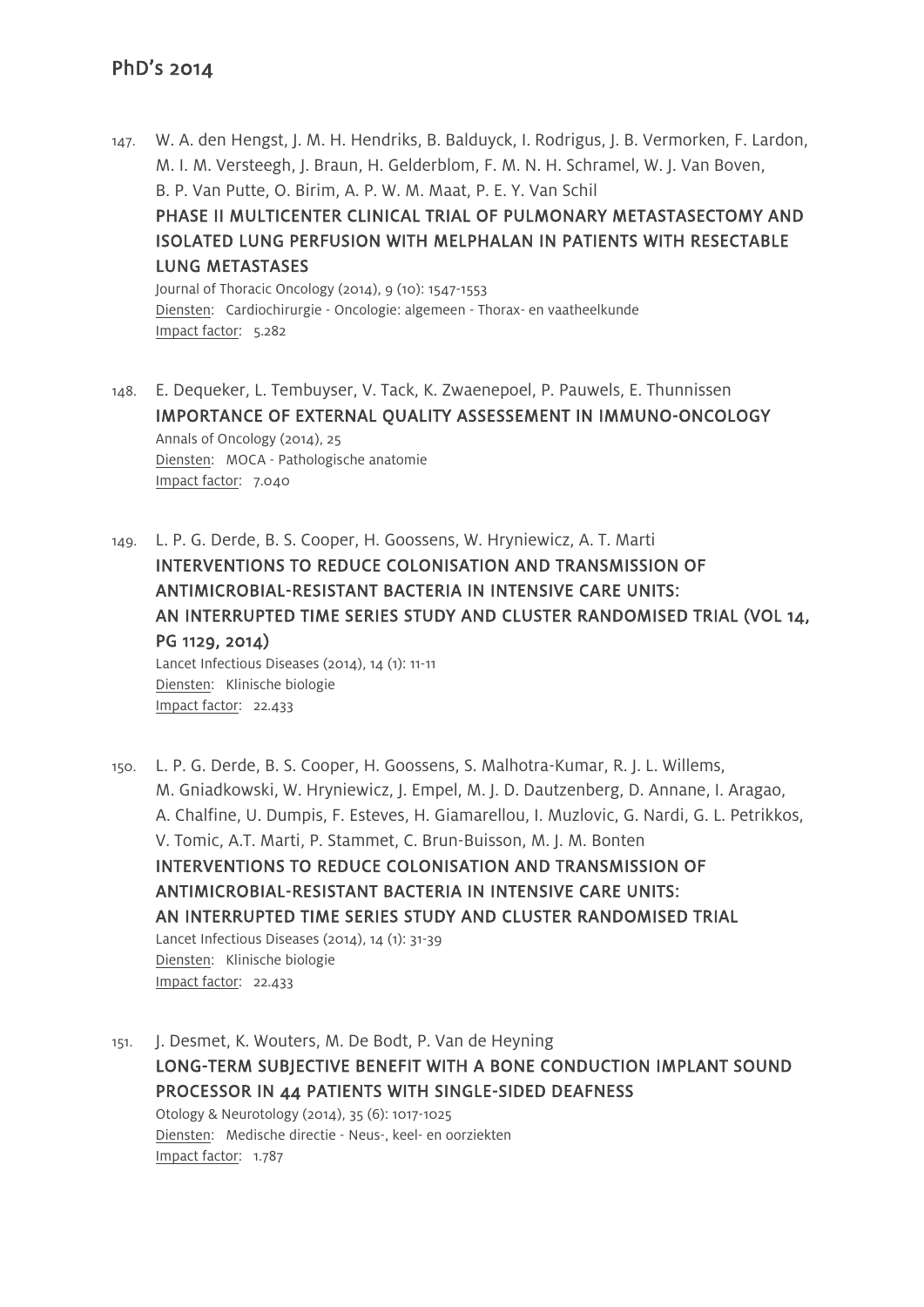## PhD's 2014

147. W. A. den Hengst, J. M. H. Hendriks, B. Balduyck, I. Rodrigus, J. B. Vermorken, F. Lardon, M. I. M. Versteegh, J. Braun, H. Gelderblom, F. M. N. H. Schramel, W. J. Van Boven, B. P. Van Putte, O. Birim, A. P. W. M. Maat, P. E. Y. Van Schil
   **PHASE II MULTICENTER CLINICAL TRIAL OF PULMONARY METASTASECTOMY AND ISOLATED LUNG PERFUSION WITH MELPHALAN IN PATIENTS WITH RESECTABLE LUNG METASTASES**
   Journal of Thoracic Oncology (2014), 9 (10): 1547-1553
   Diensten: Cardiochirurgie - Oncologie: algemeen - Thorax- en vaatheelkunde
   Impact factor: 5.282

148. E. Dequeker, L. Tembuyser, V. Tack, K. Zwaenepoel, P. Pauwels, E. Thunnissen
   **IMPORTANCE OF EXTERNAL QUALITY ASSESSEMENT IN IMMUNO-ONCOLOGY**
   Annals of Oncology (2014), 25
   Diensten: MOCA - Pathologische anatomie
   Impact factor: 7.040

149. L. P. G. Derde, B. S. Cooper, H. Goossens, W. Hryniewicz, A. T. Marti
   **INTERVENTIONS TO REDUCE COLONISATION AND TRANSMISSION OF ANTIMICROBIAL-RESISTANT BACTERIA IN INTENSIVE CARE UNITS: AN INTERRUPTED TIME SERIES STUDY AND CLUSTER RANDOMISED TRIAL (VOL 14, PG 1129, 2014)**
   Lancet Infectious Diseases (2014), 14 (1): 11-11
   Diensten: Klinische biologie
   Impact factor: 22.433

150. L. P. G. Derde, B. S. Cooper, H. Goossens, S. Malhotra-Kumar, R. J. L. Willems, M. Gniadkowski, W. Hryniewicz, J. Empel, M. J. D. Dautzenberg, D. Annane, I. Aragao, A. Chalfine, U. Dumpis, F. Esteves, H. Giamarellou, I. Muzlovic, G. Nardi, G. L. Petrikkos, V. Tomic, A.T. Marti, P. Stammet, C. Brun-Buisson, M. J. M. Bonten
   **INTERVENTIONS TO REDUCE COLONISATION AND TRANSMISSION OF ANTIMICROBIAL-RESISTANT BACTERIA IN INTENSIVE CARE UNITS: AN INTERRUPTED TIME SERIES STUDY AND CLUSTER RANDOMISED TRIAL**
   Lancet Infectious Diseases (2014), 14 (1): 31-39
   Diensten: Klinische biologie
   Impact factor: 22.433

151. J. Desmet, K. Wouters, M. De Bodt, P. Van de Heyning
   **LONG-TERM SUBJECTIVE BENEFIT WITH A BONE CONDUCTION IMPLANT SOUND PROCESSOR IN 44 PATIENTS WITH SINGLE-SIDED DEAFNESS**
   Otology & Neurotology (2014), 35 (6): 1017-1025
   Diensten: Medische directie - Neus-, keel- en oorziekten
   Impact factor: 1.787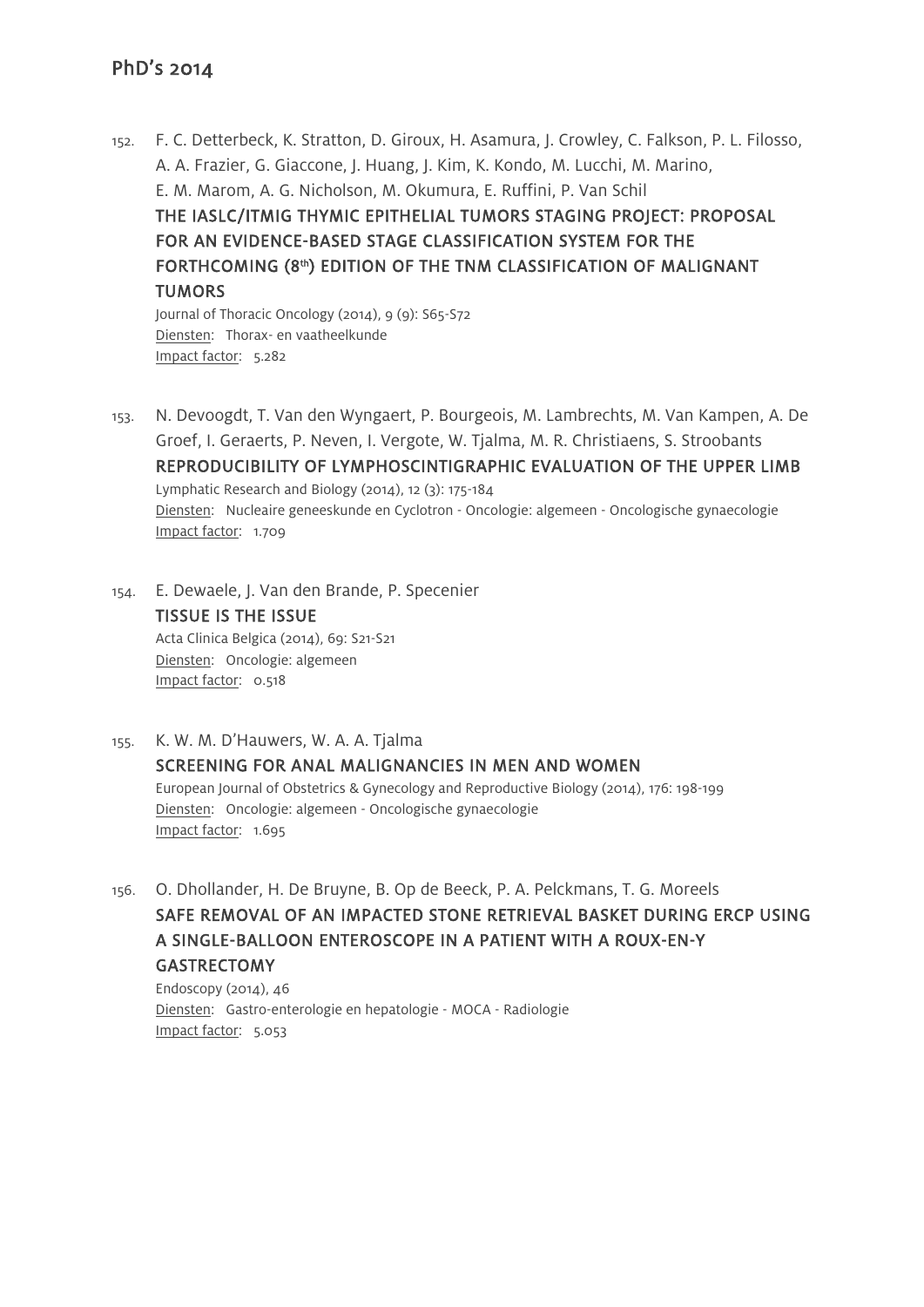## PhD's 2014

152. F. C. Detterbeck, K. Stratton, D. Giroux, H. Asamura, J. Crowley, C. Falkson, P. L. Filosso, A. A. Frazier, G. Giaccone, J. Huang, J. Kim, K. Kondo, M. Lucchi, M. Marino, E. M. Marom, A. G. Nicholson, M. Okumura, E. Ruffini, P. Van Schil
    **THE IASLC/ITMIG THYMIC EPITHELIAL TUMORS STAGING PROJECT: PROPOSAL FOR AN EVIDENCE-BASED STAGE CLASSIFICATION SYSTEM FOR THE FORTHCOMING (8th) EDITION OF THE TNM CLASSIFICATION OF MALIGNANT TUMORS**
    Journal of Thoracic Oncology (2014), 9 (9): S65-S72
    Diensten: Thorax- en vaatheelkunde
    Impact factor: 5.282

153. N. Devoogdt, T. Van den Wyngaert, P. Bourgeois, M. Lambrechts, M. Van Kampen, A. De Groef, I. Geraerts, P. Neven, I. Vergote, W. Tjalma, M. R. Christiaens, S. Stroobants
    **REPRODUCIBILITY OF LYMPHOSCINTIGRAPHIC EVALUATION OF THE UPPER LIMB**
    Lymphatic Research and Biology (2014), 12 (3): 175-184
    Diensten: Nucleaire geneeskunde en Cyclotron - Oncologie: algemeen - Oncologische gynaecologie
    Impact factor: 1.709

154. E. Dewaele, J. Van den Brande, P. Specenier
    **TISSUE IS THE ISSUE**
    Acta Clinica Belgica (2014), 69: S21-S21
    Diensten: Oncologie: algemeen
    Impact factor: 0.518

155. K. W. M. D'Hauwers, W. A. A. Tjalma
    **SCREENING FOR ANAL MALIGNANCIES IN MEN AND WOMEN**
    European Journal of Obstetrics & Gynecology and Reproductive Biology (2014), 176: 198-199
    Diensten: Oncologie: algemeen - Oncologische gynaecologie
    Impact factor: 1.695

156. O. Dhollander, H. De Bruyne, B. Op de Beeck, P. A. Pelckmans, T. G. Moreels
    **SAFE REMOVAL OF AN IMPACTED STONE RETRIEVAL BASKET DURING ERCP USING A SINGLE-BALLOON ENTEROSCOPE IN A PATIENT WITH A ROUX-EN-Y GASTRECTOMY**
    Endoscopy (2014), 46
    Diensten: Gastro-enterologie en hepatologie - MOCA - Radiologie
    Impact factor: 5.053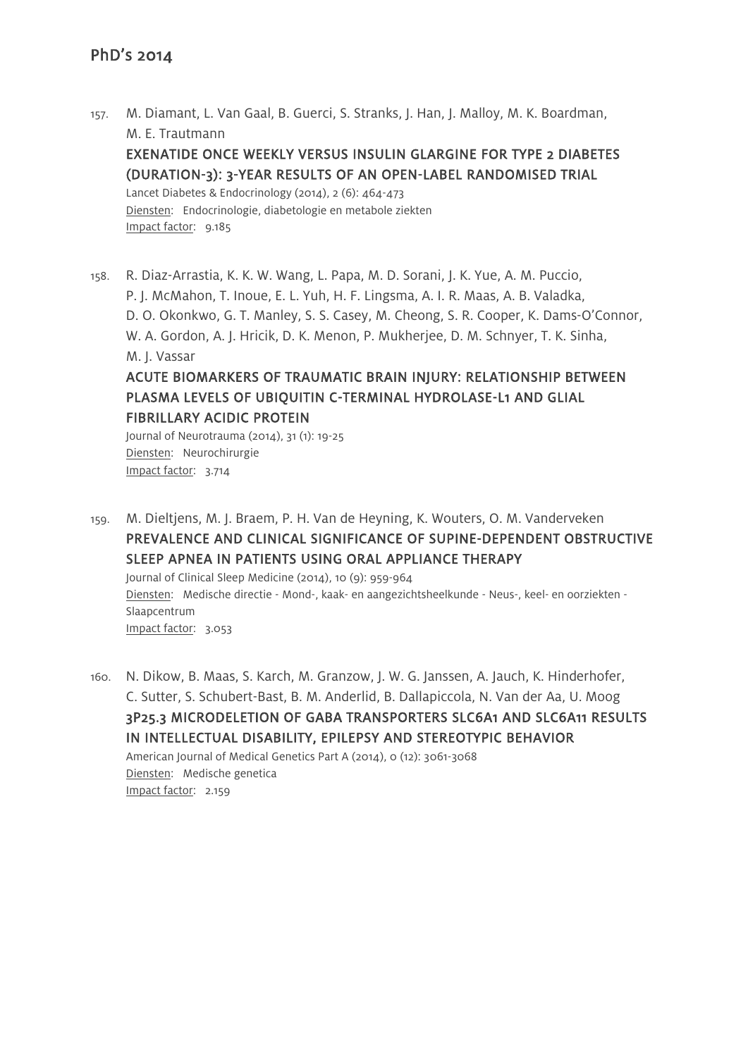157. M. Diamant, L. Van Gaal, B. Guerci, S. Stranks, J. Han, J. Malloy, M. K. Boardman, M. E. Trautmann
**EXENATIDE ONCE WEEKLY VERSUS INSULIN GLARGINE FOR TYPE 2 DIABETES (DURATION-3): 3-YEAR RESULTS OF AN OPEN-LABEL RANDOMISED TRIAL**
Lancet Diabetes & Endocrinology (2014), 2 (6): 464-473
Diensten: Endocrinologie, diabetologie en metabole ziekten
Impact factor: 9.185

158. R. Diaz-Arrastia, K. K. W. Wang, L. Papa, M. D. Sorani, J. K. Yue, A. M. Puccio, P. J. McMahon, T. Inoue, E. L. Yuh, H. F. Lingsma, A. I. R. Maas, A. B. Valadka, D. O. Okonkwo, G. T. Manley, S. S. Casey, M. Cheong, S. R. Cooper, K. Dams-O'Connor, W. A. Gordon, A. J. Hricik, D. K. Menon, P. Mukherjee, D. M. Schnyer, T. K. Sinha, M. J. Vassar
**ACUTE BIOMARKERS OF TRAUMATIC BRAIN INJURY: RELATIONSHIP BETWEEN PLASMA LEVELS OF UBIQUITIN C-TERMINAL HYDROLASE-L1 AND GLIAL FIBRILLARY ACIDIC PROTEIN**
Journal of Neurotrauma (2014), 31 (1): 19-25
Diensten: Neurochirurgie
Impact factor: 3.714

159. M. Dieltjens, M. J. Braem, P. H. Van de Heyning, K. Wouters, O. M. Vanderveken
**PREVALENCE AND CLINICAL SIGNIFICANCE OF SUPINE-DEPENDENT OBSTRUCTIVE SLEEP APNEA IN PATIENTS USING ORAL APPLIANCE THERAPY**
Journal of Clinical Sleep Medicine (2014), 10 (9): 959-964
Diensten: Medische directie - Mond-, kaak- en aangezichtsheelkunde - Neus-, keel- en oorziekten - Slaapcentrum
Impact factor: 3.053

160. N. Dikow, B. Maas, S. Karch, M. Granzow, J. W. G. Janssen, A. Jauch, K. Hinderhofer, C. Sutter, S. Schubert-Bast, B. M. Anderlid, B. Dallapiccola, N. Van der Aa, U. Moog
**3P25.3 MICRODELETION OF GABA TRANSPORTERS SLC6A1 AND SLC6A11 RESULTS IN INTELLECTUAL DISABILITY, EPILEPSY AND STEREOTYPIC BEHAVIOR**
American Journal of Medical Genetics Part A (2014), 0 (12): 3061-3068
Diensten: Medische genetica
Impact factor: 2.159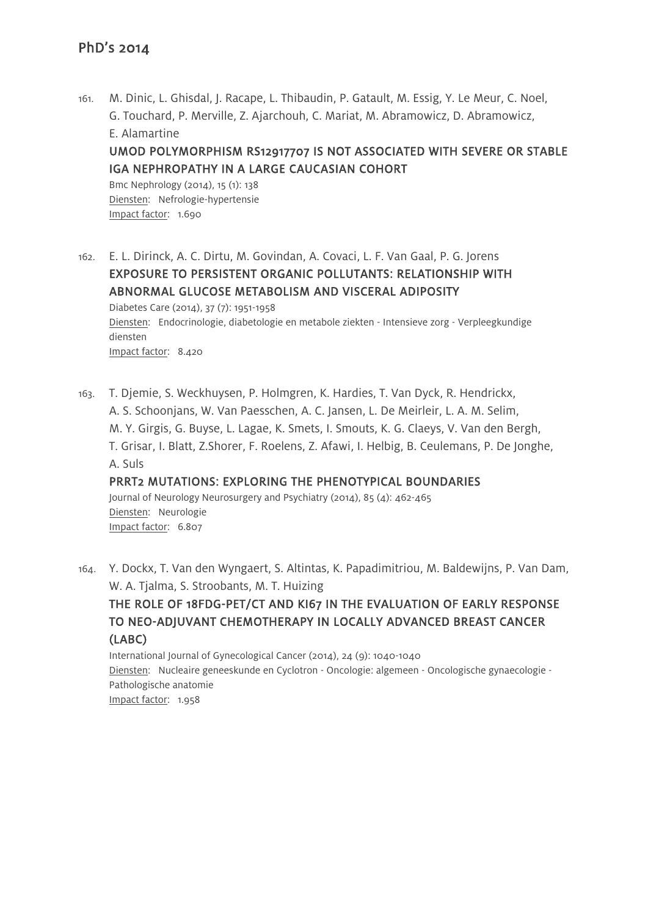# PhD's 2014

161. M. Dinic, L. Ghisdal, J. Racape, L. Thibaudin, P. Gatault, M. Essig, Y. Le Meur, C. Noel, G. Touchard, P. Merville, Z. Ajarchouh, C. Mariat, M. Abramowicz, D. Abramowicz, E. Alamartine

    **UMOD POLYMORPHISM RS12917707 IS NOT ASSOCIATED WITH SEVERE OR STABLE IGA NEPHROPATHY IN A LARGE CAUCASIAN COHORT**

    Bmc Nephrology (2014), 15 (1): 138
    Diensten: Nefrologie-hypertensie
    Impact factor: 1.690

162. E. L. Dirinck, A. C. Dirtu, M. Govindan, A. Covaci, L. F. Van Gaal, P. G. Jorens

    **EXPOSURE TO PERSISTENT ORGANIC POLLUTANTS: RELATIONSHIP WITH ABNORMAL GLUCOSE METABOLISM AND VISCERAL ADIPOSITY**

    Diabetes Care (2014), 37 (7): 1951-1958
    Diensten: Endocrinologie, diabetologie en metabole ziekten - Intensieve zorg - Verpleegkundige diensten
    Impact factor: 8.420

163. T. Djemie, S. Weckhuysen, P. Holmgren, K. Hardies, T. Van Dyck, R. Hendrickx, A. S. Schoonjans, W. Van Paesschen, A. C. Jansen, L. De Meirleir, L. A. M. Selim, M. Y. Girgis, G. Buyse, L. Lagae, K. Smets, I. Smouts, K. G. Claeys, V. Van den Bergh, T. Grisar, I. Blatt, Z.Shorer, F. Roelens, Z. Afawi, I. Helbig, B. Ceulemans, P. De Jonghe, A. Suls

    **PRRT2 MUTATIONS: EXPLORING THE PHENOTYPICAL BOUNDARIES**

    Journal of Neurology Neurosurgery and Psychiatry (2014), 85 (4): 462-465
    Diensten: Neurologie
    Impact factor: 6.807

164. Y. Dockx, T. Van den Wyngaert, S. Altintas, K. Papadimitriou, M. Baldewijns, P. Van Dam, W. A. Tjalma, S. Stroobants, M. T. Huizing

    **THE ROLE OF 18FDG-PET/CT AND KI67 IN THE EVALUATION OF EARLY RESPONSE TO NEO-ADJUVANT CHEMOTHERAPY IN LOCALLY ADVANCED BREAST CANCER (LABC)**

    International Journal of Gynecological Cancer (2014), 24 (9): 1040-1040
    Diensten: Nucleaire geneeskunde en Cyclotron - Oncologie: algemeen - Oncologische gynaecologie - Pathologische anatomie
    Impact factor: 1.958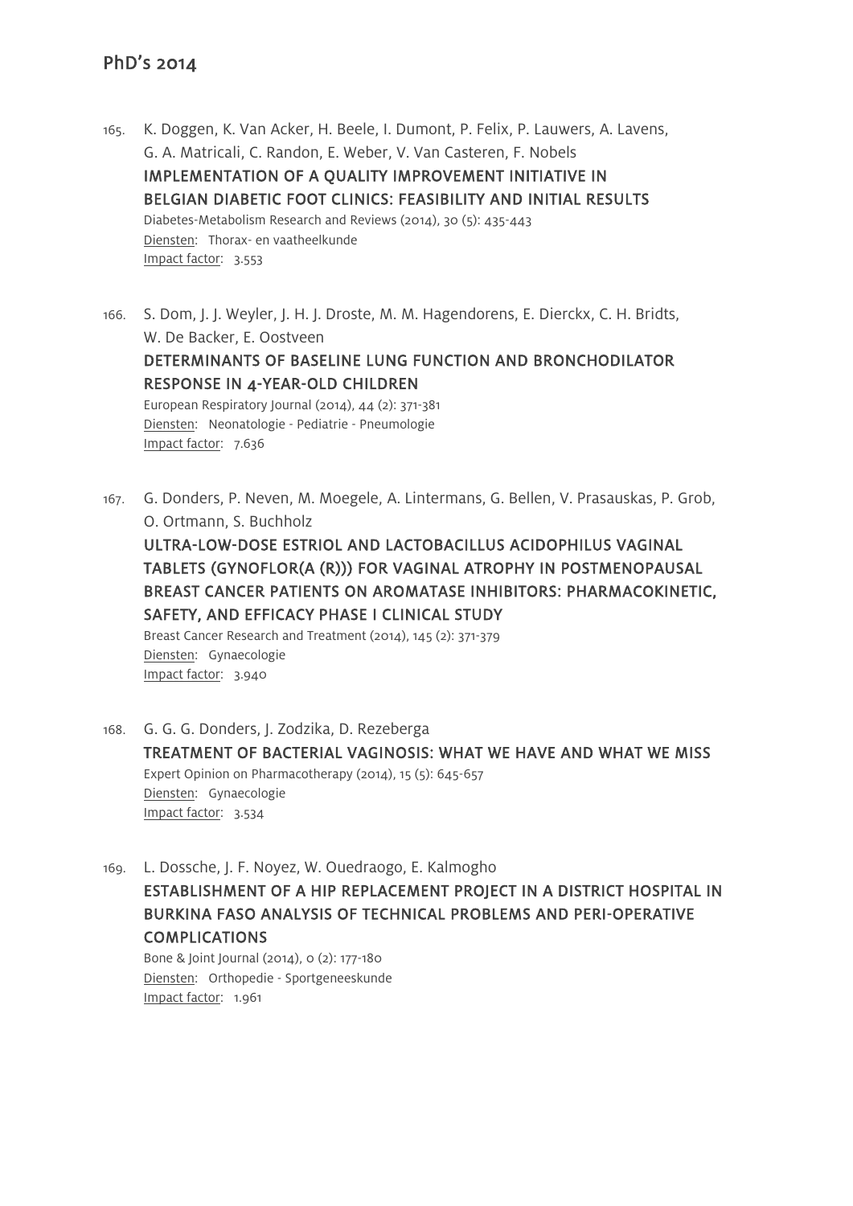# PhD's 2014

165. K. Doggen, K. Van Acker, H. Beele, I. Dumont, P. Felix, P. Lauwers, A. Lavens, G. A. Matricali, C. Randon, E. Weber, V. Van Casteren, F. Nobels
**IMPLEMENTATION OF A QUALITY IMPROVEMENT INITIATIVE IN BELGIAN DIABETIC FOOT CLINICS: FEASIBILITY AND INITIAL RESULTS**
Diabetes-Metabolism Research and Reviews (2014), 30 (5): 435-443
Diensten: Thorax- en vaatheelkunde
Impact factor: 3.553

166. S. Dom, J. J. Weyler, J. H. J. Droste, M. M. Hagendorens, E. Dierckx, C. H. Bridts, W. De Backer, E. Oostveen
**DETERMINANTS OF BASELINE LUNG FUNCTION AND BRONCHODILATOR RESPONSE IN 4-YEAR-OLD CHILDREN**
European Respiratory Journal (2014), 44 (2): 371-381
Diensten: Neonatologie - Pediatrie - Pneumologie
Impact factor: 7.636

167. G. Donders, P. Neven, M. Moegele, A. Lintermans, G. Bellen, V. Prasauskas, P. Grob, O. Ortmann, S. Buchholz
**ULTRA-LOW-DOSE ESTRIOL AND LACTOBACILLUS ACIDOPHILUS VAGINAL TABLETS (GYNOFLOR(A (R))) FOR VAGINAL ATROPHY IN POSTMENOPAUSAL BREAST CANCER PATIENTS ON AROMATASE INHIBITORS: PHARMACOKINETIC, SAFETY, AND EFFICACY PHASE I CLINICAL STUDY**
Breast Cancer Research and Treatment (2014), 145 (2): 371-379
Diensten: Gynaecologie
Impact factor: 3.940

168. G. G. G. Donders, J. Zodzika, D. Rezeberga
**TREATMENT OF BACTERIAL VAGINOSIS: WHAT WE HAVE AND WHAT WE MISS**
Expert Opinion on Pharmacotherapy (2014), 15 (5): 645-657
Diensten: Gynaecologie
Impact factor: 3.534

169. L. Dossche, J. F. Noyez, W. Ouedraogo, E. Kalmogho
**ESTABLISHMENT OF A HIP REPLACEMENT PROJECT IN A DISTRICT HOSPITAL IN BURKINA FASO ANALYSIS OF TECHNICAL PROBLEMS AND PERI-OPERATIVE COMPLICATIONS**
Bone & Joint Journal (2014), 0 (2): 177-180
Diensten: Orthopedie - Sportgeneeskunde
Impact factor: 1.961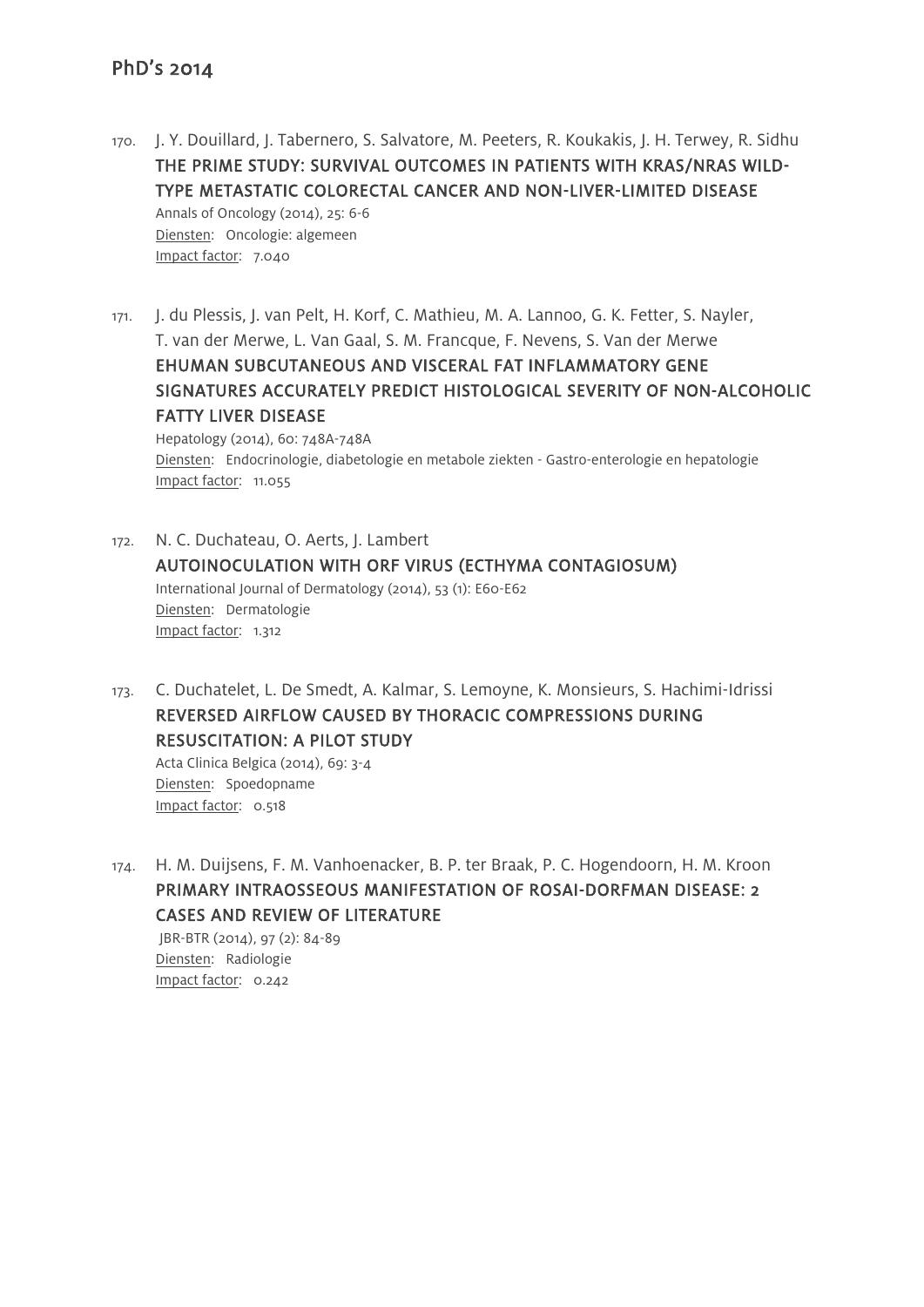## PhD's 2014

170. J. Y. Douillard, J. Tabernero, S. Salvatore, M. Peeters, R. Koukakis, J. H. Terwey, R. Sidhu
**THE PRIME STUDY: SURVIVAL OUTCOMES IN PATIENTS WITH KRAS/NRAS WILD-TYPE METASTATIC COLORECTAL CANCER AND NON-LIVER-LIMITED DISEASE**
Annals of Oncology (2014), 25: 6-6
Diensten: Oncologie: algemeen
Impact factor: 7.040

171. J. du Plessis, J. van Pelt, H. Korf, C. Mathieu, M. A. Lannoo, G. K. Fetter, S. Nayler, T. van der Merwe, L. Van Gaal, S. M. Francque, F. Nevens, S. Van der Merwe
**EHUMAN SUBCUTANEOUS AND VISCERAL FAT INFLAMMATORY GENE SIGNATURES ACCURATELY PREDICT HISTOLOGICAL SEVERITY OF NON-ALCOHOLIC FATTY LIVER DISEASE**
Hepatology (2014), 60: 748A-748A
Diensten: Endocrinologie, diabetologie en metabole ziekten - Gastro-enterologie en hepatologie
Impact factor: 11.055

172. N. C. Duchateau, O. Aerts, J. Lambert
**AUTOINOCULATION WITH ORF VIRUS (ECTHYMA CONTAGIOSUM)**
International Journal of Dermatology (2014), 53 (1): E60-E62
Diensten: Dermatologie
Impact factor: 1.312

173. C. Duchatelet, L. De Smedt, A. Kalmar, S. Lemoyne, K. Monsieurs, S. Hachimi-Idrissi
**REVERSED AIRFLOW CAUSED BY THORACIC COMPRESSIONS DURING RESUSCITATION: A PILOT STUDY**
Acta Clinica Belgica (2014), 69: 3-4
Diensten: Spoedopname
Impact factor: 0.518

174. H. M. Duijsens, F. M. Vanhoenacker, B. P. ter Braak, P. C. Hogendoorn, H. M. Kroon
**PRIMARY INTRAOSSEOUS MANIFESTATION OF ROSAI-DORFMAN DISEASE: 2 CASES AND REVIEW OF LITERATURE**
JBR-BTR (2014), 97 (2): 84-89
Diensten: Radiologie
Impact factor: 0.242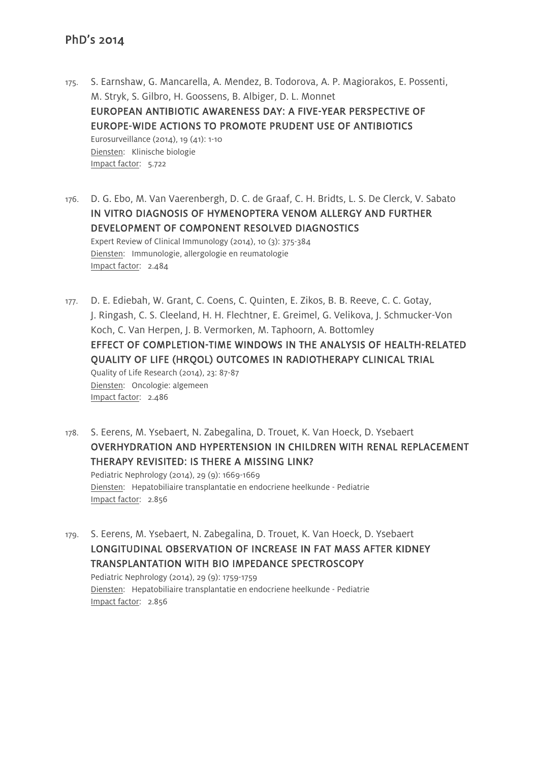175. S. Earnshaw, G. Mancarella, A. Mendez, B. Todorova, A. P. Magiorakos, E. Possenti, M. Stryk, S. Gilbro, H. Goossens, B. Albiger, D. L. Monnet
**EUROPEAN ANTIBIOTIC AWARENESS DAY: A FIVE-YEAR PERSPECTIVE OF EUROPE-WIDE ACTIONS TO PROMOTE PRUDENT USE OF ANTIBIOTICS**
Eurosurveillance (2014), 19 (41): 1-10
Diensten: Klinische biologie
Impact factor: 5.722

176. D. G. Ebo, M. Van Vaerenbergh, D. C. de Graaf, C. H. Bridts, L. S. De Clerck, V. Sabato
**IN VITRO DIAGNOSIS OF HYMENOPTERA VENOM ALLERGY AND FURTHER DEVELOPMENT OF COMPONENT RESOLVED DIAGNOSTICS**
Expert Review of Clinical Immunology (2014), 10 (3): 375-384
Diensten: Immunologie, allergologie en reumatologie
Impact factor: 2.484

177. D. E. Ediebah, W. Grant, C. Coens, C. Quinten, E. Zikos, B. B. Reeve, C. C. Gotay, J. Ringash, C. S. Cleeland, H. H. Flechtner, E. Greimel, G. Velikova, J. Schmucker-Von Koch, C. Van Herpen, J. B. Vermorken, M. Taphoorn, A. Bottomley
**EFFECT OF COMPLETION-TIME WINDOWS IN THE ANALYSIS OF HEALTH-RELATED QUALITY OF LIFE (HRQOL) OUTCOMES IN RADIOTHERAPY CLINICAL TRIAL**
Quality of Life Research (2014), 23: 87-87
Diensten: Oncologie: algemeen
Impact factor: 2.486

178. S. Eerens, M. Ysebaert, N. Zabegalina, D. Trouet, K. Van Hoeck, D. Ysebaert
**OVERHYDRATION AND HYPERTENSION IN CHILDREN WITH RENAL REPLACEMENT THERAPY REVISITED: IS THERE A MISSING LINK?**
Pediatric Nephrology (2014), 29 (9): 1669-1669
Diensten: Hepatobiliaire transplantatie en endocriene heelkunde - Pediatrie
Impact factor: 2.856

179. S. Eerens, M. Ysebaert, N. Zabegalina, D. Trouet, K. Van Hoeck, D. Ysebaert
**LONGITUDINAL OBSERVATION OF INCREASE IN FAT MASS AFTER KIDNEY TRANSPLANTATION WITH BIO IMPEDANCE SPECTROSCOPY**
Pediatric Nephrology (2014), 29 (9): 1759-1759
Diensten: Hepatobiliaire transplantatie en endocriene heelkunde - Pediatrie
Impact factor: 2.856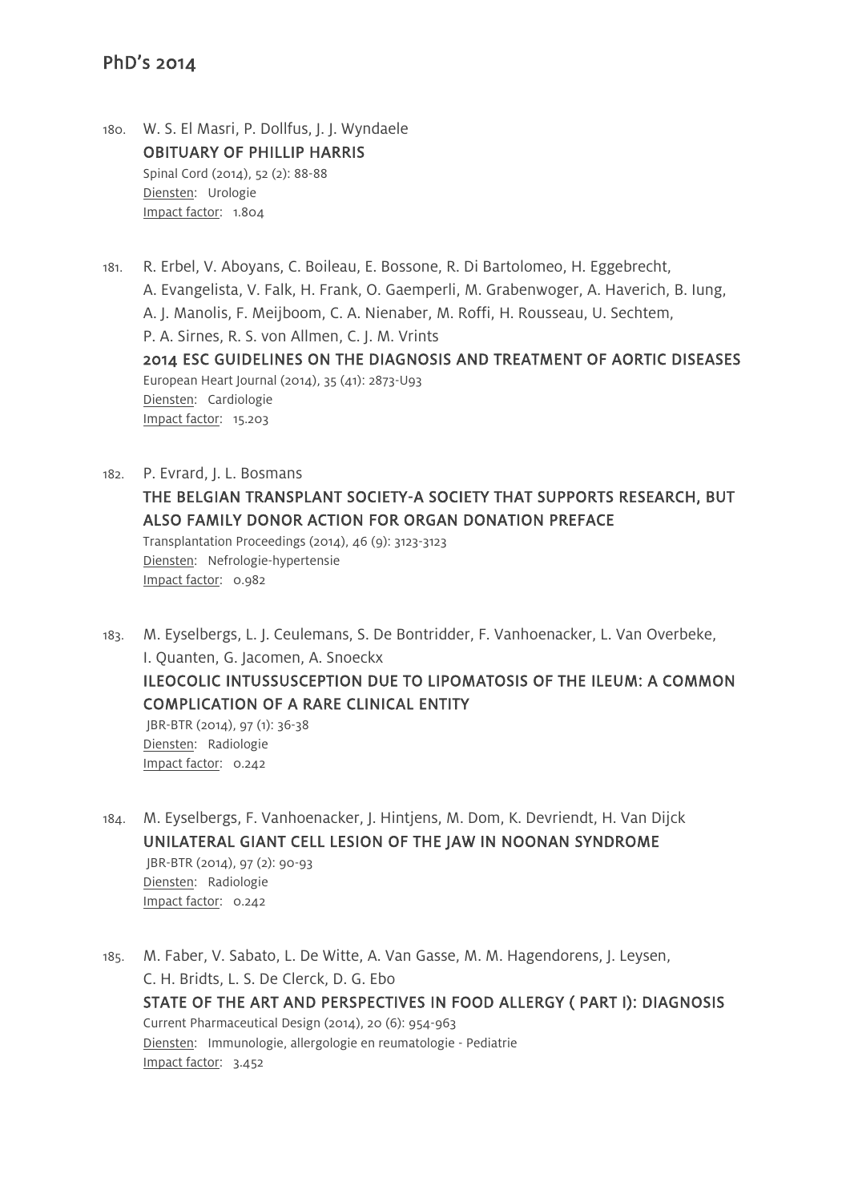## PhD's 2014

180. W. S. El Masri, P. Dollfus, J. J. Wyndaele
    **OBITUARY OF PHILLIP HARRIS**
    Spinal Cord (2014), 52 (2): 88-88
    Diensten: Urologie
    Impact factor: 1.804

181. R. Erbel, V. Aboyans, C. Boileau, E. Bossone, R. Di Bartolomeo, H. Eggebrecht, A. Evangelista, V. Falk, H. Frank, O. Gaemperli, M. Grabenwoger, A. Haverich, B. Iung, A. J. Manolis, F. Meijboom, C. A. Nienaber, M. Roffi, H. Rousseau, U. Sechtem, P. A. Sirnes, R. S. von Allmen, C. J. M. Vrints
    **2014 ESC GUIDELINES ON THE DIAGNOSIS AND TREATMENT OF AORTIC DISEASES**
    European Heart Journal (2014), 35 (41): 2873-U93
    Diensten: Cardiologie
    Impact factor: 15.203

182. P. Evrard, J. L. Bosmans
    **THE BELGIAN TRANSPLANT SOCIETY-A SOCIETY THAT SUPPORTS RESEARCH, BUT ALSO FAMILY DONOR ACTION FOR ORGAN DONATION PREFACE**
    Transplantation Proceedings (2014), 46 (9): 3123-3123
    Diensten: Nefrologie-hypertensie
    Impact factor: 0.982

183. M. Eyselbergs, L. J. Ceulemans, S. De Bontridder, F. Vanhoenacker, L. Van Overbeke, I. Quanten, G. Jacomen, A. Snoeckx
    **ILEOCOLIC INTUSSUSCEPTION DUE TO LIPOMATOSIS OF THE ILEUM: A COMMON COMPLICATION OF A RARE CLINICAL ENTITY**
    JBR-BTR (2014), 97 (1): 36-38
    Diensten: Radiologie
    Impact factor: 0.242

184. M. Eyselbergs, F. Vanhoenacker, J. Hintjens, M. Dom, K. Devriendt, H. Van Dijck
    **UNILATERAL GIANT CELL LESION OF THE JAW IN NOONAN SYNDROME**
    JBR-BTR (2014), 97 (2): 90-93
    Diensten: Radiologie
    Impact factor: 0.242

185. M. Faber, V. Sabato, L. De Witte, A. Van Gasse, M. M. Hagendorens, J. Leysen, C. H. Bridts, L. S. De Clerck, D. G. Ebo
    **STATE OF THE ART AND PERSPECTIVES IN FOOD ALLERGY ( PART I): DIAGNOSIS**
    Current Pharmaceutical Design (2014), 20 (6): 954-963
    Diensten: Immunologie, allergologie en reumatologie - Pediatrie
    Impact factor: 3.452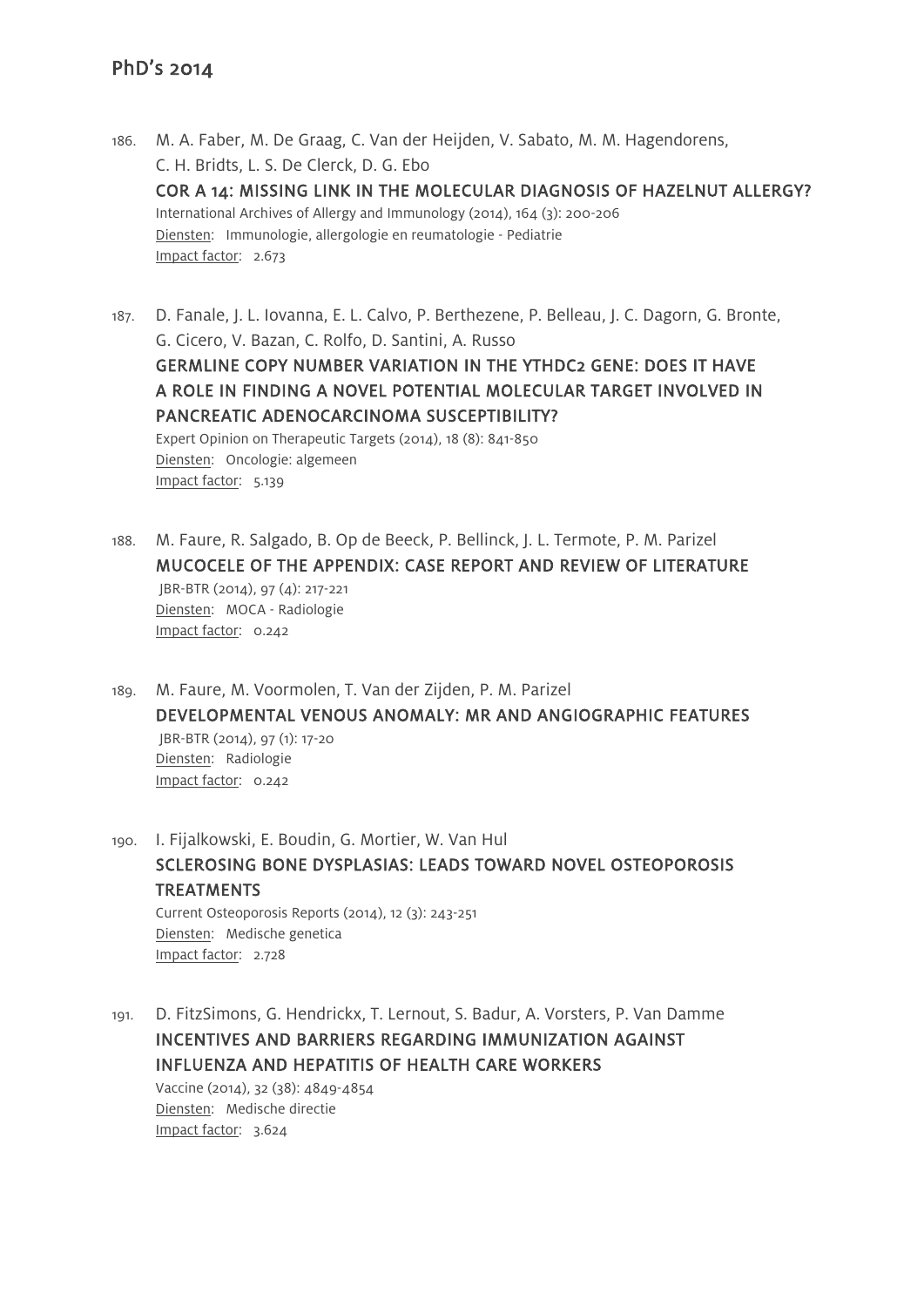## PhD's 2014

186. M. A. Faber, M. De Graag, C. Van der Heijden, V. Sabato, M. M. Hagendorens, C. H. Bridts, L. S. De Clerck, D. G. Ebo
   **COR A 14: MISSING LINK IN THE MOLECULAR DIAGNOSIS OF HAZELNUT ALLERGY?**
   International Archives of Allergy and Immunology (2014), 164 (3): 200-206
   Diensten: Immunologie, allergologie en reumatologie - Pediatrie
   Impact factor: 2.673

187. D. Fanale, J. L. Iovanna, E. L. Calvo, P. Berthezene, P. Belleau, J. C. Dagorn, G. Bronte, G. Cicero, V. Bazan, C. Rolfo, D. Santini, A. Russo
   **GERMLINE COPY NUMBER VARIATION IN THE YTHDC2 GENE: DOES IT HAVE A ROLE IN FINDING A NOVEL POTENTIAL MOLECULAR TARGET INVOLVED IN PANCREATIC ADENOCARCINOMA SUSCEPTIBILITY?**
   Expert Opinion on Therapeutic Targets (2014), 18 (8): 841-850
   Diensten: Oncologie: algemeen
   Impact factor: 5.139

188. M. Faure, R. Salgado, B. Op de Beeck, P. Bellinck, J. L. Termote, P. M. Parizel
   **MUCOCELE OF THE APPENDIX: CASE REPORT AND REVIEW OF LITERATURE**
   JBR-BTR (2014), 97 (4): 217-221
   Diensten: MOCA - Radiologie
   Impact factor: 0.242

189. M. Faure, M. Voormolen, T. Van der Zijden, P. M. Parizel
   **DEVELOPMENTAL VENOUS ANOMALY: MR AND ANGIOGRAPHIC FEATURES**
   JBR-BTR (2014), 97 (1): 17-20
   Diensten: Radiologie
   Impact factor: 0.242

190. I. Fijalkowski, E. Boudin, G. Mortier, W. Van Hul
   **SCLEROSING BONE DYSPLASIAS: LEADS TOWARD NOVEL OSTEOPOROSIS TREATMENTS**
   Current Osteoporosis Reports (2014), 12 (3): 243-251
   Diensten: Medische genetica
   Impact factor: 2.728

191. D. FitzSimons, G. Hendrickx, T. Lernout, S. Badur, A. Vorsters, P. Van Damme
   **INCENTIVES AND BARRIERS REGARDING IMMUNIZATION AGAINST INFLUENZA AND HEPATITIS OF HEALTH CARE WORKERS**
   Vaccine (2014), 32 (38): 4849-4854
   Diensten: Medische directie
   Impact factor: 3.624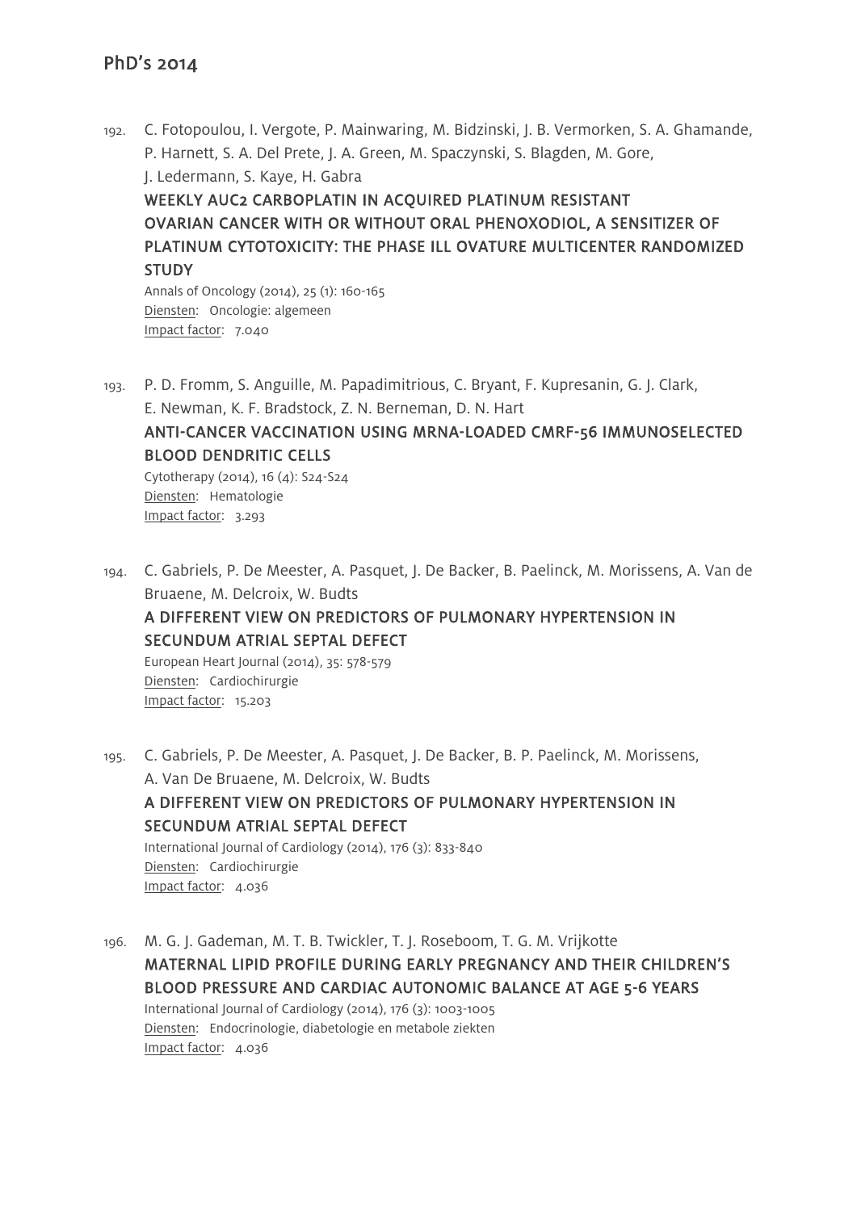192. C. Fotopoulou, I. Vergote, P. Mainwaring, M. Bidzinski, J. B. Vermorken, S. A. Ghamande, P. Harnett, S. A. Del Prete, J. A. Green, M. Spaczynski, S. Blagden, M. Gore, J. Ledermann, S. Kaye, H. Gabra
**WEEKLY AUC2 CARBOPLATIN IN ACQUIRED PLATINUM RESISTANT OVARIAN CANCER WITH OR WITHOUT ORAL PHENOXODIOL, A SENSITIZER OF PLATINUM CYTOTOXICITY: THE PHASE ILL OVATURE MULTICENTER RANDOMIZED STUDY**
Annals of Oncology (2014), 25 (1): 160-165
Diensten: Oncologie: algemeen
Impact factor: 7.040

193. P. D. Fromm, S. Anguille, M. Papadimitrious, C. Bryant, F. Kupresanin, G. J. Clark, E. Newman, K. F. Bradstock, Z. N. Berneman, D. N. Hart
**ANTI-CANCER VACCINATION USING MRNA-LOADED CMRF-56 IMMUNOSELECTED BLOOD DENDRITIC CELLS**
Cytotherapy (2014), 16 (4): S24-S24
Diensten: Hematologie
Impact factor: 3.293

194. C. Gabriels, P. De Meester, A. Pasquet, J. De Backer, B. Paelinck, M. Morissens, A. Van de Bruaene, M. Delcroix, W. Budts
**A DIFFERENT VIEW ON PREDICTORS OF PULMONARY HYPERTENSION IN SECUNDUM ATRIAL SEPTAL DEFECT**
European Heart Journal (2014), 35: 578-579
Diensten: Cardiochirurgie
Impact factor: 15.203

195. C. Gabriels, P. De Meester, A. Pasquet, J. De Backer, B. P. Paelinck, M. Morissens, A. Van De Bruaene, M. Delcroix, W. Budts
**A DIFFERENT VIEW ON PREDICTORS OF PULMONARY HYPERTENSION IN SECUNDUM ATRIAL SEPTAL DEFECT**
International Journal of Cardiology (2014), 176 (3): 833-840
Diensten: Cardiochirurgie
Impact factor: 4.036

196. M. G. J. Gademan, M. T. B. Twickler, T. J. Roseboom, T. G. M. Vrijkotte
**MATERNAL LIPID PROFILE DURING EARLY PREGNANCY AND THEIR CHILDREN'S BLOOD PRESSURE AND CARDIAC AUTONOMIC BALANCE AT AGE 5-6 YEARS**
International Journal of Cardiology (2014), 176 (3): 1003-1005
Diensten: Endocrinologie, diabetologie en metabole ziekten
Impact factor: 4.036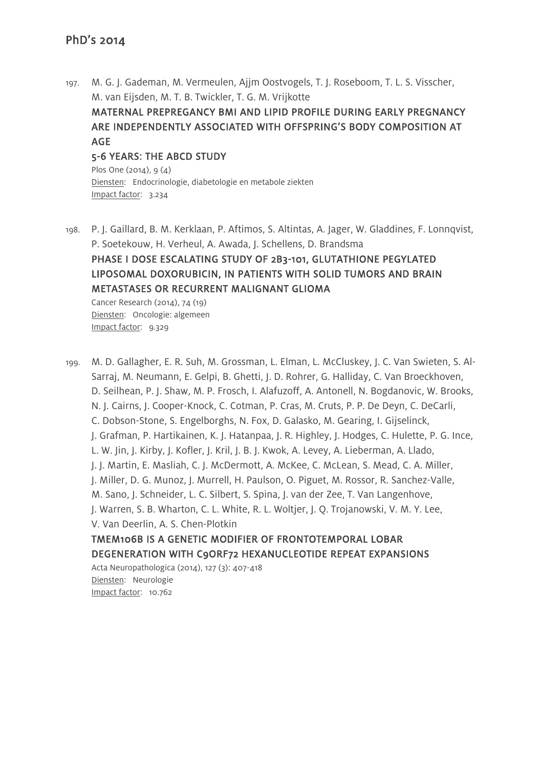197. M. G. J. Gademan, M. Vermeulen, Ajjm Oostvogels, T. J. Roseboom, T. L. S. Visscher, M. van Eijsden, M. T. B. Twickler, T. G. M. Vrijkotte
**MATERNAL PREPREGANCY BMI AND LIPID PROFILE DURING EARLY PREGNANCY ARE INDEPENDENTLY ASSOCIATED WITH OFFSPRING'S BODY COMPOSITION AT AGE**
**5-6 YEARS: THE ABCD STUDY**
Plos One (2014), 9 (4)
Diensten: Endocrinologie, diabetologie en metabole ziekten
Impact factor: 3.234

198. P. J. Gaillard, B. M. Kerklaan, P. Aftimos, S. Altintas, A. Jager, W. Gladdines, F. Lonnqvist, P. Soetekouw, H. Verheul, A. Awada, J. Schellens, D. Brandsma
**PHASE I DOSE ESCALATING STUDY OF 2B3-101, GLUTATHIONE PEGYLATED LIPOSOMAL DOXORUBICIN, IN PATIENTS WITH SOLID TUMORS AND BRAIN METASTASES OR RECURRENT MALIGNANT GLIOMA**
Cancer Research (2014), 74 (19)
Diensten: Oncologie: algemeen
Impact factor: 9.329

199. M. D. Gallagher, E. R. Suh, M. Grossman, L. Elman, L. McCluskey, J. C. Van Swieten, S. Al-Sarraj, M. Neumann, E. Gelpi, B. Ghetti, J. D. Rohrer, G. Halliday, C. Van Broeckhoven, D. Seilhean, P. J. Shaw, M. P. Frosch, I. Alafuzoff, A. Antonell, N. Bogdanovic, W. Brooks, N. J. Cairns, J. Cooper-Knock, C. Cotman, P. Cras, M. Cruts, P. P. De Deyn, C. DeCarli, C. Dobson-Stone, S. Engelborghs, N. Fox, D. Galasko, M. Gearing, I. Gijselinck, J. Grafman, P. Hartikainen, K. J. Hatanpaa, J. R. Highley, J. Hodges, C. Hulette, P. G. Ince, L. W. Jin, J. Kirby, J. Kofler, J. Kril, J. B. J. Kwok, A. Levey, A. Lieberman, A. Llado, J. J. Martin, E. Masliah, C. J. McDermott, A. McKee, C. McLean, S. Mead, C. A. Miller, J. Miller, D. G. Munoz, J. Murrell, H. Paulson, O. Piguet, M. Rossor, R. Sanchez-Valle, M. Sano, J. Schneider, L. C. Silbert, S. Spina, J. van der Zee, T. Van Langenhove, J. Warren, S. B. Wharton, C. L. White, R. L. Woltjer, J. Q. Trojanowski, V. M. Y. Lee, V. Van Deerlin, A. S. Chen-Plotkin
**TMEM106B IS A GENETIC MODIFIER OF FRONTOTEMPORAL LOBAR DEGENERATION WITH C9ORF72 HEXANUCLEOTIDE REPEAT EXPANSIONS**
Acta Neuropathologica (2014), 127 (3): 407-418
Diensten: Neurologie
Impact factor: 10.762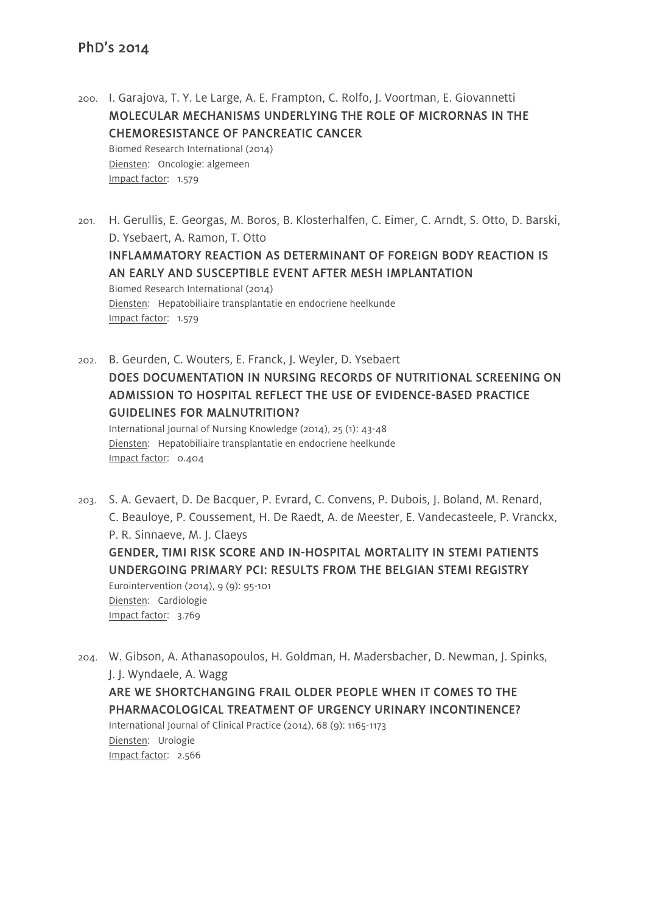## PhD's 2014

200. I. Garajova, T. Y. Le Large, A. E. Frampton, C. Rolfo, J. Voortman, E. Giovannetti
**MOLECULAR MECHANISMS UNDERLYING THE ROLE OF MICRORNAS IN THE CHEMORESISTANCE OF PANCREATIC CANCER**
Biomed Research International (2014)
Diensten: Oncologie: algemeen
Impact factor: 1.579

201. H. Gerullis, E. Georgas, M. Boros, B. Klosterhalfen, C. Eimer, C. Arndt, S. Otto, D. Barski, D. Ysebaert, A. Ramon, T. Otto
**INFLAMMATORY REACTION AS DETERMINANT OF FOREIGN BODY REACTION IS AN EARLY AND SUSCEPTIBLE EVENT AFTER MESH IMPLANTATION**
Biomed Research International (2014)
Diensten: Hepatobiliaire transplantatie en endocriene heelkunde
Impact factor: 1.579

202. B. Geurden, C. Wouters, E. Franck, J. Weyler, D. Ysebaert
**DOES DOCUMENTATION IN NURSING RECORDS OF NUTRITIONAL SCREENING ON ADMISSION TO HOSPITAL REFLECT THE USE OF EVIDENCE-BASED PRACTICE GUIDELINES FOR MALNUTRITION?**
International Journal of Nursing Knowledge (2014), 25 (1): 43-48
Diensten: Hepatobiliaire transplantatie en endocriene heelkunde
Impact factor: 0.404

203. S. A. Gevaert, D. De Bacquer, P. Evrard, C. Convens, P. Dubois, J. Boland, M. Renard, C. Beauloye, P. Coussement, H. De Raedt, A. de Meester, E. Vandecasteele, P. Vranckx, P. R. Sinnaeve, M. J. Claeys
**GENDER, TIMI RISK SCORE AND IN-HOSPITAL MORTALITY IN STEMI PATIENTS UNDERGOING PRIMARY PCI: RESULTS FROM THE BELGIAN STEMI REGISTRY**
Eurointervention (2014), 9 (9): 95-101
Diensten: Cardiologie
Impact factor: 3.769

204. W. Gibson, A. Athanasopoulos, H. Goldman, H. Madersbacher, D. Newman, J. Spinks, J. J. Wyndaele, A. Wagg
**ARE WE SHORTCHANGING FRAIL OLDER PEOPLE WHEN IT COMES TO THE PHARMACOLOGICAL TREATMENT OF URGENCY URINARY INCONTINENCE?**
International Journal of Clinical Practice (2014), 68 (9): 1165-1173
Diensten: Urologie
Impact factor: 2.566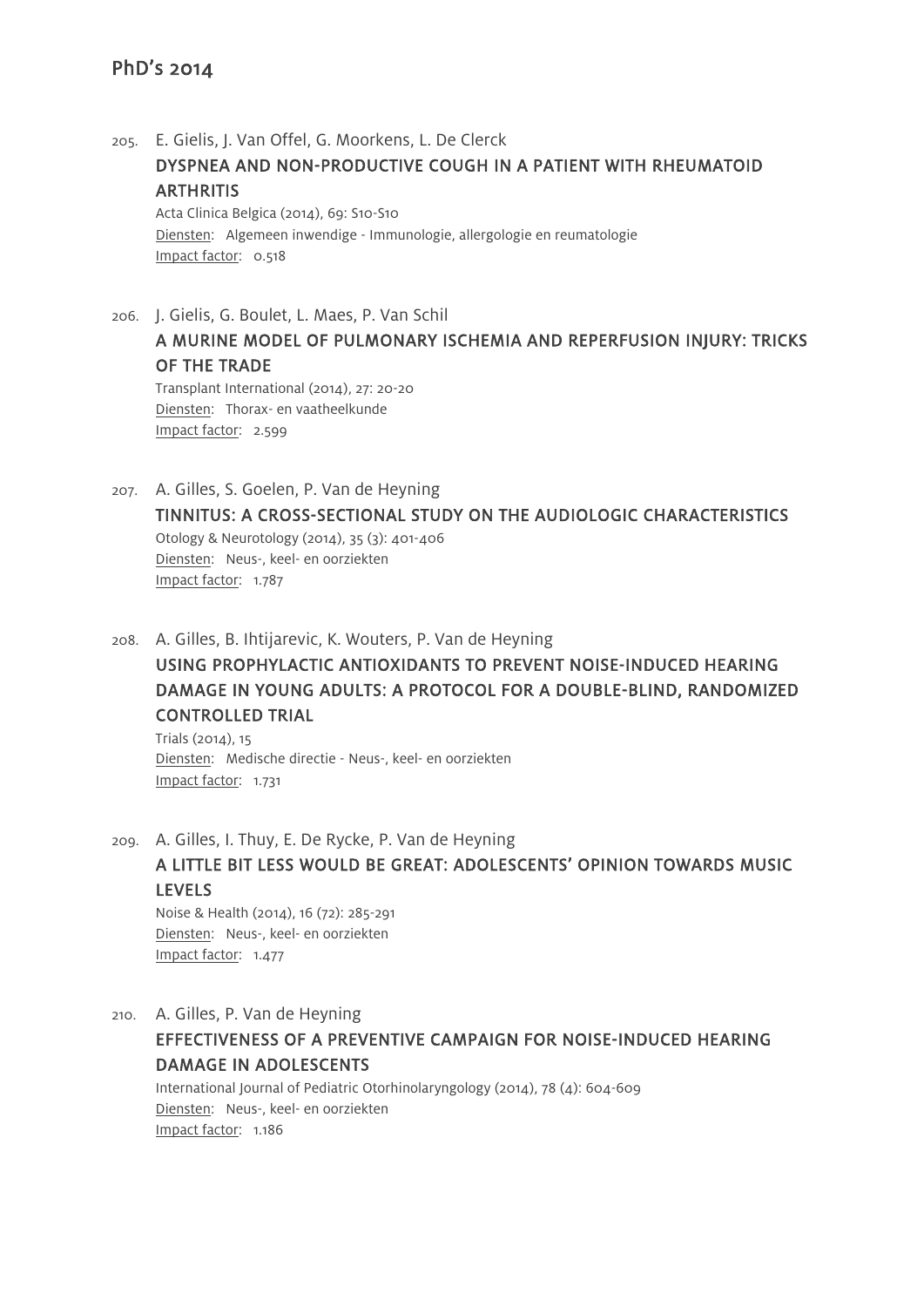## PhD's 2014

205. E. Gielis, J. Van Offel, G. Moorkens, L. De Clerck
**DYSPNEA AND NON-PRODUCTIVE COUGH IN A PATIENT WITH RHEUMATOID ARTHRITIS**
Acta Clinica Belgica (2014), 69: S10-S10
Diensten: Algemeen inwendige - Immunologie, allergologie en reumatologie
Impact factor: 0.518

206. J. Gielis, G. Boulet, L. Maes, P. Van Schil
**A MURINE MODEL OF PULMONARY ISCHEMIA AND REPERFUSION INJURY: TRICKS OF THE TRADE**
Transplant International (2014), 27: 20-20
Diensten: Thorax- en vaatheelkunde
Impact factor: 2.599

207. A. Gilles, S. Goelen, P. Van de Heyning
**TINNITUS: A CROSS-SECTIONAL STUDY ON THE AUDIOLOGIC CHARACTERISTICS**
Otology & Neurotology (2014), 35 (3): 401-406
Diensten: Neus-, keel- en oorziekten
Impact factor: 1.787

208. A. Gilles, B. Ihtijarevic, K. Wouters, P. Van de Heyning
**USING PROPHYLACTIC ANTIOXIDANTS TO PREVENT NOISE-INDUCED HEARING DAMAGE IN YOUNG ADULTS: A PROTOCOL FOR A DOUBLE-BLIND, RANDOMIZED CONTROLLED TRIAL**
Trials (2014), 15
Diensten: Medische directie - Neus-, keel- en oorziekten
Impact factor: 1.731

209. A. Gilles, I. Thuy, E. De Rycke, P. Van de Heyning
**A LITTLE BIT LESS WOULD BE GREAT: ADOLESCENTS' OPINION TOWARDS MUSIC LEVELS**
Noise & Health (2014), 16 (72): 285-291
Diensten: Neus-, keel- en oorziekten
Impact factor: 1.477

210. A. Gilles, P. Van de Heyning
**EFFECTIVENESS OF A PREVENTIVE CAMPAIGN FOR NOISE-INDUCED HEARING DAMAGE IN ADOLESCENTS**
International Journal of Pediatric Otorhinolaryngology (2014), 78 (4): 604-609
Diensten: Neus-, keel- en oorziekten
Impact factor: 1.186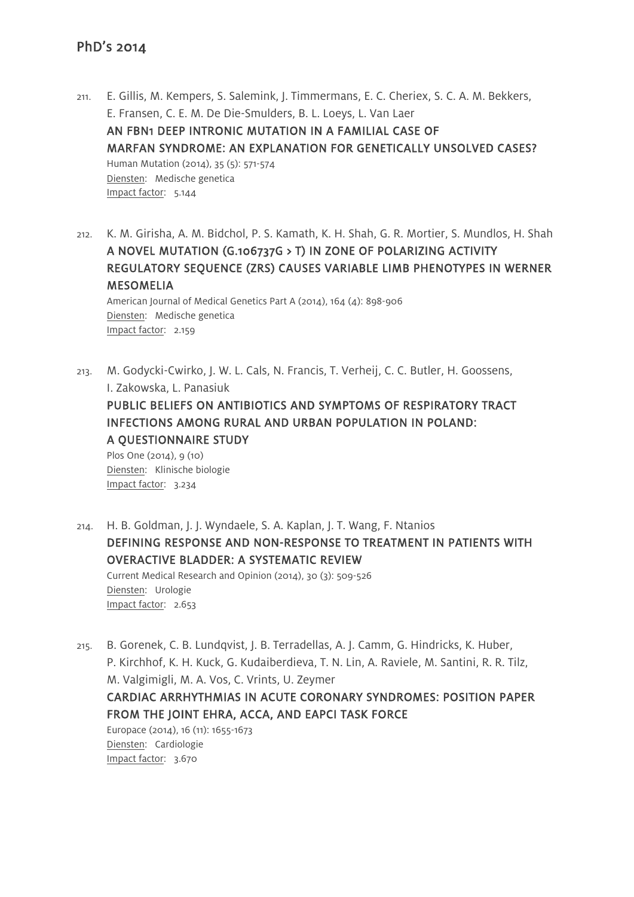211. E. Gillis, M. Kempers, S. Salemink, J. Timmermans, E. C. Cheriex, S. C. A. M. Bekkers, E. Fransen, C. E. M. De Die-Smulders, B. L. Loeys, L. Van Laer
**AN FBN1 DEEP INTRONIC MUTATION IN A FAMILIAL CASE OF MARFAN SYNDROME: AN EXPLANATION FOR GENETICALLY UNSOLVED CASES?**
Human Mutation (2014), 35 (5): 571-574
Diensten: Medische genetica
Impact factor: 5.144

212. K. M. Girisha, A. M. Bidchol, P. S. Kamath, K. H. Shah, G. R. Mortier, S. Mundlos, H. Shah
**A NOVEL MUTATION (G.106737G > T) IN ZONE OF POLARIZING ACTIVITY REGULATORY SEQUENCE (ZRS) CAUSES VARIABLE LIMB PHENOTYPES IN WERNER MESOMELIA**
American Journal of Medical Genetics Part A (2014), 164 (4): 898-906
Diensten: Medische genetica
Impact factor: 2.159

213. M. Godycki-Cwirko, J. W. L. Cals, N. Francis, T. Verheij, C. C. Butler, H. Goossens, I. Zakowska, L. Panasiuk
**PUBLIC BELIEFS ON ANTIBIOTICS AND SYMPTOMS OF RESPIRATORY TRACT INFECTIONS AMONG RURAL AND URBAN POPULATION IN POLAND: A QUESTIONNAIRE STUDY**
Plos One (2014), 9 (10)
Diensten: Klinische biologie
Impact factor: 3.234

214. H. B. Goldman, J. J. Wyndaele, S. A. Kaplan, J. T. Wang, F. Ntanios
**DEFINING RESPONSE AND NON-RESPONSE TO TREATMENT IN PATIENTS WITH OVERACTIVE BLADDER: A SYSTEMATIC REVIEW**
Current Medical Research and Opinion (2014), 30 (3): 509-526
Diensten: Urologie
Impact factor: 2.653

215. B. Gorenek, C. B. Lundqvist, J. B. Terradellas, A. J. Camm, G. Hindricks, K. Huber, P. Kirchhof, K. H. Kuck, G. Kudaiberdieva, T. N. Lin, A. Raviele, M. Santini, R. R. Tilz, M. Valgimigli, M. A. Vos, C. Vrints, U. Zeymer
**CARDIAC ARRHYTHMIAS IN ACUTE CORONARY SYNDROMES: POSITION PAPER FROM THE JOINT EHRA, ACCA, AND EAPCI TASK FORCE**
Europace (2014), 16 (11): 1655-1673
Diensten: Cardiologie
Impact factor: 3.670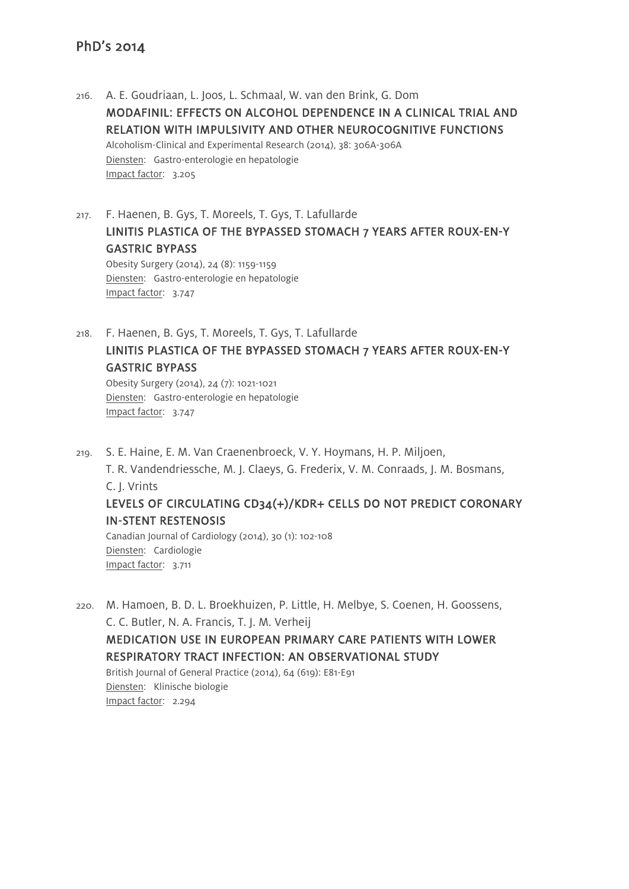## PhD's 2014

216. A. E. Goudriaan, L. Joos, L. Schmaal, W. van den Brink, G. Dom
**MODAFINIL: EFFECTS ON ALCOHOL DEPENDENCE IN A CLINICAL TRIAL AND RELATION WITH IMPULSIVITY AND OTHER NEUROCOGNITIVE FUNCTIONS**
Alcoholism-Clinical and Experimental Research (2014), 38: 306A-306A
Diensten: Gastro-enterologie en hepatologie
Impact factor: 3.205

217. F. Haenen, B. Gys, T. Moreels, T. Gys, T. Lafullarde
**LINITIS PLASTICA OF THE BYPASSED STOMACH 7 YEARS AFTER ROUX-EN-Y GASTRIC BYPASS**
Obesity Surgery (2014), 24 (8): 1159-1159
Diensten: Gastro-enterologie en hepatologie
Impact factor: 3.747

218. F. Haenen, B. Gys, T. Moreels, T. Gys, T. Lafullarde
**LINITIS PLASTICA OF THE BYPASSED STOMACH 7 YEARS AFTER ROUX-EN-Y GASTRIC BYPASS**
Obesity Surgery (2014), 24 (7): 1021-1021
Diensten: Gastro-enterologie en hepatologie
Impact factor: 3.747

219. S. E. Haine, E. M. Van Craenenbroeck, V. Y. Hoymans, H. P. Miljoen, T. R. Vandendriessche, M. J. Claeys, G. Frederix, V. M. Conraads, J. M. Bosmans, C. J. Vrints
**LEVELS OF CIRCULATING CD34(+)/KDR+ CELLS DO NOT PREDICT CORONARY IN-STENT RESTENOSIS**
Canadian Journal of Cardiology (2014), 30 (1): 102-108
Diensten: Cardiologie
Impact factor: 3.711

220. M. Hamoen, B. D. L. Broekhuizen, P. Little, H. Melbye, S. Coenen, H. Goossens, C. C. Butler, N. A. Francis, T. J. M. Verheij
**MEDICATION USE IN EUROPEAN PRIMARY CARE PATIENTS WITH LOWER RESPIRATORY TRACT INFECTION: AN OBSERVATIONAL STUDY**
British Journal of General Practice (2014), 64 (619): E81-E91
Diensten: Klinische biologie
Impact factor: 2.294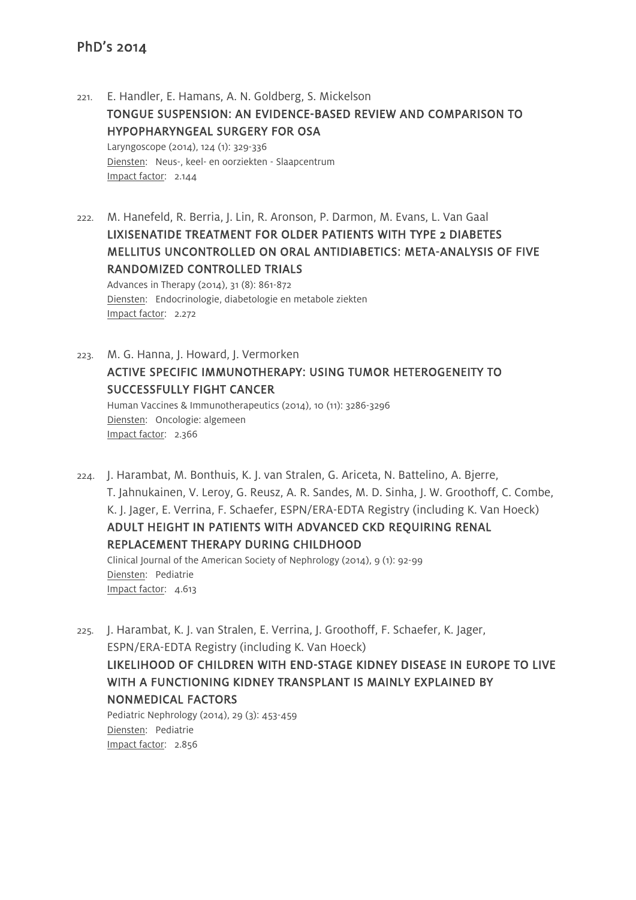## PhD's 2014

221. E. Handler, E. Hamans, A. N. Goldberg, S. Mickelson
**TONGUE SUSPENSION: AN EVIDENCE-BASED REVIEW AND COMPARISON TO HYPOPHARYNGEAL SURGERY FOR OSA**
Laryngoscope (2014), 124 (1): 329-336
Diensten: Neus-, keel- en oorziekten - Slaapcentrum
Impact factor: 2.144

222. M. Hanefeld, R. Berria, J. Lin, R. Aronson, P. Darmon, M. Evans, L. Van Gaal
**LIXISENATIDE TREATMENT FOR OLDER PATIENTS WITH TYPE 2 DIABETES MELLITUS UNCONTROLLED ON ORAL ANTIDIABETICS: META-ANALYSIS OF FIVE RANDOMIZED CONTROLLED TRIALS**
Advances in Therapy (2014), 31 (8): 861-872
Diensten: Endocrinologie, diabetologie en metabole ziekten
Impact factor: 2.272

223. M. G. Hanna, J. Howard, J. Vermorken
**ACTIVE SPECIFIC IMMUNOTHERAPY: USING TUMOR HETEROGENEITY TO SUCCESSFULLY FIGHT CANCER**
Human Vaccines & Immunotherapeutics (2014), 10 (11): 3286-3296
Diensten: Oncologie: algemeen
Impact factor: 2.366

224. J. Harambat, M. Bonthuis, K. J. van Stralen, G. Ariceta, N. Battelino, A. Bjerre, T. Jahnukainen, V. Leroy, G. Reusz, A. R. Sandes, M. D. Sinha, J. W. Groothoff, C. Combe, K. J. Jager, E. Verrina, F. Schaefer, ESPN/ERA-EDTA Registry (including K. Van Hoeck)
**ADULT HEIGHT IN PATIENTS WITH ADVANCED CKD REQUIRING RENAL REPLACEMENT THERAPY DURING CHILDHOOD**
Clinical Journal of the American Society of Nephrology (2014), 9 (1): 92-99
Diensten: Pediatrie
Impact factor: 4.613

225. J. Harambat, K. J. van Stralen, E. Verrina, J. Groothoff, F. Schaefer, K. Jager, ESPN/ERA-EDTA Registry (including K. Van Hoeck)
**LIKELIHOOD OF CHILDREN WITH END-STAGE KIDNEY DISEASE IN EUROPE TO LIVE WITH A FUNCTIONING KIDNEY TRANSPLANT IS MAINLY EXPLAINED BY NONMEDICAL FACTORS**
Pediatric Nephrology (2014), 29 (3): 453-459
Diensten: Pediatrie
Impact factor: 2.856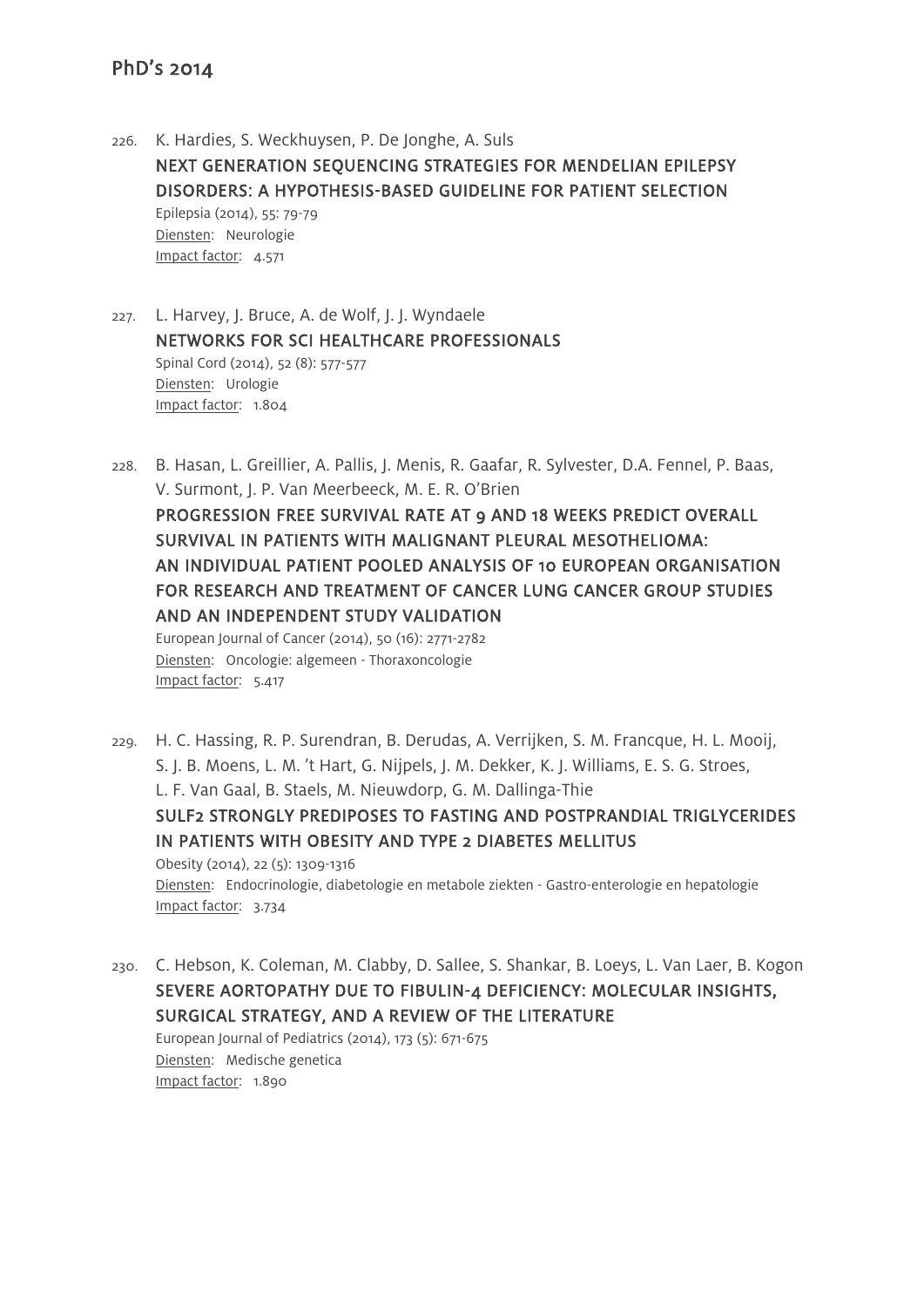## PhD's 2014

226. K. Hardies, S. Weckhuysen, P. De Jonghe, A. Suls
   **NEXT GENERATION SEQUENCING STRATEGIES FOR MENDELIAN EPILEPSY DISORDERS: A HYPOTHESIS-BASED GUIDELINE FOR PATIENT SELECTION**
   Epilepsia (2014), 55: 79-79
   Diensten: Neurologie
   Impact factor: 4.571

227. L. Harvey, J. Bruce, A. de Wolf, J. J. Wyndaele
   **NETWORKS FOR SCI HEALTHCARE PROFESSIONALS**
   Spinal Cord (2014), 52 (8): 577-577
   Diensten: Urologie
   Impact factor: 1.804

228. B. Hasan, L. Greillier, A. Pallis, J. Menis, R. Gaafar, R. Sylvester, D.A. Fennel, P. Baas, V. Surmont, J. P. Van Meerbeeck, M. E. R. O'Brien
   **PROGRESSION FREE SURVIVAL RATE AT 9 AND 18 WEEKS PREDICT OVERALL SURVIVAL IN PATIENTS WITH MALIGNANT PLEURAL MESOTHELIOMA: AN INDIVIDUAL PATIENT POOLED ANALYSIS OF 10 EUROPEAN ORGANISATION FOR RESEARCH AND TREATMENT OF CANCER LUNG CANCER GROUP STUDIES AND AN INDEPENDENT STUDY VALIDATION**
   European Journal of Cancer (2014), 50 (16): 2771-2782
   Diensten: Oncologie: algemeen - Thoraxoncologie
   Impact factor: 5.417

229. H. C. Hassing, R. P. Surendran, B. Derudas, A. Verrijken, S. M. Francque, H. L. Mooij, S. J. B. Moens, L. M. 't Hart, G. Nijpels, J. M. Dekker, K. J. Williams, E. S. G. Stroes, L. F. Van Gaal, B. Staels, M. Nieuwdorp, G. M. Dallinga-Thie
   **SULF2 STRONGLY PREDIPOSES TO FASTING AND POSTPRANDIAL TRIGLYCERIDES IN PATIENTS WITH OBESITY AND TYPE 2 DIABETES MELLITUS**
   Obesity (2014), 22 (5): 1309-1316
   Diensten: Endocrinologie, diabetologie en metabole ziekten - Gastro-enterologie en hepatologie
   Impact factor: 3.734

230. C. Hebson, K. Coleman, M. Clabby, D. Sallee, S. Shankar, B. Loeys, L. Van Laer, B. Kogon
   **SEVERE AORTOPATHY DUE TO FIBULIN-4 DEFICIENCY: MOLECULAR INSIGHTS, SURGICAL STRATEGY, AND A REVIEW OF THE LITERATURE**
   European Journal of Pediatrics (2014), 173 (5): 671-675
   Diensten: Medische genetica
   Impact factor: 1.890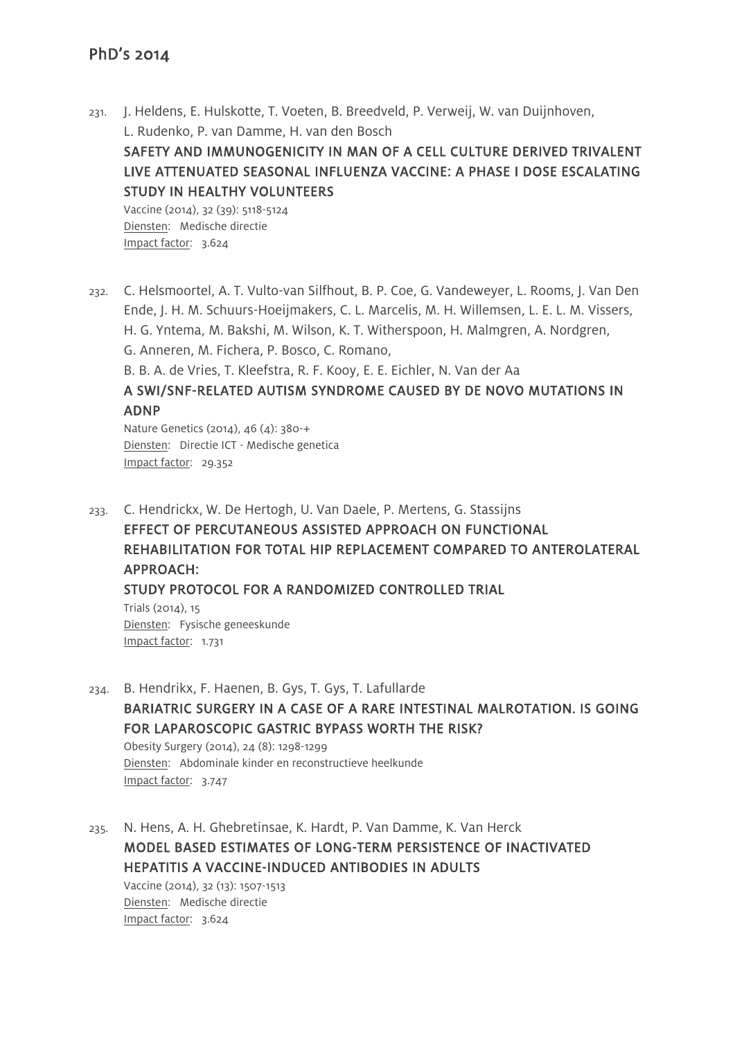## PhD's 2014

231. J. Heldens, E. Hulskotte, T. Voeten, B. Breedveld, P. Verweij, W. van Duijnhoven, L. Rudenko, P. van Damme, H. van den Bosch
   **SAFETY AND IMMUNOGENICITY IN MAN OF A CELL CULTURE DERIVED TRIVALENT LIVE ATTENUATED SEASONAL INFLUENZA VACCINE: A PHASE I DOSE ESCALATING STUDY IN HEALTHY VOLUNTEERS**
   Vaccine (2014), 32 (39): 5118-5124
   Diensten: Medische directie
   Impact factor: 3.624

232. C. Helsmoortel, A. T. Vulto-van Silfhout, B. P. Coe, G. Vandeweyer, L. Rooms, J. Van Den Ende, J. H. M. Schuurs-Hoeijmakers, C. L. Marcelis, M. H. Willemsen, L. E. L. M. Vissers, H. G. Yntema, M. Bakshi, M. Wilson, K. T. Witherspoon, H. Malmgren, A. Nordgren, G. Anneren, M. Fichera, P. Bosco, C. Romano, B. B. A. de Vries, T. Kleefstra, R. F. Kooy, E. E. Eichler, N. Van der Aa
   **A SWI/SNF-RELATED AUTISM SYNDROME CAUSED BY DE NOVO MUTATIONS IN ADNP**
   Nature Genetics (2014), 46 (4): 380-+
   Diensten: Directie ICT - Medische genetica
   Impact factor: 29.352

233. C. Hendrickx, W. De Hertogh, U. Van Daele, P. Mertens, G. Stassijns
   **EFFECT OF PERCUTANEOUS ASSISTED APPROACH ON FUNCTIONAL REHABILITATION FOR TOTAL HIP REPLACEMENT COMPARED TO ANTEROLATERAL APPROACH: STUDY PROTOCOL FOR A RANDOMIZED CONTROLLED TRIAL**
   Trials (2014), 15
   Diensten: Fysische geneeskunde
   Impact factor: 1.731

234. B. Hendrikx, F. Haenen, B. Gys, T. Gys, T. Lafullarde
   **BARIATRIC SURGERY IN A CASE OF A RARE INTESTINAL MALROTATION. IS GOING FOR LAPAROSCOPIC GASTRIC BYPASS WORTH THE RISK?**
   Obesity Surgery (2014), 24 (8): 1298-1299
   Diensten: Abdominale kinder en reconstructieve heelkunde
   Impact factor: 3.747

235. N. Hens, A. H. Ghebretinsae, K. Hardt, P. Van Damme, K. Van Herck
   **MODEL BASED ESTIMATES OF LONG-TERM PERSISTENCE OF INACTIVATED HEPATITIS A VACCINE-INDUCED ANTIBODIES IN ADULTS**
   Vaccine (2014), 32 (13): 1507-1513
   Diensten: Medische directie
   Impact factor: 3.624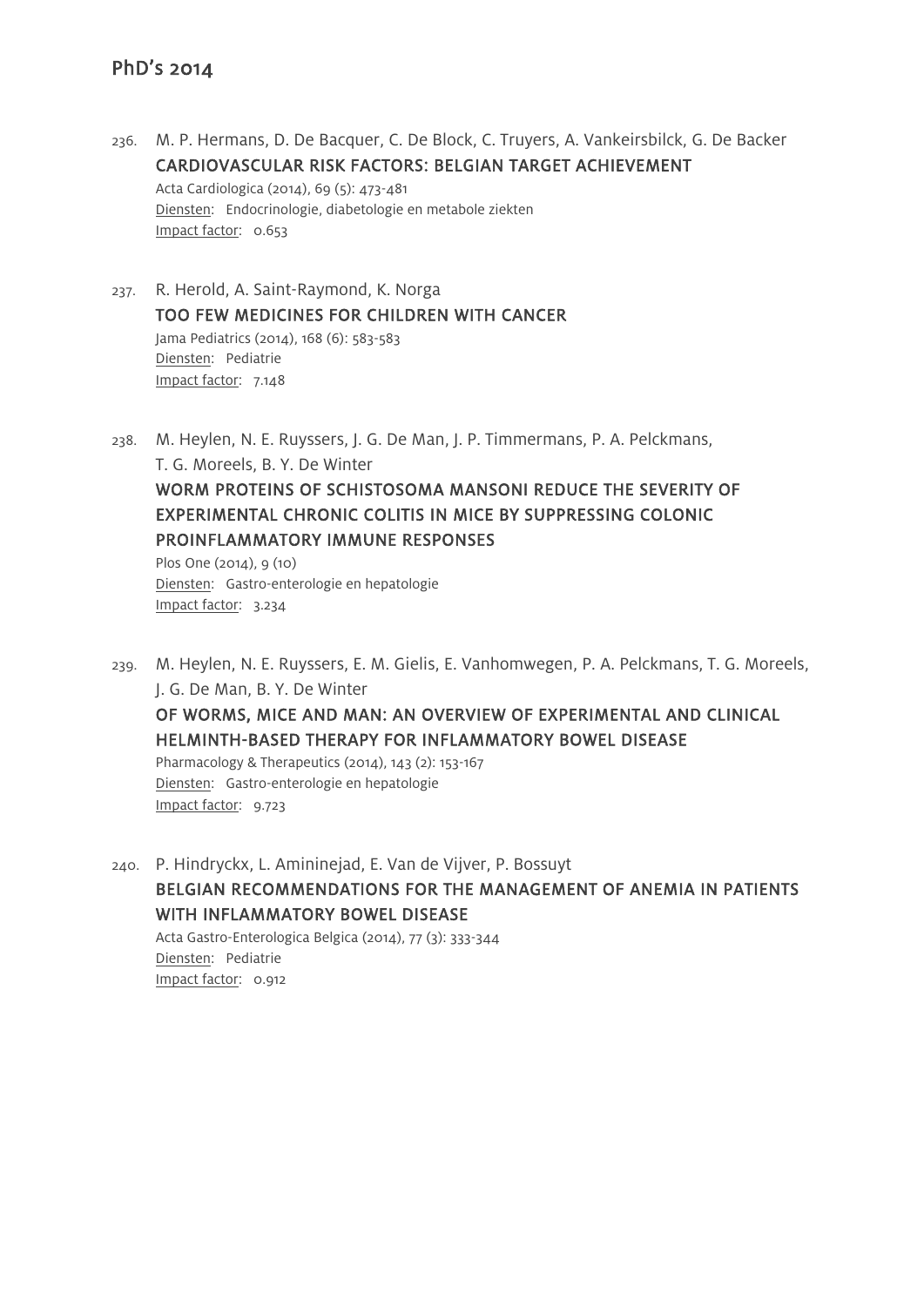## PhD's 2014

236. M. P. Hermans, D. De Bacquer, C. De Block, C. Truyers, A. Vankeirsbilck, G. De Backer
**CARDIOVASCULAR RISK FACTORS: BELGIAN TARGET ACHIEVEMENT**
Acta Cardiologica (2014), 69 (5): 473-481
Diensten: Endocrinologie, diabetologie en metabole ziekten
Impact factor: 0.653

237. R. Herold, A. Saint-Raymond, K. Norga
**TOO FEW MEDICINES FOR CHILDREN WITH CANCER**
Jama Pediatrics (2014), 168 (6): 583-583
Diensten: Pediatrie
Impact factor: 7.148

238. M. Heylen, N. E. Ruyssers, J. G. De Man, J. P. Timmermans, P. A. Pelckmans, T. G. Moreels, B. Y. De Winter
**WORM PROTEINS OF SCHISTOSOMA MANSONI REDUCE THE SEVERITY OF EXPERIMENTAL CHRONIC COLITIS IN MICE BY SUPPRESSING COLONIC PROINFLAMMATORY IMMUNE RESPONSES**
Plos One (2014), 9 (10)
Diensten: Gastro-enterologie en hepatologie
Impact factor: 3.234

239. M. Heylen, N. E. Ruyssers, E. M. Gielis, E. Vanhomwegen, P. A. Pelckmans, T. G. Moreels, J. G. De Man, B. Y. De Winter
**OF WORMS, MICE AND MAN: AN OVERVIEW OF EXPERIMENTAL AND CLINICAL HELMINTH-BASED THERAPY FOR INFLAMMATORY BOWEL DISEASE**
Pharmacology & Therapeutics (2014), 143 (2): 153-167
Diensten: Gastro-enterologie en hepatologie
Impact factor: 9.723

240. P. Hindryckx, L. Amininejad, E. Van de Vijver, P. Bossuyt
**BELGIAN RECOMMENDATIONS FOR THE MANAGEMENT OF ANEMIA IN PATIENTS WITH INFLAMMATORY BOWEL DISEASE**
Acta Gastro-Enterologica Belgica (2014), 77 (3): 333-344
Diensten: Pediatrie
Impact factor: 0.912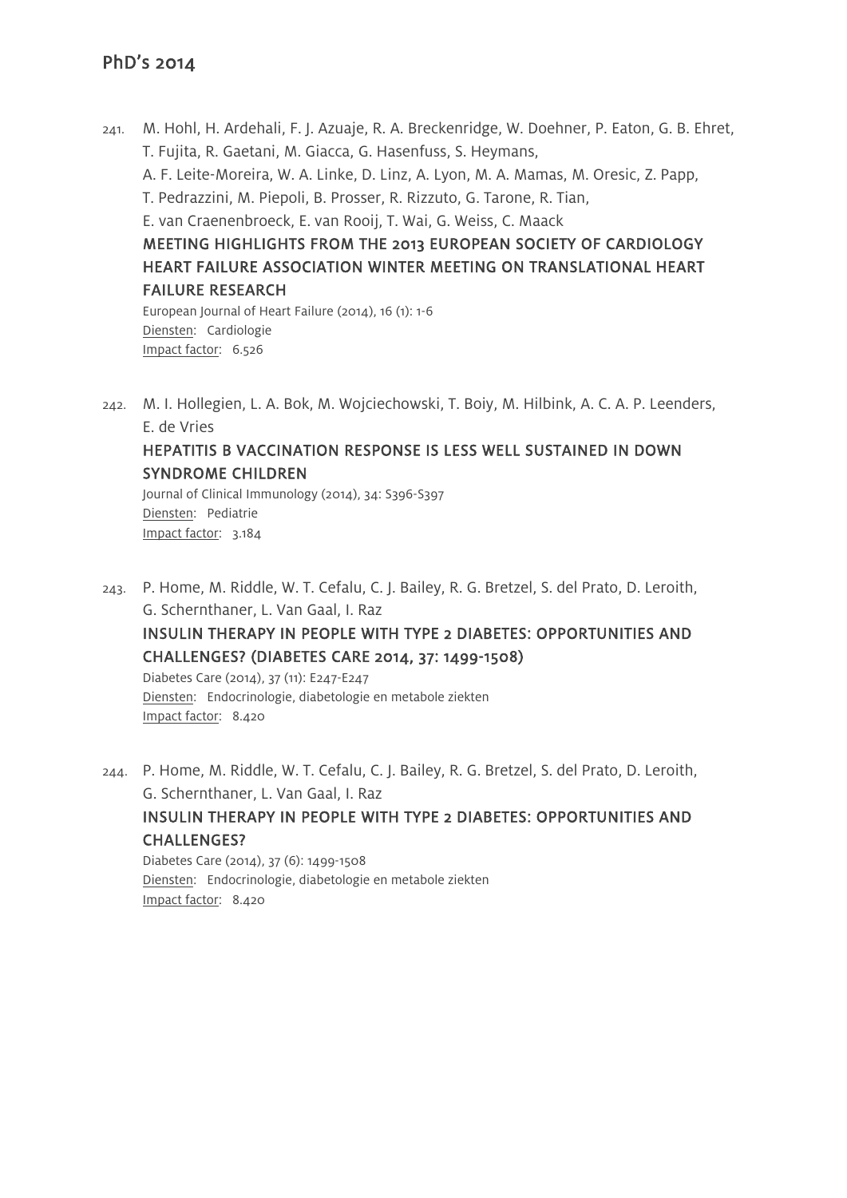241. M. Hohl, H. Ardehali, F. J. Azuaje, R. A. Breckenridge, W. Doehner, P. Eaton, G. B. Ehret, T. Fujita, R. Gaetani, M. Giacca, G. Hasenfuss, S. Heymans, A. F. Leite-Moreira, W. A. Linke, D. Linz, A. Lyon, M. A. Mamas, M. Oresic, Z. Papp, T. Pedrazzini, M. Piepoli, B. Prosser, R. Rizzuto, G. Tarone, R. Tian, E. van Craenenbroeck, E. van Rooij, T. Wai, G. Weiss, C. Maack
**MEETING HIGHLIGHTS FROM THE 2013 EUROPEAN SOCIETY OF CARDIOLOGY HEART FAILURE ASSOCIATION WINTER MEETING ON TRANSLATIONAL HEART FAILURE RESEARCH**
European Journal of Heart Failure (2014), 16 (1): 1-6
Diensten: Cardiologie
Impact factor: 6.526

242. M. I. Hollegien, L. A. Bok, M. Wojciechowski, T. Boiy, M. Hilbink, A. C. A. P. Leenders, E. de Vries
**HEPATITIS B VACCINATION RESPONSE IS LESS WELL SUSTAINED IN DOWN SYNDROME CHILDREN**
Journal of Clinical Immunology (2014), 34: S396-S397
Diensten: Pediatrie
Impact factor: 3.184

243. P. Home, M. Riddle, W. T. Cefalu, C. J. Bailey, R. G. Bretzel, S. del Prato, D. Leroith, G. Schernthaner, L. Van Gaal, I. Raz
**INSULIN THERAPY IN PEOPLE WITH TYPE 2 DIABETES: OPPORTUNITIES AND CHALLENGES? (DIABETES CARE 2014, 37: 1499-1508)**
Diabetes Care (2014), 37 (11): E247-E247
Diensten: Endocrinologie, diabetologie en metabole ziekten
Impact factor: 8.420

244. P. Home, M. Riddle, W. T. Cefalu, C. J. Bailey, R. G. Bretzel, S. del Prato, D. Leroith, G. Schernthaner, L. Van Gaal, I. Raz
**INSULIN THERAPY IN PEOPLE WITH TYPE 2 DIABETES: OPPORTUNITIES AND CHALLENGES?**
Diabetes Care (2014), 37 (6): 1499-1508
Diensten: Endocrinologie, diabetologie en metabole ziekten
Impact factor: 8.420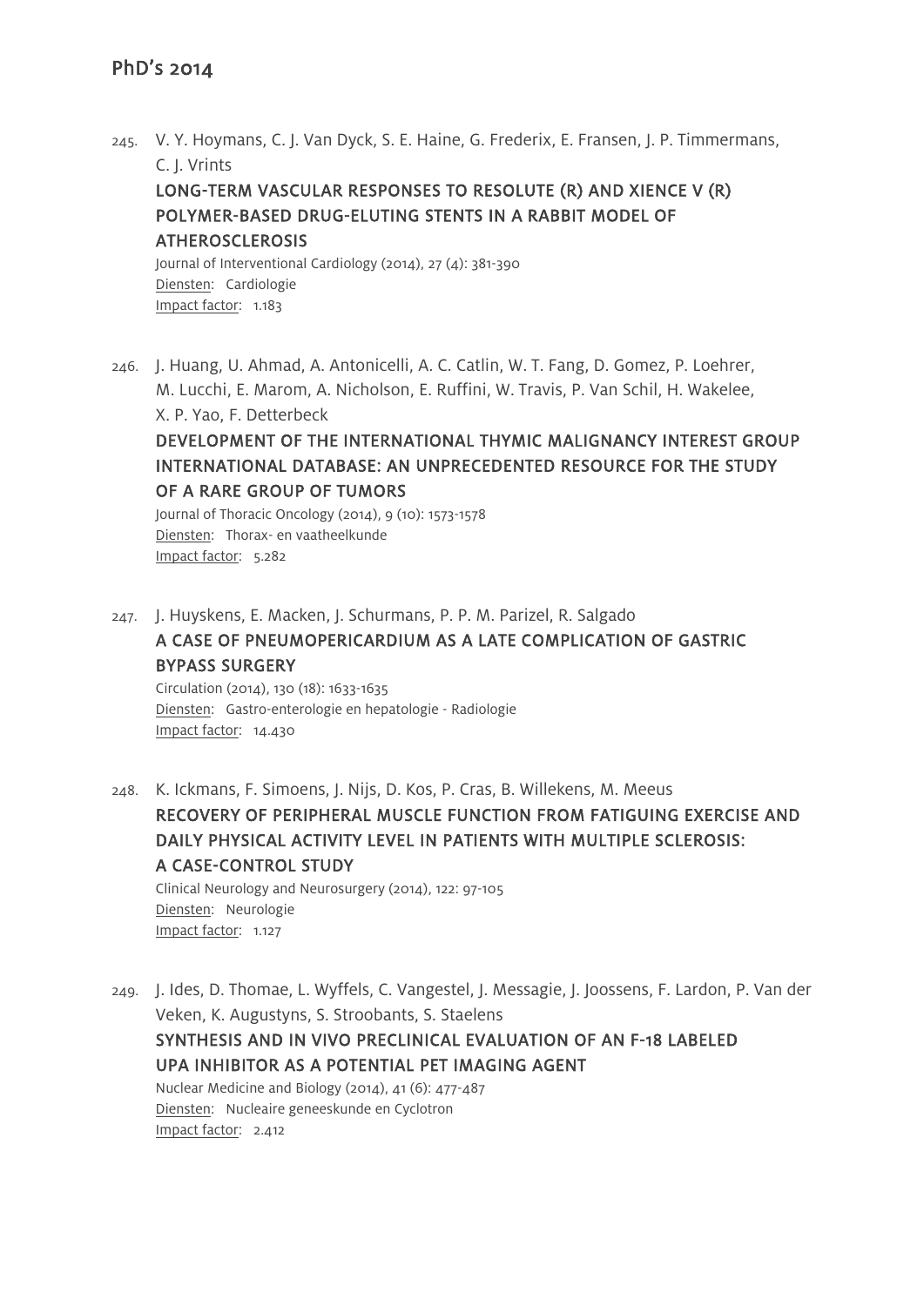## PhD's 2014

245. V. Y. Hoymans, C. J. Van Dyck, S. E. Haine, G. Frederix, E. Fransen, J. P. Timmermans, C. J. Vrints
 **LONG-TERM VASCULAR RESPONSES TO RESOLUTE (R) AND XIENCE V (R) POLYMER-BASED DRUG-ELUTING STENTS IN A RABBIT MODEL OF ATHEROSCLEROSIS**
 Journal of Interventional Cardiology (2014), 27 (4): 381-390
 Diensten: Cardiologie
 Impact factor: 1.183

246. J. Huang, U. Ahmad, A. Antonicelli, A. C. Catlin, W. T. Fang, D. Gomez, P. Loehrer, M. Lucchi, E. Marom, A. Nicholson, E. Ruffini, W. Travis, P. Van Schil, H. Wakelee, X. P. Yao, F. Detterbeck
 **DEVELOPMENT OF THE INTERNATIONAL THYMIC MALIGNANCY INTEREST GROUP INTERNATIONAL DATABASE: AN UNPRECEDENTED RESOURCE FOR THE STUDY OF A RARE GROUP OF TUMORS**
 Journal of Thoracic Oncology (2014), 9 (10): 1573-1578
 Diensten: Thorax- en vaatheelkunde
 Impact factor: 5.282

247. J. Huyskens, E. Macken, J. Schurmans, P. P. M. Parizel, R. Salgado
 **A CASE OF PNEUMOPERICARDIUM AS A LATE COMPLICATION OF GASTRIC BYPASS SURGERY**
 Circulation (2014), 130 (18): 1633-1635
 Diensten: Gastro-enterologie en hepatologie - Radiologie
 Impact factor: 14.430

248. K. Ickmans, F. Simoens, J. Nijs, D. Kos, P. Cras, B. Willekens, M. Meeus
 **RECOVERY OF PERIPHERAL MUSCLE FUNCTION FROM FATIGUING EXERCISE AND DAILY PHYSICAL ACTIVITY LEVEL IN PATIENTS WITH MULTIPLE SCLEROSIS: A CASE-CONTROL STUDY**
 Clinical Neurology and Neurosurgery (2014), 122: 97-105
 Diensten: Neurologie
 Impact factor: 1.127

249. J. Ides, D. Thomae, L. Wyffels, C. Vangestel, J. Messagie, J. Joossens, F. Lardon, P. Van der Veken, K. Augustyns, S. Stroobants, S. Staelens
 **SYNTHESIS AND IN VIVO PRECLINICAL EVALUATION OF AN F-18 LABELED UPA INHIBITOR AS A POTENTIAL PET IMAGING AGENT**
 Nuclear Medicine and Biology (2014), 41 (6): 477-487
 Diensten: Nucleaire geneeskunde en Cyclotron
 Impact factor: 2.412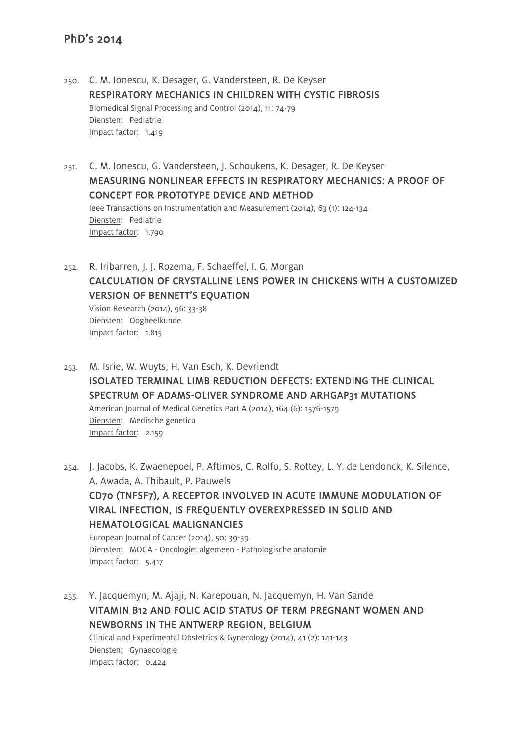## PhD's 2014

250. C. M. Ionescu, K. Desager, G. Vandersteen, R. De Keyser
   RESPIRATORY MECHANICS IN CHILDREN WITH CYSTIC FIBROSIS
   Biomedical Signal Processing and Control (2014), 11: 74-79
   Diensten: Pediatrie
   Impact factor: 1.419

251. C. M. Ionescu, G. Vandersteen, J. Schoukens, K. Desager, R. De Keyser
   MEASURING NONLINEAR EFFECTS IN RESPIRATORY MECHANICS: A PROOF OF CONCEPT FOR PROTOTYPE DEVICE AND METHOD
   Ieee Transactions on Instrumentation and Measurement (2014), 63 (1): 124-134
   Diensten: Pediatrie
   Impact factor: 1.790

252. R. Iribarren, J. J. Rozema, F. Schaeffel, I. G. Morgan
   CALCULATION OF CRYSTALLINE LENS POWER IN CHICKENS WITH A CUSTOMIZED VERSION OF BENNETT'S EQUATION
   Vision Research (2014), 96: 33-38
   Diensten: Oogheelkunde
   Impact factor: 1.815

253. M. Isrie, W. Wuyts, H. Van Esch, K. Devriendt
   ISOLATED TERMINAL LIMB REDUCTION DEFECTS: EXTENDING THE CLINICAL SPECTRUM OF ADAMS-OLIVER SYNDROME AND ARHGAP31 MUTATIONS
   American Journal of Medical Genetics Part A (2014), 164 (6): 1576-1579
   Diensten: Medische genetica
   Impact factor: 2.159

254. J. Jacobs, K. Zwaenepoel, P. Aftimos, C. Rolfo, S. Rottey, L. Y. de Lendonck, K. Silence, A. Awada, A. Thibault, P. Pauwels
   CD70 (TNFSF7), A RECEPTOR INVOLVED IN ACUTE IMMUNE MODULATION OF VIRAL INFECTION, IS FREQUENTLY OVEREXPRESSED IN SOLID AND HEMATOLOGICAL MALIGNANCIES
   European Journal of Cancer (2014), 50: 39-39
   Diensten: MOCA - Oncologie: algemeen - Pathologische anatomie
   Impact factor: 5.417

255. Y. Jacquemyn, M. Ajaji, N. Karepouan, N. Jacquemyn, H. Van Sande
   VITAMIN B12 AND FOLIC ACID STATUS OF TERM PREGNANT WOMEN AND NEWBORNS IN THE ANTWERP REGION, BELGIUM
   Clinical and Experimental Obstetrics & Gynecology (2014), 41 (2): 141-143
   Diensten: Gynaecologie
   Impact factor: 0.424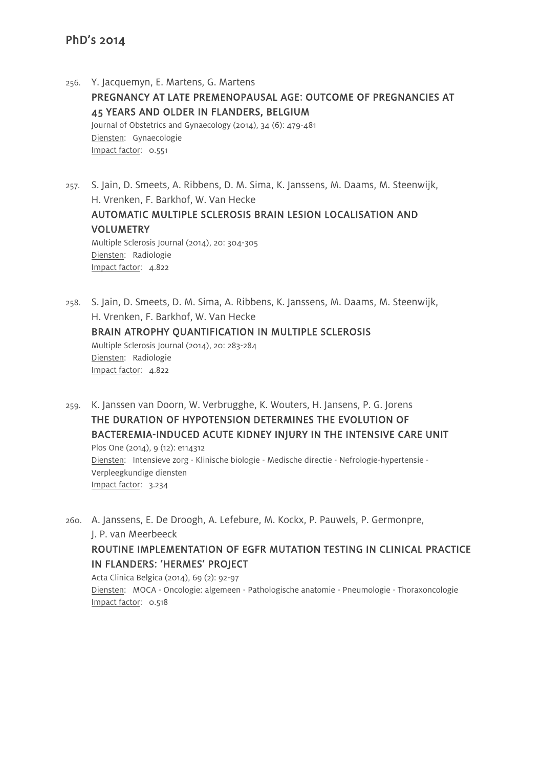## PhD's 2014

256. Y. Jacquemyn, E. Martens, G. Martens
**PREGNANCY AT LATE PREMENOPAUSAL AGE: OUTCOME OF PREGNANCIES AT 45 YEARS AND OLDER IN FLANDERS, BELGIUM**
Journal of Obstetrics and Gynaecology (2014), 34 (6): 479-481
Diensten: Gynaecologie
Impact factor: 0.551

257. S. Jain, D. Smeets, A. Ribbens, D. M. Sima, K. Janssens, M. Daams, M. Steenwijk, H. Vrenken, F. Barkhof, W. Van Hecke
**AUTOMATIC MULTIPLE SCLEROSIS BRAIN LESION LOCALISATION AND VOLUMETRY**
Multiple Sclerosis Journal (2014), 20: 304-305
Diensten: Radiologie
Impact factor: 4.822

258. S. Jain, D. Smeets, D. M. Sima, A. Ribbens, K. Janssens, M. Daams, M. Steenwijk, H. Vrenken, F. Barkhof, W. Van Hecke
**BRAIN ATROPHY QUANTIFICATION IN MULTIPLE SCLEROSIS**
Multiple Sclerosis Journal (2014), 20: 283-284
Diensten: Radiologie
Impact factor: 4.822

259. K. Janssen van Doorn, W. Verbrugghe, K. Wouters, H. Jansens, P. G. Jorens
**THE DURATION OF HYPOTENSION DETERMINES THE EVOLUTION OF BACTEREMIA-INDUCED ACUTE KIDNEY INJURY IN THE INTENSIVE CARE UNIT**
Plos One (2014), 9 (12): e114312
Diensten: Intensieve zorg - Klinische biologie - Medische directie - Nefrologie-hypertensie - Verpleegkundige diensten
Impact factor: 3.234

260. A. Janssens, E. De Droogh, A. Lefebure, M. Kockx, P. Pauwels, P. Germonpre, J. P. van Meerbeeck
**ROUTINE IMPLEMENTATION OF EGFR MUTATION TESTING IN CLINICAL PRACTICE IN FLANDERS: 'HERMES' PROJECT**
Acta Clinica Belgica (2014), 69 (2): 92-97
Diensten: MOCA - Oncologie: algemeen - Pathologische anatomie - Pneumologie - Thoraxoncologie
Impact factor: 0.518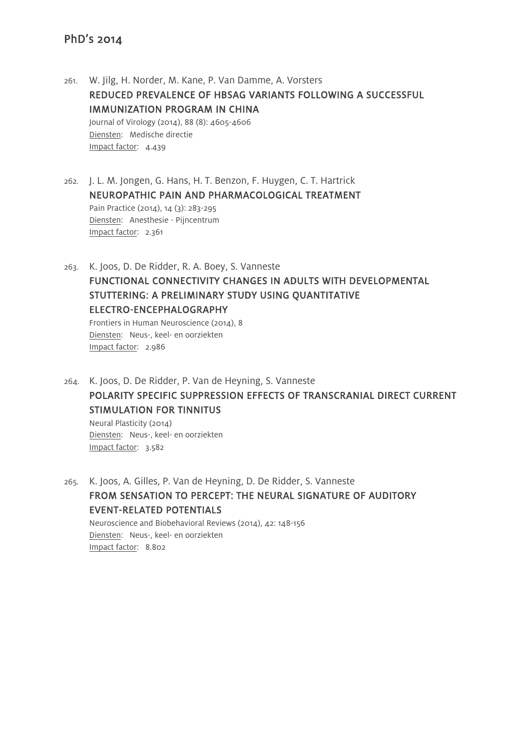## PhD's 2014

261. W. Jilg, H. Norder, M. Kane, P. Van Damme, A. Vorsters
**REDUCED PREVALENCE OF HBSAG VARIANTS FOLLOWING A SUCCESSFUL IMMUNIZATION PROGRAM IN CHINA**
Journal of Virology (2014), 88 (8): 4605-4606
Diensten: Medische directie
Impact factor: 4.439

262. J. L. M. Jongen, G. Hans, H. T. Benzon, F. Huygen, C. T. Hartrick
**NEUROPATHIC PAIN AND PHARMACOLOGICAL TREATMENT**
Pain Practice (2014), 14 (3): 283-295
Diensten: Anesthesie - Pijncentrum
Impact factor: 2.361

263. K. Joos, D. De Ridder, R. A. Boey, S. Vanneste
**FUNCTIONAL CONNECTIVITY CHANGES IN ADULTS WITH DEVELOPMENTAL STUTTERING: A PRELIMINARY STUDY USING QUANTITATIVE ELECTRO-ENCEPHALOGRAPHY**
Frontiers in Human Neuroscience (2014), 8
Diensten: Neus-, keel- en oorziekten
Impact factor: 2.986

264. K. Joos, D. De Ridder, P. Van de Heyning, S. Vanneste
**POLARITY SPECIFIC SUPPRESSION EFFECTS OF TRANSCRANIAL DIRECT CURRENT STIMULATION FOR TINNITUS**
Neural Plasticity (2014)
Diensten: Neus-, keel- en oorziekten
Impact factor: 3.582

265. K. Joos, A. Gilles, P. Van de Heyning, D. De Ridder, S. Vanneste
**FROM SENSATION TO PERCEPT: THE NEURAL SIGNATURE OF AUDITORY EVENT-RELATED POTENTIALS**
Neuroscience and Biobehavioral Reviews (2014), 42: 148-156
Diensten: Neus-, keel- en oorziekten
Impact factor: 8.802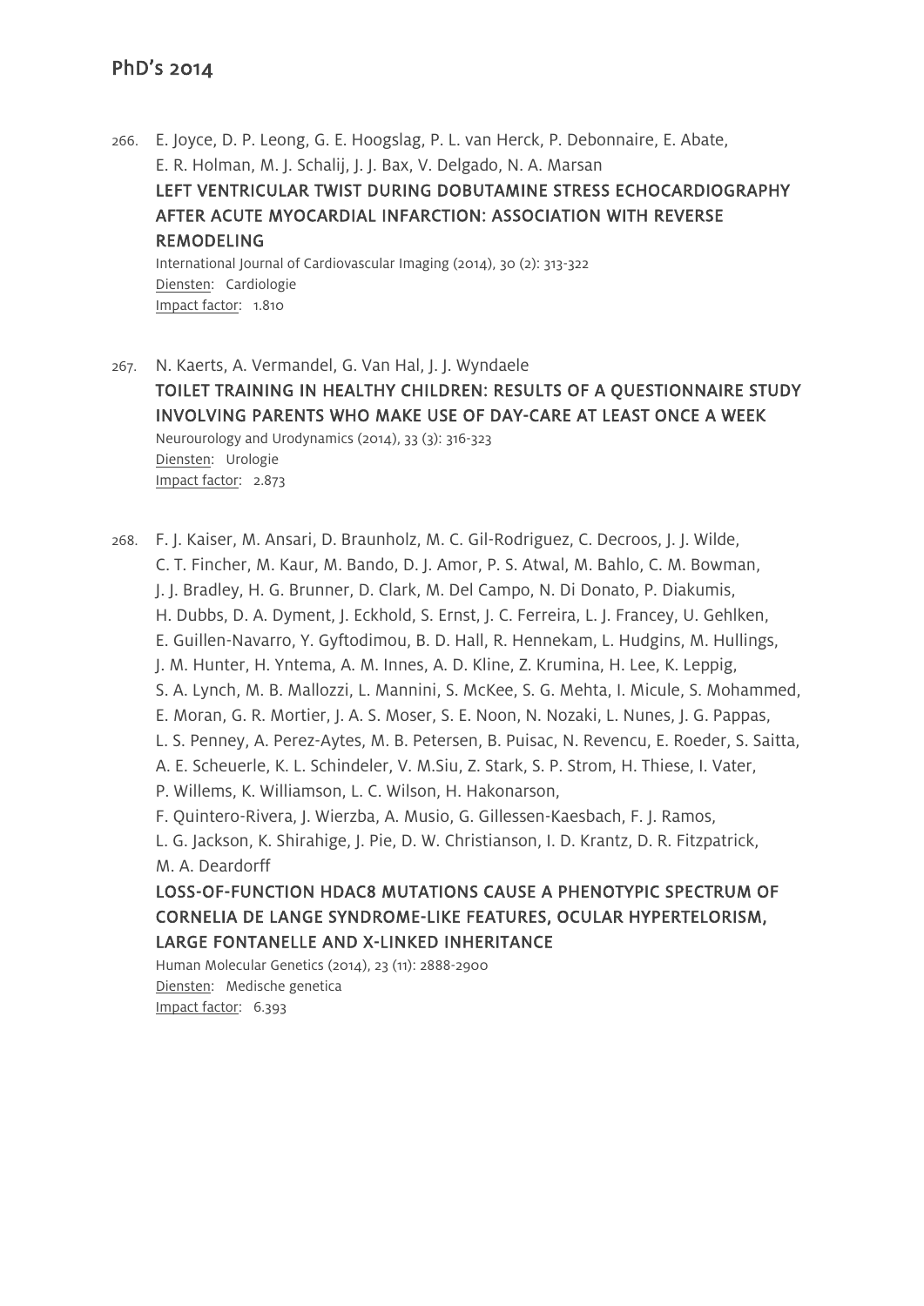266. E. Joyce, D. P. Leong, G. E. Hoogslag, P. L. van Herck, P. Debonnaire, E. Abate, E. R. Holman, M. J. Schalij, J. J. Bax, V. Delgado, N. A. Marsan

**LEFT VENTRICULAR TWIST DURING DOBUTAMINE STRESS ECHOCARDIOGRAPHY AFTER ACUTE MYOCARDIAL INFARCTION: ASSOCIATION WITH REVERSE REMODELING**

International Journal of Cardiovascular Imaging (2014), 30 (2): 313-322
Diensten: Cardiologie
Impact factor: 1.810

267. N. Kaerts, A. Vermandel, G. Van Hal, J. J. Wyndaele

**TOILET TRAINING IN HEALTHY CHILDREN: RESULTS OF A QUESTIONNAIRE STUDY INVOLVING PARENTS WHO MAKE USE OF DAY-CARE AT LEAST ONCE A WEEK**

Neurourology and Urodynamics (2014), 33 (3): 316-323
Diensten: Urologie
Impact factor: 2.873

268. F. J. Kaiser, M. Ansari, D. Braunholz, M. C. Gil-Rodriguez, C. Decroos, J. J. Wilde, C. T. Fincher, M. Kaur, M. Bando, D. J. Amor, P. S. Atwal, M. Bahlo, C. M. Bowman, J. J. Bradley, H. G. Brunner, D. Clark, M. Del Campo, N. Di Donato, P. Diakumis, H. Dubbs, D. A. Dyment, J. Eckhold, S. Ernst, J. C. Ferreira, L. J. Francey, U. Gehlken, E. Guillen-Navarro, Y. Gyftodimou, B. D. Hall, R. Hennekam, L. Hudgins, M. Hullings, J. M. Hunter, H. Yntema, A. M. Innes, A. D. Kline, Z. Krumina, H. Lee, K. Leppig, S. A. Lynch, M. B. Mallozzi, L. Mannini, S. McKee, S. G. Mehta, I. Micule, S. Mohammed, E. Moran, G. R. Mortier, J. A. S. Moser, S. E. Noon, N. Nozaki, L. Nunes, J. G. Pappas, L. S. Penney, A. Perez-Aytes, M. B. Petersen, B. Puisac, N. Revencu, E. Roeder, S. Saitta, A. E. Scheuerle, K. L. Schindeler, V. M.Siu, Z. Stark, S. P. Strom, H. Thiese, I. Vater, P. Willems, K. Williamson, L. C. Wilson, H. Hakonarson, F. Quintero-Rivera, J. Wierzba, A. Musio, G. Gillessen-Kaesbach, F. J. Ramos, L. G. Jackson, K. Shirahige, J. Pie, D. W. Christianson, I. D. Krantz, D. R. Fitzpatrick, M. A. Deardorff

**LOSS-OF-FUNCTION HDAC8 MUTATIONS CAUSE A PHENOTYPIC SPECTRUM OF CORNELIA DE LANGE SYNDROME-LIKE FEATURES, OCULAR HYPERTELORISM, LARGE FONTANELLE AND X-LINKED INHERITANCE**

Human Molecular Genetics (2014), 23 (11): 2888-2900
Diensten: Medische genetica
Impact factor: 6.393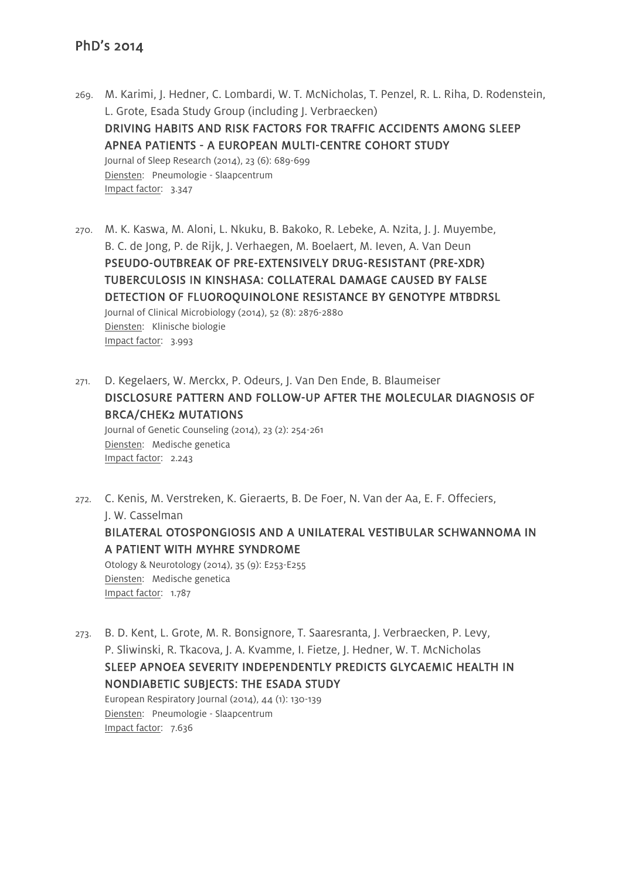## PhD's 2014

269. M. Karimi, J. Hedner, C. Lombardi, W. T. McNicholas, T. Penzel, R. L. Riha, D. Rodenstein, L. Grote, Esada Study Group (including J. Verbraecken)
**DRIVING HABITS AND RISK FACTORS FOR TRAFFIC ACCIDENTS AMONG SLEEP APNEA PATIENTS - A EUROPEAN MULTI-CENTRE COHORT STUDY**
Journal of Sleep Research (2014), 23 (6): 689-699
Diensten: Pneumologie - Slaapcentrum
Impact factor: 3.347

270. M. K. Kaswa, M. Aloni, L. Nkuku, B. Bakoko, R. Lebeke, A. Nzita, J. J. Muyembe, B. C. de Jong, P. de Rijk, J. Verhaegen, M. Boelaert, M. Ieven, A. Van Deun
**PSEUDO-OUTBREAK OF PRE-EXTENSIVELY DRUG-RESISTANT (PRE-XDR) TUBERCULOSIS IN KINSHASA: COLLATERAL DAMAGE CAUSED BY FALSE DETECTION OF FLUOROQUINOLONE RESISTANCE BY GENOTYPE MTBDRSL**
Journal of Clinical Microbiology (2014), 52 (8): 2876-2880
Diensten: Klinische biologie
Impact factor: 3.993

271. D. Kegelaers, W. Merckx, P. Odeurs, J. Van Den Ende, B. Blaumeiser
**DISCLOSURE PATTERN AND FOLLOW-UP AFTER THE MOLECULAR DIAGNOSIS OF BRCA/CHEK2 MUTATIONS**
Journal of Genetic Counseling (2014), 23 (2): 254-261
Diensten: Medische genetica
Impact factor: 2.243

272. C. Kenis, M. Verstreken, K. Gieraerts, B. De Foer, N. Van der Aa, E. F. Offeciers, J. W. Casselman
**BILATERAL OTOSPONGIOSIS AND A UNILATERAL VESTIBULAR SCHWANNOMA IN A PATIENT WITH MYHRE SYNDROME**
Otology & Neurotology (2014), 35 (9): E253-E255
Diensten: Medische genetica
Impact factor: 1.787

273. B. D. Kent, L. Grote, M. R. Bonsignore, T. Saaresranta, J. Verbraecken, P. Levy, P. Sliwinski, R. Tkacova, J. A. Kvamme, I. Fietze, J. Hedner, W. T. McNicholas
**SLEEP APNOEA SEVERITY INDEPENDENTLY PREDICTS GLYCAEMIC HEALTH IN NONDIABETIC SUBJECTS: THE ESADA STUDY**
European Respiratory Journal (2014), 44 (1): 130-139
Diensten: Pneumologie - Slaapcentrum
Impact factor: 7.636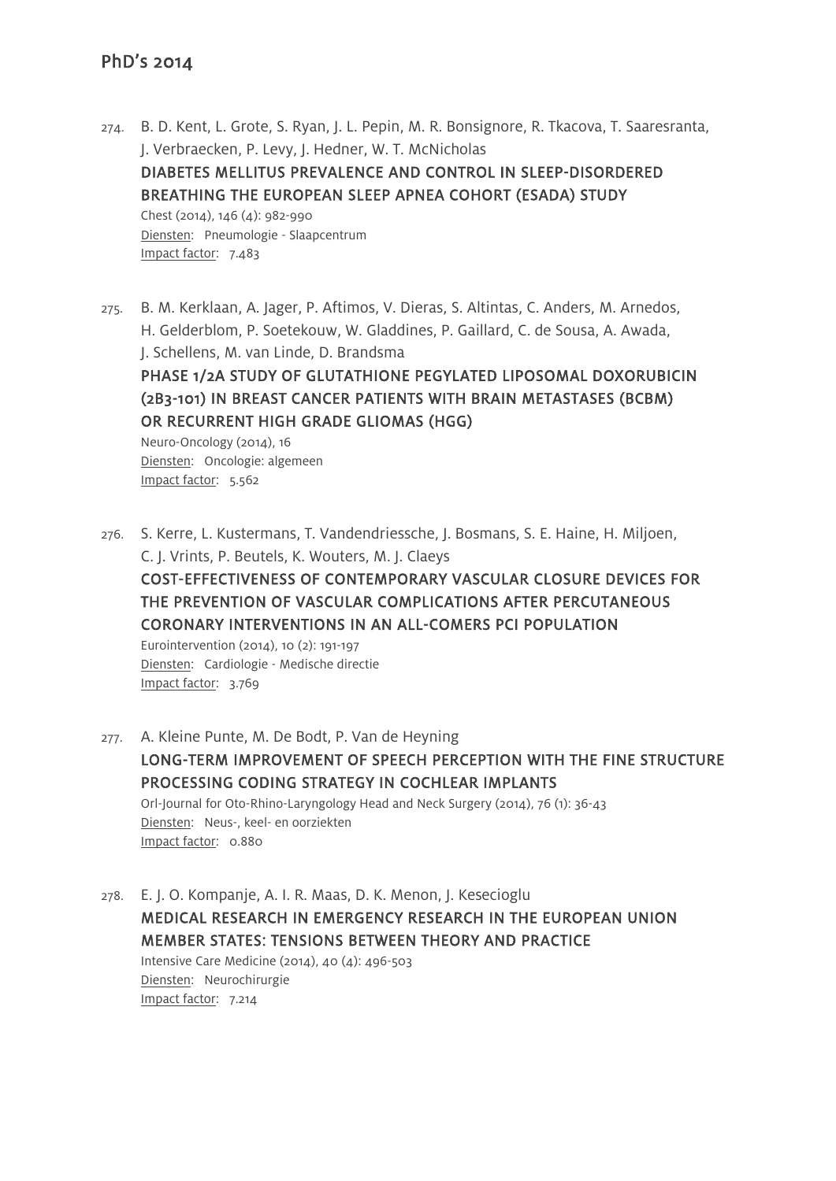274. B. D. Kent, L. Grote, S. Ryan, J. L. Pepin, M. R. Bonsignore, R. Tkacova, T. Saaresranta, J. Verbraecken, P. Levy, J. Hedner, W. T. McNicholas
**DIABETES MELLITUS PREVALENCE AND CONTROL IN SLEEP-DISORDERED BREATHING THE EUROPEAN SLEEP APNEA COHORT (ESADA) STUDY**
Chest (2014), 146 (4): 982-990
Diensten: Pneumologie - Slaapcentrum
Impact factor: 7.483

275. B. M. Kerklaan, A. Jager, P. Aftimos, V. Dieras, S. Altintas, C. Anders, M. Arnedos, H. Gelderblom, P. Soetekouw, W. Gladdines, P. Gaillard, C. de Sousa, A. Awada, J. Schellens, M. van Linde, D. Brandsma
**PHASE 1/2A STUDY OF GLUTATHIONE PEGYLATED LIPOSOMAL DOXORUBICIN (2B3-101) IN BREAST CANCER PATIENTS WITH BRAIN METASTASES (BCBM) OR RECURRENT HIGH GRADE GLIOMAS (HGG)**
Neuro-Oncology (2014), 16
Diensten: Oncologie: algemeen
Impact factor: 5.562

276. S. Kerre, L. Kustermans, T. Vandendriessche, J. Bosmans, S. E. Haine, H. Miljoen, C. J. Vrints, P. Beutels, K. Wouters, M. J. Claeys
**COST-EFFECTIVENESS OF CONTEMPORARY VASCULAR CLOSURE DEVICES FOR THE PREVENTION OF VASCULAR COMPLICATIONS AFTER PERCUTANEOUS CORONARY INTERVENTIONS IN AN ALL-COMERS PCI POPULATION**
Eurointervention (2014), 10 (2): 191-197
Diensten: Cardiologie - Medische directie
Impact factor: 3.769

277. A. Kleine Punte, M. De Bodt, P. Van de Heyning
**LONG-TERM IMPROVEMENT OF SPEECH PERCEPTION WITH THE FINE STRUCTURE PROCESSING CODING STRATEGY IN COCHLEAR IMPLANTS**
Orl-Journal for Oto-Rhino-Laryngology Head and Neck Surgery (2014), 76 (1): 36-43
Diensten: Neus-, keel- en oorziekten
Impact factor: 0.880

278. E. J. O. Kompanje, A. I. R. Maas, D. K. Menon, J. Kesecioglu
**MEDICAL RESEARCH IN EMERGENCY RESEARCH IN THE EUROPEAN UNION MEMBER STATES: TENSIONS BETWEEN THEORY AND PRACTICE**
Intensive Care Medicine (2014), 40 (4): 496-503
Diensten: Neurochirurgie
Impact factor: 7.214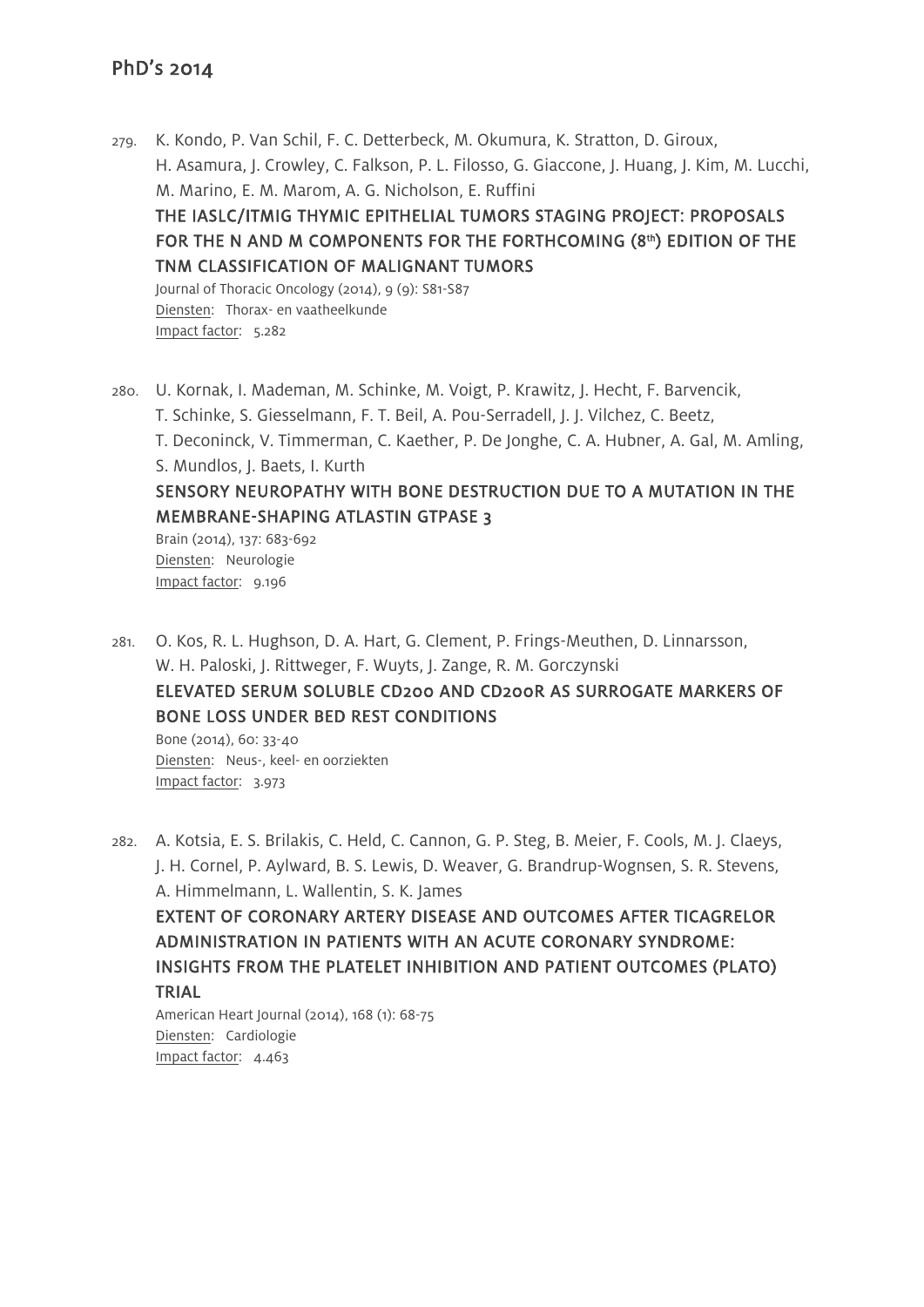279. K. Kondo, P. Van Schil, F. C. Detterbeck, M. Okumura, K. Stratton, D. Giroux, H. Asamura, J. Crowley, C. Falkson, P. L. Filosso, G. Giaccone, J. Huang, J. Kim, M. Lucchi, M. Marino, E. M. Marom, A. G. Nicholson, E. Ruffini
**THE IASLC/ITMIG THYMIC EPITHELIAL TUMORS STAGING PROJECT: PROPOSALS FOR THE N AND M COMPONENTS FOR THE FORTHCOMING (8th) EDITION OF THE TNM CLASSIFICATION OF MALIGNANT TUMORS**
Journal of Thoracic Oncology (2014), 9 (9): S81-S87
Diensten: Thorax- en vaatheelkunde
Impact factor: 5.282

280. U. Kornak, I. Mademan, M. Schinke, M. Voigt, P. Krawitz, J. Hecht, F. Barvencik, T. Schinke, S. Giesselmann, F. T. Beil, A. Pou-Serradell, J. J. Vilchez, C. Beetz, T. Deconinck, V. Timmerman, C. Kaether, P. De Jonghe, C. A. Hubner, A. Gal, M. Amling, S. Mundlos, J. Baets, I. Kurth
**SENSORY NEUROPATHY WITH BONE DESTRUCTION DUE TO A MUTATION IN THE MEMBRANE-SHAPING ATLASTIN GTPASE 3**
Brain (2014), 137: 683-692
Diensten: Neurologie
Impact factor: 9.196

281. O. Kos, R. L. Hughson, D. A. Hart, G. Clement, P. Frings-Meuthen, D. Linnarsson, W. H. Paloski, J. Rittweger, F. Wuyts, J. Zange, R. M. Gorczynski
**ELEVATED SERUM SOLUBLE CD200 AND CD200R AS SURROGATE MARKERS OF BONE LOSS UNDER BED REST CONDITIONS**
Bone (2014), 60: 33-40
Diensten: Neus-, keel- en oorziekten
Impact factor: 3.973

282. A. Kotsia, E. S. Brilakis, C. Held, C. Cannon, G. P. Steg, B. Meier, F. Cools, M. J. Claeys, J. H. Cornel, P. Aylward, B. S. Lewis, D. Weaver, G. Brandrup-Wognsen, S. R. Stevens, A. Himmelmann, L. Wallentin, S. K. James
**EXTENT OF CORONARY ARTERY DISEASE AND OUTCOMES AFTER TICAGRELOR ADMINISTRATION IN PATIENTS WITH AN ACUTE CORONARY SYNDROME: INSIGHTS FROM THE PLATELET INHIBITION AND PATIENT OUTCOMES (PLATO) TRIAL**
American Heart Journal (2014), 168 (1): 68-75
Diensten: Cardiologie
Impact factor: 4.463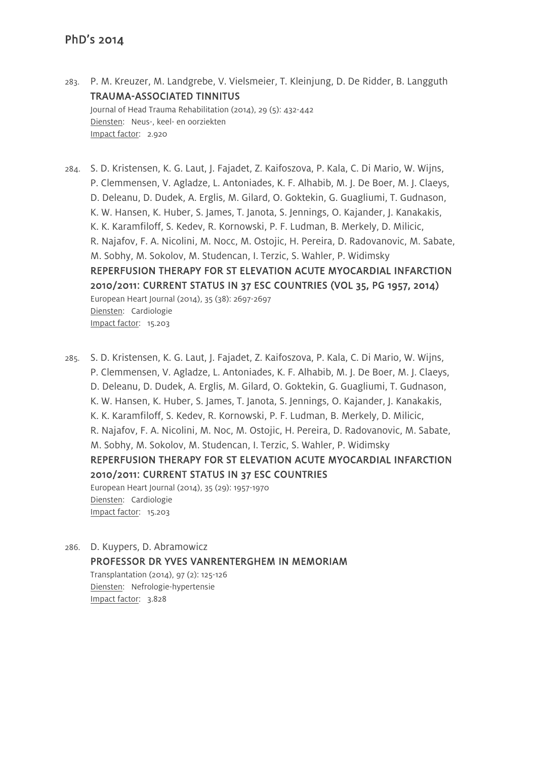283. P. M. Kreuzer, M. Landgrebe, V. Vielsmeier, T. Kleinjung, D. De Ridder, B. Langguth
**TRAUMA-ASSOCIATED TINNITUS**
Journal of Head Trauma Rehabilitation (2014), 29 (5): 432-442
Diensten: Neus-, keel- en oorziekten
Impact factor: 2.920

284. S. D. Kristensen, K. G. Laut, J. Fajadet, Z. Kaifoszova, P. Kala, C. Di Mario, W. Wijns, P. Clemmensen, V. Agladze, L. Antoniades, K. F. Alhabib, M. J. De Boer, M. J. Claeys, D. Deleanu, D. Dudek, A. Erglis, M. Gilard, O. Goktekin, G. Guagliumi, T. Gudnason, K. W. Hansen, K. Huber, S. James, T. Janota, S. Jennings, O. Kajander, J. Kanakakis, K. K. Karamfiloff, S. Kedev, R. Kornowski, P. F. Ludman, B. Merkely, D. Milicic, R. Najafov, F. A. Nicolini, M. Nocc, M. Ostojic, H. Pereira, D. Radovanovic, M. Sabate, M. Sobhy, M. Sokolov, M. Studencan, I. Terzic, S. Wahler, P. Widimsky
**REPERFUSION THERAPY FOR ST ELEVATION ACUTE MYOCARDIAL INFARCTION 2010/2011: CURRENT STATUS IN 37 ESC COUNTRIES (VOL 35, PG 1957, 2014)**
European Heart Journal (2014), 35 (38): 2697-2697
Diensten: Cardiologie
Impact factor: 15.203

285. S. D. Kristensen, K. G. Laut, J. Fajadet, Z. Kaifoszova, P. Kala, C. Di Mario, W. Wijns, P. Clemmensen, V. Agladze, L. Antoniades, K. F. Alhabib, M. J. De Boer, M. J. Claeys, D. Deleanu, D. Dudek, A. Erglis, M. Gilard, O. Goktekin, G. Guagliumi, T. Gudnason, K. W. Hansen, K. Huber, S. James, T. Janota, S. Jennings, O. Kajander, J. Kanakakis, K. K. Karamfiloff, S. Kedev, R. Kornowski, P. F. Ludman, B. Merkely, D. Milicic, R. Najafov, F. A. Nicolini, M. Noc, M. Ostojic, H. Pereira, D. Radovanovic, M. Sabate, M. Sobhy, M. Sokolov, M. Studencan, I. Terzic, S. Wahler, P. Widimsky
**REPERFUSION THERAPY FOR ST ELEVATION ACUTE MYOCARDIAL INFARCTION 2010/2011: CURRENT STATUS IN 37 ESC COUNTRIES**
European Heart Journal (2014), 35 (29): 1957-1970
Diensten: Cardiologie
Impact factor: 15.203

286. D. Kuypers, D. Abramowicz
**PROFESSOR DR YVES VANRENTERGHEM IN MEMORIAM**
Transplantation (2014), 97 (2): 125-126
Diensten: Nefrologie-hypertensie
Impact factor: 3.828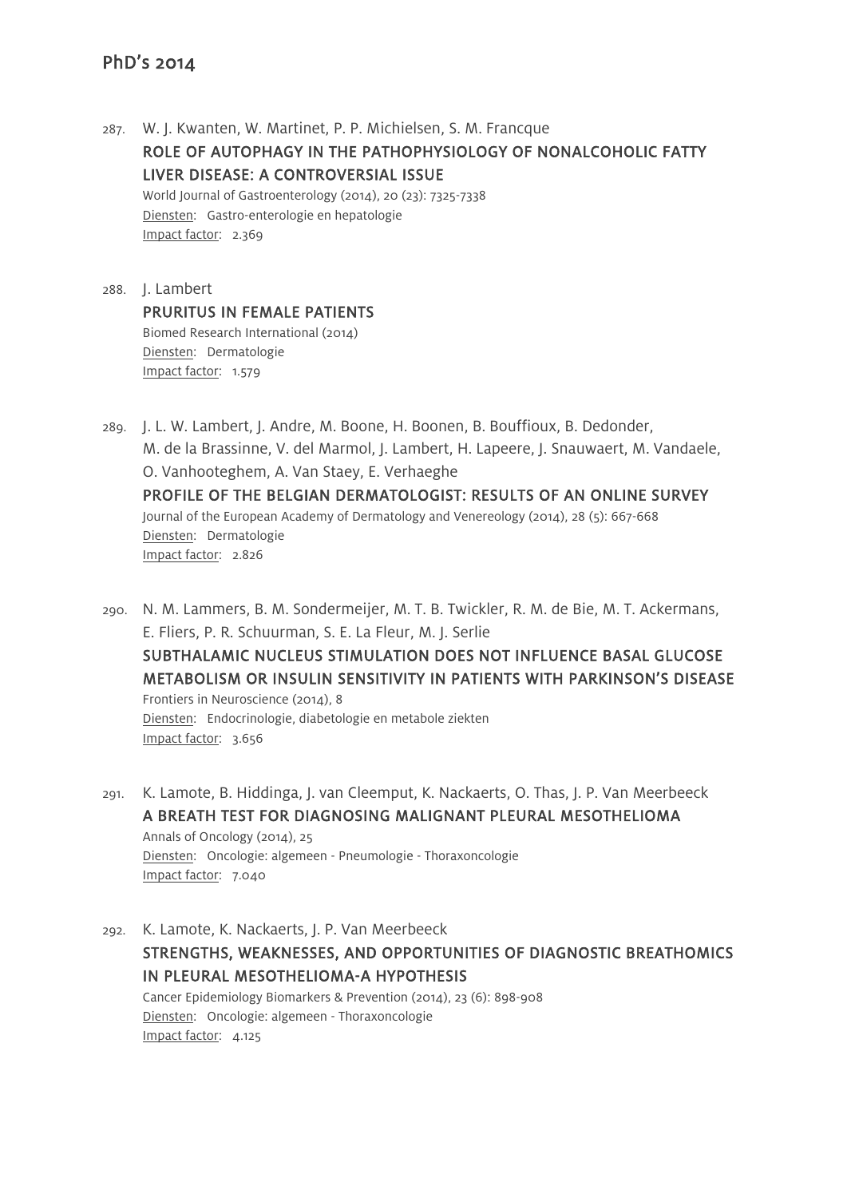## PhD's 2014

287. W. J. Kwanten, W. Martinet, P. P. Michielsen, S. M. Francque

   **ROLE OF AUTOPHAGY IN THE PATHOPHYSIOLOGY OF NONALCOHOLIC FATTY LIVER DISEASE: A CONTROVERSIAL ISSUE**

   World Journal of Gastroenterology (2014), 20 (23): 7325-7338

   Diensten: Gastro-enterologie en hepatologie

   Impact factor: 2.369

288. J. Lambert

   **PRURITUS IN FEMALE PATIENTS**

   Biomed Research International (2014)

   Diensten: Dermatologie

   Impact factor: 1.579

289. J. L. W. Lambert, J. Andre, M. Boone, H. Boonen, B. Bouffioux, B. Dedonder, M. de la Brassinne, V. del Marmol, J. Lambert, H. Lapeere, J. Snauwaert, M. Vandaele, O. Vanhooteghem, A. Van Staey, E. Verhaeghe

   **PROFILE OF THE BELGIAN DERMATOLOGIST: RESULTS OF AN ONLINE SURVEY**

   Journal of the European Academy of Dermatology and Venereology (2014), 28 (5): 667-668

   Diensten: Dermatologie

   Impact factor: 2.826

290. N. M. Lammers, B. M. Sondermeijer, M. T. B. Twickler, R. M. de Bie, M. T. Ackermans, E. Fliers, P. R. Schuurman, S. E. La Fleur, M. J. Serlie

   **SUBTHALAMIC NUCLEUS STIMULATION DOES NOT INFLUENCE BASAL GLUCOSE METABOLISM OR INSULIN SENSITIVITY IN PATIENTS WITH PARKINSON'S DISEASE**

   Frontiers in Neuroscience (2014), 8

   Diensten: Endocrinologie, diabetologie en metabole ziekten

   Impact factor: 3.656

291. K. Lamote, B. Hiddinga, J. van Cleemput, K. Nackaerts, O. Thas, J. P. Van Meerbeeck

   **A BREATH TEST FOR DIAGNOSING MALIGNANT PLEURAL MESOTHELIOMA**

   Annals of Oncology (2014), 25

   Diensten: Oncologie: algemeen - Pneumologie - Thoraxoncologie

   Impact factor: 7.040

292. K. Lamote, K. Nackaerts, J. P. Van Meerbeeck

   **STRENGTHS, WEAKNESSES, AND OPPORTUNITIES OF DIAGNOSTIC BREATHOMICS IN PLEURAL MESOTHELIOMA-A HYPOTHESIS**

   Cancer Epidemiology Biomarkers & Prevention (2014), 23 (6): 898-908

   Diensten: Oncologie: algemeen - Thoraxoncologie

   Impact factor: 4.125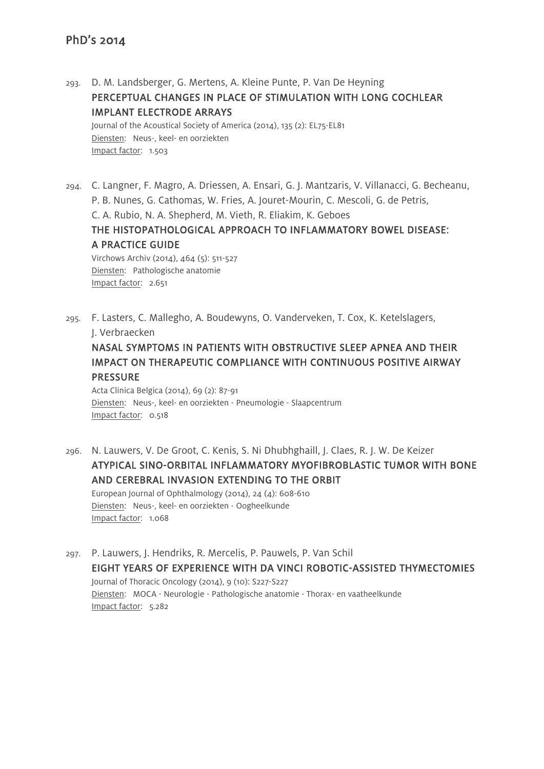293. D. M. Landsberger, G. Mertens, A. Kleine Punte, P. Van De Heyning
**PERCEPTUAL CHANGES IN PLACE OF STIMULATION WITH LONG COCHLEAR IMPLANT ELECTRODE ARRAYS**
Journal of the Acoustical Society of America (2014), 135 (2): EL75-EL81
Diensten: Neus-, keel- en oorziekten
Impact factor: 1.503

294. C. Langner, F. Magro, A. Driessen, A. Ensari, G. J. Mantzaris, V. Villanacci, G. Becheanu, P. B. Nunes, G. Cathomas, W. Fries, A. Jouret-Mourin, C. Mescoli, G. de Petris, C. A. Rubio, N. A. Shepherd, M. Vieth, R. Eliakim, K. Geboes
**THE HISTOPATHOLOGICAL APPROACH TO INFLAMMATORY BOWEL DISEASE: A PRACTICE GUIDE**
Virchows Archiv (2014), 464 (5): 511-527
Diensten: Pathologische anatomie
Impact factor: 2.651

295. F. Lasters, C. Mallegho, A. Boudewyns, O. Vanderveken, T. Cox, K. Ketelslagers, J. Verbraecken
**NASAL SYMPTOMS IN PATIENTS WITH OBSTRUCTIVE SLEEP APNEA AND THEIR IMPACT ON THERAPEUTIC COMPLIANCE WITH CONTINUOUS POSITIVE AIRWAY PRESSURE**
Acta Clinica Belgica (2014), 69 (2): 87-91
Diensten: Neus-, keel- en oorziekten - Pneumologie - Slaapcentrum
Impact factor: 0.518

296. N. Lauwers, V. De Groot, C. Kenis, S. Ni Dhubhghaill, J. Claes, R. J. W. De Keizer
**ATYPICAL SINO-ORBITAL INFLAMMATORY MYOFIBROBLASTIC TUMOR WITH BONE AND CEREBRAL INVASION EXTENDING TO THE ORBIT**
European Journal of Ophthalmology (2014), 24 (4): 608-610
Diensten: Neus-, keel- en oorziekten - Oogheelkunde
Impact factor: 1.068

297. P. Lauwers, J. Hendriks, R. Mercelis, P. Pauwels, P. Van Schil
**EIGHT YEARS OF EXPERIENCE WITH DA VINCI ROBOTIC-ASSISTED THYMECTOMIES**
Journal of Thoracic Oncology (2014), 9 (10): S227-S227
Diensten: MOCA - Neurologie - Pathologische anatomie - Thorax- en vaatheelkunde
Impact factor: 5.282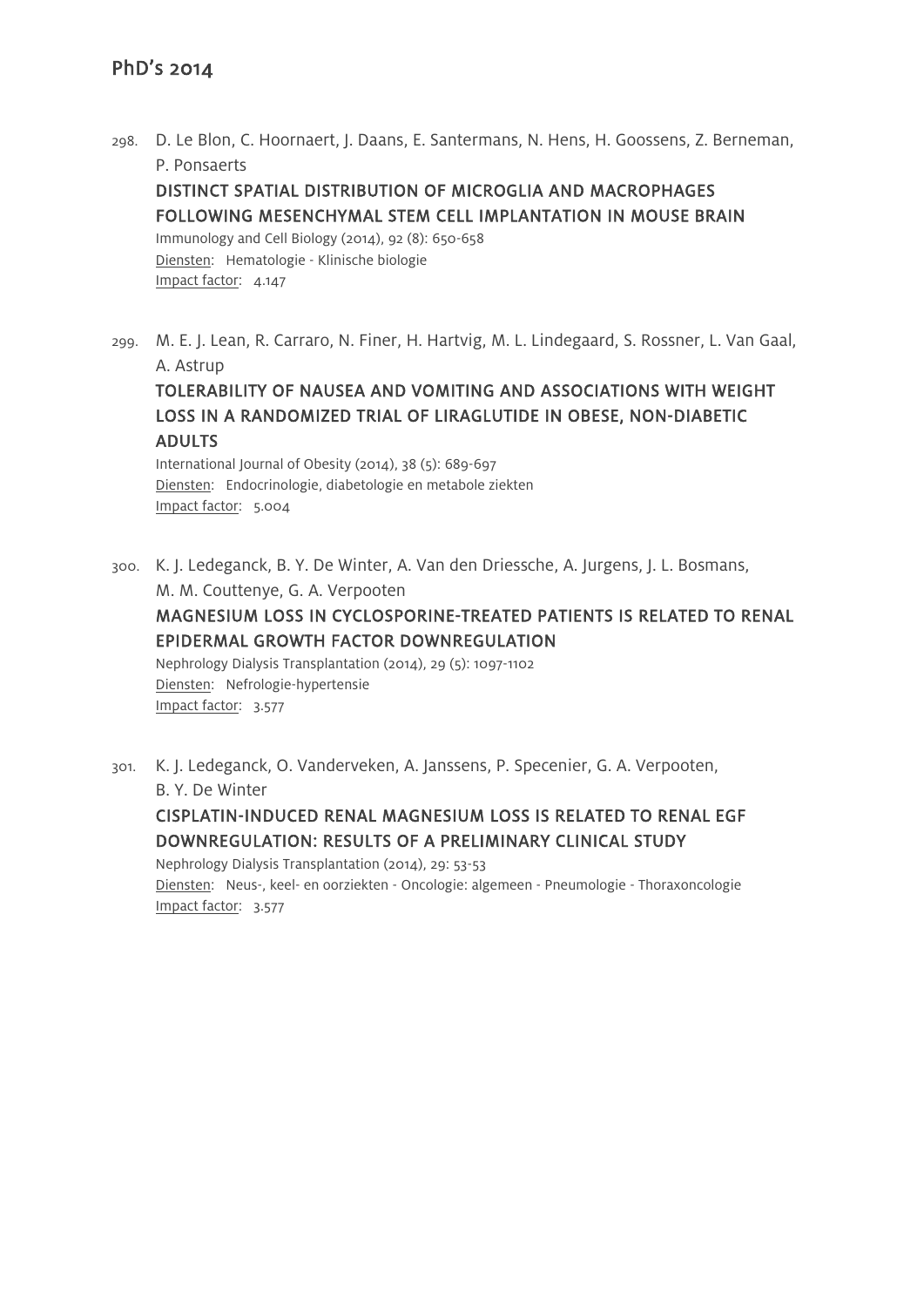298. D. Le Blon, C. Hoornaert, J. Daans, E. Santermans, N. Hens, H. Goossens, Z. Berneman, P. Ponsaerts
**DISTINCT SPATIAL DISTRIBUTION OF MICROGLIA AND MACROPHAGES FOLLOWING MESENCHYMAL STEM CELL IMPLANTATION IN MOUSE BRAIN**
Immunology and Cell Biology (2014), 92 (8): 650-658
Diensten: Hematologie - Klinische biologie
Impact factor: 4.147

299. M. E. J. Lean, R. Carraro, N. Finer, H. Hartvig, M. L. Lindegaard, S. Rossner, L. Van Gaal, A. Astrup
**TOLERABILITY OF NAUSEA AND VOMITING AND ASSOCIATIONS WITH WEIGHT LOSS IN A RANDOMIZED TRIAL OF LIRAGLUTIDE IN OBESE, NON-DIABETIC ADULTS**
International Journal of Obesity (2014), 38 (5): 689-697
Diensten: Endocrinologie, diabetologie en metabole ziekten
Impact factor: 5.004

300. K. J. Ledeganck, B. Y. De Winter, A. Van den Driessche, A. Jurgens, J. L. Bosmans, M. M. Couttenye, G. A. Verpooten
**MAGNESIUM LOSS IN CYCLOSPORINE-TREATED PATIENTS IS RELATED TO RENAL EPIDERMAL GROWTH FACTOR DOWNREGULATION**
Nephrology Dialysis Transplantation (2014), 29 (5): 1097-1102
Diensten: Nefrologie-hypertensie
Impact factor: 3.577

301. K. J. Ledeganck, O. Vanderveken, A. Janssens, P. Specenier, G. A. Verpooten, B. Y. De Winter
**CISPLATIN-INDUCED RENAL MAGNESIUM LOSS IS RELATED TO RENAL EGF DOWNREGULATION: RESULTS OF A PRELIMINARY CLINICAL STUDY**
Nephrology Dialysis Transplantation (2014), 29: 53-53
Diensten: Neus-, keel- en oorziekten - Oncologie: algemeen - Pneumologie - Thoraxoncologie
Impact factor: 3.577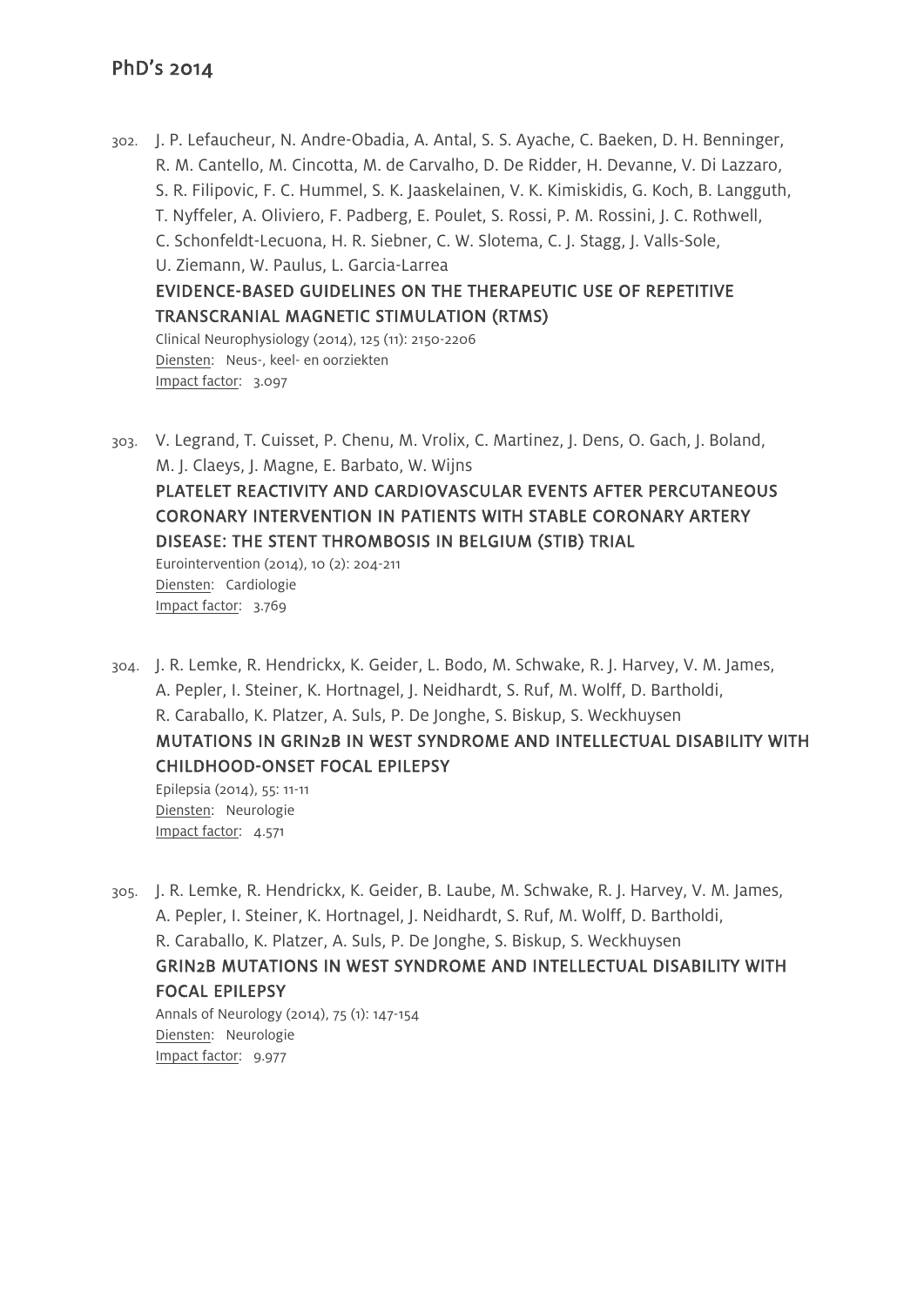302. J. P. Lefaucheur, N. Andre-Obadia, A. Antal, S. S. Ayache, C. Baeken, D. H. Benninger, R. M. Cantello, M. Cincotta, M. de Carvalho, D. De Ridder, H. Devanne, V. Di Lazzaro, S. R. Filipovic, F. C. Hummel, S. K. Jaaskelainen, V. K. Kimiskidis, G. Koch, B. Langguth, T. Nyffeler, A. Oliviero, F. Padberg, E. Poulet, S. Rossi, P. M. Rossini, J. C. Rothwell, C. Schonfeldt-Lecuona, H. R. Siebner, C. W. Slotema, C. J. Stagg, J. Valls-Sole, U. Ziemann, W. Paulus, L. Garcia-Larrea
**EVIDENCE-BASED GUIDELINES ON THE THERAPEUTIC USE OF REPETITIVE TRANSCRANIAL MAGNETIC STIMULATION (RTMS)**
Clinical Neurophysiology (2014), 125 (11): 2150-2206
Diensten: Neus-, keel- en oorziekten
Impact factor: 3.097

303. V. Legrand, T. Cuisset, P. Chenu, M. Vrolix, C. Martinez, J. Dens, O. Gach, J. Boland, M. J. Claeys, J. Magne, E. Barbato, W. Wijns
**PLATELET REACTIVITY AND CARDIOVASCULAR EVENTS AFTER PERCUTANEOUS CORONARY INTERVENTION IN PATIENTS WITH STABLE CORONARY ARTERY DISEASE: THE STENT THROMBOSIS IN BELGIUM (STIB) TRIAL**
Eurointervention (2014), 10 (2): 204-211
Diensten: Cardiologie
Impact factor: 3.769

304. J. R. Lemke, R. Hendrickx, K. Geider, L. Bodo, M. Schwake, R. J. Harvey, V. M. James, A. Pepler, I. Steiner, K. Hortnagel, J. Neidhardt, S. Ruf, M. Wolff, D. Bartholdi, R. Caraballo, K. Platzer, A. Suls, P. De Jonghe, S. Biskup, S. Weckhuysen
**MUTATIONS IN GRIN2B IN WEST SYNDROME AND INTELLECTUAL DISABILITY WITH CHILDHOOD-ONSET FOCAL EPILEPSY**
Epilepsia (2014), 55: 11-11
Diensten: Neurologie
Impact factor: 4.571

305. J. R. Lemke, R. Hendrickx, K. Geider, B. Laube, M. Schwake, R. J. Harvey, V. M. James, A. Pepler, I. Steiner, K. Hortnagel, J. Neidhardt, S. Ruf, M. Wolff, D. Bartholdi, R. Caraballo, K. Platzer, A. Suls, P. De Jonghe, S. Biskup, S. Weckhuysen
**GRIN2B MUTATIONS IN WEST SYNDROME AND INTELLECTUAL DISABILITY WITH FOCAL EPILEPSY**
Annals of Neurology (2014), 75 (1): 147-154
Diensten: Neurologie
Impact factor: 9.977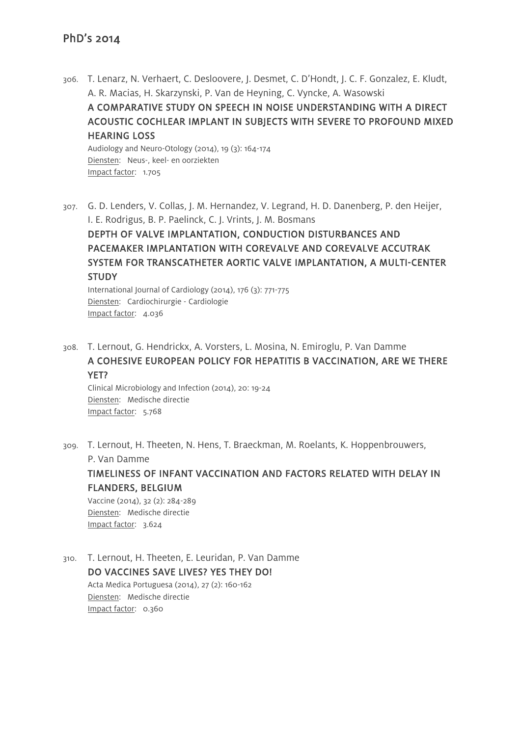## PhD's 2014

306. T. Lenarz, N. Verhaert, C. Desloovere, J. Desmet, C. D'Hondt, J. C. F. Gonzalez, E. Kludt, A. R. Macias, H. Skarzynski, P. Van de Heyning, C. Vyncke, A. Wasowski
   **A COMPARATIVE STUDY ON SPEECH IN NOISE UNDERSTANDING WITH A DIRECT ACOUSTIC COCHLEAR IMPLANT IN SUBJECTS WITH SEVERE TO PROFOUND MIXED HEARING LOSS**
   Audiology and Neuro-Otology (2014), 19 (3): 164-174
   Diensten: Neus-, keel- en oorziekten
   Impact factor: 1.705

307. G. D. Lenders, V. Collas, J. M. Hernandez, V. Legrand, H. D. Danenberg, P. den Heijer, I. E. Rodrigus, B. P. Paelinck, C. J. Vrints, J. M. Bosmans
   **DEPTH OF VALVE IMPLANTATION, CONDUCTION DISTURBANCES AND PACEMAKER IMPLANTATION WITH COREVALVE AND COREVALVE ACCUTRAK SYSTEM FOR TRANSCATHETER AORTIC VALVE IMPLANTATION, A MULTI-CENTER STUDY**
   International Journal of Cardiology (2014), 176 (3): 771-775
   Diensten: Cardiochirurgie - Cardiologie
   Impact factor: 4.036

308. T. Lernout, G. Hendrickx, A. Vorsters, L. Mosina, N. Emiroglu, P. Van Damme
   **A COHESIVE EUROPEAN POLICY FOR HEPATITIS B VACCINATION, ARE WE THERE YET?**
   Clinical Microbiology and Infection (2014), 20: 19-24
   Diensten: Medische directie
   Impact factor: 5.768

309. T. Lernout, H. Theeten, N. Hens, T. Braeckman, M. Roelants, K. Hoppenbrouwers, P. Van Damme
   **TIMELINESS OF INFANT VACCINATION AND FACTORS RELATED WITH DELAY IN FLANDERS, BELGIUM**
   Vaccine (2014), 32 (2): 284-289
   Diensten: Medische directie
   Impact factor: 3.624

310. T. Lernout, H. Theeten, E. Leuridan, P. Van Damme
   **DO VACCINES SAVE LIVES? YES THEY DO!**
   Acta Medica Portuguesa (2014), 27 (2): 160-162
   Diensten: Medische directie
   Impact factor: 0.360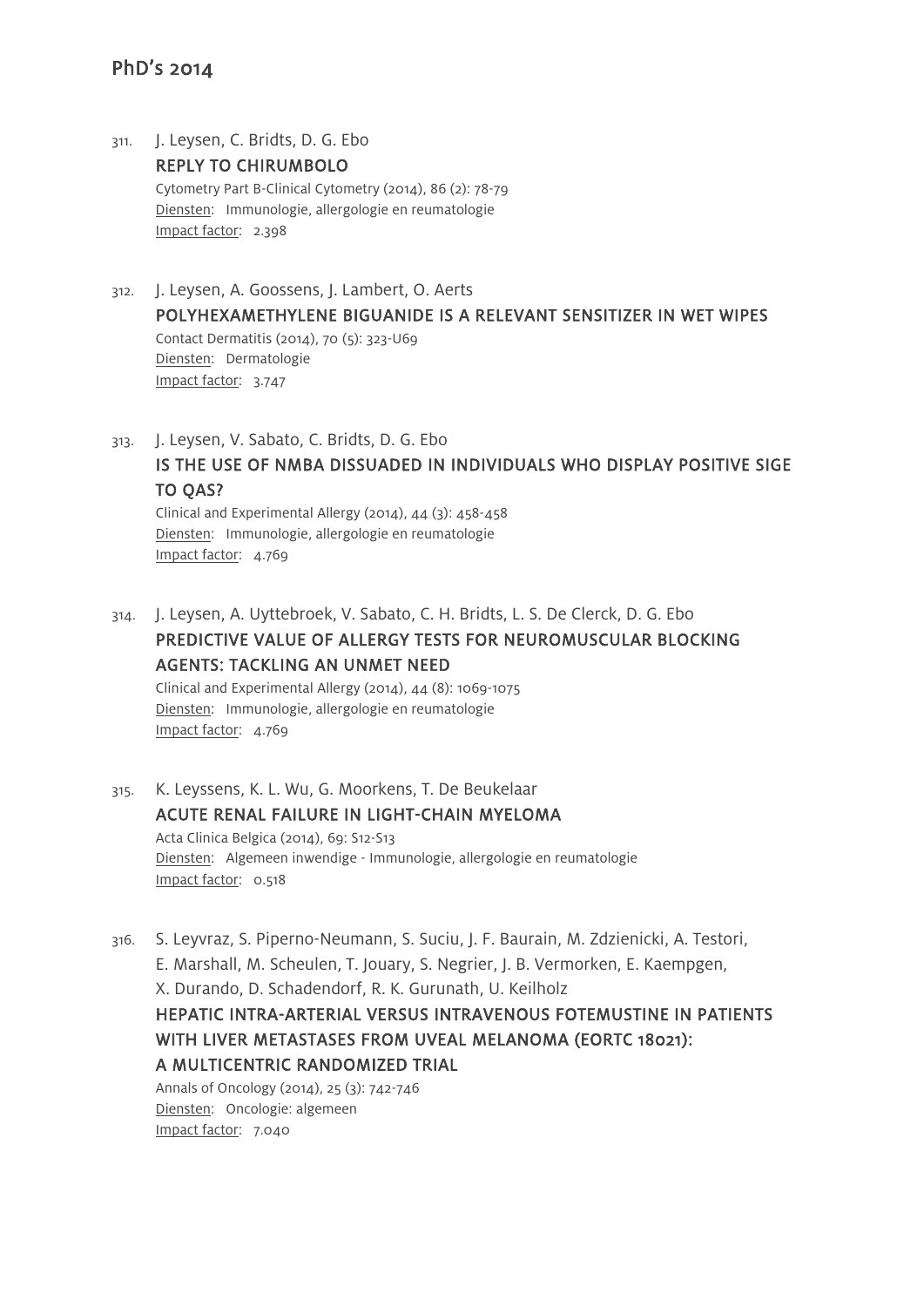# PhD's 2014

311. J. Leysen, C. Bridts, D. G. Ebo
**REPLY TO CHIRUMBOLO**
Cytometry Part B-Clinical Cytometry (2014), 86 (2): 78-79
Diensten: Immunologie, allergologie en reumatologie
Impact factor: 2.398

312. J. Leysen, A. Goossens, J. Lambert, O. Aerts
**POLYHEXAMETHYLENE BIGUANIDE IS A RELEVANT SENSITIZER IN WET WIPES**
Contact Dermatitis (2014), 70 (5): 323-U69
Diensten: Dermatologie
Impact factor: 3.747

313. J. Leysen, V. Sabato, C. Bridts, D. G. Ebo
**IS THE USE OF NMBA DISSUADED IN INDIVIDUALS WHO DISPLAY POSITIVE SIGE TO QAS?**
Clinical and Experimental Allergy (2014), 44 (3): 458-458
Diensten: Immunologie, allergologie en reumatologie
Impact factor: 4.769

314. J. Leysen, A. Uyttebroek, V. Sabato, C. H. Bridts, L. S. De Clerck, D. G. Ebo
**PREDICTIVE VALUE OF ALLERGY TESTS FOR NEUROMUSCULAR BLOCKING AGENTS: TACKLING AN UNMET NEED**
Clinical and Experimental Allergy (2014), 44 (8): 1069-1075
Diensten: Immunologie, allergologie en reumatologie
Impact factor: 4.769

315. K. Leyssens, K. L. Wu, G. Moorkens, T. De Beukelaar
**ACUTE RENAL FAILURE IN LIGHT-CHAIN MYELOMA**
Acta Clinica Belgica (2014), 69: S12-S13
Diensten: Algemeen inwendige - Immunologie, allergologie en reumatologie
Impact factor: 0.518

316. S. Leyvraz, S. Piperno-Neumann, S. Suciu, J. F. Baurain, M. Zdzienicki, A. Testori, E. Marshall, M. Scheulen, T. Jouary, S. Negrier, J. B. Vermorken, E. Kaempgen, X. Durando, D. Schadendorf, R. K. Gurunath, U. Keilholz
**HEPATIC INTRA-ARTERIAL VERSUS INTRAVENOUS FOTEMUSTINE IN PATIENTS WITH LIVER METASTASES FROM UVEAL MELANOMA (EORTC 18021): A MULTICENTRIC RANDOMIZED TRIAL**
Annals of Oncology (2014), 25 (3): 742-746
Diensten: Oncologie: algemeen
Impact factor: 7.040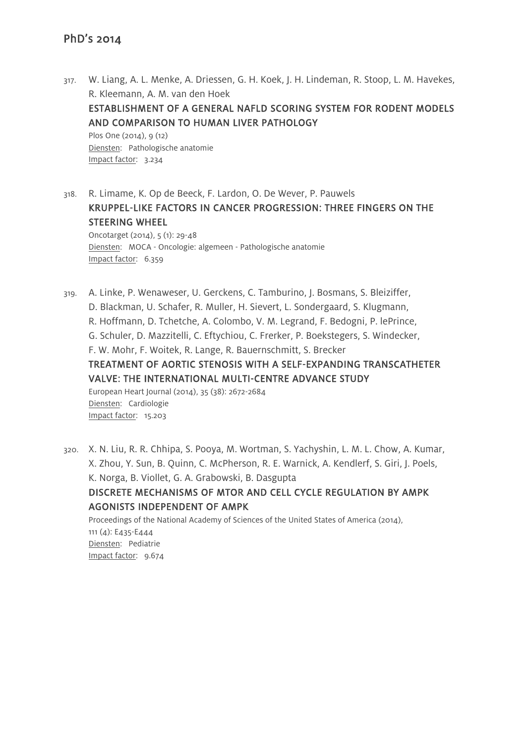## PhD's 2014

317. W. Liang, A. L. Menke, A. Driessen, G. H. Koek, J. H. Lindeman, R. Stoop, L. M. Havekes, R. Kleemann, A. M. van den Hoek
ESTABLISHMENT OF A GENERAL NAFLD SCORING SYSTEM FOR RODENT MODELS AND COMPARISON TO HUMAN LIVER PATHOLOGY
Plos One (2014), 9 (12)
Diensten: Pathologische anatomie
Impact factor: 3.234

318. R. Limame, K. Op de Beeck, F. Lardon, O. De Wever, P. Pauwels
KRUPPEL-LIKE FACTORS IN CANCER PROGRESSION: THREE FINGERS ON THE STEERING WHEEL
Oncotarget (2014), 5 (1): 29-48
Diensten: MOCA - Oncologie: algemeen - Pathologische anatomie
Impact factor: 6.359

319. A. Linke, P. Wenaweser, U. Gerckens, C. Tamburino, J. Bosmans, S. Bleiziffer, D. Blackman, U. Schafer, R. Muller, H. Sievert, L. Sondergaard, S. Klugmann, R. Hoffmann, D. Tchetche, A. Colombo, V. M. Legrand, F. Bedogni, P. lePrince, G. Schuler, D. Mazzitelli, C. Eftychiou, C. Frerker, P. Boekstegers, S. Windecker, F. W. Mohr, F. Woitek, R. Lange, R. Bauernschmitt, S. Brecker
TREATMENT OF AORTIC STENOSIS WITH A SELF-EXPANDING TRANSCATHETER VALVE: THE INTERNATIONAL MULTI-CENTRE ADVANCE STUDY
European Heart Journal (2014), 35 (38): 2672-2684
Diensten: Cardiologie
Impact factor: 15.203

320. X. N. Liu, R. R. Chhipa, S. Pooya, M. Wortman, S. Yachyshin, L. M. L. Chow, A. Kumar, X. Zhou, Y. Sun, B. Quinn, C. McPherson, R. E. Warnick, A. Kendlerf, S. Giri, J. Poels, K. Norga, B. Viollet, G. A. Grabowski, B. Dasgupta
DISCRETE MECHANISMS OF MTOR AND CELL CYCLE REGULATION BY AMPK AGONISTS INDEPENDENT OF AMPK
Proceedings of the National Academy of Sciences of the United States of America (2014), 111 (4): E435-E444
Diensten: Pediatrie
Impact factor: 9.674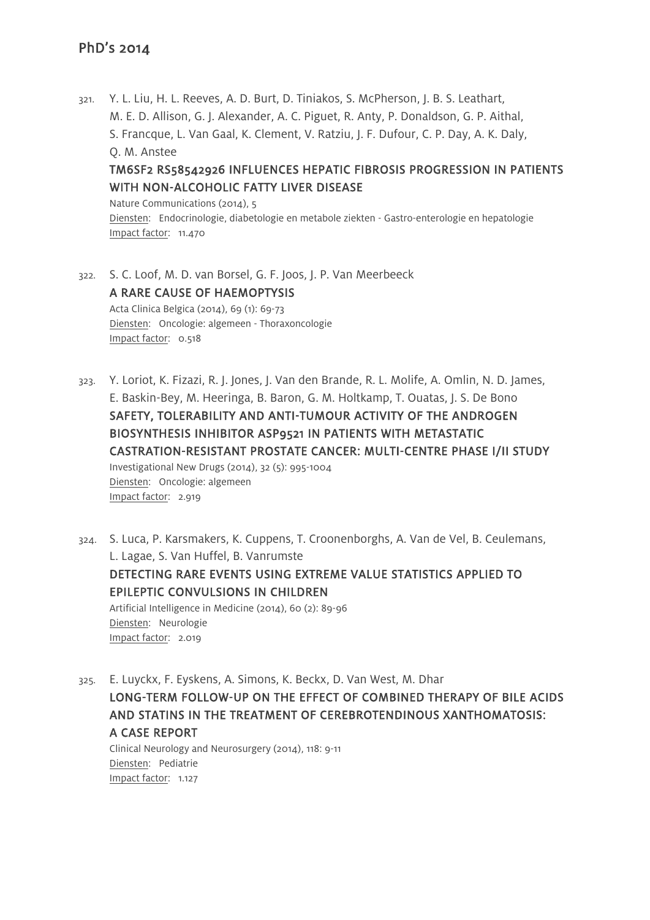321. Y. L. Liu, H. L. Reeves, A. D. Burt, D. Tiniakos, S. McPherson, J. B. S. Leathart, M. E. D. Allison, G. J. Alexander, A. C. Piguet, R. Anty, P. Donaldson, G. P. Aithal, S. Francque, L. Van Gaal, K. Clement, V. Ratziu, J. F. Dufour, C. P. Day, A. K. Daly, Q. M. Anstee
   **TM6SF2 RS58542926 INFLUENCES HEPATIC FIBROSIS PROGRESSION IN PATIENTS WITH NON-ALCOHOLIC FATTY LIVER DISEASE**
   Nature Communications (2014), 5
   Diensten: Endocrinologie, diabetologie en metabole ziekten - Gastro-enterologie en hepatologie
   Impact factor: 11.470

322. S. C. Loof, M. D. van Borsel, G. F. Joos, J. P. Van Meerbeeck
   **A RARE CAUSE OF HAEMOPTYSIS**
   Acta Clinica Belgica (2014), 69 (1): 69-73
   Diensten: Oncologie: algemeen - Thoraxoncologie
   Impact factor: 0.518

323. Y. Loriot, K. Fizazi, R. J. Jones, J. Van den Brande, R. L. Molife, A. Omlin, N. D. James, E. Baskin-Bey, M. Heeringa, B. Baron, G. M. Holtkamp, T. Ouatas, J. S. De Bono
   **SAFETY, TOLERABILITY AND ANTI-TUMOUR ACTIVITY OF THE ANDROGEN BIOSYNTHESIS INHIBITOR ASP9521 IN PATIENTS WITH METASTATIC CASTRATION-RESISTANT PROSTATE CANCER: MULTI-CENTRE PHASE I/II STUDY**
   Investigational New Drugs (2014), 32 (5): 995-1004
   Diensten: Oncologie: algemeen
   Impact factor: 2.919

324. S. Luca, P. Karsmakers, K. Cuppens, T. Croonenborghs, A. Van de Vel, B. Ceulemans, L. Lagae, S. Van Huffel, B. Vanrumste
   **DETECTING RARE EVENTS USING EXTREME VALUE STATISTICS APPLIED TO EPILEPTIC CONVULSIONS IN CHILDREN**
   Artificial Intelligence in Medicine (2014), 60 (2): 89-96
   Diensten: Neurologie
   Impact factor: 2.019

325. E. Luyckx, F. Eyskens, A. Simons, K. Beckx, D. Van West, M. Dhar
   **LONG-TERM FOLLOW-UP ON THE EFFECT OF COMBINED THERAPY OF BILE ACIDS AND STATINS IN THE TREATMENT OF CEREBROTENDINOUS XANTHOMATOSIS: A CASE REPORT**
   Clinical Neurology and Neurosurgery (2014), 118: 9-11
   Diensten: Pediatrie
   Impact factor: 1.127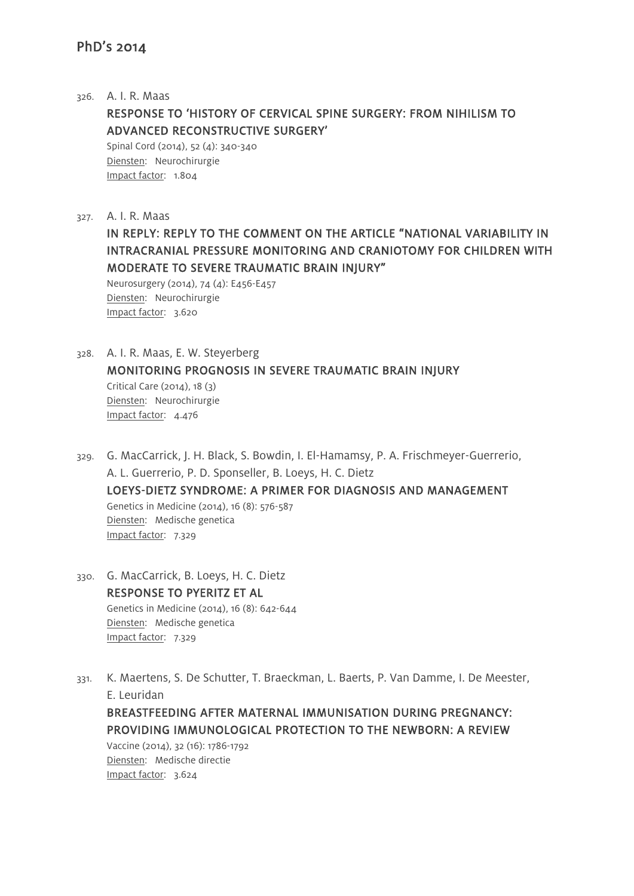## PhD's 2014

326. A. I. R. Maas
   **RESPONSE TO 'HISTORY OF CERVICAL SPINE SURGERY: FROM NIHILISM TO ADVANCED RECONSTRUCTIVE SURGERY'**
   Spinal Cord (2014), 52 (4): 340-340
   Diensten: Neurochirurgie
   Impact factor: 1.804

327. A. I. R. Maas
   **IN REPLY: REPLY TO THE COMMENT ON THE ARTICLE "NATIONAL VARIABILITY IN INTRACRANIAL PRESSURE MONITORING AND CRANIOTOMY FOR CHILDREN WITH MODERATE TO SEVERE TRAUMATIC BRAIN INJURY"**
   Neurosurgery (2014), 74 (4): E456-E457
   Diensten: Neurochirurgie
   Impact factor: 3.620

328. A. I. R. Maas, E. W. Steyerberg
   **MONITORING PROGNOSIS IN SEVERE TRAUMATIC BRAIN INJURY**
   Critical Care (2014), 18 (3)
   Diensten: Neurochirurgie
   Impact factor: 4.476

329. G. MacCarrick, J. H. Black, S. Bowdin, I. El-Hamamsy, P. A. Frischmeyer-Guerrerio, A. L. Guerrerio, P. D. Sponseller, B. Loeys, H. C. Dietz
   **LOEYS-DIETZ SYNDROME: A PRIMER FOR DIAGNOSIS AND MANAGEMENT**
   Genetics in Medicine (2014), 16 (8): 576-587
   Diensten: Medische genetica
   Impact factor: 7.329

330. G. MacCarrick, B. Loeys, H. C. Dietz
   **RESPONSE TO PYERITZ ET AL**
   Genetics in Medicine (2014), 16 (8): 642-644
   Diensten: Medische genetica
   Impact factor: 7.329

331. K. Maertens, S. De Schutter, T. Braeckman, L. Baerts, P. Van Damme, I. De Meester, E. Leuridan
   **BREASTFEEDING AFTER MATERNAL IMMUNISATION DURING PREGNANCY: PROVIDING IMMUNOLOGICAL PROTECTION TO THE NEWBORN: A REVIEW**
   Vaccine (2014), 32 (16): 1786-1792
   Diensten: Medische directie
   Impact factor: 3.624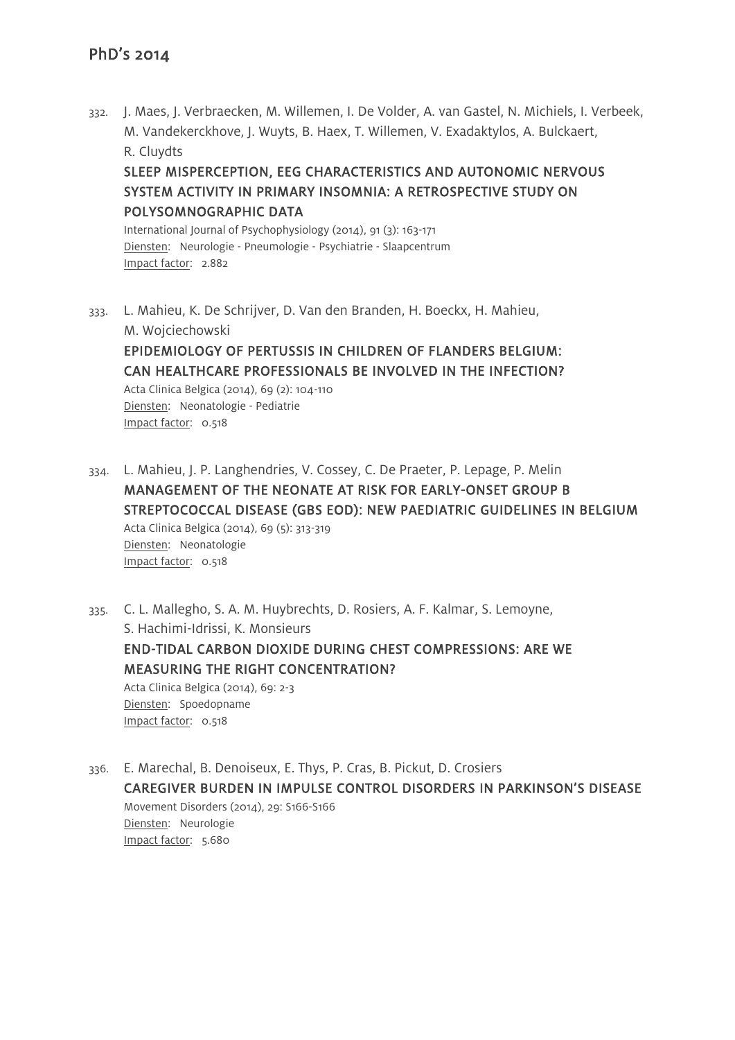332. J. Maes, J. Verbraecken, M. Willemen, I. De Volder, A. van Gastel, N. Michiels, I. Verbeek, M. Vandekerckhove, J. Wuyts, B. Haex, T. Willemen, V. Exadaktylos, A. Bulckaert, R. Cluydts
**SLEEP MISPERCEPTION, EEG CHARACTERISTICS AND AUTONOMIC NERVOUS SYSTEM ACTIVITY IN PRIMARY INSOMNIA: A RETROSPECTIVE STUDY ON POLYSOMNOGRAPHIC DATA**
International Journal of Psychophysiology (2014), 91 (3): 163-171
Diensten: Neurologie - Pneumologie - Psychiatrie - Slaapcentrum
Impact factor: 2.882

333. L. Mahieu, K. De Schrijver, D. Van den Branden, H. Boeckx, H. Mahieu, M. Wojciechowski
**EPIDEMIOLOGY OF PERTUSSIS IN CHILDREN OF FLANDERS BELGIUM: CAN HEALTHCARE PROFESSIONALS BE INVOLVED IN THE INFECTION?**
Acta Clinica Belgica (2014), 69 (2): 104-110
Diensten: Neonatologie - Pediatrie
Impact factor: 0.518

334. L. Mahieu, J. P. Langhendries, V. Cossey, C. De Praeter, P. Lepage, P. Melin
**MANAGEMENT OF THE NEONATE AT RISK FOR EARLY-ONSET GROUP B STREPTOCOCCAL DISEASE (GBS EOD): NEW PAEDIATRIC GUIDELINES IN BELGIUM**
Acta Clinica Belgica (2014), 69 (5): 313-319
Diensten: Neonatologie
Impact factor: 0.518

335. C. L. Mallegho, S. A. M. Huybrechts, D. Rosiers, A. F. Kalmar, S. Lemoyne, S. Hachimi-Idrissi, K. Monsieurs
**END-TIDAL CARBON DIOXIDE DURING CHEST COMPRESSIONS: ARE WE MEASURING THE RIGHT CONCENTRATION?**
Acta Clinica Belgica (2014), 69: 2-3
Diensten: Spoedopname
Impact factor: 0.518

336. E. Marechal, B. Denoiseux, E. Thys, P. Cras, B. Pickut, D. Crosiers
**CAREGIVER BURDEN IN IMPULSE CONTROL DISORDERS IN PARKINSON'S DISEASE**
Movement Disorders (2014), 29: S166-S166
Diensten: Neurologie
Impact factor: 5.680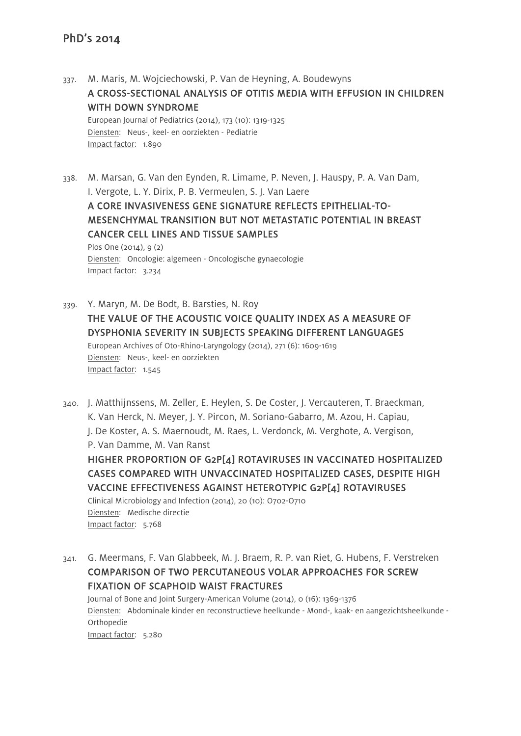## PhD's 2014

337. M. Maris, M. Wojciechowski, P. Van de Heyning, A. Boudewyns
   **A CROSS-SECTIONAL ANALYSIS OF OTITIS MEDIA WITH EFFUSION IN CHILDREN WITH DOWN SYNDROME**
   European Journal of Pediatrics (2014), 173 (10): 1319-1325
   Diensten: Neus-, keel- en oorziekten - Pediatrie
   Impact factor: 1.890

338. M. Marsan, G. Van den Eynden, R. Limame, P. Neven, J. Hauspy, P. A. Van Dam, I. Vergote, L. Y. Dirix, P. B. Vermeulen, S. J. Van Laere
   **A CORE INVASIVENESS GENE SIGNATURE REFLECTS EPITHELIAL-TO-MESENCHYMAL TRANSITION BUT NOT METASTATIC POTENTIAL IN BREAST CANCER CELL LINES AND TISSUE SAMPLES**
   Plos One (2014), 9 (2)
   Diensten: Oncologie: algemeen - Oncologische gynaecologie
   Impact factor: 3.234

339. Y. Maryn, M. De Bodt, B. Barsties, N. Roy
   **THE VALUE OF THE ACOUSTIC VOICE QUALITY INDEX AS A MEASURE OF DYSPHONIA SEVERITY IN SUBJECTS SPEAKING DIFFERENT LANGUAGES**
   European Archives of Oto-Rhino-Laryngology (2014), 271 (6): 1609-1619
   Diensten: Neus-, keel- en oorziekten
   Impact factor: 1.545

340. J. Matthijnssens, M. Zeller, E. Heylen, S. De Coster, J. Vercauteren, T. Braeckman, K. Van Herck, N. Meyer, J. Y. Pircon, M. Soriano-Gabarro, M. Azou, H. Capiau, J. De Koster, A. S. Maernoudt, M. Raes, L. Verdonck, M. Verghote, A. Vergison, P. Van Damme, M. Van Ranst
   **HIGHER PROPORTION OF G2P[4] ROTAVIRUSES IN VACCINATED HOSPITALIZED CASES COMPARED WITH UNVACCINATED HOSPITALIZED CASES, DESPITE HIGH VACCINE EFFECTIVENESS AGAINST HETEROTYPIC G2P[4] ROTAVIRUSES**
   Clinical Microbiology and Infection (2014), 20 (10): O702-O710
   Diensten: Medische directie
   Impact factor: 5.768

341. G. Meermans, F. Van Glabbeek, M. J. Braem, R. P. van Riet, G. Hubens, F. Verstreken
   **COMPARISON OF TWO PERCUTANEOUS VOLAR APPROACHES FOR SCREW FIXATION OF SCAPHOID WAIST FRACTURES**
   Journal of Bone and Joint Surgery-American Volume (2014), 0 (16): 1369-1376
   Diensten: Abdominale kinder en reconstructieve heelkunde - Mond-, kaak- en aangezichtsheelkunde - Orthopedie
   Impact factor: 5.280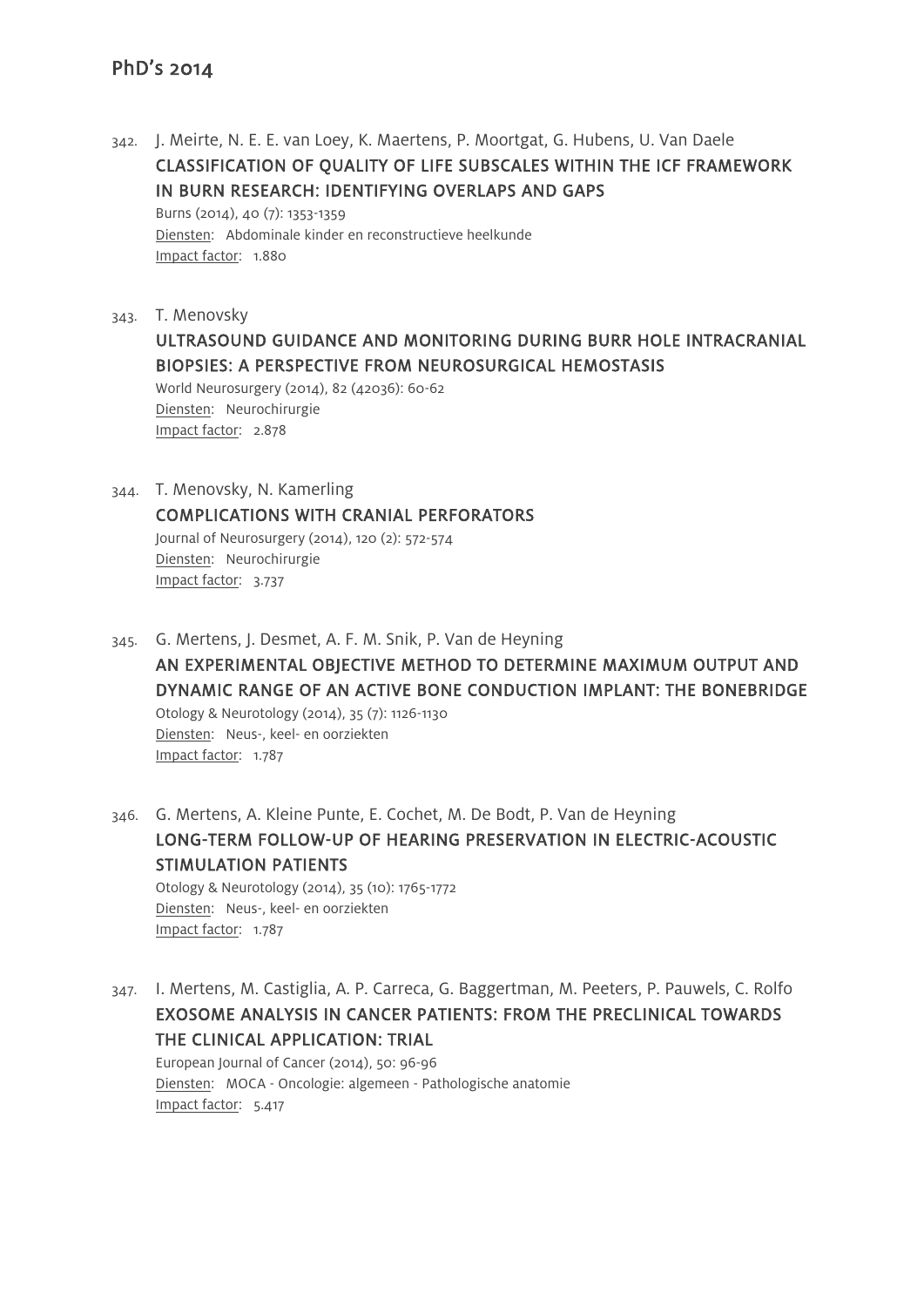## PhD's 2014

342. J. Meirte, N. E. E. van Loey, K. Maertens, P. Moortgat, G. Hubens, U. Van Daele
**CLASSIFICATION OF QUALITY OF LIFE SUBSCALES WITHIN THE ICF FRAMEWORK IN BURN RESEARCH: IDENTIFYING OVERLAPS AND GAPS**
Burns (2014), 40 (7): 1353-1359
Diensten: Abdominale kinder en reconstructieve heelkunde
Impact factor: 1.880

343. T. Menovsky
**ULTRASOUND GUIDANCE AND MONITORING DURING BURR HOLE INTRACRANIAL BIOPSIES: A PERSPECTIVE FROM NEUROSURGICAL HEMOSTASIS**
World Neurosurgery (2014), 82 (42036): 60-62
Diensten: Neurochirurgie
Impact factor: 2.878

344. T. Menovsky, N. Kamerling
**COMPLICATIONS WITH CRANIAL PERFORATORS**
Journal of Neurosurgery (2014), 120 (2): 572-574
Diensten: Neurochirurgie
Impact factor: 3.737

345. G. Mertens, J. Desmet, A. F. M. Snik, P. Van de Heyning
**AN EXPERIMENTAL OBJECTIVE METHOD TO DETERMINE MAXIMUM OUTPUT AND DYNAMIC RANGE OF AN ACTIVE BONE CONDUCTION IMPLANT: THE BONEBRIDGE**
Otology & Neurotology (2014), 35 (7): 1126-1130
Diensten: Neus-, keel- en oorziekten
Impact factor: 1.787

346. G. Mertens, A. Kleine Punte, E. Cochet, M. De Bodt, P. Van de Heyning
**LONG-TERM FOLLOW-UP OF HEARING PRESERVATION IN ELECTRIC-ACOUSTIC STIMULATION PATIENTS**
Otology & Neurotology (2014), 35 (10): 1765-1772
Diensten: Neus-, keel- en oorziekten
Impact factor: 1.787

347. I. Mertens, M. Castiglia, A. P. Carreca, G. Baggertman, M. Peeters, P. Pauwels, C. Rolfo
**EXOSOME ANALYSIS IN CANCER PATIENTS: FROM THE PRECLINICAL TOWARDS THE CLINICAL APPLICATION: TRIAL**
European Journal of Cancer (2014), 50: 96-96
Diensten: MOCA - Oncologie: algemeen - Pathologische anatomie
Impact factor: 5.417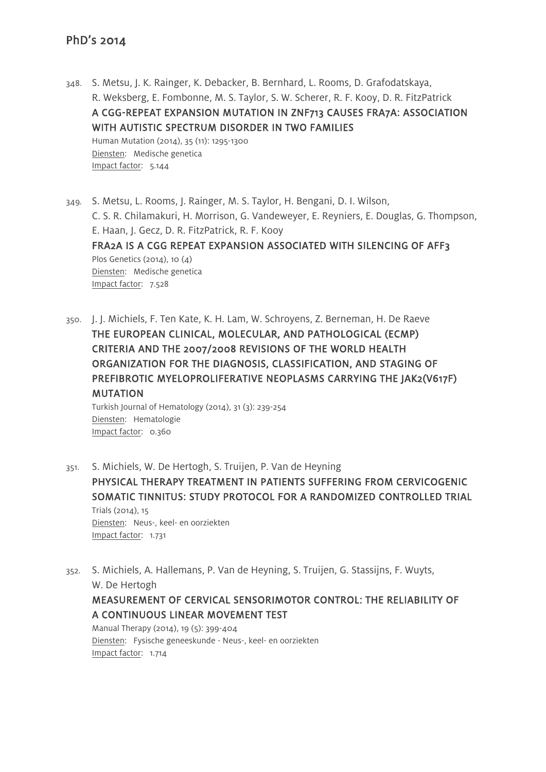## PhD's 2014

348. S. Metsu, J. K. Rainger, K. Debacker, B. Bernhard, L. Rooms, D. Grafodatskaya, R. Weksberg, E. Fombonne, M. S. Taylor, S. W. Scherer, R. F. Kooy, D. R. FitzPatrick
**A CGG-REPEAT EXPANSION MUTATION IN ZNF713 CAUSES FRA7A: ASSOCIATION WITH AUTISTIC SPECTRUM DISORDER IN TWO FAMILIES**
Human Mutation (2014), 35 (11): 1295-1300
Diensten: Medische genetica
Impact factor: 5.144

349. S. Metsu, L. Rooms, J. Rainger, M. S. Taylor, H. Bengani, D. I. Wilson, C. S. R. Chilamakuri, H. Morrison, G. Vandeweyer, E. Reyniers, E. Douglas, G. Thompson, E. Haan, J. Gecz, D. R. FitzPatrick, R. F. Kooy
**FRA2A IS A CGG REPEAT EXPANSION ASSOCIATED WITH SILENCING OF AFF3**
Plos Genetics (2014), 10 (4)
Diensten: Medische genetica
Impact factor: 7.528

350. J. J. Michiels, F. Ten Kate, K. H. Lam, W. Schroyens, Z. Berneman, H. De Raeve
**THE EUROPEAN CLINICAL, MOLECULAR, AND PATHOLOGICAL (ECMP) CRITERIA AND THE 2007/2008 REVISIONS OF THE WORLD HEALTH ORGANIZATION FOR THE DIAGNOSIS, CLASSIFICATION, AND STAGING OF PREFIBROTIC MYELOPROLIFERATIVE NEOPLASMS CARRYING THE JAK2(V617F) MUTATION**
Turkish Journal of Hematology (2014), 31 (3): 239-254
Diensten: Hematologie
Impact factor: 0.360

351. S. Michiels, W. De Hertogh, S. Truijen, P. Van de Heyning
**PHYSICAL THERAPY TREATMENT IN PATIENTS SUFFERING FROM CERVICOGENIC SOMATIC TINNITUS: STUDY PROTOCOL FOR A RANDOMIZED CONTROLLED TRIAL**
Trials (2014), 15
Diensten: Neus-, keel- en oorziekten
Impact factor: 1.731

352. S. Michiels, A. Hallemans, P. Van de Heyning, S. Truijen, G. Stassijns, F. Wuyts, W. De Hertogh
**MEASUREMENT OF CERVICAL SENSORIMOTOR CONTROL: THE RELIABILITY OF A CONTINUOUS LINEAR MOVEMENT TEST**
Manual Therapy (2014), 19 (5): 399-404
Diensten: Fysische geneeskunde - Neus-, keel- en oorziekten
Impact factor: 1.714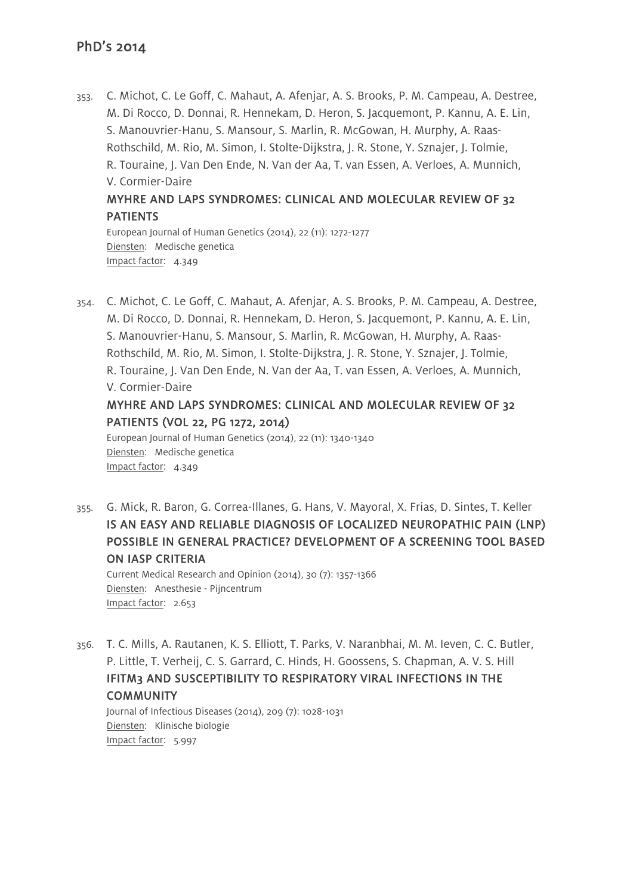353. C. Michot, C. Le Goff, C. Mahaut, A. Afenjar, A. S. Brooks, P. M. Campeau, A. Destree, M. Di Rocco, D. Donnai, R. Hennekam, D. Heron, S. Jacquemont, P. Kannu, A. E. Lin, S. Manouvrier-Hanu, S. Mansour, S. Marlin, R. McGowan, H. Murphy, A. Raas-Rothschild, M. Rio, M. Simon, I. Stolte-Dijkstra, J. R. Stone, Y. Sznajer, J. Tolmie, R. Touraine, J. Van Den Ende, N. Van der Aa, T. van Essen, A. Verloes, A. Munnich, V. Cormier-Daire

    **MYHRE AND LAPS SYNDROMES: CLINICAL AND MOLECULAR REVIEW OF 32 PATIENTS**

    European Journal of Human Genetics (2014), 22 (11): 1272-1277
    Diensten: Medische genetica
    Impact factor: 4.349

354. C. Michot, C. Le Goff, C. Mahaut, A. Afenjar, A. S. Brooks, P. M. Campeau, A. Destree, M. Di Rocco, D. Donnai, R. Hennekam, D. Heron, S. Jacquemont, P. Kannu, A. E. Lin, S. Manouvrier-Hanu, S. Mansour, S. Marlin, R. McGowan, H. Murphy, A. Raas-Rothschild, M. Rio, M. Simon, I. Stolte-Dijkstra, J. R. Stone, Y. Sznajer, J. Tolmie, R. Touraine, J. Van Den Ende, N. Van der Aa, T. van Essen, A. Verloes, A. Munnich, V. Cormier-Daire

    **MYHRE AND LAPS SYNDROMES: CLINICAL AND MOLECULAR REVIEW OF 32 PATIENTS (VOL 22, PG 1272, 2014)**

    European Journal of Human Genetics (2014), 22 (11): 1340-1340
    Diensten: Medische genetica
    Impact factor: 4.349

355. G. Mick, R. Baron, G. Correa-Illanes, G. Hans, V. Mayoral, X. Frias, D. Sintes, T. Keller

    **IS AN EASY AND RELIABLE DIAGNOSIS OF LOCALIZED NEUROPATHIC PAIN (LNP) POSSIBLE IN GENERAL PRACTICE? DEVELOPMENT OF A SCREENING TOOL BASED ON IASP CRITERIA**

    Current Medical Research and Opinion (2014), 30 (7): 1357-1366
    Diensten: Anesthesie - Pijncentrum
    Impact factor: 2.653

356. T. C. Mills, A. Rautanen, K. S. Elliott, T. Parks, V. Naranbhai, M. M. Ieven, C. C. Butler, P. Little, T. Verheij, C. S. Garrard, C. Hinds, H. Goossens, S. Chapman, A. V. S. Hill

    **IFITM3 AND SUSCEPTIBILITY TO RESPIRATORY VIRAL INFECTIONS IN THE COMMUNITY**

    Journal of Infectious Diseases (2014), 209 (7): 1028-1031
    Diensten: Klinische biologie
    Impact factor: 5.997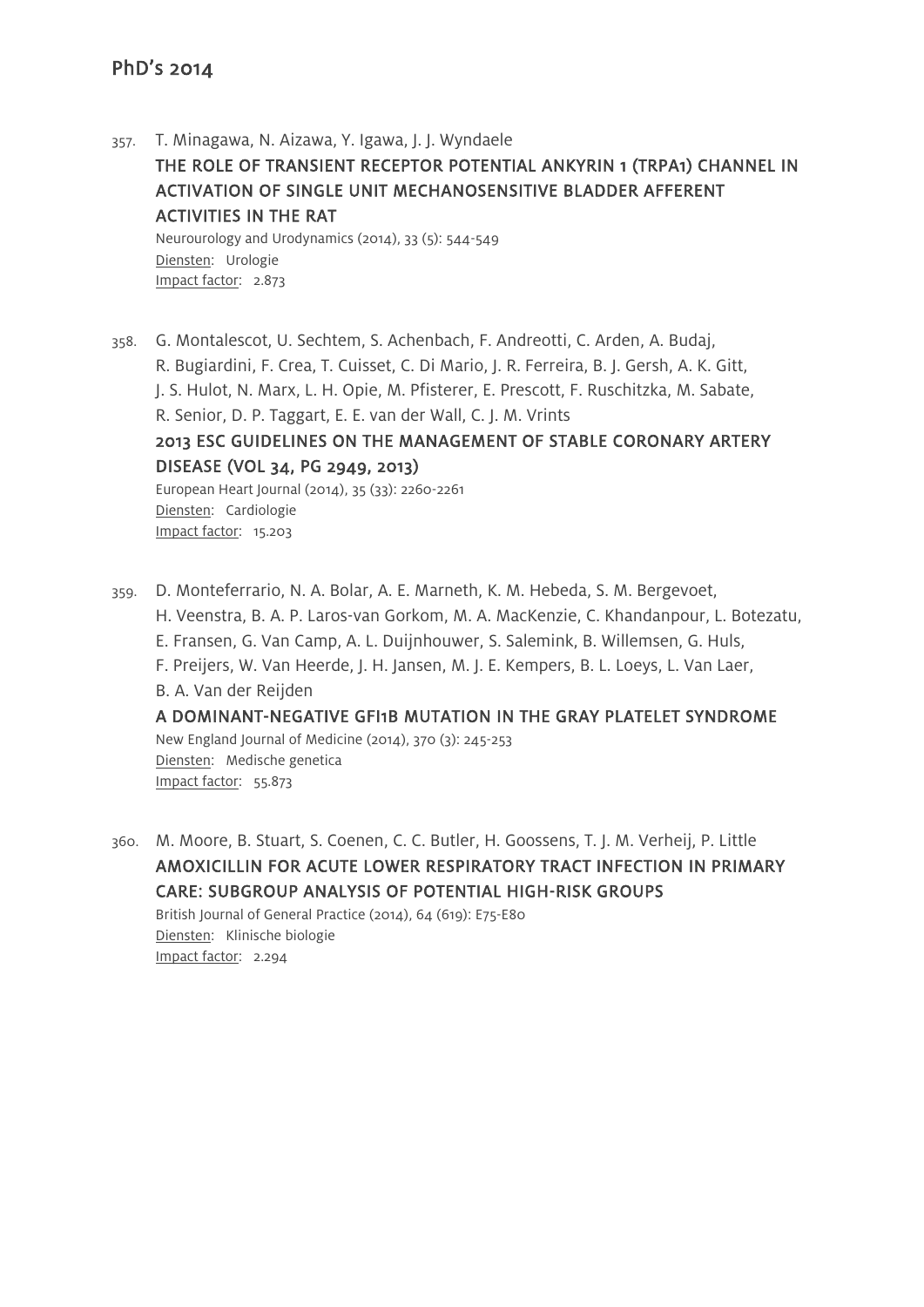357. T. Minagawa, N. Aizawa, Y. Igawa, J. J. Wyndaele
**THE ROLE OF TRANSIENT RECEPTOR POTENTIAL ANKYRIN 1 (TRPA1) CHANNEL IN ACTIVATION OF SINGLE UNIT MECHANOSENSITIVE BLADDER AFFERENT ACTIVITIES IN THE RAT**
Neurourology and Urodynamics (2014), 33 (5): 544-549
Diensten: Urologie
Impact factor: 2.873

358. G. Montalescot, U. Sechtem, S. Achenbach, F. Andreotti, C. Arden, A. Budaj, R. Bugiardini, F. Crea, T. Cuisset, C. Di Mario, J. R. Ferreira, B. J. Gersh, A. K. Gitt, J. S. Hulot, N. Marx, L. H. Opie, M. Pfisterer, E. Prescott, F. Ruschitzka, M. Sabate, R. Senior, D. P. Taggart, E. E. van der Wall, C. J. M. Vrints
**2013 ESC GUIDELINES ON THE MANAGEMENT OF STABLE CORONARY ARTERY DISEASE (VOL 34, PG 2949, 2013)**
European Heart Journal (2014), 35 (33): 2260-2261
Diensten: Cardiologie
Impact factor: 15.203

359. D. Monteferrario, N. A. Bolar, A. E. Marneth, K. M. Hebeda, S. M. Bergevoet, H. Veenstra, B. A. P. Laros-van Gorkom, M. A. MacKenzie, C. Khandanpour, L. Botezatu, E. Fransen, G. Van Camp, A. L. Duijnhouwer, S. Salemink, B. Willemsen, G. Huls, F. Preijers, W. Van Heerde, J. H. Jansen, M. J. E. Kempers, B. L. Loeys, L. Van Laer, B. A. Van der Reijden
**A DOMINANT-NEGATIVE GFI1B MUTATION IN THE GRAY PLATELET SYNDROME**
New England Journal of Medicine (2014), 370 (3): 245-253
Diensten: Medische genetica
Impact factor: 55.873

360. M. Moore, B. Stuart, S. Coenen, C. C. Butler, H. Goossens, T. J. M. Verheij, P. Little
**AMOXICILLIN FOR ACUTE LOWER RESPIRATORY TRACT INFECTION IN PRIMARY CARE: SUBGROUP ANALYSIS OF POTENTIAL HIGH-RISK GROUPS**
British Journal of General Practice (2014), 64 (619): E75-E80
Diensten: Klinische biologie
Impact factor: 2.294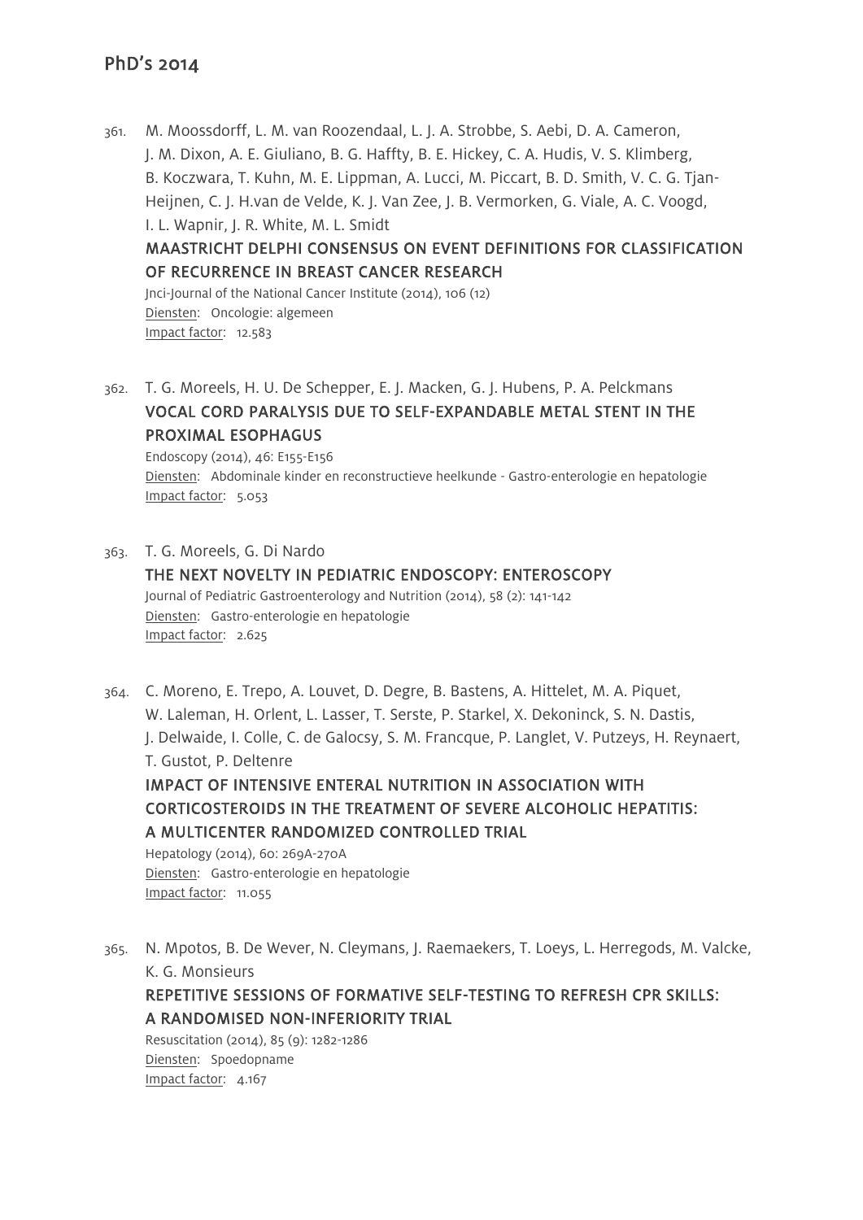361. M. Moossdorff, L. M. van Roozendaal, L. J. A. Strobbe, S. Aebi, D. A. Cameron, J. M. Dixon, A. E. Giuliano, B. G. Haffty, B. E. Hickey, C. A. Hudis, V. S. Klimberg, B. Koczwara, T. Kuhn, M. E. Lippman, A. Lucci, M. Piccart, B. D. Smith, V. C. G. Tjan-Heijnen, C. J. H.van de Velde, K. J. Van Zee, J. B. Vermorken, G. Viale, A. C. Voogd, I. L. Wapnir, J. R. White, M. L. Smidt
**MAASTRICHT DELPHI CONSENSUS ON EVENT DEFINITIONS FOR CLASSIFICATION OF RECURRENCE IN BREAST CANCER RESEARCH**
Jnci-Journal of the National Cancer Institute (2014), 106 (12)
Diensten: Oncologie: algemeen
Impact factor: 12.583

362. T. G. Moreels, H. U. De Schepper, E. J. Macken, G. J. Hubens, P. A. Pelckmans
**VOCAL CORD PARALYSIS DUE TO SELF-EXPANDABLE METAL STENT IN THE PROXIMAL ESOPHAGUS**
Endoscopy (2014), 46: E155-E156
Diensten: Abdominale kinder en reconstructieve heelkunde - Gastro-enterologie en hepatologie
Impact factor: 5.053

363. T. G. Moreels, G. Di Nardo
**THE NEXT NOVELTY IN PEDIATRIC ENDOSCOPY: ENTEROSCOPY**
Journal of Pediatric Gastroenterology and Nutrition (2014), 58 (2): 141-142
Diensten: Gastro-enterologie en hepatologie
Impact factor: 2.625

364. C. Moreno, E. Trepo, A. Louvet, D. Degre, B. Bastens, A. Hittelet, M. A. Piquet, W. Laleman, H. Orlent, L. Lasser, T. Serste, P. Starkel, X. Dekoninck, S. N. Dastis, J. Delwaide, I. Colle, C. de Galocsy, S. M. Francque, P. Langlet, V. Putzeys, H. Reynaert, T. Gustot, P. Deltenre
**IMPACT OF INTENSIVE ENTERAL NUTRITION IN ASSOCIATION WITH CORTICOSTEROIDS IN THE TREATMENT OF SEVERE ALCOHOLIC HEPATITIS: A MULTICENTER RANDOMIZED CONTROLLED TRIAL**
Hepatology (2014), 60: 269A-270A
Diensten: Gastro-enterologie en hepatologie
Impact factor: 11.055

365. N. Mpotos, B. De Wever, N. Cleymans, J. Raemaekers, T. Loeys, L. Herregods, M. Valcke, K. G. Monsieurs
**REPETITIVE SESSIONS OF FORMATIVE SELF-TESTING TO REFRESH CPR SKILLS: A RANDOMISED NON-INFERIORITY TRIAL**
Resuscitation (2014), 85 (9): 1282-1286
Diensten: Spoedopname
Impact factor: 4.167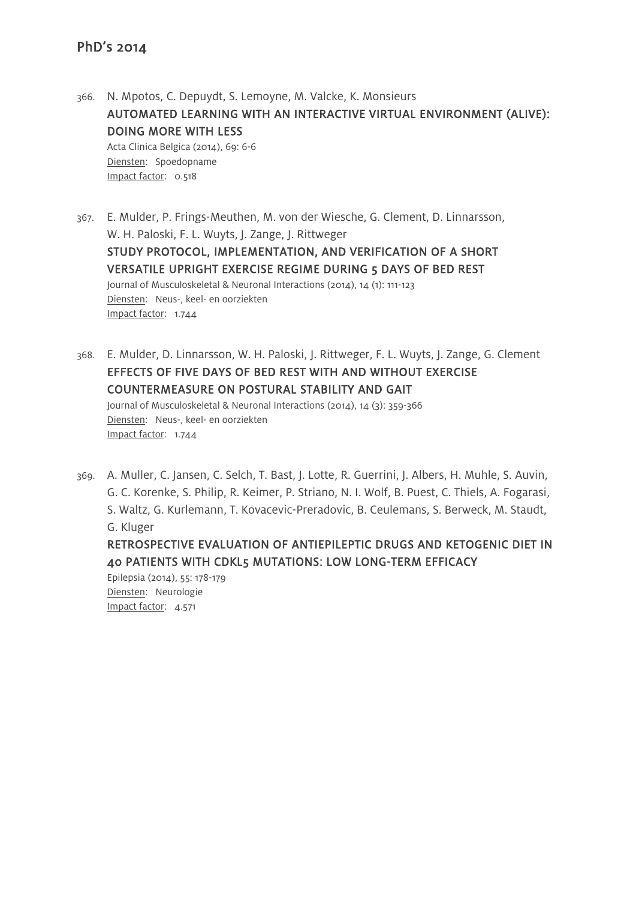## PhD's 2014

366. N. Mpotos, C. Depuydt, S. Lemoyne, M. Valcke, K. Monsieurs
**AUTOMATED LEARNING WITH AN INTERACTIVE VIRTUAL ENVIRONMENT (ALIVE): DOING MORE WITH LESS**
Acta Clinica Belgica (2014), 69: 6-6
Diensten: Spoedopname
Impact factor: 0.518

367. E. Mulder, P. Frings-Meuthen, M. von der Wiesche, G. Clement, D. Linnarsson, W. H. Paloski, F. L. Wuyts, J. Zange, J. Rittweger
**STUDY PROTOCOL, IMPLEMENTATION, AND VERIFICATION OF A SHORT VERSATILE UPRIGHT EXERCISE REGIME DURING 5 DAYS OF BED REST**
Journal of Musculoskeletal & Neuronal Interactions (2014), 14 (1): 111-123
Diensten: Neus-, keel- en oorziekten
Impact factor: 1.744

368. E. Mulder, D. Linnarsson, W. H. Paloski, J. Rittweger, F. L. Wuyts, J. Zange, G. Clement
**EFFECTS OF FIVE DAYS OF BED REST WITH AND WITHOUT EXERCISE COUNTERMEASURE ON POSTURAL STABILITY AND GAIT**
Journal of Musculoskeletal & Neuronal Interactions (2014), 14 (3): 359-366
Diensten: Neus-, keel- en oorziekten
Impact factor: 1.744

369. A. Muller, C. Jansen, C. Selch, T. Bast, J. Lotte, R. Guerrini, J. Albers, H. Muhle, S. Auvin, G. C. Korenke, S. Philip, R. Keimer, P. Striano, N. I. Wolf, B. Puest, C. Thiels, A. Fogarasi, S. Waltz, G. Kurlemann, T. Kovacevic-Preradovic, B. Ceulemans, S. Berweck, M. Staudt, G. Kluger
**RETROSPECTIVE EVALUATION OF ANTIEPILEPTIC DRUGS AND KETOGENIC DIET IN 40 PATIENTS WITH CDKL5 MUTATIONS: LOW LONG-TERM EFFICACY**
Epilepsia (2014), 55: 178-179
Diensten: Neurologie
Impact factor: 4.571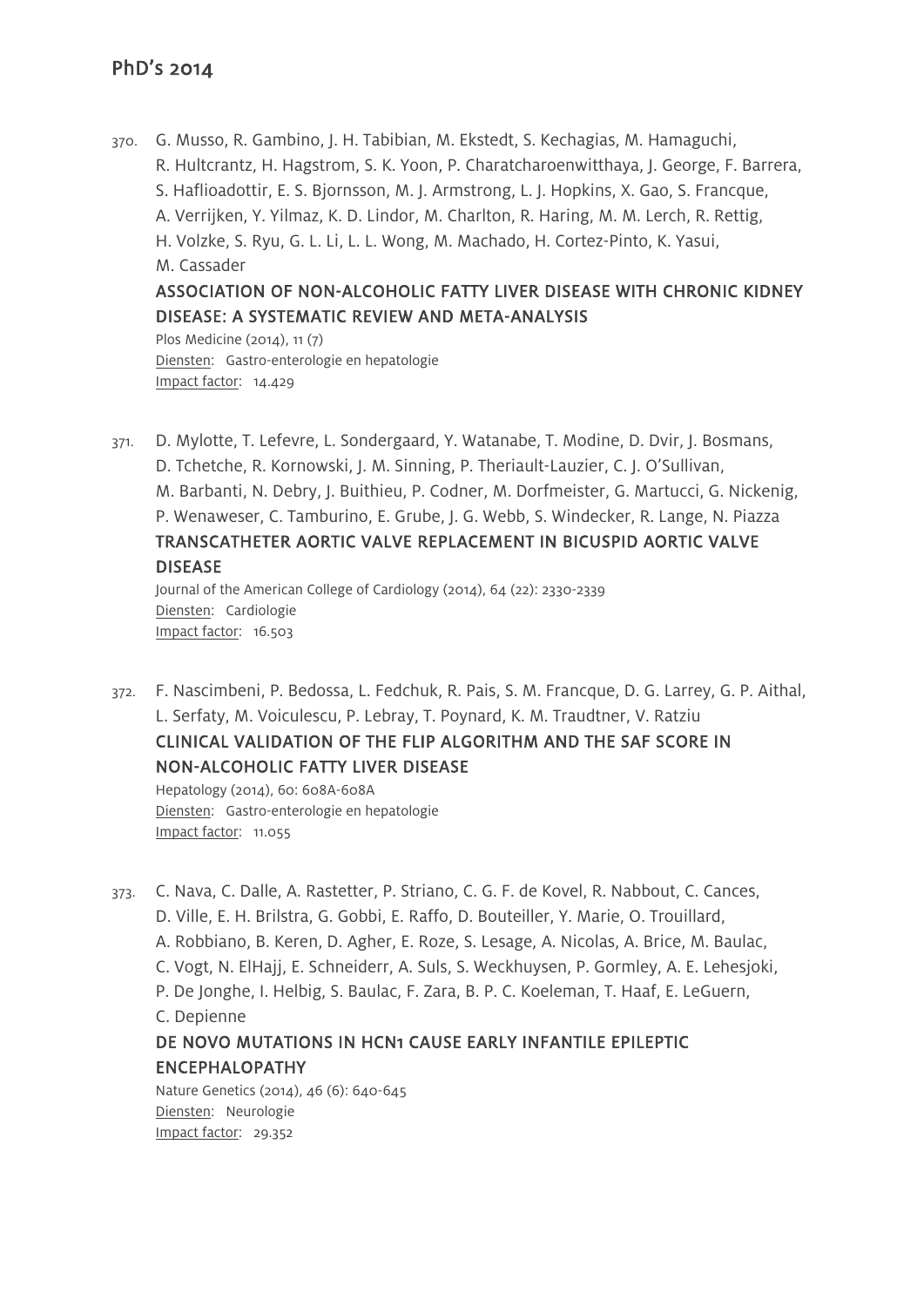370. G. Musso, R. Gambino, J. H. Tabibian, M. Ekstedt, S. Kechagias, M. Hamaguchi, R. Hultcrantz, H. Hagstrom, S. K. Yoon, P. Charatcharoenwitthaya, J. George, F. Barrera, S. Haflioadottir, E. S. Bjornsson, M. J. Armstrong, L. J. Hopkins, X. Gao, S. Francque, A. Verrijken, Y. Yilmaz, K. D. Lindor, M. Charlton, R. Haring, M. M. Lerch, R. Rettig, H. Volzke, S. Ryu, G. L. Li, L. L. Wong, M. Machado, H. Cortez-Pinto, K. Yasui, M. Cassader
**ASSOCIATION OF NON-ALCOHOLIC FATTY LIVER DISEASE WITH CHRONIC KIDNEY DISEASE: A SYSTEMATIC REVIEW AND META-ANALYSIS**
Plos Medicine (2014), 11 (7)
Diensten: Gastro-enterologie en hepatologie
Impact factor: 14.429

371. D. Mylotte, T. Lefevre, L. Sondergaard, Y. Watanabe, T. Modine, D. Dvir, J. Bosmans, D. Tchetche, R. Kornowski, J. M. Sinning, P. Theriault-Lauzier, C. J. O'Sullivan, M. Barbanti, N. Debry, J. Buithieu, P. Codner, M. Dorfmeister, G. Martucci, G. Nickenig, P. Wenaweser, C. Tamburino, E. Grube, J. G. Webb, S. Windecker, R. Lange, N. Piazza
**TRANSCATHETER AORTIC VALVE REPLACEMENT IN BICUSPID AORTIC VALVE DISEASE**
Journal of the American College of Cardiology (2014), 64 (22): 2330-2339
Diensten: Cardiologie
Impact factor: 16.503

372. F. Nascimbeni, P. Bedossa, L. Fedchuk, R. Pais, S. M. Francque, D. G. Larrey, G. P. Aithal, L. Serfaty, M. Voiculescu, P. Lebray, T. Poynard, K. M. Traudtner, V. Ratziu
**CLINICAL VALIDATION OF THE FLIP ALGORITHM AND THE SAF SCORE IN NON-ALCOHOLIC FATTY LIVER DISEASE**
Hepatology (2014), 60: 608A-608A
Diensten: Gastro-enterologie en hepatologie
Impact factor: 11.055

373. C. Nava, C. Dalle, A. Rastetter, P. Striano, C. G. F. de Kovel, R. Nabbout, C. Cances, D. Ville, E. H. Brilstra, G. Gobbi, E. Raffo, D. Bouteiller, Y. Marie, O. Trouillard, A. Robbiano, B. Keren, D. Agher, E. Roze, S. Lesage, A. Nicolas, A. Brice, M. Baulac, C. Vogt, N. ElHajj, E. Schneiderr, A. Suls, S. Weckhuysen, P. Gormley, A. E. Lehesjoki, P. De Jonghe, I. Helbig, S. Baulac, F. Zara, B. P. C. Koeleman, T. Haaf, E. LeGuern, C. Depienne
**DE NOVO MUTATIONS IN HCN1 CAUSE EARLY INFANTILE EPILEPTIC ENCEPHALOPATHY**
Nature Genetics (2014), 46 (6): 640-645
Diensten: Neurologie
Impact factor: 29.352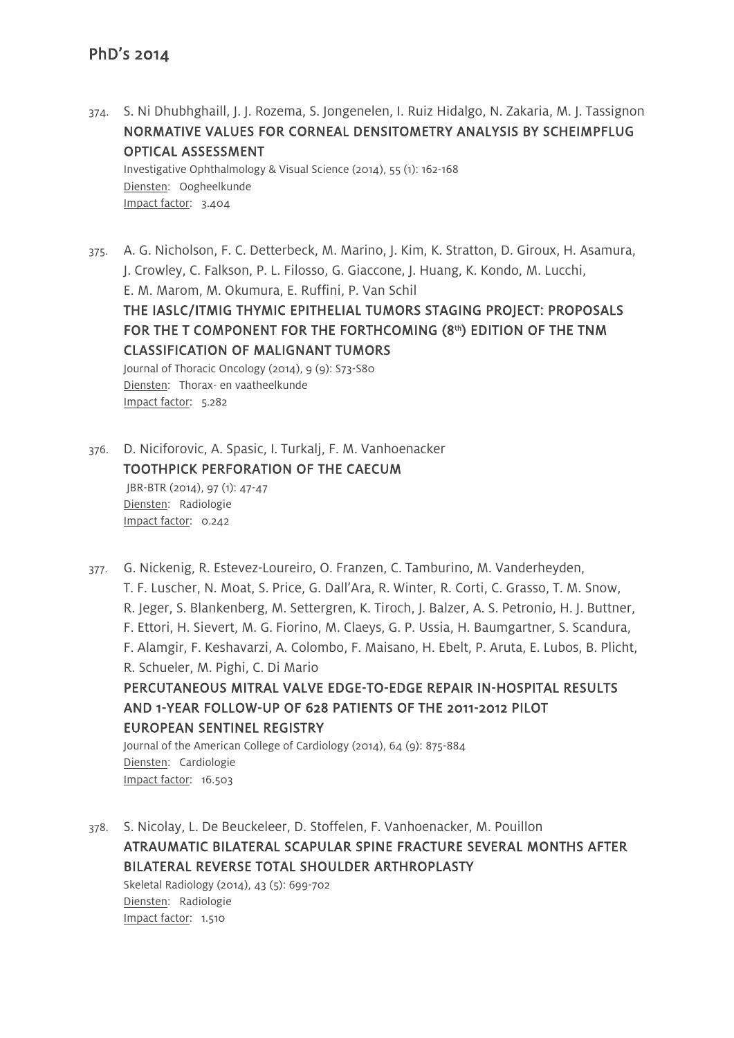# PhD's 2014

374. S. Ni Dhubhghaill, J. J. Rozema, S. Jongenelen, I. Ruiz Hidalgo, N. Zakaria, M. J. Tassignon
**NORMATIVE VALUES FOR CORNEAL DENSITOMETRY ANALYSIS BY SCHEIMPFLUG OPTICAL ASSESSMENT**
Investigative Ophthalmology & Visual Science (2014), 55 (1): 162-168
Diensten: Oogheelkunde
Impact factor: 3.404

375. A. G. Nicholson, F. C. Detterbeck, M. Marino, J. Kim, K. Stratton, D. Giroux, H. Asamura, J. Crowley, C. Falkson, P. L. Filosso, G. Giaccone, J. Huang, K. Kondo, M. Lucchi, E. M. Marom, M. Okumura, E. Ruffini, P. Van Schil
**THE IASLC/ITMIG THYMIC EPITHELIAL TUMORS STAGING PROJECT: PROPOSALS FOR THE T COMPONENT FOR THE FORTHCOMING (8th) EDITION OF THE TNM CLASSIFICATION OF MALIGNANT TUMORS**
Journal of Thoracic Oncology (2014), 9 (9): S73-S80
Diensten: Thorax- en vaatheelkunde
Impact factor: 5.282

376. D. Niciforovic, A. Spasic, I. Turkalj, F. M. Vanhoenacker
**TOOTHPICK PERFORATION OF THE CAECUM**
JBR-BTR (2014), 97 (1): 47-47
Diensten: Radiologie
Impact factor: 0.242

377. G. Nickenig, R. Estevez-Loureiro, O. Franzen, C. Tamburino, M. Vanderheyden, T. F. Luscher, N. Moat, S. Price, G. Dall'Ara, R. Winter, R. Corti, C. Grasso, T. M. Snow, R. Jeger, S. Blankenberg, M. Settergren, K. Tiroch, J. Balzer, A. S. Petronio, H. J. Buttner, F. Ettori, H. Sievert, M. G. Fiorino, M. Claeys, G. P. Ussia, H. Baumgartner, S. Scandura, F. Alamgir, F. Keshavarzi, A. Colombo, F. Maisano, H. Ebelt, P. Aruta, E. Lubos, B. Plicht, R. Schueler, M. Pighi, C. Di Mario
**PERCUTANEOUS MITRAL VALVE EDGE-TO-EDGE REPAIR IN-HOSPITAL RESULTS AND 1-YEAR FOLLOW-UP OF 628 PATIENTS OF THE 2011-2012 PILOT EUROPEAN SENTINEL REGISTRY**
Journal of the American College of Cardiology (2014), 64 (9): 875-884
Diensten: Cardiologie
Impact factor: 16.503

378. S. Nicolay, L. De Beuckeleer, D. Stoffelen, F. Vanhoenacker, M. Pouillon
**ATRAUMATIC BILATERAL SCAPULAR SPINE FRACTURE SEVERAL MONTHS AFTER BILATERAL REVERSE TOTAL SHOULDER ARTHROPLASTY**
Skeletal Radiology (2014), 43 (5): 699-702
Diensten: Radiologie
Impact factor: 1.510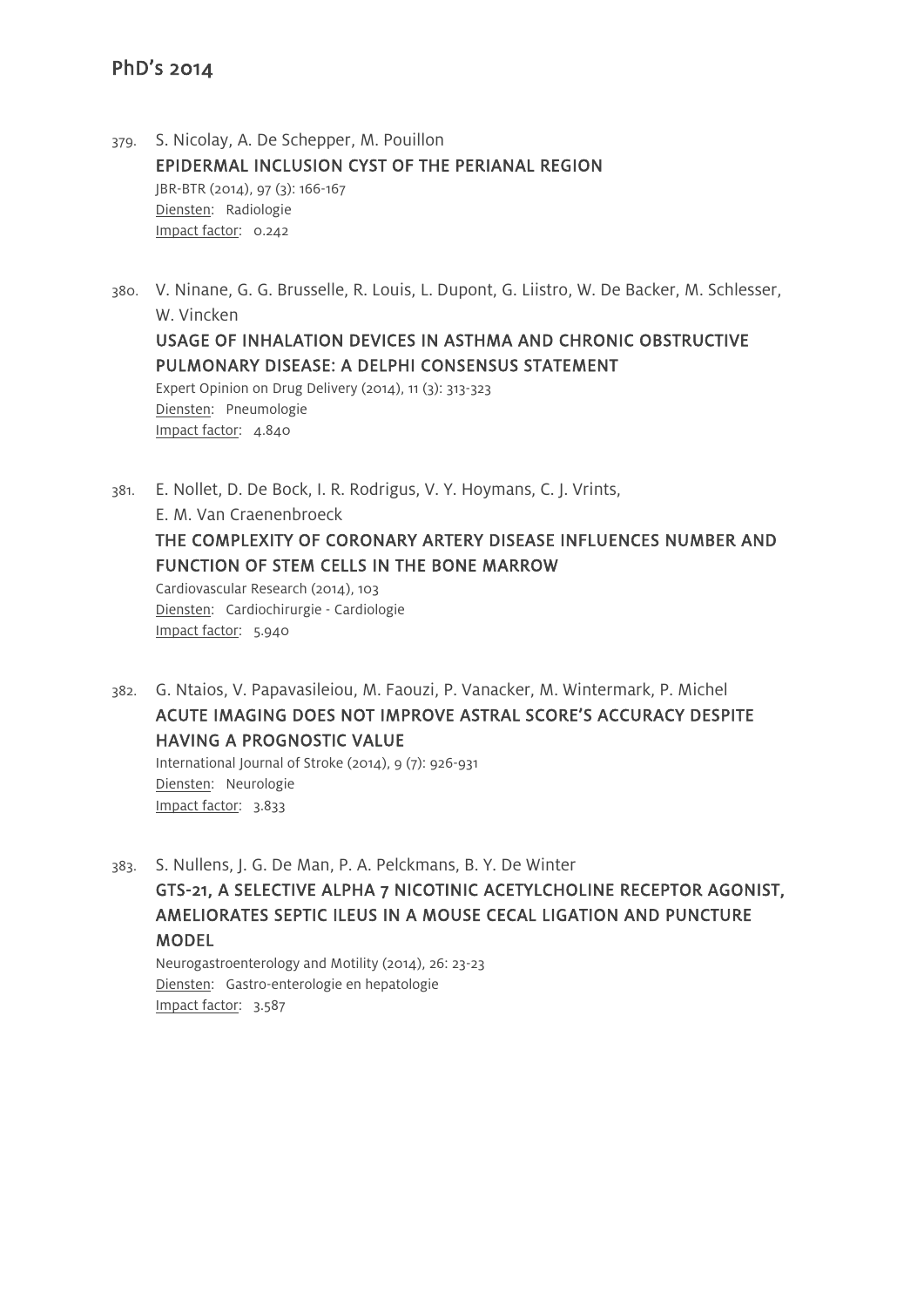## PhD's 2014

379. S. Nicolay, A. De Schepper, M. Pouillon

EPIDERMAL INCLUSION CYST OF THE PERIANAL REGION

JBR-BTR (2014), 97 (3): 166-167

Diensten: Radiologie

Impact factor: 0.242

380. V. Ninane, G. G. Brusselle, R. Louis, L. Dupont, G. Liistro, W. De Backer, M. Schlesser, W. Vincken

USAGE OF INHALATION DEVICES IN ASTHMA AND CHRONIC OBSTRUCTIVE PULMONARY DISEASE: A DELPHI CONSENSUS STATEMENT

Expert Opinion on Drug Delivery (2014), 11 (3): 313-323

Diensten: Pneumologie

Impact factor: 4.840

381. E. Nollet, D. De Bock, I. R. Rodrigus, V. Y. Hoymans, C. J. Vrints, E. M. Van Craenenbroeck

THE COMPLEXITY OF CORONARY ARTERY DISEASE INFLUENCES NUMBER AND FUNCTION OF STEM CELLS IN THE BONE MARROW

Cardiovascular Research (2014), 103

Diensten: Cardiochirurgie - Cardiologie

Impact factor: 5.940

382. G. Ntaios, V. Papavasileiou, M. Faouzi, P. Vanacker, M. Wintermark, P. Michel

ACUTE IMAGING DOES NOT IMPROVE ASTRAL SCORE'S ACCURACY DESPITE HAVING A PROGNOSTIC VALUE

International Journal of Stroke (2014), 9 (7): 926-931

Diensten: Neurologie

Impact factor: 3.833

383. S. Nullens, J. G. De Man, P. A. Pelckmans, B. Y. De Winter

GTS-21, A SELECTIVE ALPHA 7 NICOTINIC ACETYLCHOLINE RECEPTOR AGONIST, AMELIORATES SEPTIC ILEUS IN A MOUSE CECAL LIGATION AND PUNCTURE MODEL

Neurogastroenterology and Motility (2014), 26: 23-23

Diensten: Gastro-enterologie en hepatologie

Impact factor: 3.587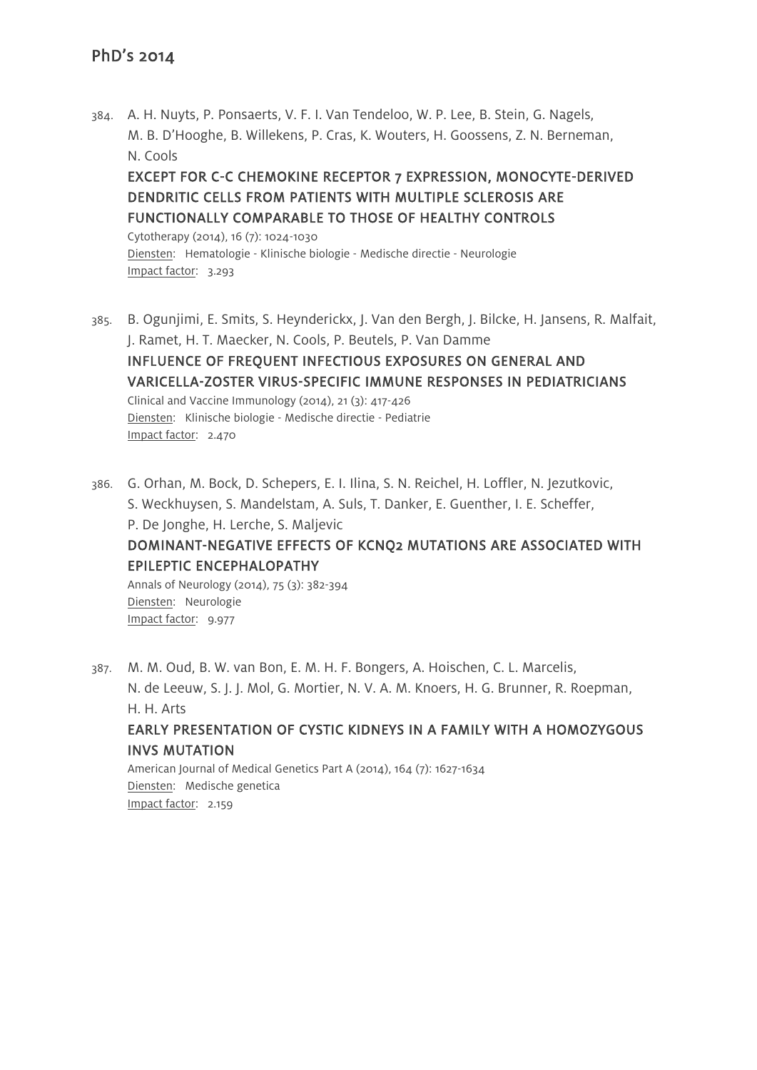384. A. H. Nuyts, P. Ponsaerts, V. F. I. Van Tendeloo, W. P. Lee, B. Stein, G. Nagels, M. B. D'Hooghe, B. Willekens, P. Cras, K. Wouters, H. Goossens, Z. N. Berneman, N. Cools

EXCEPT FOR C-C CHEMOKINE RECEPTOR 7 EXPRESSION, MONOCYTE-DERIVED DENDRITIC CELLS FROM PATIENTS WITH MULTIPLE SCLEROSIS ARE FUNCTIONALLY COMPARABLE TO THOSE OF HEALTHY CONTROLS

Cytotherapy (2014), 16 (7): 1024-1030
Diensten: Hematologie - Klinische biologie - Medische directie - Neurologie
Impact factor: 3.293

385. B. Ogunjimi, E. Smits, S. Heynderickx, J. Van den Bergh, J. Bilcke, H. Jansens, R. Malfait, J. Ramet, H. T. Maecker, N. Cools, P. Beutels, P. Van Damme

INFLUENCE OF FREQUENT INFECTIOUS EXPOSURES ON GENERAL AND VARICELLA-ZOSTER VIRUS-SPECIFIC IMMUNE RESPONSES IN PEDIATRICIANS

Clinical and Vaccine Immunology (2014), 21 (3): 417-426
Diensten: Klinische biologie - Medische directie - Pediatrie
Impact factor: 2.470

386. G. Orhan, M. Bock, D. Schepers, E. I. Ilina, S. N. Reichel, H. Loffler, N. Jezutkovic, S. Weckhuysen, S. Mandelstam, A. Suls, T. Danker, E. Guenther, I. E. Scheffer, P. De Jonghe, H. Lerche, S. Maljevic

DOMINANT-NEGATIVE EFFECTS OF KCNQ2 MUTATIONS ARE ASSOCIATED WITH EPILEPTIC ENCEPHALOPATHY

Annals of Neurology (2014), 75 (3): 382-394
Diensten: Neurologie
Impact factor: 9.977

387. M. M. Oud, B. W. van Bon, E. M. H. F. Bongers, A. Hoischen, C. L. Marcelis, N. de Leeuw, S. J. J. Mol, G. Mortier, N. V. A. M. Knoers, H. G. Brunner, R. Roepman, H. H. Arts

EARLY PRESENTATION OF CYSTIC KIDNEYS IN A FAMILY WITH A HOMOZYGOUS INVS MUTATION

American Journal of Medical Genetics Part A (2014), 164 (7): 1627-1634
Diensten: Medische genetica
Impact factor: 2.159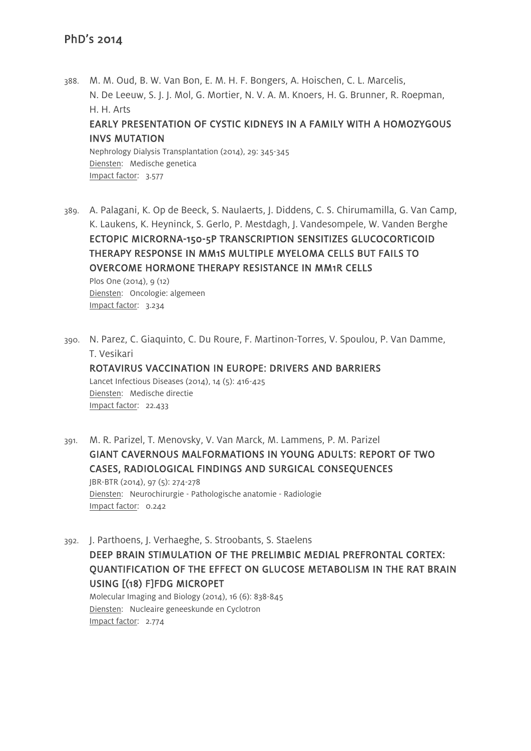388. M. M. Oud, B. W. Van Bon, E. M. H. F. Bongers, A. Hoischen, C. L. Marcelis, N. De Leeuw, S. J. J. Mol, G. Mortier, N. V. A. M. Knoers, H. G. Brunner, R. Roepman, H. H. Arts
**EARLY PRESENTATION OF CYSTIC KIDNEYS IN A FAMILY WITH A HOMOZYGOUS INVS MUTATION**
Nephrology Dialysis Transplantation (2014), 29: 345-345
Diensten: Medische genetica
Impact factor: 3.577

389. A. Palagani, K. Op de Beeck, S. Naulaerts, J. Diddens, C. S. Chirumamilla, G. Van Camp, K. Laukens, K. Heyninck, S. Gerlo, P. Mestdagh, J. Vandesompele, W. Vanden Berghe
**ECTOPIC MICRORNA-150-5P TRANSCRIPTION SENSITIZES GLUCOCORTICOID THERAPY RESPONSE IN MM1S MULTIPLE MYELOMA CELLS BUT FAILS TO OVERCOME HORMONE THERAPY RESISTANCE IN MM1R CELLS**
Plos One (2014), 9 (12)
Diensten: Oncologie: algemeen
Impact factor: 3.234

390. N. Parez, C. Giaquinto, C. Du Roure, F. Martinon-Torres, V. Spoulou, P. Van Damme, T. Vesikari
**ROTAVIRUS VACCINATION IN EUROPE: DRIVERS AND BARRIERS**
Lancet Infectious Diseases (2014), 14 (5): 416-425
Diensten: Medische directie
Impact factor: 22.433

391. M. R. Parizel, T. Menovsky, V. Van Marck, M. Lammens, P. M. Parizel
**GIANT CAVERNOUS MALFORMATIONS IN YOUNG ADULTS: REPORT OF TWO CASES, RADIOLOGICAL FINDINGS AND SURGICAL CONSEQUENCES**
JBR-BTR (2014), 97 (5): 274-278
Diensten: Neurochirurgie - Pathologische anatomie - Radiologie
Impact factor: 0.242

392. J. Parthoens, J. Verhaeghe, S. Stroobants, S. Staelens
**DEEP BRAIN STIMULATION OF THE PRELIMBIC MEDIAL PREFRONTAL CORTEX: QUANTIFICATION OF THE EFFECT ON GLUCOSE METABOLISM IN THE RAT BRAIN USING [(18) F]FDG MICROPET**
Molecular Imaging and Biology (2014), 16 (6): 838-845
Diensten: Nucleaire geneeskunde en Cyclotron
Impact factor: 2.774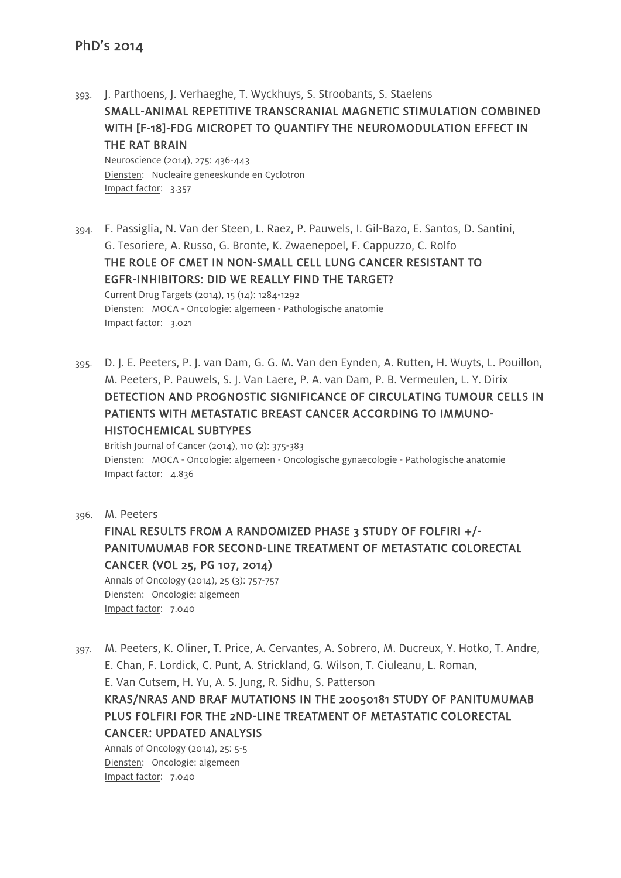393. J. Parthoens, J. Verhaeghe, T. Wyckhuys, S. Stroobants, S. Staelens
**SMALL-ANIMAL REPETITIVE TRANSCRANIAL MAGNETIC STIMULATION COMBINED WITH [F-18]-FDG MICROPET TO QUANTIFY THE NEUROMODULATION EFFECT IN THE RAT BRAIN**
Neuroscience (2014), 275: 436-443
Diensten: Nucleaire geneeskunde en Cyclotron
Impact factor: 3.357

394. F. Passiglia, N. Van der Steen, L. Raez, P. Pauwels, I. Gil-Bazo, E. Santos, D. Santini, G. Tesoriere, A. Russo, G. Bronte, K. Zwaenepoel, F. Cappuzzo, C. Rolfo
**THE ROLE OF CMET IN NON-SMALL CELL LUNG CANCER RESISTANT TO EGFR-INHIBITORS: DID WE REALLY FIND THE TARGET?**
Current Drug Targets (2014), 15 (14): 1284-1292
Diensten: MOCA - Oncologie: algemeen - Pathologische anatomie
Impact factor: 3.021

395. D. J. E. Peeters, P. J. van Dam, G. G. M. Van den Eynden, A. Rutten, H. Wuyts, L. Pouillon, M. Peeters, P. Pauwels, S. J. Van Laere, P. A. van Dam, P. B. Vermeulen, L. Y. Dirix
**DETECTION AND PROGNOSTIC SIGNIFICANCE OF CIRCULATING TUMOUR CELLS IN PATIENTS WITH METASTATIC BREAST CANCER ACCORDING TO IMMUNO-HISTOCHEMICAL SUBTYPES**
British Journal of Cancer (2014), 110 (2): 375-383
Diensten: MOCA - Oncologie: algemeen - Oncologische gynaecologie - Pathologische anatomie
Impact factor: 4.836

396. M. Peeters
**FINAL RESULTS FROM A RANDOMIZED PHASE 3 STUDY OF FOLFIRI +/- PANITUMUMAB FOR SECOND-LINE TREATMENT OF METASTATIC COLORECTAL CANCER (VOL 25, PG 107, 2014)**
Annals of Oncology (2014), 25 (3): 757-757
Diensten: Oncologie: algemeen
Impact factor: 7.040

397. M. Peeters, K. Oliner, T. Price, A. Cervantes, A. Sobrero, M. Ducreux, Y. Hotko, T. Andre, E. Chan, F. Lordick, C. Punt, A. Strickland, G. Wilson, T. Ciuleanu, L. Roman, E. Van Cutsem, H. Yu, A. S. Jung, R. Sidhu, S. Patterson
**KRAS/NRAS AND BRAF MUTATIONS IN THE 20050181 STUDY OF PANITUMUMAB PLUS FOLFIRI FOR THE 2ND-LINE TREATMENT OF METASTATIC COLORECTAL CANCER: UPDATED ANALYSIS**
Annals of Oncology (2014), 25: 5-5
Diensten: Oncologie: algemeen
Impact factor: 7.040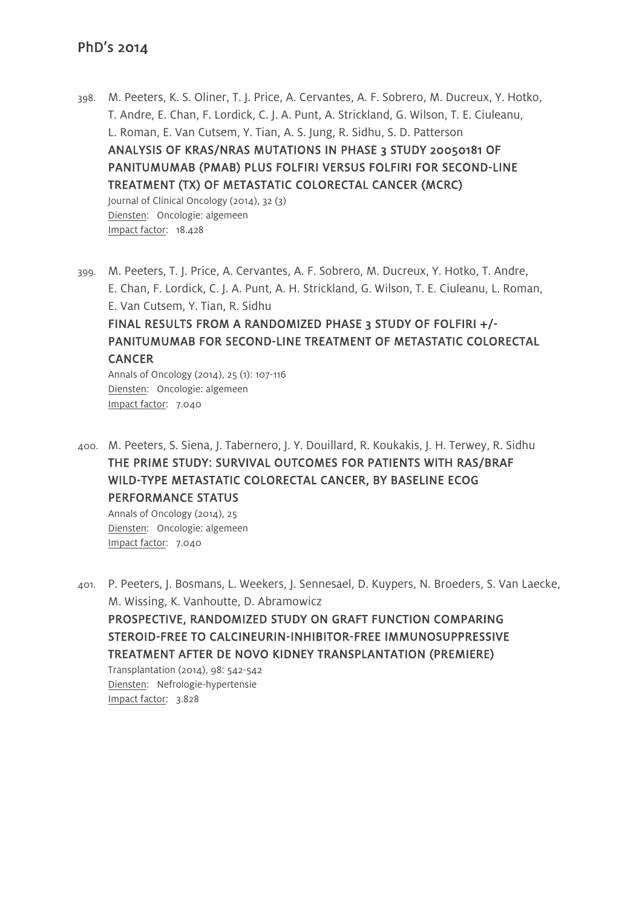398. M. Peeters, K. S. Oliner, T. J. Price, A. Cervantes, A. F. Sobrero, M. Ducreux, Y. Hotko, T. Andre, E. Chan, F. Lordick, C. J. A. Punt, A. Strickland, G. Wilson, T. E. Ciuleanu, L. Roman, E. Van Cutsem, Y. Tian, A. S. Jung, R. Sidhu, S. D. Patterson
**ANALYSIS OF KRAS/NRAS MUTATIONS IN PHASE 3 STUDY 20050181 OF PANITUMUMAB (PMAB) PLUS FOLFIRI VERSUS FOLFIRI FOR SECOND-LINE TREATMENT (TX) OF METASTATIC COLORECTAL CANCER (MCRC)**
Journal of Clinical Oncology (2014), 32 (3)
Diensten: Oncologie: algemeen
Impact factor: 18.428

399. M. Peeters, T. J. Price, A. Cervantes, A. F. Sobrero, M. Ducreux, Y. Hotko, T. Andre, E. Chan, F. Lordick, C. J. A. Punt, A. H. Strickland, G. Wilson, T. E. Ciuleanu, L. Roman, E. Van Cutsem, Y. Tian, R. Sidhu
**FINAL RESULTS FROM A RANDOMIZED PHASE 3 STUDY OF FOLFIRI +/- PANITUMUMAB FOR SECOND-LINE TREATMENT OF METASTATIC COLORECTAL CANCER**
Annals of Oncology (2014), 25 (1): 107-116
Diensten: Oncologie: algemeen
Impact factor: 7.040

400. M. Peeters, S. Siena, J. Tabernero, J. Y. Douillard, R. Koukakis, J. H. Terwey, R. Sidhu
**THE PRIME STUDY: SURVIVAL OUTCOMES FOR PATIENTS WITH RAS/BRAF WILD-TYPE METASTATIC COLORECTAL CANCER, BY BASELINE ECOG PERFORMANCE STATUS**
Annals of Oncology (2014), 25
Diensten: Oncologie: algemeen
Impact factor: 7.040

401. P. Peeters, J. Bosmans, L. Weekers, J. Sennesael, D. Kuypers, N. Broeders, S. Van Laecke, M. Wissing, K. Vanhoutte, D. Abramowicz
**PROSPECTIVE, RANDOMIZED STUDY ON GRAFT FUNCTION COMPARING STEROID-FREE TO CALCINEURIN-INHIBITOR-FREE IMMUNOSUPPRESSIVE TREATMENT AFTER DE NOVO KIDNEY TRANSPLANTATION (PREMIERE)**
Transplantation (2014), 98: 542-542
Diensten: Nefrologie-hypertensie
Impact factor: 3.828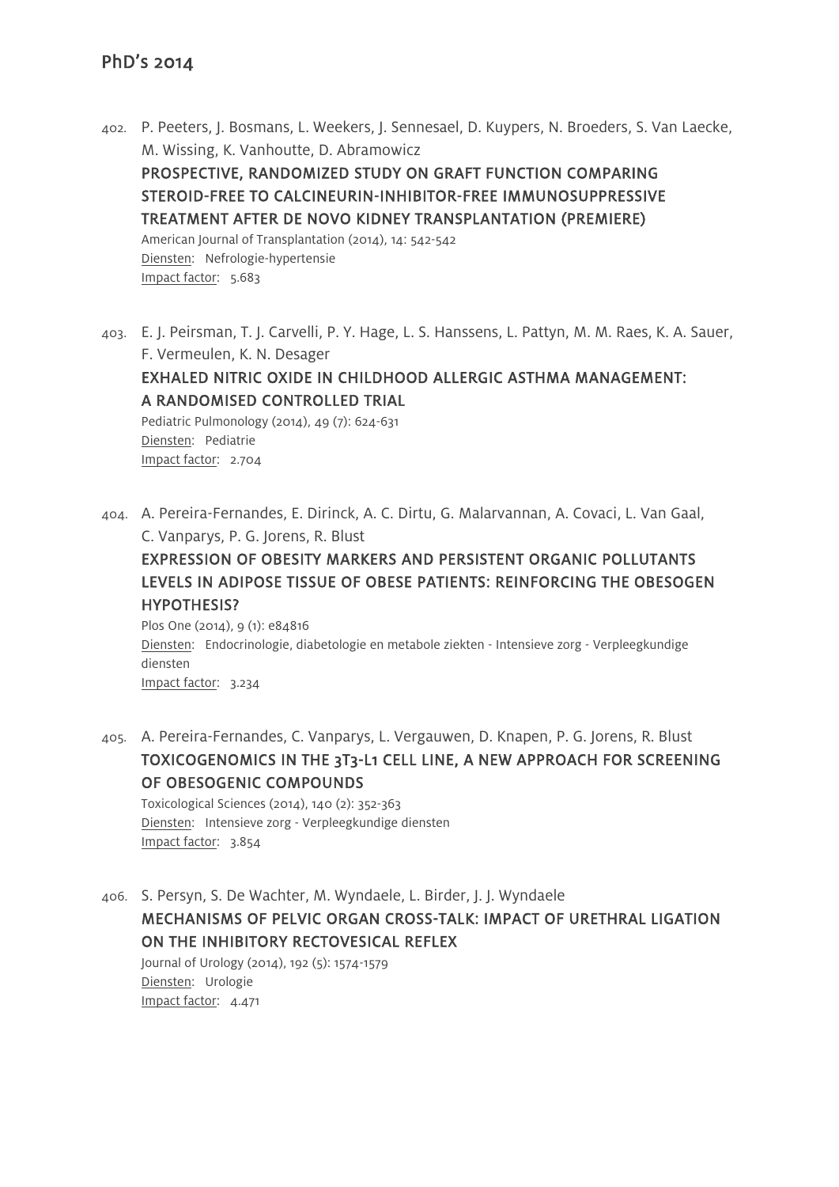## PhD's 2014

402. P. Peeters, J. Bosmans, L. Weekers, J. Sennesael, D. Kuypers, N. Broeders, S. Van Laecke, M. Wissing, K. Vanhoutte, D. Abramowicz
**PROSPECTIVE, RANDOMIZED STUDY ON GRAFT FUNCTION COMPARING STEROID-FREE TO CALCINEURIN-INHIBITOR-FREE IMMUNOSUPPRESSIVE TREATMENT AFTER DE NOVO KIDNEY TRANSPLANTATION (PREMIERE)**
American Journal of Transplantation (2014), 14: 542-542
Diensten: Nefrologie-hypertensie
Impact factor: 5.683

403. E. J. Peirsman, T. J. Carvelli, P. Y. Hage, L. S. Hanssens, L. Pattyn, M. M. Raes, K. A. Sauer, F. Vermeulen, K. N. Desager
**EXHALED NITRIC OXIDE IN CHILDHOOD ALLERGIC ASTHMA MANAGEMENT: A RANDOMISED CONTROLLED TRIAL**
Pediatric Pulmonology (2014), 49 (7): 624-631
Diensten: Pediatrie
Impact factor: 2.704

404. A. Pereira-Fernandes, E. Dirinck, A. C. Dirtu, G. Malarvannan, A. Covaci, L. Van Gaal, C. Vanparys, P. G. Jorens, R. Blust
**EXPRESSION OF OBESITY MARKERS AND PERSISTENT ORGANIC POLLUTANTS LEVELS IN ADIPOSE TISSUE OF OBESE PATIENTS: REINFORCING THE OBESOGEN HYPOTHESIS?**
Plos One (2014), 9 (1): e84816
Diensten: Endocrinologie, diabetologie en metabole ziekten - Intensieve zorg - Verpleegkundige diensten
Impact factor: 3.234

405. A. Pereira-Fernandes, C. Vanparys, L. Vergauwen, D. Knapen, P. G. Jorens, R. Blust
**TOXICOGENOMICS IN THE 3T3-L1 CELL LINE, A NEW APPROACH FOR SCREENING OF OBESOGENIC COMPOUNDS**
Toxicological Sciences (2014), 140 (2): 352-363
Diensten: Intensieve zorg - Verpleegkundige diensten
Impact factor: 3.854

406. S. Persyn, S. De Wachter, M. Wyndaele, L. Birder, J. J. Wyndaele
**MECHANISMS OF PELVIC ORGAN CROSS-TALK: IMPACT OF URETHRAL LIGATION ON THE INHIBITORY RECTOVESICAL REFLEX**
Journal of Urology (2014), 192 (5): 1574-1579
Diensten: Urologie
Impact factor: 4.471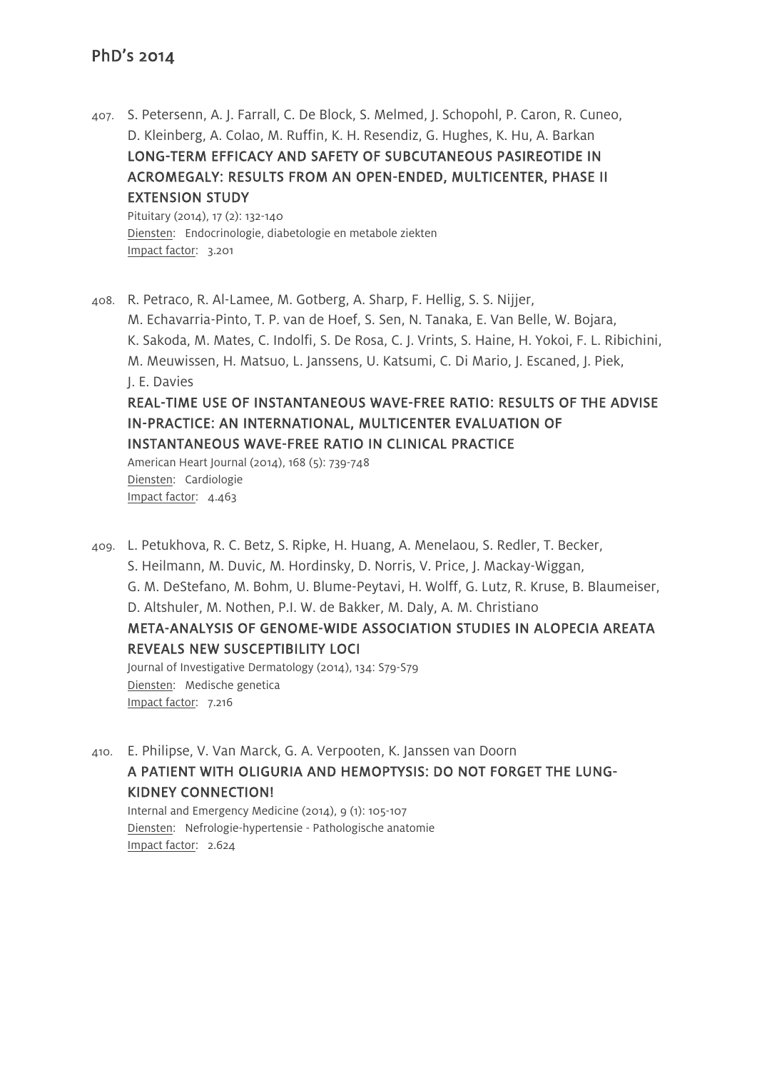407. S. Petersenn, A. J. Farrall, C. De Block, S. Melmed, J. Schopohl, P. Caron, R. Cuneo, D. Kleinberg, A. Colao, M. Ruffin, K. H. Resendiz, G. Hughes, K. Hu, A. Barkan
**LONG-TERM EFFICACY AND SAFETY OF SUBCUTANEOUS PASIREOTIDE IN ACROMEGALY: RESULTS FROM AN OPEN-ENDED, MULTICENTER, PHASE II EXTENSION STUDY**
Pituitary (2014), 17 (2): 132-140
Diensten: Endocrinologie, diabetologie en metabole ziekten
Impact factor: 3.201

408. R. Petraco, R. Al-Lamee, M. Gotberg, A. Sharp, F. Hellig, S. S. Nijjer, M. Echavarria-Pinto, T. P. van de Hoef, S. Sen, N. Tanaka, E. Van Belle, W. Bojara, K. Sakoda, M. Mates, C. Indolfi, S. De Rosa, C. J. Vrints, S. Haine, H. Yokoi, F. L. Ribichini, M. Meuwissen, H. Matsuo, L. Janssens, U. Katsumi, C. Di Mario, J. Escaned, J. Piek, J. E. Davies
**REAL-TIME USE OF INSTANTANEOUS WAVE-FREE RATIO: RESULTS OF THE ADVISE IN-PRACTICE: AN INTERNATIONAL, MULTICENTER EVALUATION OF INSTANTANEOUS WAVE-FREE RATIO IN CLINICAL PRACTICE**
American Heart Journal (2014), 168 (5): 739-748
Diensten: Cardiologie
Impact factor: 4.463

409. L. Petukhova, R. C. Betz, S. Ripke, H. Huang, A. Menelaou, S. Redler, T. Becker, S. Heilmann, M. Duvic, M. Hordinsky, D. Norris, V. Price, J. Mackay-Wiggan, G. M. DeStefano, M. Bohm, U. Blume-Peytavi, H. Wolff, G. Lutz, R. Kruse, B. Blaumeiser, D. Altshuler, M. Nothen, P.I. W. de Bakker, M. Daly, A. M. Christiano
**META-ANALYSIS OF GENOME-WIDE ASSOCIATION STUDIES IN ALOPECIA AREATA REVEALS NEW SUSCEPTIBILITY LOCI**
Journal of Investigative Dermatology (2014), 134: S79-S79
Diensten: Medische genetica
Impact factor: 7.216

410. E. Philipse, V. Van Marck, G. A. Verpooten, K. Janssen van Doorn
**A PATIENT WITH OLIGURIA AND HEMOPTYSIS: DO NOT FORGET THE LUNG-KIDNEY CONNECTION!**
Internal and Emergency Medicine (2014), 9 (1): 105-107
Diensten: Nefrologie-hypertensie - Pathologische anatomie
Impact factor: 2.624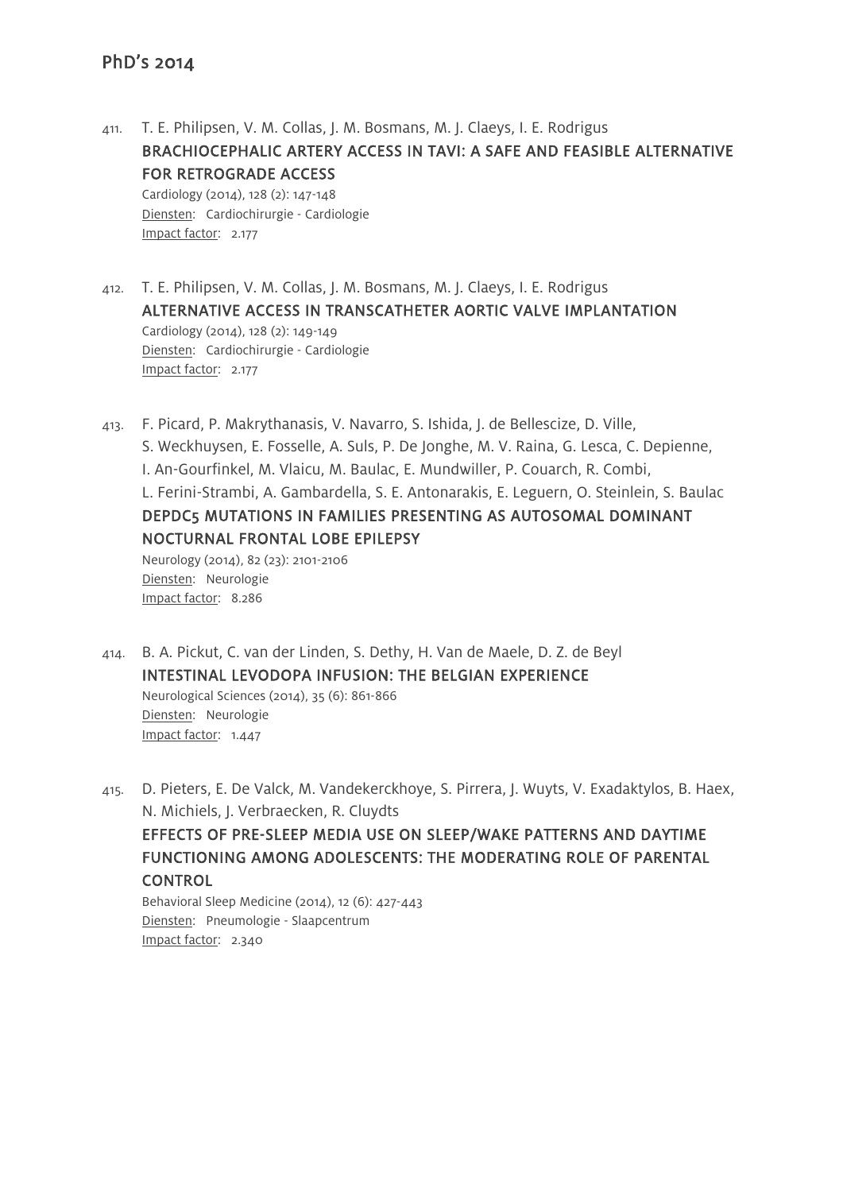## PhD's 2014

411. T. E. Philipsen, V. M. Collas, J. M. Bosmans, M. J. Claeys, I. E. Rodrigus
**BRACHIOCEPHALIC ARTERY ACCESS IN TAVI: A SAFE AND FEASIBLE ALTERNATIVE FOR RETROGRADE ACCESS**
Cardiology (2014), 128 (2): 147-148
Diensten: Cardiochirurgie - Cardiologie
Impact factor: 2.177

412. T. E. Philipsen, V. M. Collas, J. M. Bosmans, M. J. Claeys, I. E. Rodrigus
**ALTERNATIVE ACCESS IN TRANSCATHETER AORTIC VALVE IMPLANTATION**
Cardiology (2014), 128 (2): 149-149
Diensten: Cardiochirurgie - Cardiologie
Impact factor: 2.177

413. F. Picard, P. Makrythanasis, V. Navarro, S. Ishida, J. de Bellescize, D. Ville, S. Weckhuysen, E. Fosselle, A. Suls, P. De Jonghe, M. V. Raina, G. Lesca, C. Depienne, I. An-Gourfinkel, M. Vlaicu, M. Baulac, E. Mundwiller, P. Couarch, R. Combi, L. Ferini-Strambi, A. Gambardella, S. E. Antonarakis, E. Leguern, O. Steinlein, S. Baulac
**DEPDC5 MUTATIONS IN FAMILIES PRESENTING AS AUTOSOMAL DOMINANT NOCTURNAL FRONTAL LOBE EPILEPSY**
Neurology (2014), 82 (23): 2101-2106
Diensten: Neurologie
Impact factor: 8.286

414. B. A. Pickut, C. van der Linden, S. Dethy, H. Van de Maele, D. Z. de Beyl
**INTESTINAL LEVODOPA INFUSION: THE BELGIAN EXPERIENCE**
Neurological Sciences (2014), 35 (6): 861-866
Diensten: Neurologie
Impact factor: 1.447

415. D. Pieters, E. De Valck, M. Vandekerckhoye, S. Pirrera, J. Wuyts, V. Exadaktylos, B. Haex, N. Michiels, J. Verbraecken, R. Cluydts
**EFFECTS OF PRE-SLEEP MEDIA USE ON SLEEP/WAKE PATTERNS AND DAYTIME FUNCTIONING AMONG ADOLESCENTS: THE MODERATING ROLE OF PARENTAL CONTROL**
Behavioral Sleep Medicine (2014), 12 (6): 427-443
Diensten: Pneumologie - Slaapcentrum
Impact factor: 2.340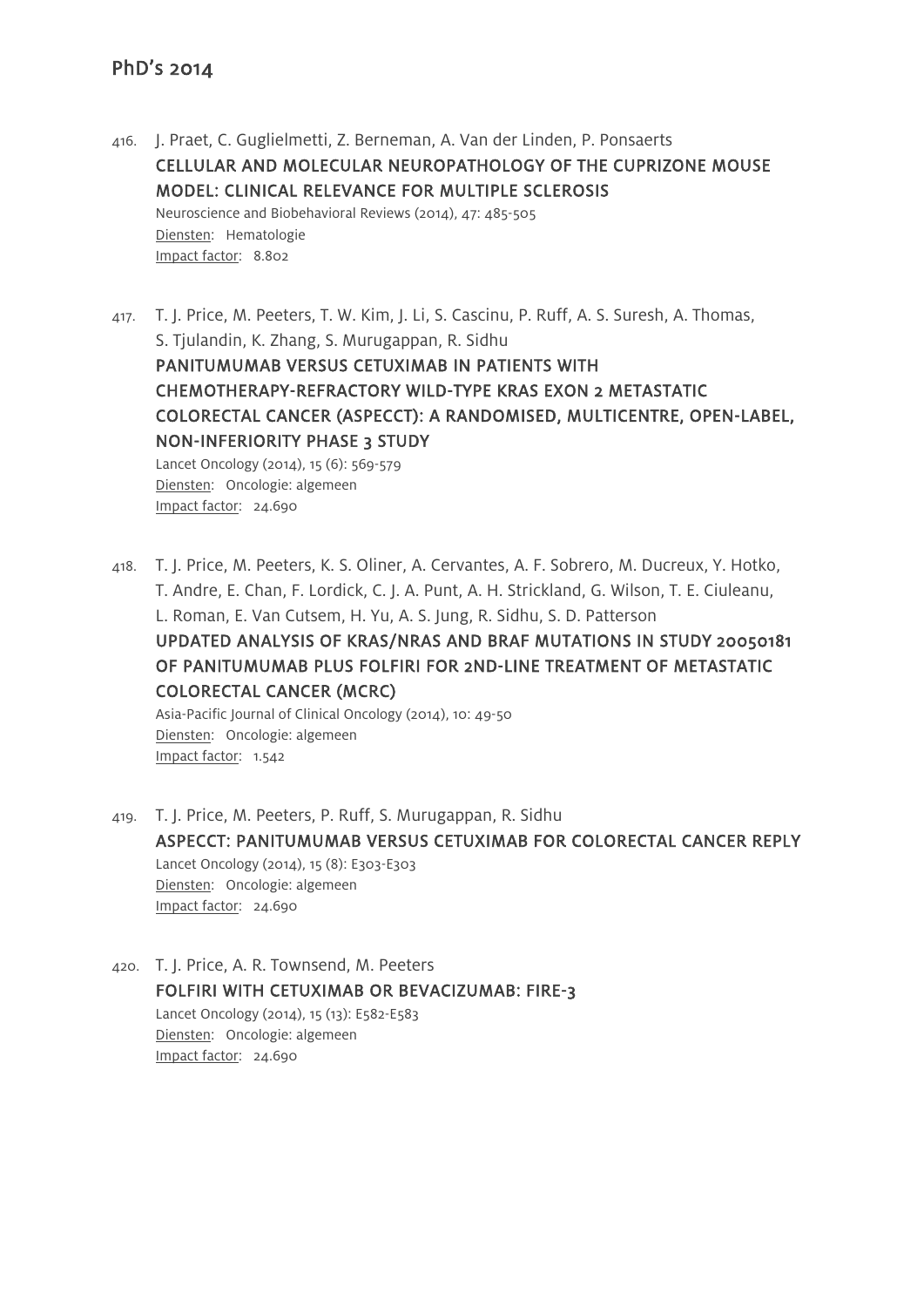## PhD's 2014

416. J. Praet, C. Guglielmetti, Z. Berneman, A. Van der Linden, P. Ponsaerts
CELLULAR AND MOLECULAR NEUROPATHOLOGY OF THE CUPRIZONE MOUSE MODEL: CLINICAL RELEVANCE FOR MULTIPLE SCLEROSIS
Neuroscience and Biobehavioral Reviews (2014), 47: 485-505
Diensten: Hematologie
Impact factor: 8.802

417. T. J. Price, M. Peeters, T. W. Kim, J. Li, S. Cascinu, P. Ruff, A. S. Suresh, A. Thomas, S. Tjulandin, K. Zhang, S. Murugappan, R. Sidhu
PANITUMUMAB VERSUS CETUXIMAB IN PATIENTS WITH CHEMOTHERAPY-REFRACTORY WILD-TYPE KRAS EXON 2 METASTATIC COLORECTAL CANCER (ASPECCT): A RANDOMISED, MULTICENTRE, OPEN-LABEL, NON-INFERIORITY PHASE 3 STUDY
Lancet Oncology (2014), 15 (6): 569-579
Diensten: Oncologie: algemeen
Impact factor: 24.690

418. T. J. Price, M. Peeters, K. S. Oliner, A. Cervantes, A. F. Sobrero, M. Ducreux, Y. Hotko, T. Andre, E. Chan, F. Lordick, C. J. A. Punt, A. H. Strickland, G. Wilson, T. E. Ciuleanu, L. Roman, E. Van Cutsem, H. Yu, A. S. Jung, R. Sidhu, S. D. Patterson
UPDATED ANALYSIS OF KRAS/NRAS AND BRAF MUTATIONS IN STUDY 20050181 OF PANITUMUMAB PLUS FOLFIRI FOR 2ND-LINE TREATMENT OF METASTATIC COLORECTAL CANCER (MCRC)
Asia-Pacific Journal of Clinical Oncology (2014), 10: 49-50
Diensten: Oncologie: algemeen
Impact factor: 1.542

419. T. J. Price, M. Peeters, P. Ruff, S. Murugappan, R. Sidhu
ASPECCT: PANITUMUMAB VERSUS CETUXIMAB FOR COLORECTAL CANCER REPLY
Lancet Oncology (2014), 15 (8): E303-E303
Diensten: Oncologie: algemeen
Impact factor: 24.690

420. T. J. Price, A. R. Townsend, M. Peeters
FOLFIRI WITH CETUXIMAB OR BEVACIZUMAB: FIRE-3
Lancet Oncology (2014), 15 (13): E582-E583
Diensten: Oncologie: algemeen
Impact factor: 24.690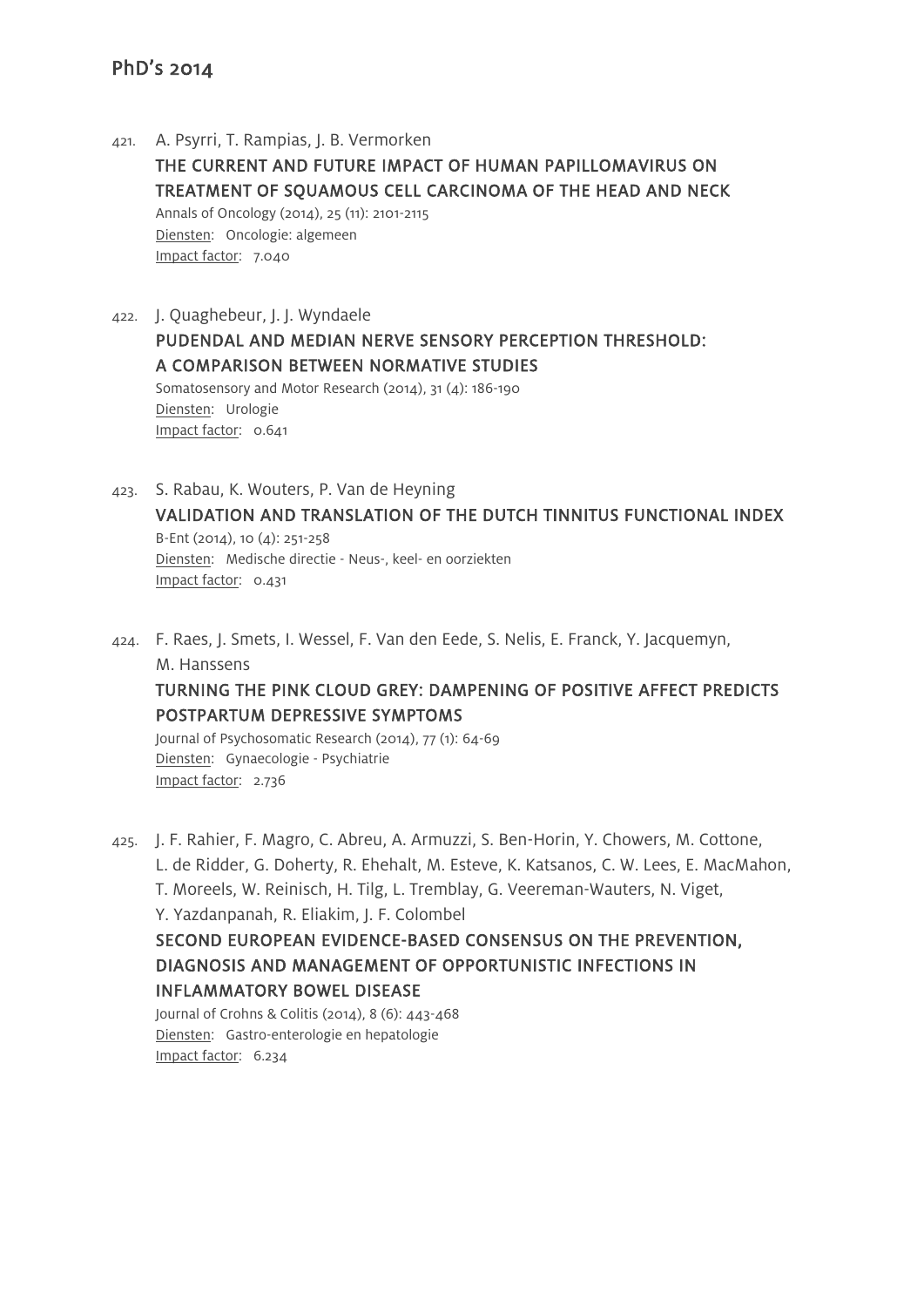## PhD's 2014

421. A. Psyrri, T. Rampias, J. B. Vermorken
     **THE CURRENT AND FUTURE IMPACT OF HUMAN PAPILLOMAVIRUS ON TREATMENT OF SQUAMOUS CELL CARCINOMA OF THE HEAD AND NECK**
     Annals of Oncology (2014), 25 (11): 2101-2115
     Diensten: Oncologie: algemeen
     Impact factor: 7.040

422. J. Quaghebeur, J. J. Wyndaele
     **PUDENDAL AND MEDIAN NERVE SENSORY PERCEPTION THRESHOLD: A COMPARISON BETWEEN NORMATIVE STUDIES**
     Somatosensory and Motor Research (2014), 31 (4): 186-190
     Diensten: Urologie
     Impact factor: 0.641

423. S. Rabau, K. Wouters, P. Van de Heyning
     **VALIDATION AND TRANSLATION OF THE DUTCH TINNITUS FUNCTIONAL INDEX**
     B-Ent (2014), 10 (4): 251-258
     Diensten: Medische directie - Neus-, keel- en oorziekten
     Impact factor: 0.431

424. F. Raes, J. Smets, I. Wessel, F. Van den Eede, S. Nelis, E. Franck, Y. Jacquemyn, M. Hanssens
     **TURNING THE PINK CLOUD GREY: DAMPENING OF POSITIVE AFFECT PREDICTS POSTPARTUM DEPRESSIVE SYMPTOMS**
     Journal of Psychosomatic Research (2014), 77 (1): 64-69
     Diensten: Gynaecologie - Psychiatrie
     Impact factor: 2.736

425. J. F. Rahier, F. Magro, C. Abreu, A. Armuzzi, S. Ben-Horin, Y. Chowers, M. Cottone, L. de Ridder, G. Doherty, R. Ehehalt, M. Esteve, K. Katsanos, C. W. Lees, E. MacMahon, T. Moreels, W. Reinisch, H. Tilg, L. Tremblay, G. Veereman-Wauters, N. Viget, Y. Yazdanpanah, R. Eliakim, J. F. Colombel
     **SECOND EUROPEAN EVIDENCE-BASED CONSENSUS ON THE PREVENTION, DIAGNOSIS AND MANAGEMENT OF OPPORTUNISTIC INFECTIONS IN INFLAMMATORY BOWEL DISEASE**
     Journal of Crohns & Colitis (2014), 8 (6): 443-468
     Diensten: Gastro-enterologie en hepatologie
     Impact factor: 6.234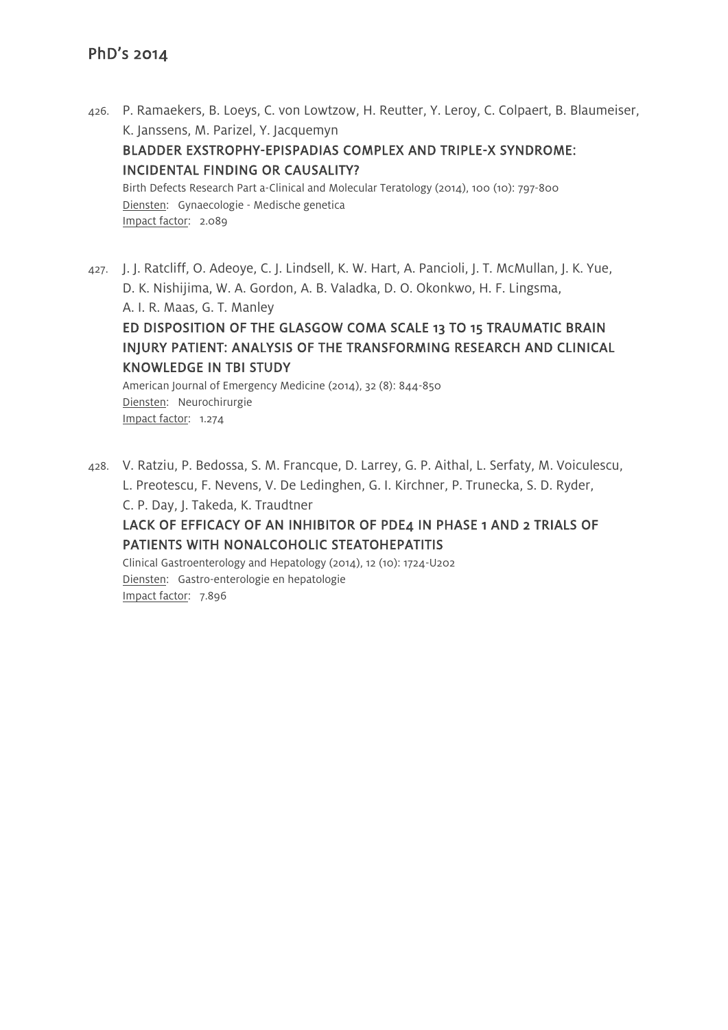426. P. Ramaekers, B. Loeys, C. von Lowtzow, H. Reutter, Y. Leroy, C. Colpaert, B. Blaumeiser, K. Janssens, M. Parizel, Y. Jacquemyn
BLADDER EXSTROPHY-EPISPADIAS COMPLEX AND TRIPLE-X SYNDROME: INCIDENTAL FINDING OR CAUSALITY?
Birth Defects Research Part a-Clinical and Molecular Teratology (2014), 100 (10): 797-800
Diensten: Gynaecologie - Medische genetica
Impact factor: 2.089

427. J. J. Ratcliff, O. Adeoye, C. J. Lindsell, K. W. Hart, A. Pancioli, J. T. McMullan, J. K. Yue, D. K. Nishijima, W. A. Gordon, A. B. Valadka, D. O. Okonkwo, H. F. Lingsma, A. I. R. Maas, G. T. Manley
ED DISPOSITION OF THE GLASGOW COMA SCALE 13 TO 15 TRAUMATIC BRAIN INJURY PATIENT: ANALYSIS OF THE TRANSFORMING RESEARCH AND CLINICAL KNOWLEDGE IN TBI STUDY
American Journal of Emergency Medicine (2014), 32 (8): 844-850
Diensten: Neurochirurgie
Impact factor: 1.274

428. V. Ratziu, P. Bedossa, S. M. Francque, D. Larrey, G. P. Aithal, L. Serfaty, M. Voiculescu, L. Preotescu, F. Nevens, V. De Ledinghen, G. I. Kirchner, P. Trunecka, S. D. Ryder, C. P. Day, J. Takeda, K. Traudtner
LACK OF EFFICACY OF AN INHIBITOR OF PDE4 IN PHASE 1 AND 2 TRIALS OF PATIENTS WITH NONALCOHOLIC STEATOHEPATITIS
Clinical Gastroenterology and Hepatology (2014), 12 (10): 1724-U202
Diensten: Gastro-enterologie en hepatologie
Impact factor: 7.896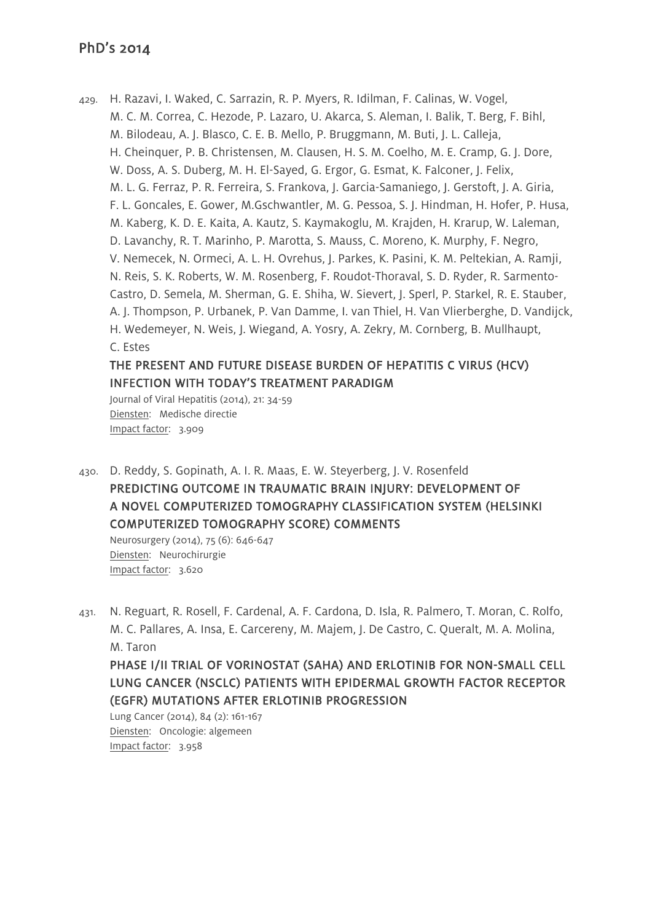429. H. Razavi, I. Waked, C. Sarrazin, R. P. Myers, R. Idilman, F. Calinas, W. Vogel, M. C. M. Correa, C. Hezode, P. Lazaro, U. Akarca, S. Aleman, I. Balik, T. Berg, F. Bihl, M. Bilodeau, A. J. Blasco, C. E. B. Mello, P. Bruggmann, M. Buti, J. L. Calleja, H. Cheinquer, P. B. Christensen, M. Clausen, H. S. M. Coelho, M. E. Cramp, G. J. Dore, W. Doss, A. S. Duberg, M. H. El-Sayed, G. Ergor, G. Esmat, K. Falconer, J. Felix, M. L. G. Ferraz, P. R. Ferreira, S. Frankova, J. Garcia-Samaniego, J. Gerstoft, J. A. Giria, F. L. Goncales, E. Gower, M.Gschwantler, M. G. Pessoa, S. J. Hindman, H. Hofer, P. Husa, M. Kaberg, K. D. E. Kaita, A. Kautz, S. Kaymakoglu, M. Krajden, H. Krarup, W. Laleman, D. Lavanchy, R. T. Marinho, P. Marotta, S. Mauss, C. Moreno, K. Murphy, F. Negro, V. Nemecek, N. Ormeci, A. L. H. Ovrehus, J. Parkes, K. Pasini, K. M. Peltekian, A. Ramji, N. Reis, S. K. Roberts, W. M. Rosenberg, F. Roudot-Thoraval, S. D. Ryder, R. Sarmento-Castro, D. Semela, M. Sherman, G. E. Shiha, W. Sievert, J. Sperl, P. Starkel, R. E. Stauber, A. J. Thompson, P. Urbanek, P. Van Damme, I. van Thiel, H. Van Vlierberghe, D. Vandijck, H. Wedemeyer, N. Weis, J. Wiegand, A. Yosry, A. Zekry, M. Cornberg, B. Mullhaupt, C. Estes

    **THE PRESENT AND FUTURE DISEASE BURDEN OF HEPATITIS C VIRUS (HCV) INFECTION WITH TODAY'S TREATMENT PARADIGM**

    Journal of Viral Hepatitis (2014), 21: 34-59
    Diensten: Medische directie
    Impact factor: 3.909

430. D. Reddy, S. Gopinath, A. I. R. Maas, E. W. Steyerberg, J. V. Rosenfeld

    **PREDICTING OUTCOME IN TRAUMATIC BRAIN INJURY: DEVELOPMENT OF A NOVEL COMPUTERIZED TOMOGRAPHY CLASSIFICATION SYSTEM (HELSINKI COMPUTERIZED TOMOGRAPHY SCORE) COMMENTS**

    Neurosurgery (2014), 75 (6): 646-647
    Diensten: Neurochirurgie
    Impact factor: 3.620

431. N. Reguart, R. Rosell, F. Cardenal, A. F. Cardona, D. Isla, R. Palmero, T. Moran, C. Rolfo, M. C. Pallares, A. Insa, E. Carcereny, M. Majem, J. De Castro, C. Queralt, M. A. Molina, M. Taron

    **PHASE I/II TRIAL OF VORINOSTAT (SAHA) AND ERLOTINIB FOR NON-SMALL CELL LUNG CANCER (NSCLC) PATIENTS WITH EPIDERMAL GROWTH FACTOR RECEPTOR (EGFR) MUTATIONS AFTER ERLOTINIB PROGRESSION**

    Lung Cancer (2014), 84 (2): 161-167
    Diensten: Oncologie: algemeen
    Impact factor: 3.958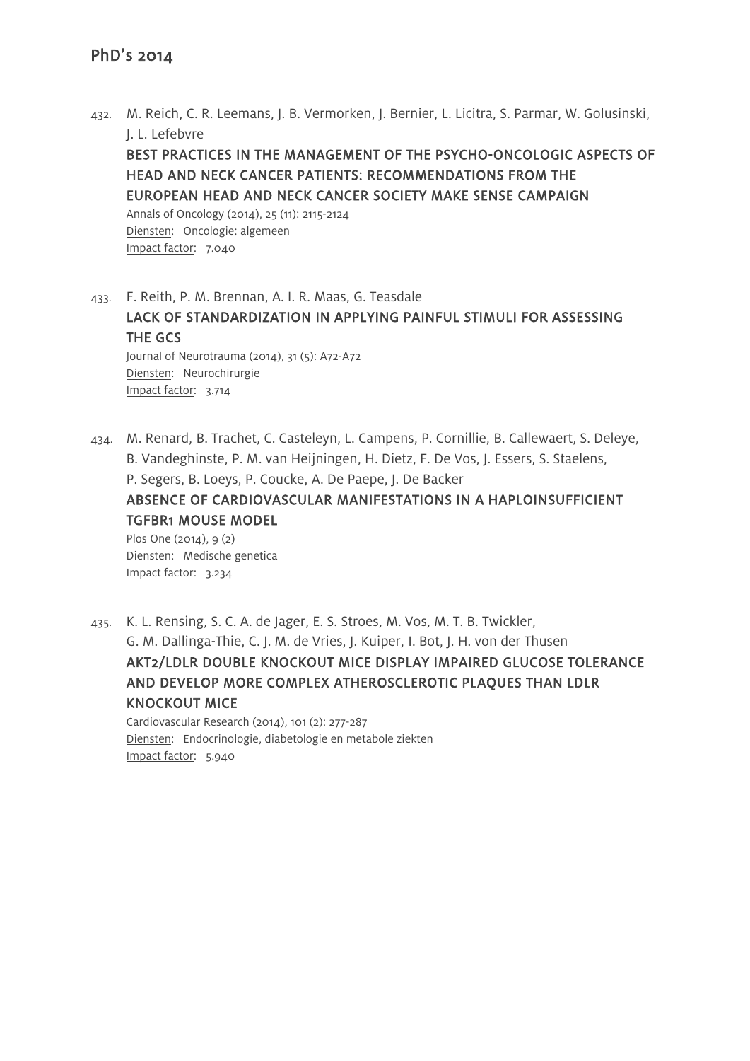432. M. Reich, C. R. Leemans, J. B. Vermorken, J. Bernier, L. Licitra, S. Parmar, W. Golusinski, J. L. Lefebvre
**BEST PRACTICES IN THE MANAGEMENT OF THE PSYCHO-ONCOLOGIC ASPECTS OF HEAD AND NECK CANCER PATIENTS: RECOMMENDATIONS FROM THE EUROPEAN HEAD AND NECK CANCER SOCIETY MAKE SENSE CAMPAIGN**
Annals of Oncology (2014), 25 (11): 2115-2124
Diensten: Oncologie: algemeen
Impact factor: 7.040

433. F. Reith, P. M. Brennan, A. I. R. Maas, G. Teasdale
**LACK OF STANDARDIZATION IN APPLYING PAINFUL STIMULI FOR ASSESSING THE GCS**
Journal of Neurotrauma (2014), 31 (5): A72-A72
Diensten: Neurochirurgie
Impact factor: 3.714

434. M. Renard, B. Trachet, C. Casteleyn, L. Campens, P. Cornillie, B. Callewaert, S. Deleye, B. Vandeghinste, P. M. van Heijningen, H. Dietz, F. De Vos, J. Essers, S. Staelens, P. Segers, B. Loeys, P. Coucke, A. De Paepe, J. De Backer
**ABSENCE OF CARDIOVASCULAR MANIFESTATIONS IN A HAPLOINSUFFICIENT TGFBR1 MOUSE MODEL**
Plos One (2014), 9 (2)
Diensten: Medische genetica
Impact factor: 3.234

435. K. L. Rensing, S. C. A. de Jager, E. S. Stroes, M. Vos, M. T. B. Twickler, G. M. Dallinga-Thie, C. J. M. de Vries, J. Kuiper, I. Bot, J. H. von der Thusen
**AKT2/LDLR DOUBLE KNOCKOUT MICE DISPLAY IMPAIRED GLUCOSE TOLERANCE AND DEVELOP MORE COMPLEX ATHEROSCLEROTIC PLAQUES THAN LDLR KNOCKOUT MICE**
Cardiovascular Research (2014), 101 (2): 277-287
Diensten: Endocrinologie, diabetologie en metabole ziekten
Impact factor: 5.940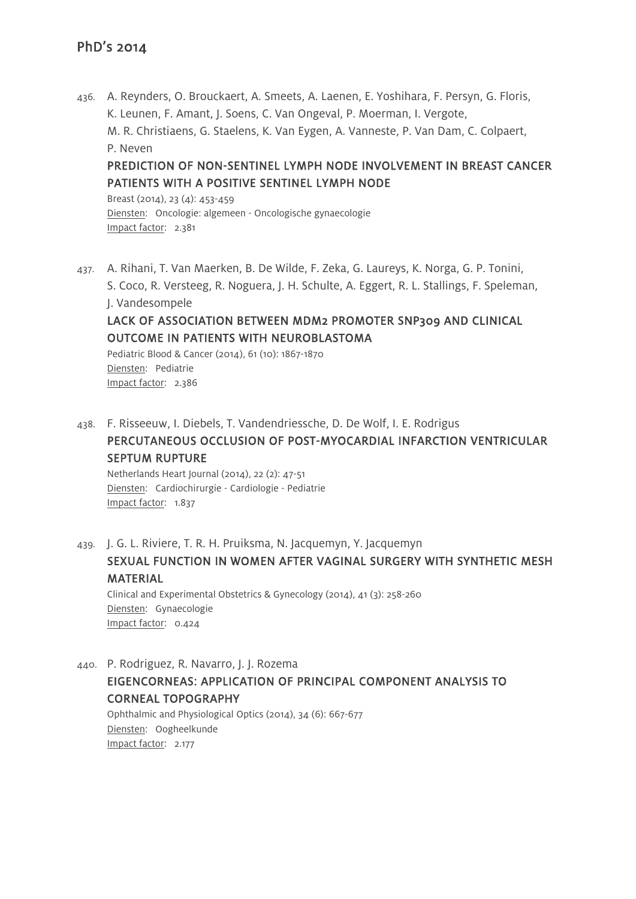436. A. Reynders, O. Brouckaert, A. Smeets, A. Laenen, E. Yoshihara, F. Persyn, G. Floris, K. Leunen, F. Amant, J. Soens, C. Van Ongeval, P. Moerman, I. Vergote, M. R. Christiaens, G. Staelens, K. Van Eygen, A. Vanneste, P. Van Dam, C. Colpaert, P. Neven

    **PREDICTION OF NON-SENTINEL LYMPH NODE INVOLVEMENT IN BREAST CANCER PATIENTS WITH A POSITIVE SENTINEL LYMPH NODE**

    Breast (2014), 23 (4): 453-459
    Diensten: Oncologie: algemeen - Oncologische gynaecologie
    Impact factor: 2.381

437. A. Rihani, T. Van Maerken, B. De Wilde, F. Zeka, G. Laureys, K. Norga, G. P. Tonini, S. Coco, R. Versteeg, R. Noguera, J. H. Schulte, A. Eggert, R. L. Stallings, F. Speleman, J. Vandesompele

    **LACK OF ASSOCIATION BETWEEN MDM2 PROMOTER SNP309 AND CLINICAL OUTCOME IN PATIENTS WITH NEUROBLASTOMA**

    Pediatric Blood & Cancer (2014), 61 (10): 1867-1870
    Diensten: Pediatrie
    Impact factor: 2.386

438. F. Risseeuw, I. Diebels, T. Vandendriessche, D. De Wolf, I. E. Rodrigus

    **PERCUTANEOUS OCCLUSION OF POST-MYOCARDIAL INFARCTION VENTRICULAR SEPTUM RUPTURE**

    Netherlands Heart Journal (2014), 22 (2): 47-51
    Diensten: Cardiochirurgie - Cardiologie - Pediatrie
    Impact factor: 1.837

439. J. G. L. Riviere, T. R. H. Pruiksma, N. Jacquemyn, Y. Jacquemyn

    **SEXUAL FUNCTION IN WOMEN AFTER VAGINAL SURGERY WITH SYNTHETIC MESH MATERIAL**

    Clinical and Experimental Obstetrics & Gynecology (2014), 41 (3): 258-260
    Diensten: Gynaecologie
    Impact factor: 0.424

440. P. Rodriguez, R. Navarro, J. J. Rozema

    **EIGENCORNEAS: APPLICATION OF PRINCIPAL COMPONENT ANALYSIS TO CORNEAL TOPOGRAPHY**

    Ophthalmic and Physiological Optics (2014), 34 (6): 667-677
    Diensten: Oogheelkunde
    Impact factor: 2.177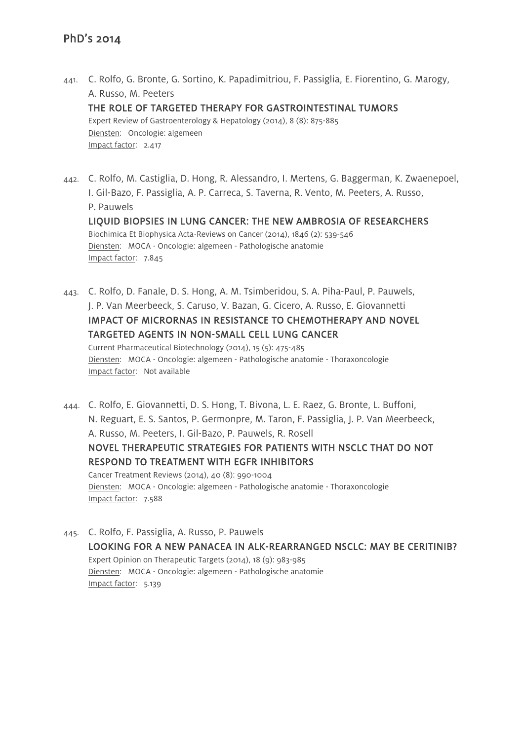## PhD's 2014

441. C. Rolfo, G. Bronte, G. Sortino, K. Papadimitriou, F. Passiglia, E. Fiorentino, G. Marogy, A. Russo, M. Peeters
   **THE ROLE OF TARGETED THERAPY FOR GASTROINTESTINAL TUMORS**
   Expert Review of Gastroenterology & Hepatology (2014), 8 (8): 875-885
   Diensten: Oncologie: algemeen
   Impact factor: 2.417

442. C. Rolfo, M. Castiglia, D. Hong, R. Alessandro, I. Mertens, G. Baggerman, K. Zwaenepoel, I. Gil-Bazo, F. Passiglia, A. P. Carreca, S. Taverna, R. Vento, M. Peeters, A. Russo, P. Pauwels
   **LIQUID BIOPSIES IN LUNG CANCER: THE NEW AMBROSIA OF RESEARCHERS**
   Biochimica Et Biophysica Acta-Reviews on Cancer (2014), 1846 (2): 539-546
   Diensten: MOCA - Oncologie: algemeen - Pathologische anatomie
   Impact factor: 7.845

443. C. Rolfo, D. Fanale, D. S. Hong, A. M. Tsimberidou, S. A. Piha-Paul, P. Pauwels, J. P. Van Meerbeeck, S. Caruso, V. Bazan, G. Cicero, A. Russo, E. Giovannetti
   **IMPACT OF MICRORNAS IN RESISTANCE TO CHEMOTHERAPY AND NOVEL TARGETED AGENTS IN NON-SMALL CELL LUNG CANCER**
   Current Pharmaceutical Biotechnology (2014), 15 (5): 475-485
   Diensten: MOCA - Oncologie: algemeen - Pathologische anatomie - Thoraxoncologie
   Impact factor: Not available

444. C. Rolfo, E. Giovannetti, D. S. Hong, T. Bivona, L. E. Raez, G. Bronte, L. Buffoni, N. Reguart, E. S. Santos, P. Germonpre, M. Taron, F. Passiglia, J. P. Van Meerbeeck, A. Russo, M. Peeters, I. Gil-Bazo, P. Pauwels, R. Rosell
   **NOVEL THERAPEUTIC STRATEGIES FOR PATIENTS WITH NSCLC THAT DO NOT RESPOND TO TREATMENT WITH EGFR INHIBITORS**
   Cancer Treatment Reviews (2014), 40 (8): 990-1004
   Diensten: MOCA - Oncologie: algemeen - Pathologische anatomie - Thoraxoncologie
   Impact factor: 7.588

445. C. Rolfo, F. Passiglia, A. Russo, P. Pauwels
   **LOOKING FOR A NEW PANACEA IN ALK-REARRANGED NSCLC: MAY BE CERITINIB?**
   Expert Opinion on Therapeutic Targets (2014), 18 (9): 983-985
   Diensten: MOCA - Oncologie: algemeen - Pathologische anatomie
   Impact factor: 5.139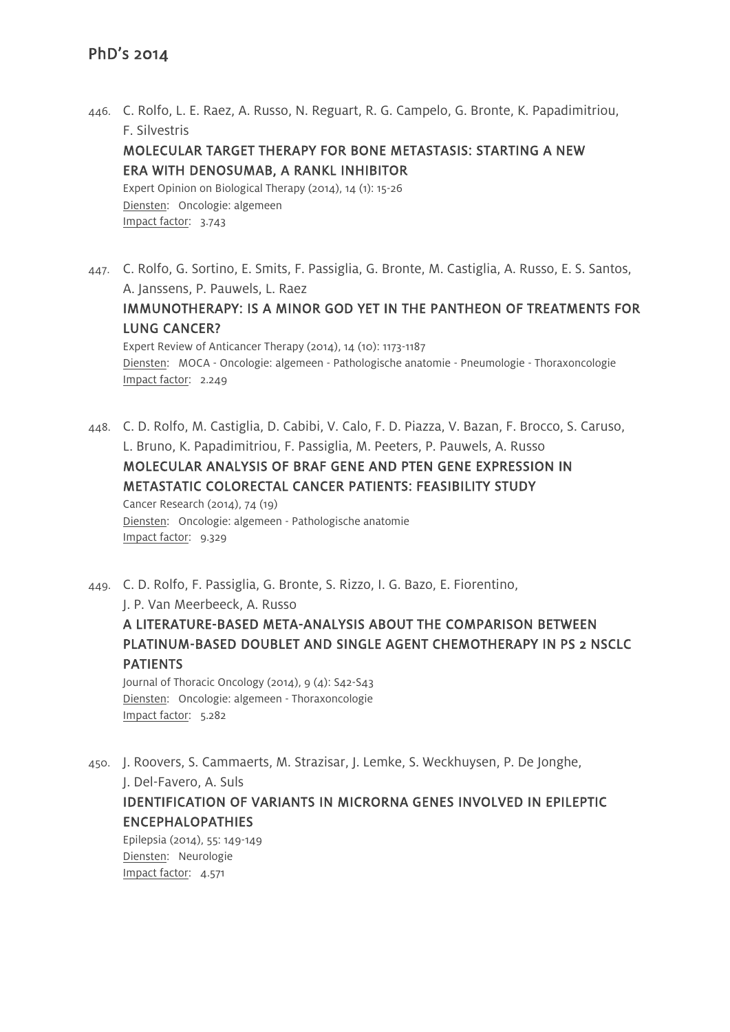## PhD's 2014

446. C. Rolfo, L. E. Raez, A. Russo, N. Reguart, R. G. Campelo, G. Bronte, K. Papadimitriou, F. Silvestris

**MOLECULAR TARGET THERAPY FOR BONE METASTASIS: STARTING A NEW ERA WITH DENOSUMAB, A RANKL INHIBITOR**

Expert Opinion on Biological Therapy (2014), 14 (1): 15-26
Diensten: Oncologie: algemeen
Impact factor: 3.743

447. C. Rolfo, G. Sortino, E. Smits, F. Passiglia, G. Bronte, M. Castiglia, A. Russo, E. S. Santos, A. Janssens, P. Pauwels, L. Raez

**IMMUNOTHERAPY: IS A MINOR GOD YET IN THE PANTHEON OF TREATMENTS FOR LUNG CANCER?**

Expert Review of Anticancer Therapy (2014), 14 (10): 1173-1187
Diensten: MOCA - Oncologie: algemeen - Pathologische anatomie - Pneumologie - Thoraxoncologie
Impact factor: 2.249

448. C. D. Rolfo, M. Castiglia, D. Cabibi, V. Calo, F. D. Piazza, V. Bazan, F. Brocco, S. Caruso, L. Bruno, K. Papadimitriou, F. Passiglia, M. Peeters, P. Pauwels, A. Russo

**MOLECULAR ANALYSIS OF BRAF GENE AND PTEN GENE EXPRESSION IN METASTATIC COLORECTAL CANCER PATIENTS: FEASIBILITY STUDY**

Cancer Research (2014), 74 (19)
Diensten: Oncologie: algemeen - Pathologische anatomie
Impact factor: 9.329

449. C. D. Rolfo, F. Passiglia, G. Bronte, S. Rizzo, I. G. Bazo, E. Fiorentino, J. P. Van Meerbeeck, A. Russo

**A LITERATURE-BASED META-ANALYSIS ABOUT THE COMPARISON BETWEEN PLATINUM-BASED DOUBLET AND SINGLE AGENT CHEMOTHERAPY IN PS 2 NSCLC PATIENTS**

Journal of Thoracic Oncology (2014), 9 (4): S42-S43
Diensten: Oncologie: algemeen - Thoraxoncologie
Impact factor: 5.282

450. J. Roovers, S. Cammaerts, M. Strazisar, J. Lemke, S. Weckhuysen, P. De Jonghe, J. Del-Favero, A. Suls

**IDENTIFICATION OF VARIANTS IN MICRORNA GENES INVOLVED IN EPILEPTIC ENCEPHALOPATHIES**

Epilepsia (2014), 55: 149-149
Diensten: Neurologie
Impact factor: 4.571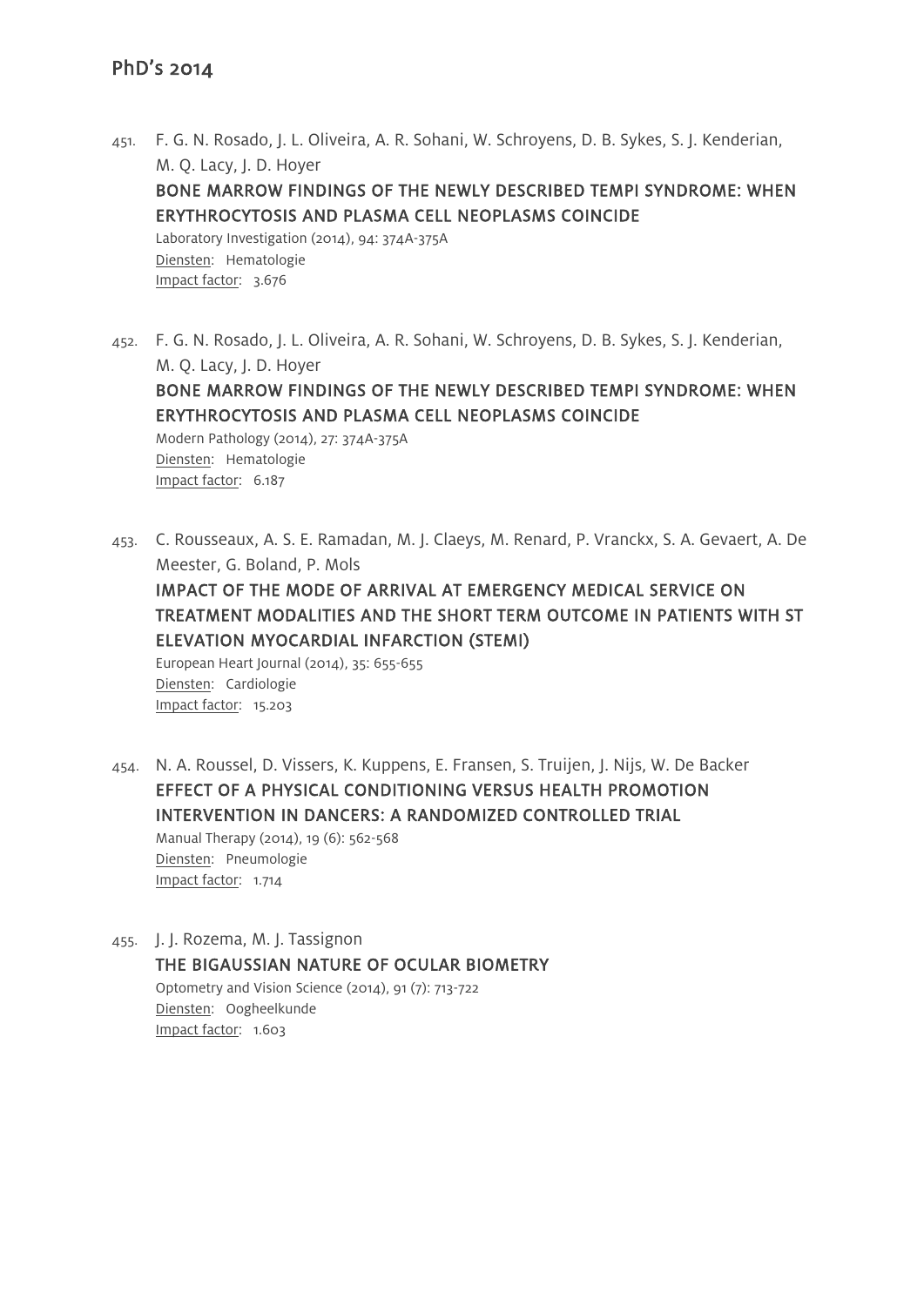451. F. G. N. Rosado, J. L. Oliveira, A. R. Sohani, W. Schroyens, D. B. Sykes, S. J. Kenderian, M. Q. Lacy, J. D. Hoyer
**BONE MARROW FINDINGS OF THE NEWLY DESCRIBED TEMPI SYNDROME: WHEN ERYTHROCYTOSIS AND PLASMA CELL NEOPLASMS COINCIDE**
Laboratory Investigation (2014), 94: 374A-375A
Diensten: Hematologie
Impact factor: 3.676

452. F. G. N. Rosado, J. L. Oliveira, A. R. Sohani, W. Schroyens, D. B. Sykes, S. J. Kenderian, M. Q. Lacy, J. D. Hoyer
**BONE MARROW FINDINGS OF THE NEWLY DESCRIBED TEMPI SYNDROME: WHEN ERYTHROCYTOSIS AND PLASMA CELL NEOPLASMS COINCIDE**
Modern Pathology (2014), 27: 374A-375A
Diensten: Hematologie
Impact factor: 6.187

453. C. Rousseaux, A. S. E. Ramadan, M. J. Claeys, M. Renard, P. Vranckx, S. A. Gevaert, A. De Meester, G. Boland, P. Mols
**IMPACT OF THE MODE OF ARRIVAL AT EMERGENCY MEDICAL SERVICE ON TREATMENT MODALITIES AND THE SHORT TERM OUTCOME IN PATIENTS WITH ST ELEVATION MYOCARDIAL INFARCTION (STEMI)**
European Heart Journal (2014), 35: 655-655
Diensten: Cardiologie
Impact factor: 15.203

454. N. A. Roussel, D. Vissers, K. Kuppens, E. Fransen, S. Truijen, J. Nijs, W. De Backer
**EFFECT OF A PHYSICAL CONDITIONING VERSUS HEALTH PROMOTION INTERVENTION IN DANCERS: A RANDOMIZED CONTROLLED TRIAL**
Manual Therapy (2014), 19 (6): 562-568
Diensten: Pneumologie
Impact factor: 1.714

455. J. J. Rozema, M. J. Tassignon
**THE BIGAUSSIAN NATURE OF OCULAR BIOMETRY**
Optometry and Vision Science (2014), 91 (7): 713-722
Diensten: Oogheelkunde
Impact factor: 1.603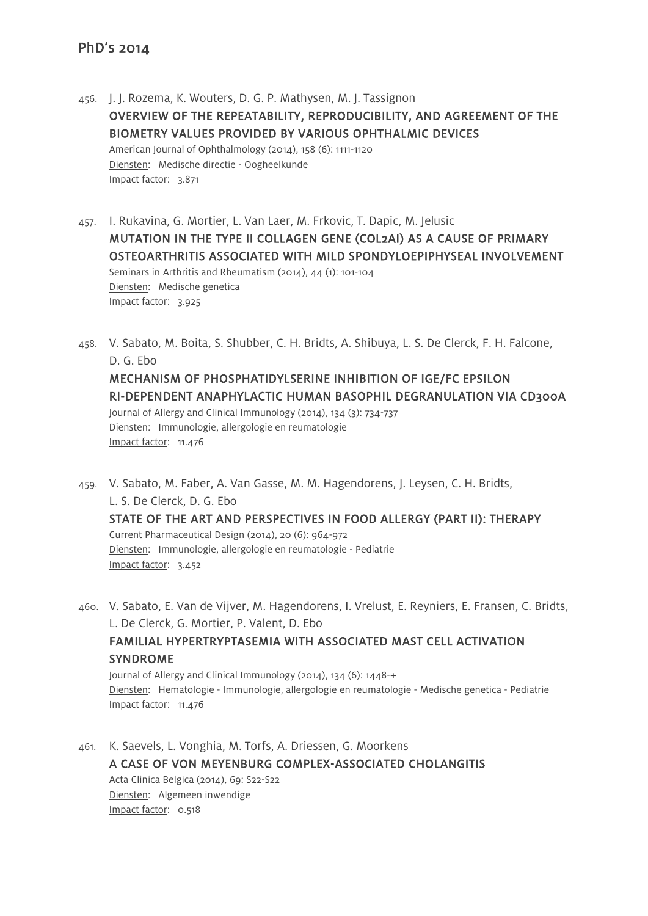## PhD's 2014

456. J. J. Rozema, K. Wouters, D. G. P. Mathysen, M. J. Tassignon
OVERVIEW OF THE REPEATABILITY, REPRODUCIBILITY, AND AGREEMENT OF THE BIOMETRY VALUES PROVIDED BY VARIOUS OPHTHALMIC DEVICES
American Journal of Ophthalmology (2014), 158 (6): 1111-1120
Diensten: Medische directie - Oogheelkunde
Impact factor: 3.871

457. I. Rukavina, G. Mortier, L. Van Laer, M. Frkovic, T. Dapic, M. Jelusic
MUTATION IN THE TYPE II COLLAGEN GENE (COL2AI) AS A CAUSE OF PRIMARY OSTEOARTHRITIS ASSOCIATED WITH MILD SPONDYLOEPIPHYSEAL INVOLVEMENT
Seminars in Arthritis and Rheumatism (2014), 44 (1): 101-104
Diensten: Medische genetica
Impact factor: 3.925

458. V. Sabato, M. Boita, S. Shubber, C. H. Bridts, A. Shibuya, L. S. De Clerck, F. H. Falcone, D. G. Ebo
MECHANISM OF PHOSPHATIDYLSERINE INHIBITION OF IGE/FC EPSILON RI-DEPENDENT ANAPHYLACTIC HUMAN BASOPHIL DEGRANULATION VIA CD300A
Journal of Allergy and Clinical Immunology (2014), 134 (3): 734-737
Diensten: Immunologie, allergologie en reumatologie
Impact factor: 11.476

459. V. Sabato, M. Faber, A. Van Gasse, M. M. Hagendorens, J. Leysen, C. H. Bridts, L. S. De Clerck, D. G. Ebo
STATE OF THE ART AND PERSPECTIVES IN FOOD ALLERGY (PART II): THERAPY
Current Pharmaceutical Design (2014), 20 (6): 964-972
Diensten: Immunologie, allergologie en reumatologie - Pediatrie
Impact factor: 3.452

460. V. Sabato, E. Van de Vijver, M. Hagendorens, I. Vrelust, E. Reyniers, E. Fransen, C. Bridts, L. De Clerck, G. Mortier, P. Valent, D. Ebo
FAMILIAL HYPERTRYPTASEMIA WITH ASSOCIATED MAST CELL ACTIVATION SYNDROME
Journal of Allergy and Clinical Immunology (2014), 134 (6): 1448-+
Diensten: Hematologie - Immunologie, allergologie en reumatologie - Medische genetica - Pediatrie
Impact factor: 11.476

461. K. Saevels, L. Vonghia, M. Torfs, A. Driessen, G. Moorkens
A CASE OF VON MEYENBURG COMPLEX-ASSOCIATED CHOLANGITIS
Acta Clinica Belgica (2014), 69: S22-S22
Diensten: Algemeen inwendige
Impact factor: 0.518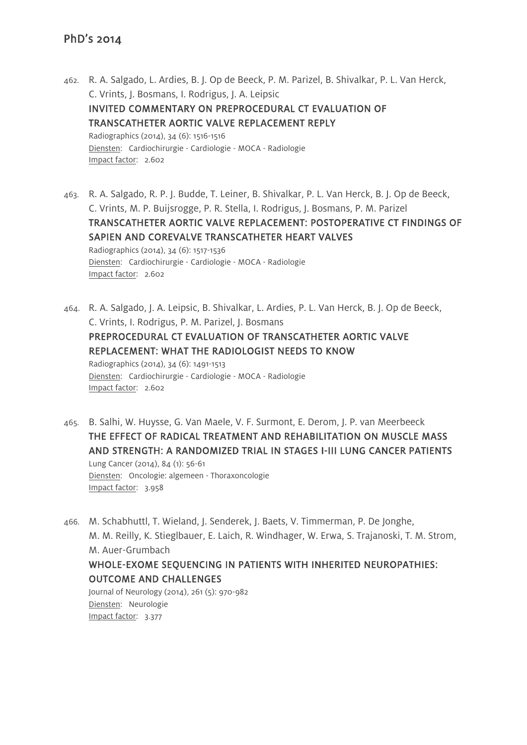## PhD's 2014

462. R. A. Salgado, L. Ardies, B. J. Op de Beeck, P. M. Parizel, B. Shivalkar, P. L. Van Herck, C. Vrints, J. Bosmans, I. Rodrigus, J. A. Leipsic
**INVITED COMMENTARY ON PREPROCEDURAL CT EVALUATION OF TRANSCATHETER AORTIC VALVE REPLACEMENT REPLY**
Radiographics (2014), 34 (6): 1516-1516
Diensten: Cardiochirurgie - Cardiologie - MOCA - Radiologie
Impact factor: 2.602

463. R. A. Salgado, R. P. J. Budde, T. Leiner, B. Shivalkar, P. L. Van Herck, B. J. Op de Beeck, C. Vrints, M. P. Buijsrogge, P. R. Stella, I. Rodrigus, J. Bosmans, P. M. Parizel
**TRANSCATHETER AORTIC VALVE REPLACEMENT: POSTOPERATIVE CT FINDINGS OF SAPIEN AND COREVALVE TRANSCATHETER HEART VALVES**
Radiographics (2014), 34 (6): 1517-1536
Diensten: Cardiochirurgie - Cardiologie - MOCA - Radiologie
Impact factor: 2.602

464. R. A. Salgado, J. A. Leipsic, B. Shivalkar, L. Ardies, P. L. Van Herck, B. J. Op de Beeck, C. Vrints, I. Rodrigus, P. M. Parizel, J. Bosmans
**PREPROCEDURAL CT EVALUATION OF TRANSCATHETER AORTIC VALVE REPLACEMENT: WHAT THE RADIOLOGIST NEEDS TO KNOW**
Radiographics (2014), 34 (6): 1491-1513
Diensten: Cardiochirurgie - Cardiologie - MOCA - Radiologie
Impact factor: 2.602

465. B. Salhi, W. Huysse, G. Van Maele, V. F. Surmont, E. Derom, J. P. van Meerbeeck
**THE EFFECT OF RADICAL TREATMENT AND REHABILITATION ON MUSCLE MASS AND STRENGTH: A RANDOMIZED TRIAL IN STAGES I-III LUNG CANCER PATIENTS**
Lung Cancer (2014), 84 (1): 56-61
Diensten: Oncologie: algemeen - Thoraxoncologie
Impact factor: 3.958

466. M. Schabhuttl, T. Wieland, J. Senderek, J. Baets, V. Timmerman, P. De Jonghe, M. M. Reilly, K. Stieglbauer, E. Laich, R. Windhager, W. Erwa, S. Trajanoski, T. M. Strom, M. Auer-Grumbach
**WHOLE-EXOME SEQUENCING IN PATIENTS WITH INHERITED NEUROPATHIES: OUTCOME AND CHALLENGES**
Journal of Neurology (2014), 261 (5): 970-982
Diensten: Neurologie
Impact factor: 3.377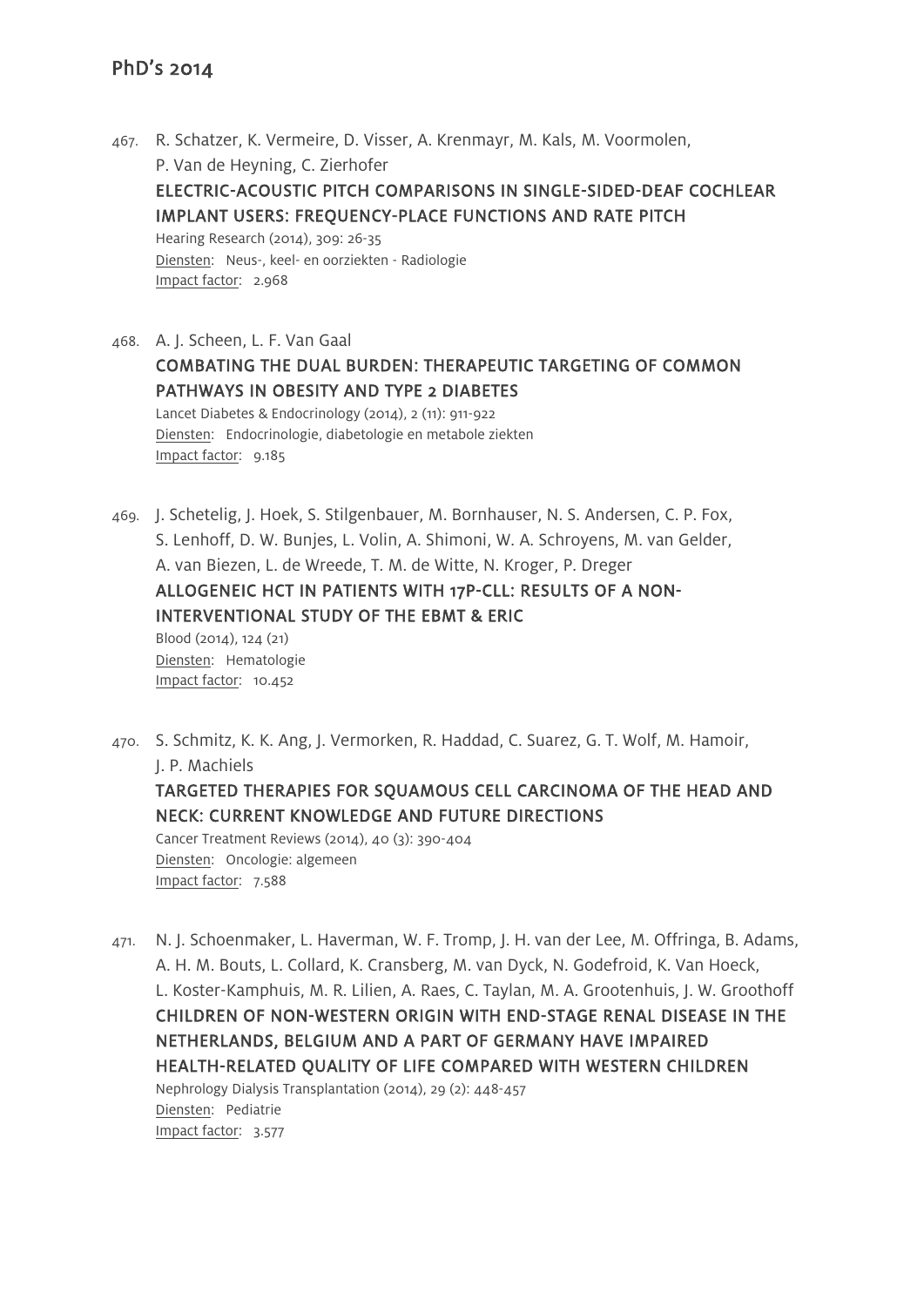## PhD's 2014

467. R. Schatzer, K. Vermeire, D. Visser, A. Krenmayr, M. Kals, M. Voormolen, P. Van de Heyning, C. Zierhofer
**ELECTRIC-ACOUSTIC PITCH COMPARISONS IN SINGLE-SIDED-DEAF COCHLEAR IMPLANT USERS: FREQUENCY-PLACE FUNCTIONS AND RATE PITCH**
Hearing Research (2014), 309: 26-35
Diensten: Neus-, keel- en oorziekten - Radiologie
Impact factor: 2.968

468. A. J. Scheen, L. F. Van Gaal
**COMBATING THE DUAL BURDEN: THERAPEUTIC TARGETING OF COMMON PATHWAYS IN OBESITY AND TYPE 2 DIABETES**
Lancet Diabetes & Endocrinology (2014), 2 (11): 911-922
Diensten: Endocrinologie, diabetologie en metabole ziekten
Impact factor: 9.185

469. J. Schetelig, J. Hoek, S. Stilgenbauer, M. Bornhauser, N. S. Andersen, C. P. Fox, S. Lenhoff, D. W. Bunjes, L. Volin, A. Shimoni, W. A. Schroyens, M. van Gelder, A. van Biezen, L. de Wreede, T. M. de Witte, N. Kroger, P. Dreger
**ALLOGENEIC HCT IN PATIENTS WITH 17P-CLL: RESULTS OF A NON-INTERVENTIONAL STUDY OF THE EBMT & ERIC**
Blood (2014), 124 (21)
Diensten: Hematologie
Impact factor: 10.452

470. S. Schmitz, K. K. Ang, J. Vermorken, R. Haddad, C. Suarez, G. T. Wolf, M. Hamoir, J. P. Machiels
**TARGETED THERAPIES FOR SQUAMOUS CELL CARCINOMA OF THE HEAD AND NECK: CURRENT KNOWLEDGE AND FUTURE DIRECTIONS**
Cancer Treatment Reviews (2014), 40 (3): 390-404
Diensten: Oncologie: algemeen
Impact factor: 7.588

471. N. J. Schoenmaker, L. Haverman, W. F. Tromp, J. H. van der Lee, M. Offringa, B. Adams, A. H. M. Bouts, L. Collard, K. Cransberg, M. van Dyck, N. Godefroid, K. Van Hoeck, L. Koster-Kamphuis, M. R. Lilien, A. Raes, C. Taylan, M. A. Grootenhuis, J. W. Groothoff
**CHILDREN OF NON-WESTERN ORIGIN WITH END-STAGE RENAL DISEASE IN THE NETHERLANDS, BELGIUM AND A PART OF GERMANY HAVE IMPAIRED HEALTH-RELATED QUALITY OF LIFE COMPARED WITH WESTERN CHILDREN**
Nephrology Dialysis Transplantation (2014), 29 (2): 448-457
Diensten: Pediatrie
Impact factor: 3.577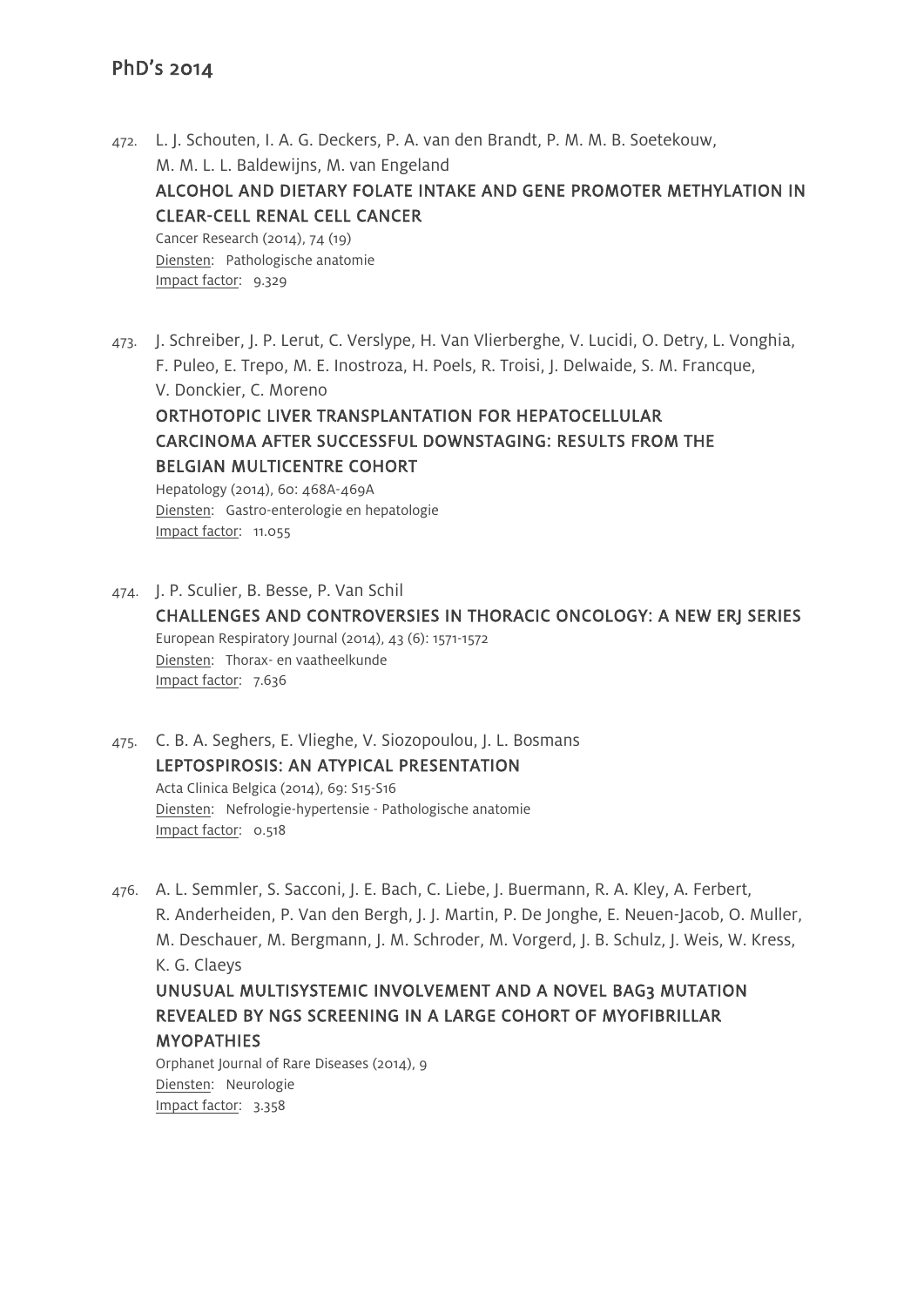## PhD's 2014

472. L. J. Schouten, I. A. G. Deckers, P. A. van den Brandt, P. M. M. B. Soetekouw, M. M. L. L. Baldewijns, M. van Engeland
**ALCOHOL AND DIETARY FOLATE INTAKE AND GENE PROMOTER METHYLATION IN CLEAR-CELL RENAL CELL CANCER**
Cancer Research (2014), 74 (19)
Diensten: Pathologische anatomie
Impact factor: 9.329

473. J. Schreiber, J. P. Lerut, C. Verslype, H. Van Vlierberghe, V. Lucidi, O. Detry, L. Vonghia, F. Puleo, E. Trepo, M. E. Inostroza, H. Poels, R. Troisi, J. Delwaide, S. M. Francque, V. Donckier, C. Moreno
**ORTHOTOPIC LIVER TRANSPLANTATION FOR HEPATOCELLULAR CARCINOMA AFTER SUCCESSFUL DOWNSTAGING: RESULTS FROM THE BELGIAN MULTICENTRE COHORT**
Hepatology (2014), 60: 468A-469A
Diensten: Gastro-enterologie en hepatologie
Impact factor: 11.055

474. J. P. Sculier, B. Besse, P. Van Schil
**CHALLENGES AND CONTROVERSIES IN THORACIC ONCOLOGY: A NEW ERJ SERIES**
European Respiratory Journal (2014), 43 (6): 1571-1572
Diensten: Thorax- en vaatheelkunde
Impact factor: 7.636

475. C. B. A. Seghers, E. Vlieghe, V. Siozopoulou, J. L. Bosmans
**LEPTOSPIROSIS: AN ATYPICAL PRESENTATION**
Acta Clinica Belgica (2014), 69: S15-S16
Diensten: Nefrologie-hypertensie - Pathologische anatomie
Impact factor: 0.518

476. A. L. Semmler, S. Sacconi, J. E. Bach, C. Liebe, J. Buermann, R. A. Kley, A. Ferbert, R. Anderheiden, P. Van den Bergh, J. J. Martin, P. De Jonghe, E. Neuen-Jacob, O. Muller, M. Deschauer, M. Bergmann, J. M. Schroder, M. Vorgerd, J. B. Schulz, J. Weis, W. Kress, K. G. Claeys
**UNUSUAL MULTISYSTEMIC INVOLVEMENT AND A NOVEL BAG3 MUTATION REVEALED BY NGS SCREENING IN A LARGE COHORT OF MYOFIBRILLAR MYOPATHIES**
Orphanet Journal of Rare Diseases (2014), 9
Diensten: Neurologie
Impact factor: 3.358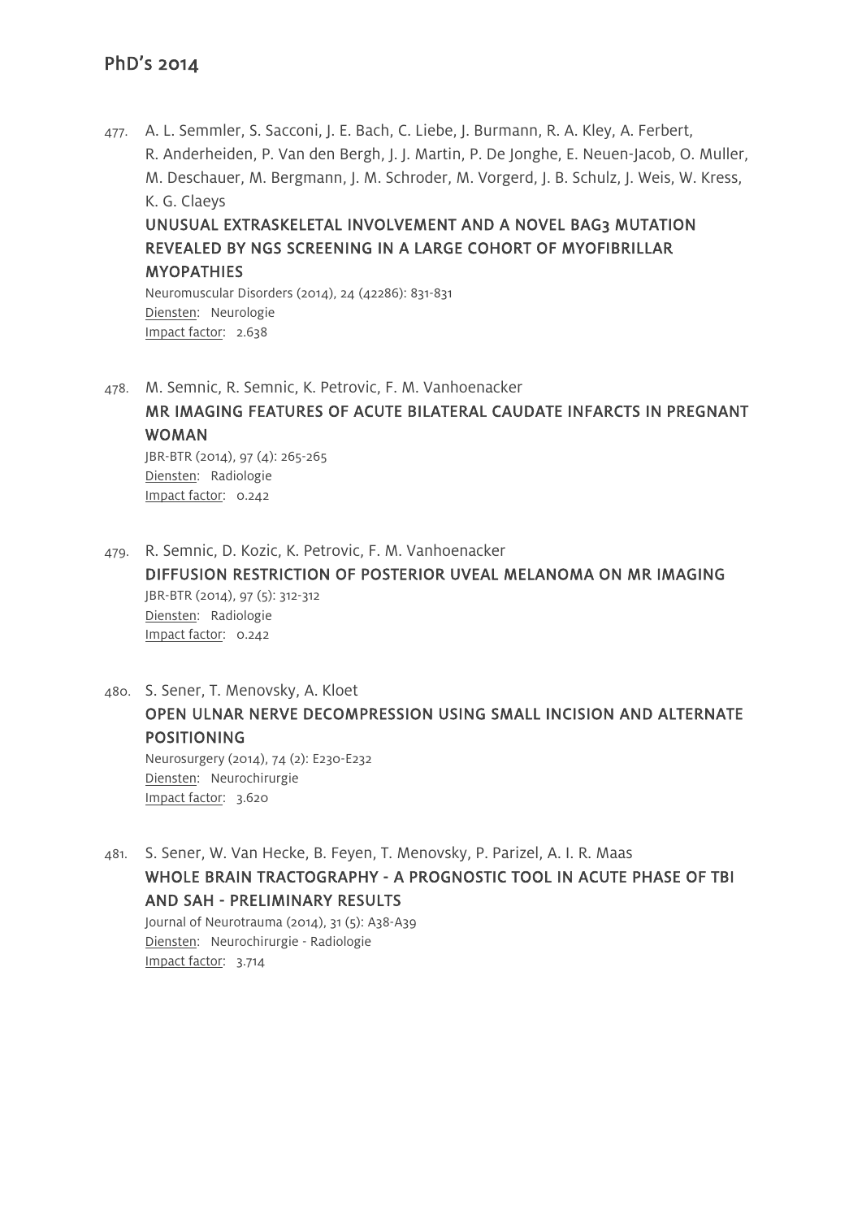## PhD's 2014

477. A. L. Semmler, S. Sacconi, J. E. Bach, C. Liebe, J. Burmann, R. A. Kley, A. Ferbert, R. Anderheiden, P. Van den Bergh, J. J. Martin, P. De Jonghe, E. Neuen-Jacob, O. Muller, M. Deschauer, M. Bergmann, J. M. Schroder, M. Vorgerd, J. B. Schulz, J. Weis, W. Kress, K. G. Claeys

    UNUSUAL EXTRASKELETAL INVOLVEMENT AND A NOVEL BAG3 MUTATION REVEALED BY NGS SCREENING IN A LARGE COHORT OF MYOFIBRILLAR MYOPATHIES

    Neuromuscular Disorders (2014), 24 (42286): 831-831
    Diensten: Neurologie
    Impact factor: 2.638

478. M. Semnic, R. Semnic, K. Petrovic, F. M. Vanhoenacker

    MR IMAGING FEATURES OF ACUTE BILATERAL CAUDATE INFARCTS IN PREGNANT WOMAN

    JBR-BTR (2014), 97 (4): 265-265
    Diensten: Radiologie
    Impact factor: 0.242

479. R. Semnic, D. Kozic, K. Petrovic, F. M. Vanhoenacker

    DIFFUSION RESTRICTION OF POSTERIOR UVEAL MELANOMA ON MR IMAGING

    JBR-BTR (2014), 97 (5): 312-312
    Diensten: Radiologie
    Impact factor: 0.242

480. S. Sener, T. Menovsky, A. Kloet

    OPEN ULNAR NERVE DECOMPRESSION USING SMALL INCISION AND ALTERNATE POSITIONING

    Neurosurgery (2014), 74 (2): E230-E232
    Diensten: Neurochirurgie
    Impact factor: 3.620

481. S. Sener, W. Van Hecke, B. Feyen, T. Menovsky, P. Parizel, A. I. R. Maas

    WHOLE BRAIN TRACTOGRAPHY - A PROGNOSTIC TOOL IN ACUTE PHASE OF TBI AND SAH - PRELIMINARY RESULTS

    Journal of Neurotrauma (2014), 31 (5): A38-A39
    Diensten: Neurochirurgie - Radiologie
    Impact factor: 3.714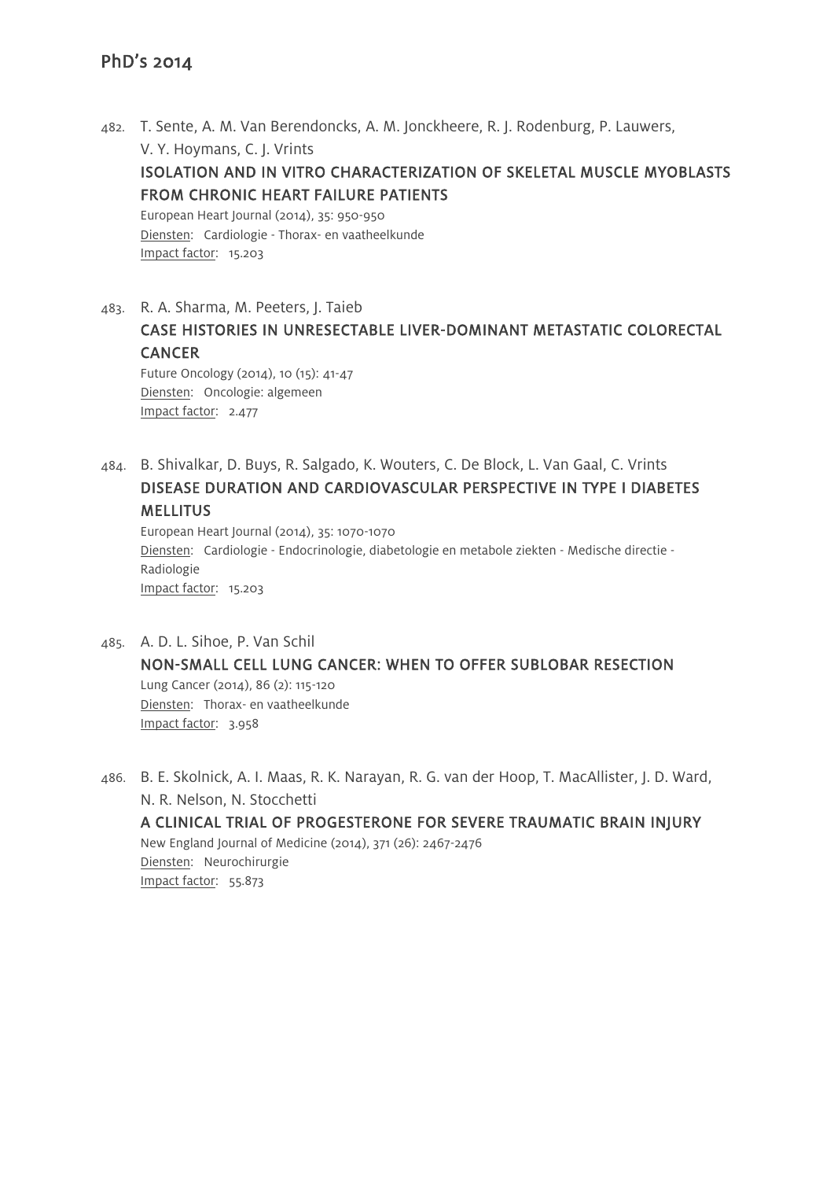## PhD's 2014

482. T. Sente, A. M. Van Berendoncks, A. M. Jonckheere, R. J. Rodenburg, P. Lauwers, V. Y. Hoymans, C. J. Vrints
   **ISOLATION AND IN VITRO CHARACTERIZATION OF SKELETAL MUSCLE MYOBLASTS FROM CHRONIC HEART FAILURE PATIENTS**
   European Heart Journal (2014), 35: 950-950
   Diensten: Cardiologie - Thorax- en vaatheelkunde
   Impact factor: 15.203

483. R. A. Sharma, M. Peeters, J. Taieb
   **CASE HISTORIES IN UNRESECTABLE LIVER-DOMINANT METASTATIC COLORECTAL CANCER**
   Future Oncology (2014), 10 (15): 41-47
   Diensten: Oncologie: algemeen
   Impact factor: 2.477

484. B. Shivalkar, D. Buys, R. Salgado, K. Wouters, C. De Block, L. Van Gaal, C. Vrints
   **DISEASE DURATION AND CARDIOVASCULAR PERSPECTIVE IN TYPE I DIABETES MELLITUS**
   European Heart Journal (2014), 35: 1070-1070
   Diensten: Cardiologie - Endocrinologie, diabetologie en metabole ziekten - Medische directie - Radiologie
   Impact factor: 15.203

485. A. D. L. Sihoe, P. Van Schil
   **NON-SMALL CELL LUNG CANCER: WHEN TO OFFER SUBLOBAR RESECTION**
   Lung Cancer (2014), 86 (2): 115-120
   Diensten: Thorax- en vaatheelkunde
   Impact factor: 3.958

486. B. E. Skolnick, A. I. Maas, R. K. Narayan, R. G. van der Hoop, T. MacAllister, J. D. Ward, N. R. Nelson, N. Stocchetti
   **A CLINICAL TRIAL OF PROGESTERONE FOR SEVERE TRAUMATIC BRAIN INJURY**
   New England Journal of Medicine (2014), 371 (26): 2467-2476
   Diensten: Neurochirurgie
   Impact factor: 55.873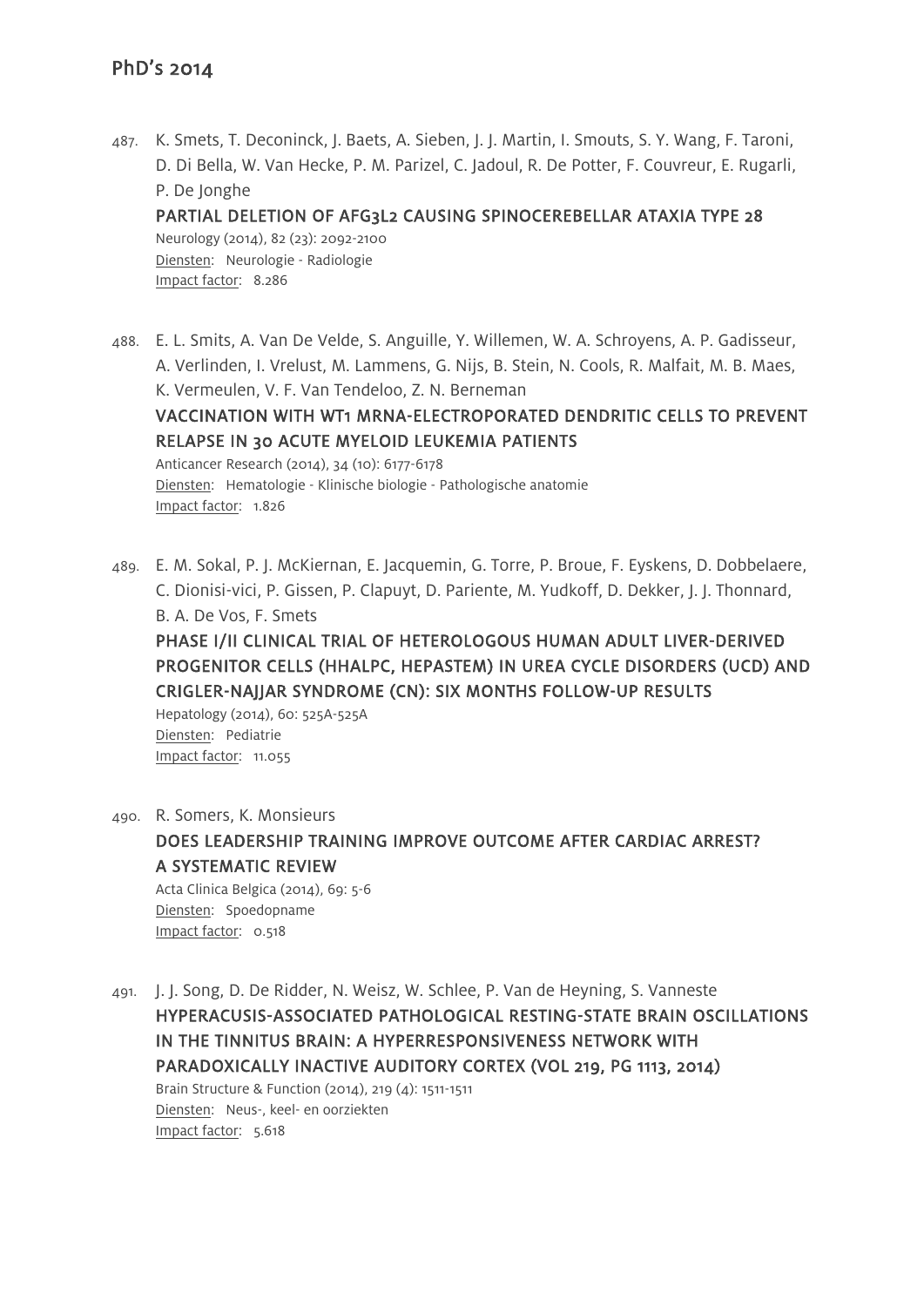487. K. Smets, T. Deconinck, J. Baets, A. Sieben, J. J. Martin, I. Smouts, S. Y. Wang, F. Taroni, D. Di Bella, W. Van Hecke, P. M. Parizel, C. Jadoul, R. De Potter, F. Couvreur, E. Rugarli, P. De Jonghe
   **PARTIAL DELETION OF AFG3L2 CAUSING SPINOCEREBELLAR ATAXIA TYPE 28**
   Neurology (2014), 82 (23): 2092-2100
   Diensten: Neurologie - Radiologie
   Impact factor: 8.286

488. E. L. Smits, A. Van De Velde, S. Anguille, Y. Willemen, W. A. Schroyens, A. P. Gadisseur, A. Verlinden, I. Vrelust, M. Lammens, G. Nijs, B. Stein, N. Cools, R. Malfait, M. B. Maes, K. Vermeulen, V. F. Van Tendeloo, Z. N. Berneman
   **VACCINATION WITH WT1 MRNA-ELECTROPORATED DENDRITIC CELLS TO PREVENT RELAPSE IN 30 ACUTE MYELOID LEUKEMIA PATIENTS**
   Anticancer Research (2014), 34 (10): 6177-6178
   Diensten: Hematologie - Klinische biologie - Pathologische anatomie
   Impact factor: 1.826

489. E. M. Sokal, P. J. McKiernan, E. Jacquemin, G. Torre, P. Broue, F. Eyskens, D. Dobbelaere, C. Dionisi-vici, P. Gissen, P. Clapuyt, D. Pariente, M. Yudkoff, D. Dekker, J. J. Thonnard, B. A. De Vos, F. Smets
   **PHASE I/II CLINICAL TRIAL OF HETEROLOGOUS HUMAN ADULT LIVER-DERIVED PROGENITOR CELLS (HHALPC, HEPASTEM) IN UREA CYCLE DISORDERS (UCD) AND CRIGLER-NAJJAR SYNDROME (CN): SIX MONTHS FOLLOW-UP RESULTS**
   Hepatology (2014), 60: 525A-525A
   Diensten: Pediatrie
   Impact factor: 11.055

490. R. Somers, K. Monsieurs
   **DOES LEADERSHIP TRAINING IMPROVE OUTCOME AFTER CARDIAC ARREST? A SYSTEMATIC REVIEW**
   Acta Clinica Belgica (2014), 69: 5-6
   Diensten: Spoedopname
   Impact factor: 0.518

491. J. J. Song, D. De Ridder, N. Weisz, W. Schlee, P. Van de Heyning, S. Vanneste
   **HYPERACUSIS-ASSOCIATED PATHOLOGICAL RESTING-STATE BRAIN OSCILLATIONS IN THE TINNITUS BRAIN: A HYPERRESPONSIVENESS NETWORK WITH PARADOXICALLY INACTIVE AUDITORY CORTEX (VOL 219, PG 1113, 2014)**
   Brain Structure & Function (2014), 219 (4): 1511-1511
   Diensten: Neus-, keel- en oorziekten
   Impact factor: 5.618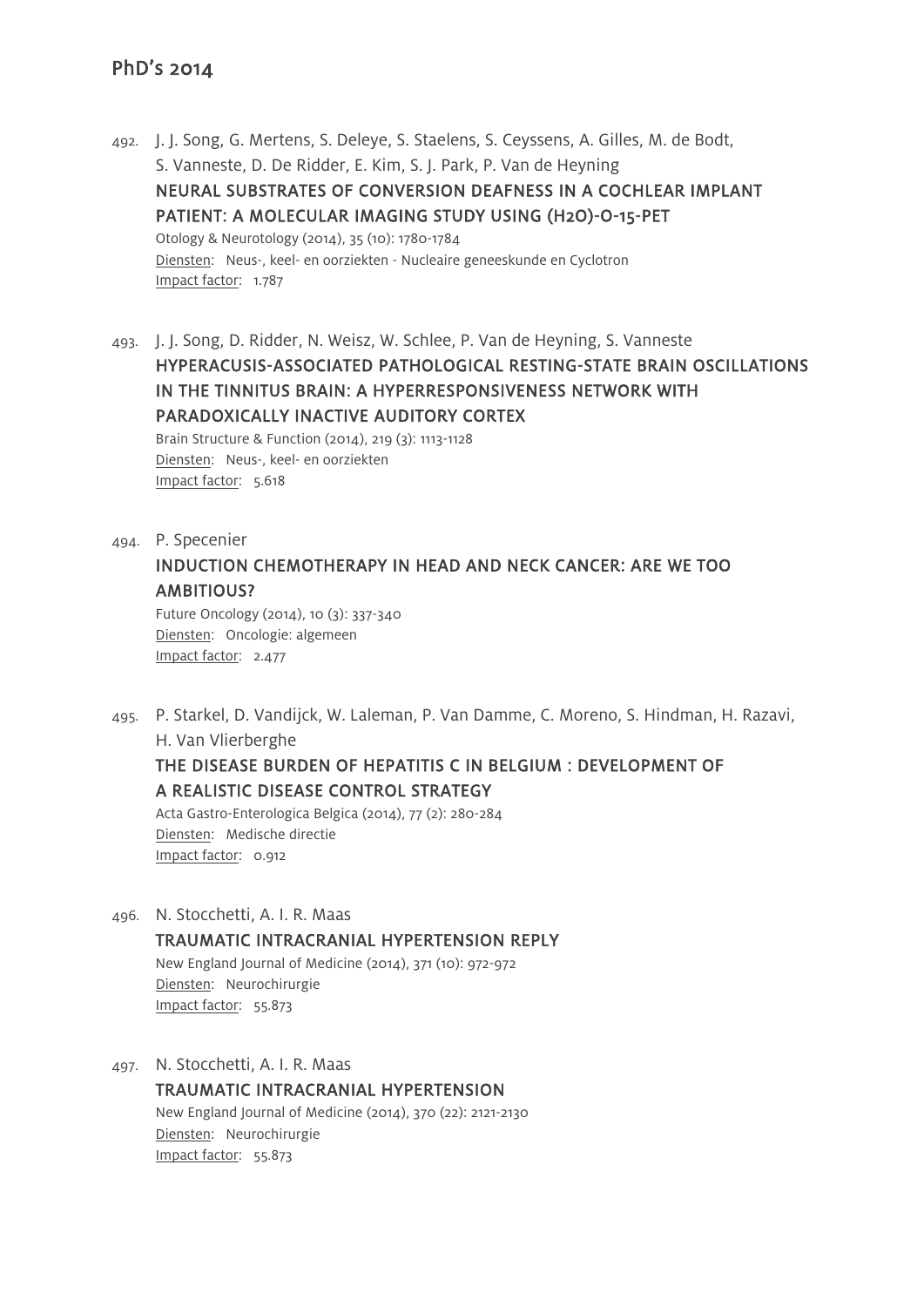## PhD's 2014

492. J. J. Song, G. Mertens, S. Deleye, S. Staelens, S. Ceyssens, A. Gilles, M. de Bodt, S. Vanneste, D. De Ridder, E. Kim, S. J. Park, P. Van de Heyning
**NEURAL SUBSTRATES OF CONVERSION DEAFNESS IN A COCHLEAR IMPLANT PATIENT: A MOLECULAR IMAGING STUDY USING (H2O)-O-15-PET**
Otology & Neurotology (2014), 35 (10): 1780-1784
Diensten: Neus-, keel- en oorziekten - Nucleaire geneeskunde en Cyclotron
Impact factor: 1.787

493. J. J. Song, D. Ridder, N. Weisz, W. Schlee, P. Van de Heyning, S. Vanneste
**HYPERACUSIS-ASSOCIATED PATHOLOGICAL RESTING-STATE BRAIN OSCILLATIONS IN THE TINNITUS BRAIN: A HYPERRESPONSIVENESS NETWORK WITH PARADOXICALLY INACTIVE AUDITORY CORTEX**
Brain Structure & Function (2014), 219 (3): 1113-1128
Diensten: Neus-, keel- en oorziekten
Impact factor: 5.618

494. P. Specenier
**INDUCTION CHEMOTHERAPY IN HEAD AND NECK CANCER: ARE WE TOO AMBITIOUS?**
Future Oncology (2014), 10 (3): 337-340
Diensten: Oncologie: algemeen
Impact factor: 2.477

495. P. Starkel, D. Vandijck, W. Laleman, P. Van Damme, C. Moreno, S. Hindman, H. Razavi, H. Van Vlierberghe
**THE DISEASE BURDEN OF HEPATITIS C IN BELGIUM : DEVELOPMENT OF A REALISTIC DISEASE CONTROL STRATEGY**
Acta Gastro-Enterologica Belgica (2014), 77 (2): 280-284
Diensten: Medische directie
Impact factor: 0.912

496. N. Stocchetti, A. I. R. Maas
**TRAUMATIC INTRACRANIAL HYPERTENSION REPLY**
New England Journal of Medicine (2014), 371 (10): 972-972
Diensten: Neurochirurgie
Impact factor: 55.873

497. N. Stocchetti, A. I. R. Maas
**TRAUMATIC INTRACRANIAL HYPERTENSION**
New England Journal of Medicine (2014), 370 (22): 2121-2130
Diensten: Neurochirurgie
Impact factor: 55.873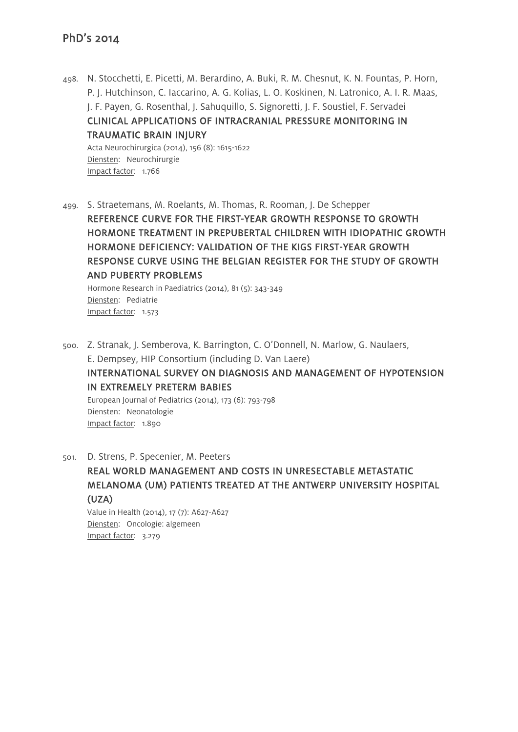498. N. Stocchetti, E. Picetti, M. Berardino, A. Buki, R. M. Chesnut, K. N. Fountas, P. Horn, P. J. Hutchinson, C. Iaccarino, A. G. Kolias, L. O. Koskinen, N. Latronico, A. I. R. Maas, J. F. Payen, G. Rosenthal, J. Sahuquillo, S. Signoretti, J. F. Soustiel, F. Servadei
CLINICAL APPLICATIONS OF INTRACRANIAL PRESSURE MONITORING IN TRAUMATIC BRAIN INJURY
Acta Neurochirurgica (2014), 156 (8): 1615-1622
Diensten: Neurochirurgie
Impact factor: 1.766

499. S. Straetemans, M. Roelants, M. Thomas, R. Rooman, J. De Schepper
REFERENCE CURVE FOR THE FIRST-YEAR GROWTH RESPONSE TO GROWTH HORMONE TREATMENT IN PREPUBERTAL CHILDREN WITH IDIOPATHIC GROWTH HORMONE DEFICIENCY: VALIDATION OF THE KIGS FIRST-YEAR GROWTH RESPONSE CURVE USING THE BELGIAN REGISTER FOR THE STUDY OF GROWTH AND PUBERTY PROBLEMS
Hormone Research in Paediatrics (2014), 81 (5): 343-349
Diensten: Pediatrie
Impact factor: 1.573

500. Z. Stranak, J. Semberova, K. Barrington, C. O'Donnell, N. Marlow, G. Naulaers, E. Dempsey, HIP Consortium (including D. Van Laere)
INTERNATIONAL SURVEY ON DIAGNOSIS AND MANAGEMENT OF HYPOTENSION IN EXTREMELY PRETERM BABIES
European Journal of Pediatrics (2014), 173 (6): 793-798
Diensten: Neonatologie
Impact factor: 1.890

501. D. Strens, P. Specenier, M. Peeters
REAL WORLD MANAGEMENT AND COSTS IN UNRESECTABLE METASTATIC MELANOMA (UM) PATIENTS TREATED AT THE ANTWERP UNIVERSITY HOSPITAL (UZA)
Value in Health (2014), 17 (7): A627-A627
Diensten: Oncologie: algemeen
Impact factor: 3.279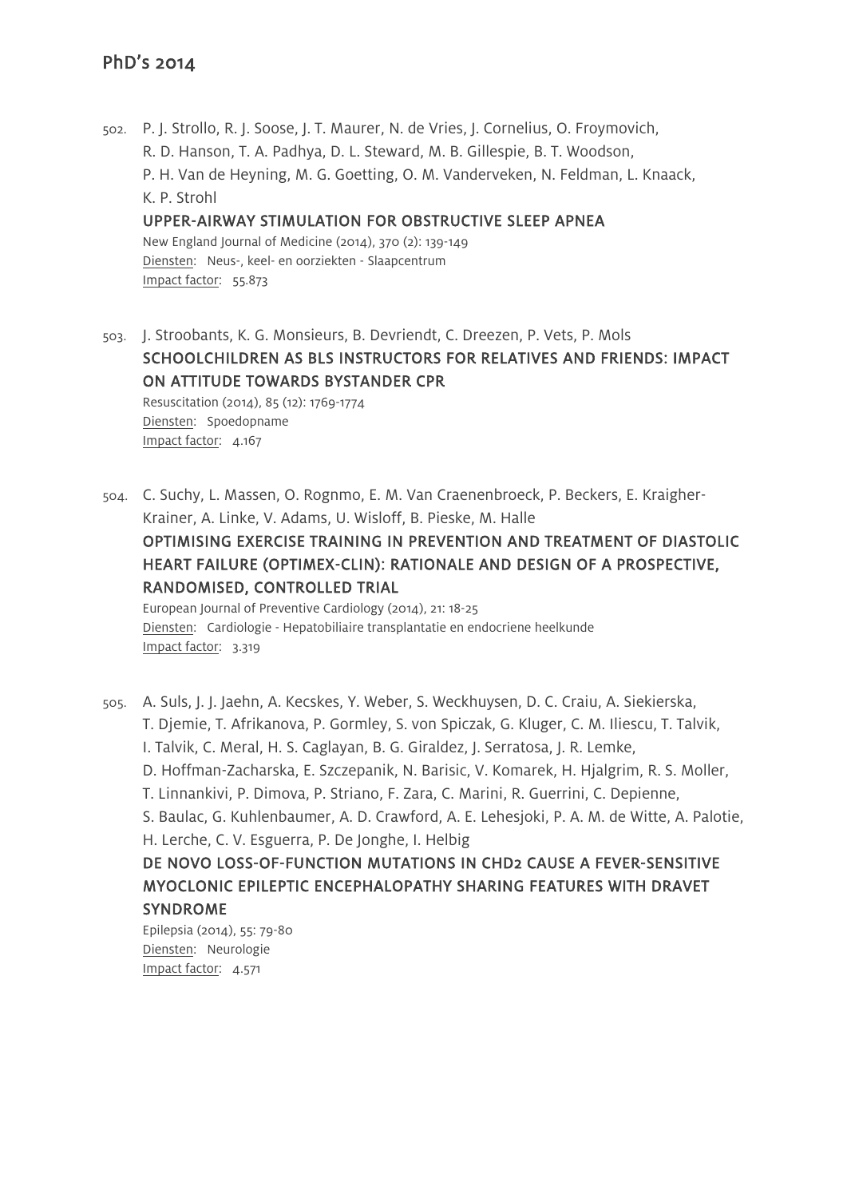502. P. J. Strollo, R. J. Soose, J. T. Maurer, N. de Vries, J. Cornelius, O. Froymovich, R. D. Hanson, T. A. Padhya, D. L. Steward, M. B. Gillespie, B. T. Woodson, P. H. Van de Heyning, M. G. Goetting, O. M. Vanderveken, N. Feldman, L. Knaack, K. P. Strohl

**UPPER-AIRWAY STIMULATION FOR OBSTRUCTIVE SLEEP APNEA**

New England Journal of Medicine (2014), 370 (2): 139-149
Diensten: Neus-, keel- en oorziekten - Slaapcentrum
Impact factor: 55.873

503. J. Stroobants, K. G. Monsieurs, B. Devriendt, C. Dreezen, P. Vets, P. Mols

**SCHOOLCHILDREN AS BLS INSTRUCTORS FOR RELATIVES AND FRIENDS: IMPACT ON ATTITUDE TOWARDS BYSTANDER CPR**

Resuscitation (2014), 85 (12): 1769-1774
Diensten: Spoedopname
Impact factor: 4.167

504. C. Suchy, L. Massen, O. Rognmo, E. M. Van Craenenbroeck, P. Beckers, E. Kraigher-Krainer, A. Linke, V. Adams, U. Wisloff, B. Pieske, M. Halle

**OPTIMISING EXERCISE TRAINING IN PREVENTION AND TREATMENT OF DIASTOLIC HEART FAILURE (OPTIMEX-CLIN): RATIONALE AND DESIGN OF A PROSPECTIVE, RANDOMISED, CONTROLLED TRIAL**

European Journal of Preventive Cardiology (2014), 21: 18-25
Diensten: Cardiologie - Hepatobiliaire transplantatie en endocriene heelkunde
Impact factor: 3.319

505. A. Suls, J. J. Jaehn, A. Kecskes, Y. Weber, S. Weckhuysen, D. C. Craiu, A. Siekierska, T. Djemie, T. Afrikanova, P. Gormley, S. von Spiczak, G. Kluger, C. M. Iliescu, T. Talvik, I. Talvik, C. Meral, H. S. Caglayan, B. G. Giraldez, J. Serratosa, J. R. Lemke, D. Hoffman-Zacharska, E. Szczepanik, N. Barisic, V. Komarek, H. Hjalgrim, R. S. Moller, T. Linnankivi, P. Dimova, P. Striano, F. Zara, C. Marini, R. Guerrini, C. Depienne, S. Baulac, G. Kuhlenbaumer, A. D. Crawford, A. E. Lehesjoki, P. A. M. de Witte, A. Palotie, H. Lerche, C. V. Esguerra, P. De Jonghe, I. Helbig

**DE NOVO LOSS-OF-FUNCTION MUTATIONS IN CHD2 CAUSE A FEVER-SENSITIVE MYOCLONIC EPILEPTIC ENCEPHALOPATHY SHARING FEATURES WITH DRAVET SYNDROME**

Epilepsia (2014), 55: 79-80
Diensten: Neurologie
Impact factor: 4.571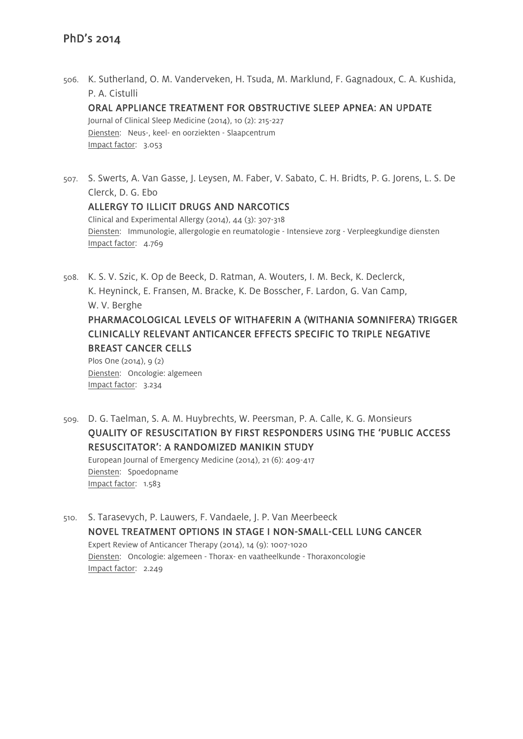## PhD's 2014

506. K. Sutherland, O. M. Vanderveken, H. Tsuda, M. Marklund, F. Gagnadoux, C. A. Kushida, P. A. Cistulli
**ORAL APPLIANCE TREATMENT FOR OBSTRUCTIVE SLEEP APNEA: AN UPDATE**
Journal of Clinical Sleep Medicine (2014), 10 (2): 215-227
Diensten: Neus-, keel- en oorziekten - Slaapcentrum
Impact factor: 3.053

507. S. Swerts, A. Van Gasse, J. Leysen, M. Faber, V. Sabato, C. H. Bridts, P. G. Jorens, L. S. De Clerck, D. G. Ebo
**ALLERGY TO ILLICIT DRUGS AND NARCOTICS**
Clinical and Experimental Allergy (2014), 44 (3): 307-318
Diensten: Immunologie, allergologie en reumatologie - Intensieve zorg - Verpleegkundige diensten
Impact factor: 4.769

508. K. S. V. Szic, K. Op de Beeck, D. Ratman, A. Wouters, I. M. Beck, K. Declerck, K. Heyninck, E. Fransen, M. Bracke, K. De Bosscher, F. Lardon, G. Van Camp, W. V. Berghe
**PHARMACOLOGICAL LEVELS OF WITHAFERIN A (WITHANIA SOMNIFERA) TRIGGER CLINICALLY RELEVANT ANTICANCER EFFECTS SPECIFIC TO TRIPLE NEGATIVE BREAST CANCER CELLS**
Plos One (2014), 9 (2)
Diensten: Oncologie: algemeen
Impact factor: 3.234

509. D. G. Taelman, S. A. M. Huybrechts, W. Peersman, P. A. Calle, K. G. Monsieurs
**QUALITY OF RESUSCITATION BY FIRST RESPONDERS USING THE 'PUBLIC ACCESS RESUSCITATOR': A RANDOMIZED MANIKIN STUDY**
European Journal of Emergency Medicine (2014), 21 (6): 409-417
Diensten: Spoedopname
Impact factor: 1.583

510. S. Tarasevych, P. Lauwers, F. Vandaele, J. P. Van Meerbeeck
**NOVEL TREATMENT OPTIONS IN STAGE I NON-SMALL-CELL LUNG CANCER**
Expert Review of Anticancer Therapy (2014), 14 (9): 1007-1020
Diensten: Oncologie: algemeen - Thorax- en vaatheelkunde - Thoraxoncologie
Impact factor: 2.249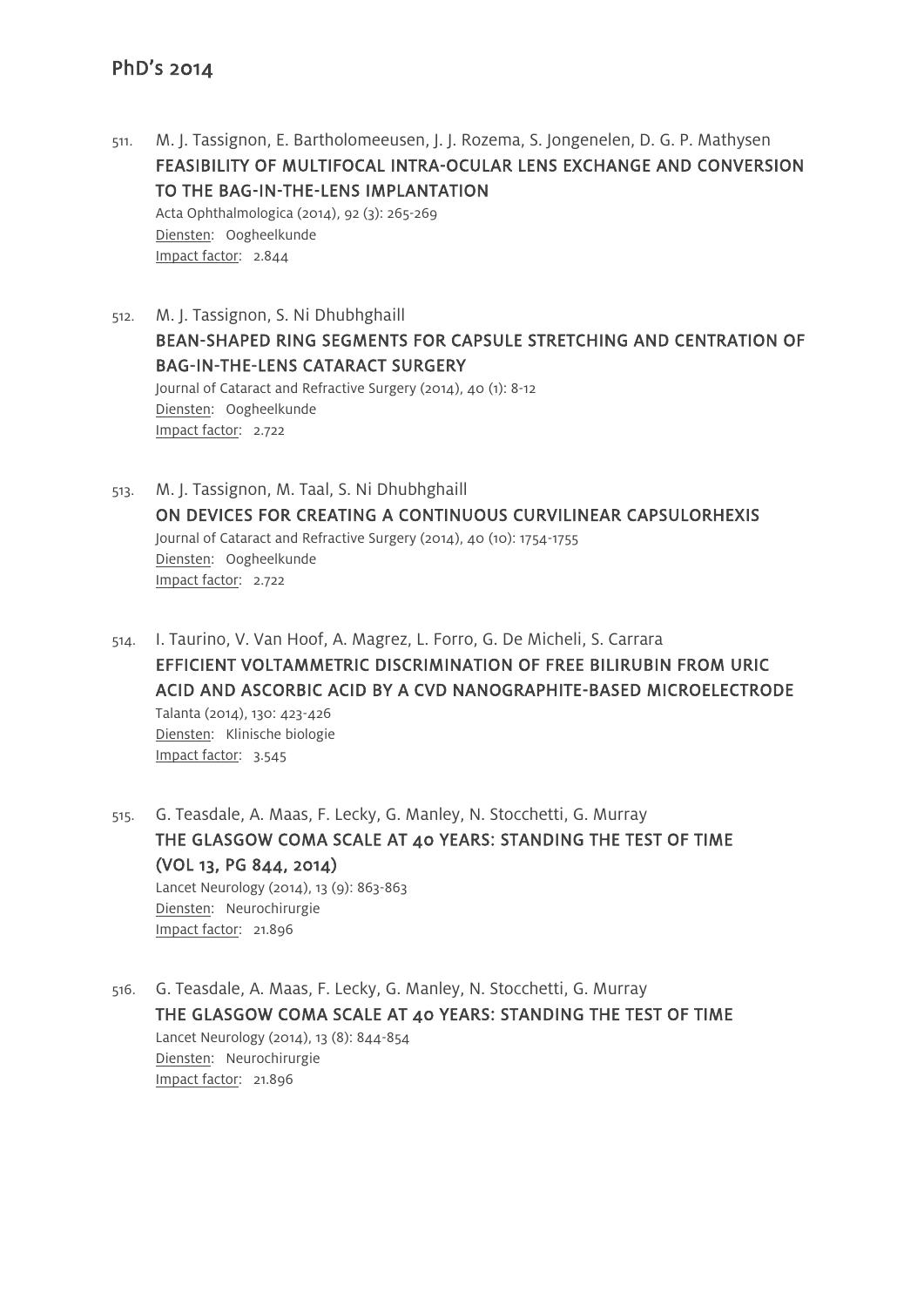## PhD's 2014

511. M. J. Tassignon, E. Bartholomeeusen, J. J. Rozema, S. Jongenelen, D. G. P. Mathysen
**FEASIBILITY OF MULTIFOCAL INTRA-OCULAR LENS EXCHANGE AND CONVERSION TO THE BAG-IN-THE-LENS IMPLANTATION**
Acta Ophthalmologica (2014), 92 (3): 265-269
Diensten: Oogheelkunde
Impact factor: 2.844

512. M. J. Tassignon, S. Ni Dhubhghaill
**BEAN-SHAPED RING SEGMENTS FOR CAPSULE STRETCHING AND CENTRATION OF BAG-IN-THE-LENS CATARACT SURGERY**
Journal of Cataract and Refractive Surgery (2014), 40 (1): 8-12
Diensten: Oogheelkunde
Impact factor: 2.722

513. M. J. Tassignon, M. Taal, S. Ni Dhubhghaill
**ON DEVICES FOR CREATING A CONTINUOUS CURVILINEAR CAPSULORHEXIS**
Journal of Cataract and Refractive Surgery (2014), 40 (10): 1754-1755
Diensten: Oogheelkunde
Impact factor: 2.722

514. I. Taurino, V. Van Hoof, A. Magrez, L. Forro, G. De Micheli, S. Carrara
**EFFICIENT VOLTAMMETRIC DISCRIMINATION OF FREE BILIRUBIN FROM URIC ACID AND ASCORBIC ACID BY A CVD NANOGRAPHITE-BASED MICROELECTRODE**
Talanta (2014), 130: 423-426
Diensten: Klinische biologie
Impact factor: 3.545

515. G. Teasdale, A. Maas, F. Lecky, G. Manley, N. Stocchetti, G. Murray
**THE GLASGOW COMA SCALE AT 40 YEARS: STANDING THE TEST OF TIME (VOL 13, PG 844, 2014)**
Lancet Neurology (2014), 13 (9): 863-863
Diensten: Neurochirurgie
Impact factor: 21.896

516. G. Teasdale, A. Maas, F. Lecky, G. Manley, N. Stocchetti, G. Murray
**THE GLASGOW COMA SCALE AT 40 YEARS: STANDING THE TEST OF TIME**
Lancet Neurology (2014), 13 (8): 844-854
Diensten: Neurochirurgie
Impact factor: 21.896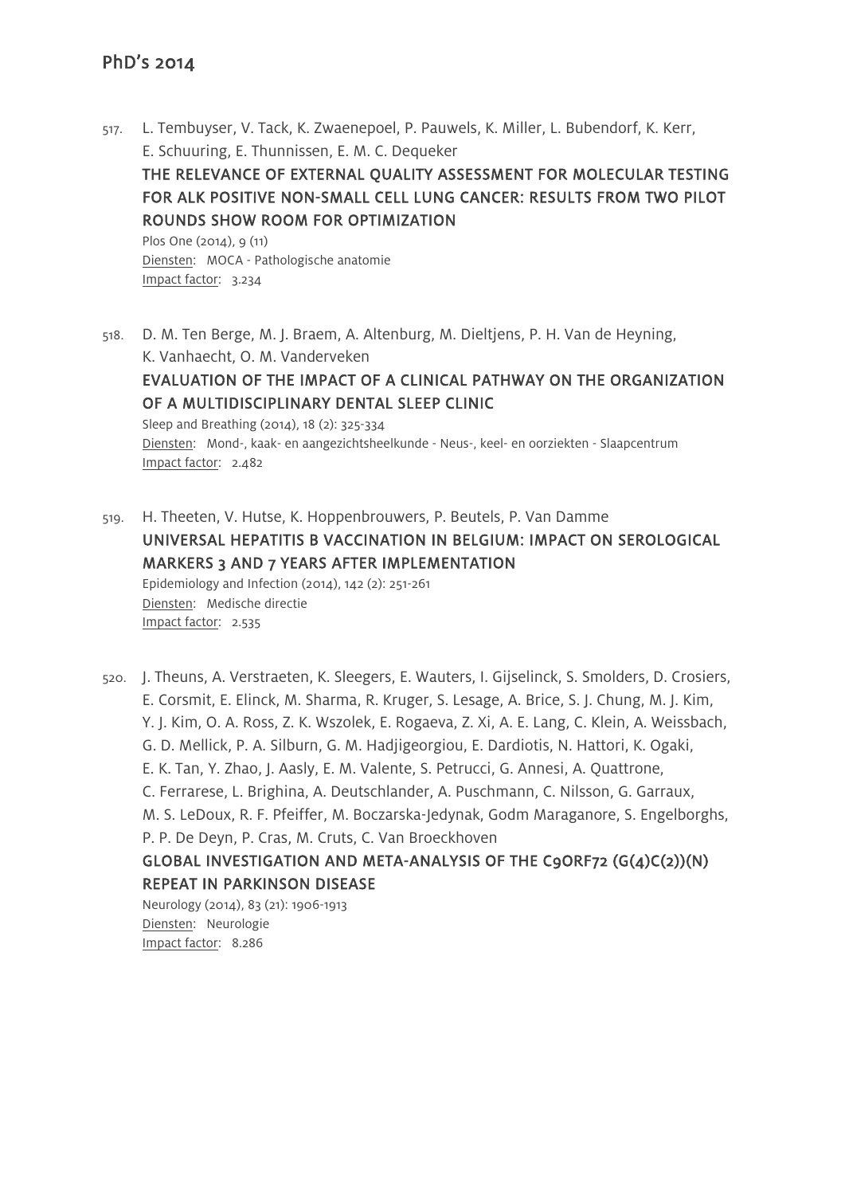517. L. Tembuyser, V. Tack, K. Zwaenepoel, P. Pauwels, K. Miller, L. Bubendorf, K. Kerr, E. Schuuring, E. Thunnissen, E. M. C. Dequeker

**THE RELEVANCE OF EXTERNAL QUALITY ASSESSMENT FOR MOLECULAR TESTING FOR ALK POSITIVE NON-SMALL CELL LUNG CANCER: RESULTS FROM TWO PILOT ROUNDS SHOW ROOM FOR OPTIMIZATION**

Plos One (2014), 9 (11)
Diensten: MOCA - Pathologische anatomie
Impact factor: 3.234

518. D. M. Ten Berge, M. J. Braem, A. Altenburg, M. Dieltjens, P. H. Van de Heyning, K. Vanhaecht, O. M. Vanderveken

**EVALUATION OF THE IMPACT OF A CLINICAL PATHWAY ON THE ORGANIZATION OF A MULTIDISCIPLINARY DENTAL SLEEP CLINIC**

Sleep and Breathing (2014), 18 (2): 325-334
Diensten: Mond-, kaak- en aangezichtsheelkunde - Neus-, keel- en oorziekten - Slaapcentrum
Impact factor: 2.482

519. H. Theeten, V. Hutse, K. Hoppenbrouwers, P. Beutels, P. Van Damme

**UNIVERSAL HEPATITIS B VACCINATION IN BELGIUM: IMPACT ON SEROLOGICAL MARKERS 3 AND 7 YEARS AFTER IMPLEMENTATION**

Epidemiology and Infection (2014), 142 (2): 251-261
Diensten: Medische directie
Impact factor: 2.535

520. J. Theuns, A. Verstraeten, K. Sleegers, E. Wauters, I. Gijselinck, S. Smolders, D. Crosiers, E. Corsmit, E. Elinck, M. Sharma, R. Kruger, S. Lesage, A. Brice, S. J. Chung, M. J. Kim, Y. J. Kim, O. A. Ross, Z. K. Wszolek, E. Rogaeva, Z. Xi, A. E. Lang, C. Klein, A. Weissbach, G. D. Mellick, P. A. Silburn, G. M. Hadjigeorgiou, E. Dardiotis, N. Hattori, K. Ogaki, E. K. Tan, Y. Zhao, J. Aasly, E. M. Valente, S. Petrucci, G. Annesi, A. Quattrone, C. Ferrarese, L. Brighina, A. Deutschlander, A. Puschmann, C. Nilsson, G. Garraux, M. S. LeDoux, R. F. Pfeiffer, M. Boczarska-Jedynak, Godm Maraganore, S. Engelborghs, P. P. De Deyn, P. Cras, M. Cruts, C. Van Broeckhoven

**GLOBAL INVESTIGATION AND META-ANALYSIS OF THE C9ORF72 (G(4)C(2))(N) REPEAT IN PARKINSON DISEASE**

Neurology (2014), 83 (21): 1906-1913
Diensten: Neurologie
Impact factor: 8.286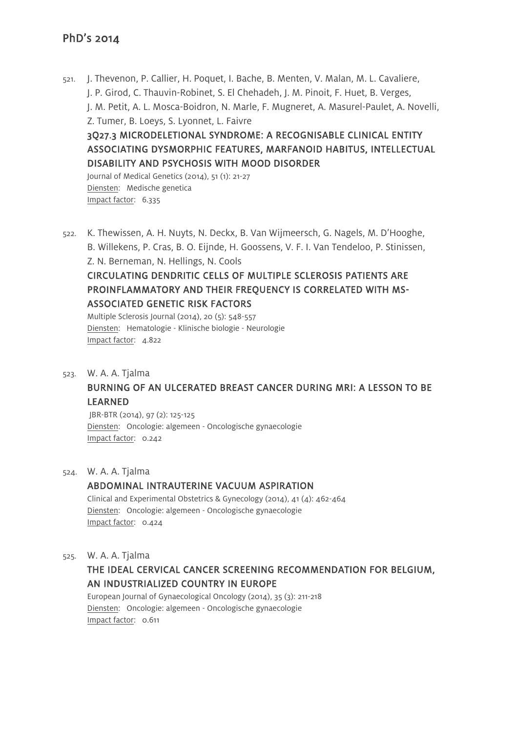## PhD's 2014

521. J. Thevenon, P. Callier, H. Poquet, I. Bache, B. Menten, V. Malan, M. L. Cavaliere, J. P. Girod, C. Thauvin-Robinet, S. El Chehadeh, J. M. Pinoit, F. Huet, B. Verges, J. M. Petit, A. L. Mosca-Boidron, N. Marle, F. Mugneret, A. Masurel-Paulet, A. Novelli, Z. Tumer, B. Loeys, S. Lyonnet, L. Faivre
   **3Q27.3 MICRODELETIONAL SYNDROME: A RECOGNISABLE CLINICAL ENTITY ASSOCIATING DYSMORPHIC FEATURES, MARFANOID HABITUS, INTELLECTUAL DISABILITY AND PSYCHOSIS WITH MOOD DISORDER**
   Journal of Medical Genetics (2014), 51 (1): 21-27
   Diensten: Medische genetica
   Impact factor: 6.335

522. K. Thewissen, A. H. Nuyts, N. Deckx, B. Van Wijmeersch, G. Nagels, M. D'Hooghe, B. Willekens, P. Cras, B. O. Eijnde, H. Goossens, V. F. I. Van Tendeloo, P. Stinissen, Z. N. Berneman, N. Hellings, N. Cools
   **CIRCULATING DENDRITIC CELLS OF MULTIPLE SCLEROSIS PATIENTS ARE PROINFLAMMATORY AND THEIR FREQUENCY IS CORRELATED WITH MS-ASSOCIATED GENETIC RISK FACTORS**
   Multiple Sclerosis Journal (2014), 20 (5): 548-557
   Diensten: Hematologie - Klinische biologie - Neurologie
   Impact factor: 4.822

523. W. A. A. Tjalma
   **BURNING OF AN ULCERATED BREAST CANCER DURING MRI: A LESSON TO BE LEARNED**
   JBR-BTR (2014), 97 (2): 125-125
   Diensten: Oncologie: algemeen - Oncologische gynaecologie
   Impact factor: 0.242

524. W. A. A. Tjalma
   **ABDOMINAL INTRAUTERINE VACUUM ASPIRATION**
   Clinical and Experimental Obstetrics & Gynecology (2014), 41 (4): 462-464
   Diensten: Oncologie: algemeen - Oncologische gynaecologie
   Impact factor: 0.424

525. W. A. A. Tjalma
   **THE IDEAL CERVICAL CANCER SCREENING RECOMMENDATION FOR BELGIUM, AN INDUSTRIALIZED COUNTRY IN EUROPE**
   European Journal of Gynaecological Oncology (2014), 35 (3): 211-218
   Diensten: Oncologie: algemeen - Oncologische gynaecologie
   Impact factor: 0.611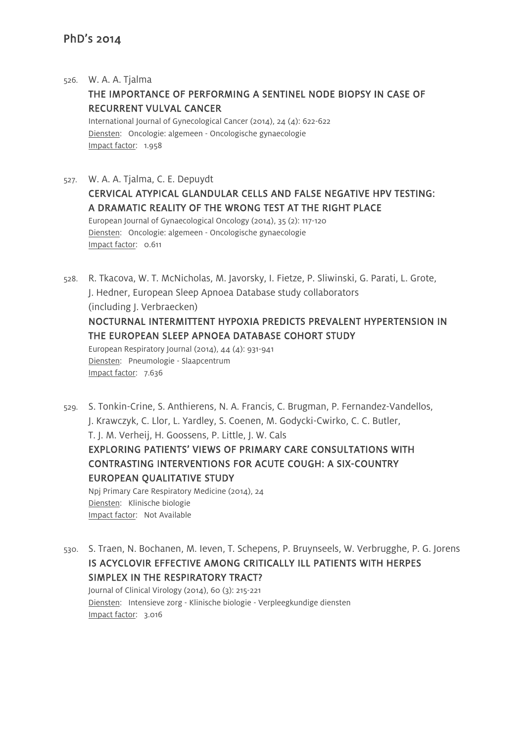## PhD's 2014

526. W. A. A. Tjalma

**THE IMPORTANCE OF PERFORMING A SENTINEL NODE BIOPSY IN CASE OF RECURRENT VULVAL CANCER**

International Journal of Gynecological Cancer (2014), 24 (4): 622-622
Diensten: Oncologie: algemeen - Oncologische gynaecologie
Impact factor: 1.958

527. W. A. A. Tjalma, C. E. Depuydt

**CERVICAL ATYPICAL GLANDULAR CELLS AND FALSE NEGATIVE HPV TESTING: A DRAMATIC REALITY OF THE WRONG TEST AT THE RIGHT PLACE**

European Journal of Gynaecological Oncology (2014), 35 (2): 117-120
Diensten: Oncologie: algemeen - Oncologische gynaecologie
Impact factor: 0.611

528. R. Tkacova, W. T. McNicholas, M. Javorsky, I. Fietze, P. Sliwinski, G. Parati, L. Grote, J. Hedner, European Sleep Apnoea Database study collaborators (including J. Verbraecken)

**NOCTURNAL INTERMITTENT HYPOXIA PREDICTS PREVALENT HYPERTENSION IN THE EUROPEAN SLEEP APNOEA DATABASE COHORT STUDY**

European Respiratory Journal (2014), 44 (4): 931-941
Diensten: Pneumologie - Slaapcentrum
Impact factor: 7.636

529. S. Tonkin-Crine, S. Anthierens, N. A. Francis, C. Brugman, P. Fernandez-Vandellos, J. Krawczyk, C. Llor, L. Yardley, S. Coenen, M. Godycki-Cwirko, C. C. Butler, T. J. M. Verheij, H. Goossens, P. Little, J. W. Cals

**EXPLORING PATIENTS' VIEWS OF PRIMARY CARE CONSULTATIONS WITH CONTRASTING INTERVENTIONS FOR ACUTE COUGH: A SIX-COUNTRY EUROPEAN QUALITATIVE STUDY**

Npj Primary Care Respiratory Medicine (2014), 24
Diensten: Klinische biologie
Impact factor: Not Available

530. S. Traen, N. Bochanen, M. Ieven, T. Schepens, P. Bruynseels, W. Verbrugghe, P. G. Jorens

**IS ACYCLOVIR EFFECTIVE AMONG CRITICALLY ILL PATIENTS WITH HERPES SIMPLEX IN THE RESPIRATORY TRACT?**

Journal of Clinical Virology (2014), 60 (3): 215-221
Diensten: Intensieve zorg - Klinische biologie - Verpleegkundige diensten
Impact factor: 3.016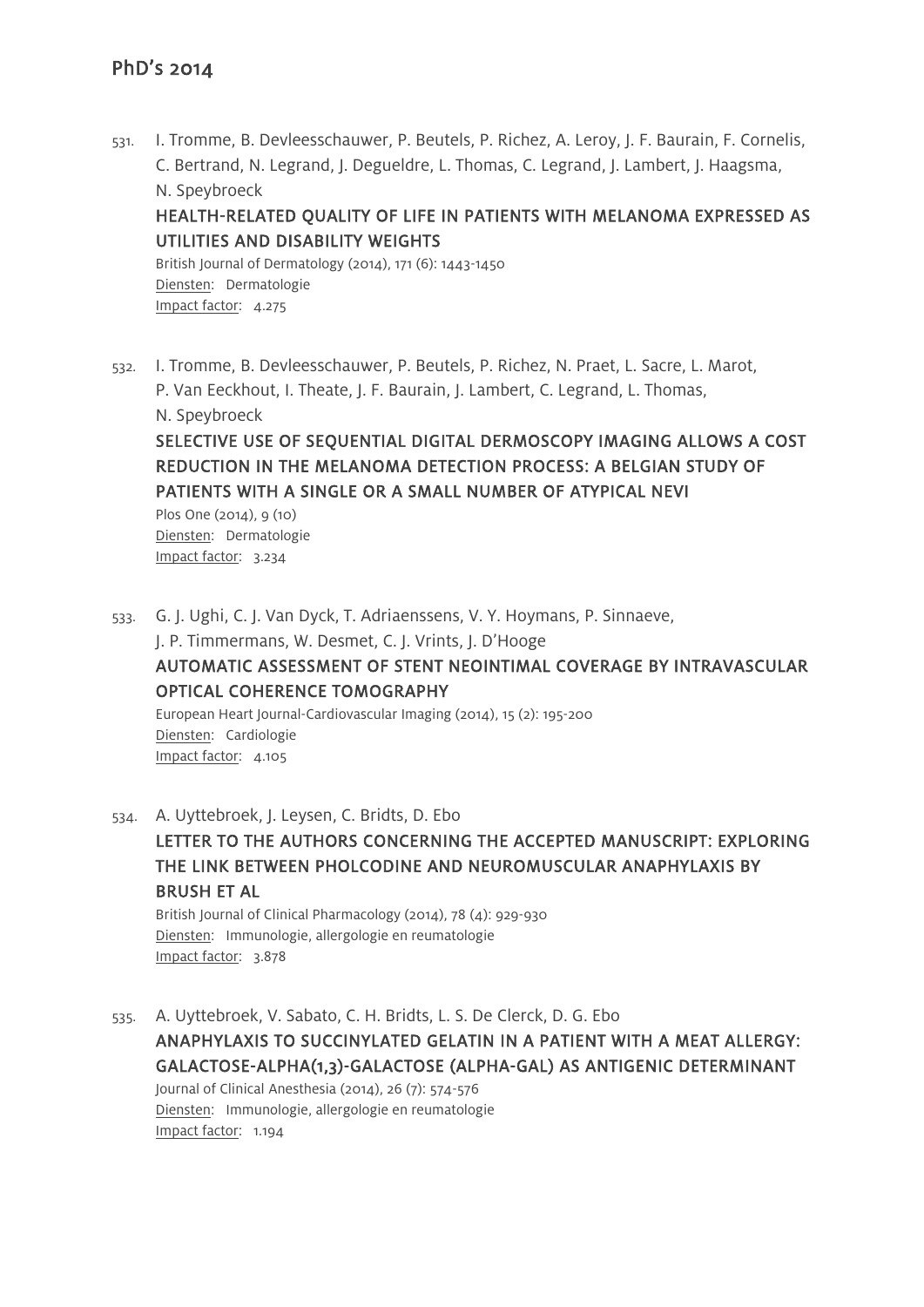531. I. Tromme, B. Devleesschauwer, P. Beutels, P. Richez, A. Leroy, J. F. Baurain, F. Cornelis, C. Bertrand, N. Legrand, J. Degueldre, L. Thomas, C. Legrand, J. Lambert, J. Haagsma, N. Speybroeck
**HEALTH-RELATED QUALITY OF LIFE IN PATIENTS WITH MELANOMA EXPRESSED AS UTILITIES AND DISABILITY WEIGHTS**
British Journal of Dermatology (2014), 171 (6): 1443-1450
Diensten: Dermatologie
Impact factor: 4.275

532. I. Tromme, B. Devleesschauwer, P. Beutels, P. Richez, N. Praet, L. Sacre, L. Marot, P. Van Eeckhout, I. Theate, J. F. Baurain, J. Lambert, C. Legrand, L. Thomas, N. Speybroeck
**SELECTIVE USE OF SEQUENTIAL DIGITAL DERMOSCOPY IMAGING ALLOWS A COST REDUCTION IN THE MELANOMA DETECTION PROCESS: A BELGIAN STUDY OF PATIENTS WITH A SINGLE OR A SMALL NUMBER OF ATYPICAL NEVI**
Plos One (2014), 9 (10)
Diensten: Dermatologie
Impact factor: 3.234

533. G. J. Ughi, C. J. Van Dyck, T. Adriaenssens, V. Y. Hoymans, P. Sinnaeve, J. P. Timmermans, W. Desmet, C. J. Vrints, J. D'Hooge
**AUTOMATIC ASSESSMENT OF STENT NEOINTIMAL COVERAGE BY INTRAVASCULAR OPTICAL COHERENCE TOMOGRAPHY**
European Heart Journal-Cardiovascular Imaging (2014), 15 (2): 195-200
Diensten: Cardiologie
Impact factor: 4.105

534. A. Uyttebroek, J. Leysen, C. Bridts, D. Ebo
**LETTER TO THE AUTHORS CONCERNING THE ACCEPTED MANUSCRIPT: EXPLORING THE LINK BETWEEN PHOLCODINE AND NEUROMUSCULAR ANAPHYLAXIS BY BRUSH ET AL**
British Journal of Clinical Pharmacology (2014), 78 (4): 929-930
Diensten: Immunologie, allergologie en reumatologie
Impact factor: 3.878

535. A. Uyttebroek, V. Sabato, C. H. Bridts, L. S. De Clerck, D. G. Ebo
**ANAPHYLAXIS TO SUCCINYLATED GELATIN IN A PATIENT WITH A MEAT ALLERGY: GALACTOSE-ALPHA(1,3)-GALACTOSE (ALPHA-GAL) AS ANTIGENIC DETERMINANT**
Journal of Clinical Anesthesia (2014), 26 (7): 574-576
Diensten: Immunologie, allergologie en reumatologie
Impact factor: 1.194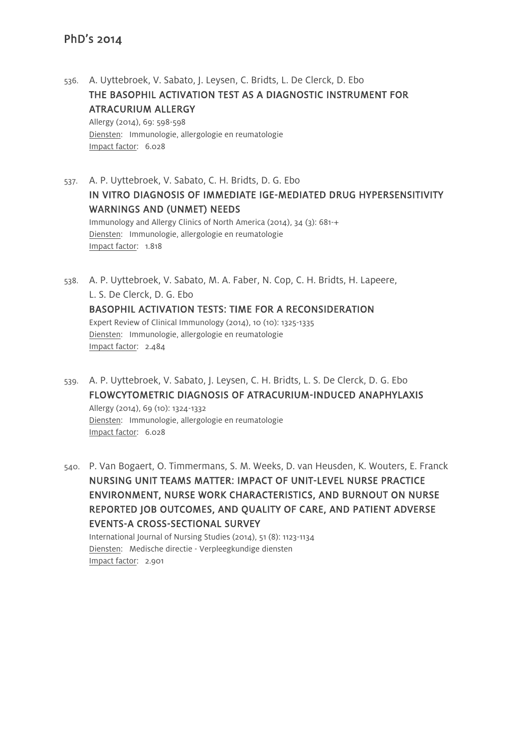## PhD's 2014

536. A. Uyttebroek, V. Sabato, J. Leysen, C. Bridts, L. De Clerck, D. Ebo
**THE BASOPHIL ACTIVATION TEST AS A DIAGNOSTIC INSTRUMENT FOR ATRACURIUM ALLERGY**
Allergy (2014), 69: 598-598
Diensten: Immunologie, allergologie en reumatologie
Impact factor: 6.028

537. A. P. Uyttebroek, V. Sabato, C. H. Bridts, D. G. Ebo
**IN VITRO DIAGNOSIS OF IMMEDIATE IGE-MEDIATED DRUG HYPERSENSITIVITY WARNINGS AND (UNMET) NEEDS**
Immunology and Allergy Clinics of North America (2014), 34 (3): 681-+
Diensten: Immunologie, allergologie en reumatologie
Impact factor: 1.818

538. A. P. Uyttebroek, V. Sabato, M. A. Faber, N. Cop, C. H. Bridts, H. Lapeere, L. S. De Clerck, D. G. Ebo
**BASOPHIL ACTIVATION TESTS: TIME FOR A RECONSIDERATION**
Expert Review of Clinical Immunology (2014), 10 (10): 1325-1335
Diensten: Immunologie, allergologie en reumatologie
Impact factor: 2.484

539. A. P. Uyttebroek, V. Sabato, J. Leysen, C. H. Bridts, L. S. De Clerck, D. G. Ebo
**FLOWCYTOMETRIC DIAGNOSIS OF ATRACURIUM-INDUCED ANAPHYLAXIS**
Allergy (2014), 69 (10): 1324-1332
Diensten: Immunologie, allergologie en reumatologie
Impact factor: 6.028

540. P. Van Bogaert, O. Timmermans, S. M. Weeks, D. van Heusden, K. Wouters, E. Franck
**NURSING UNIT TEAMS MATTER: IMPACT OF UNIT-LEVEL NURSE PRACTICE ENVIRONMENT, NURSE WORK CHARACTERISTICS, AND BURNOUT ON NURSE REPORTED JOB OUTCOMES, AND QUALITY OF CARE, AND PATIENT ADVERSE EVENTS-A CROSS-SECTIONAL SURVEY**
International Journal of Nursing Studies (2014), 51 (8): 1123-1134
Diensten: Medische directie - Verpleegkundige diensten
Impact factor: 2.901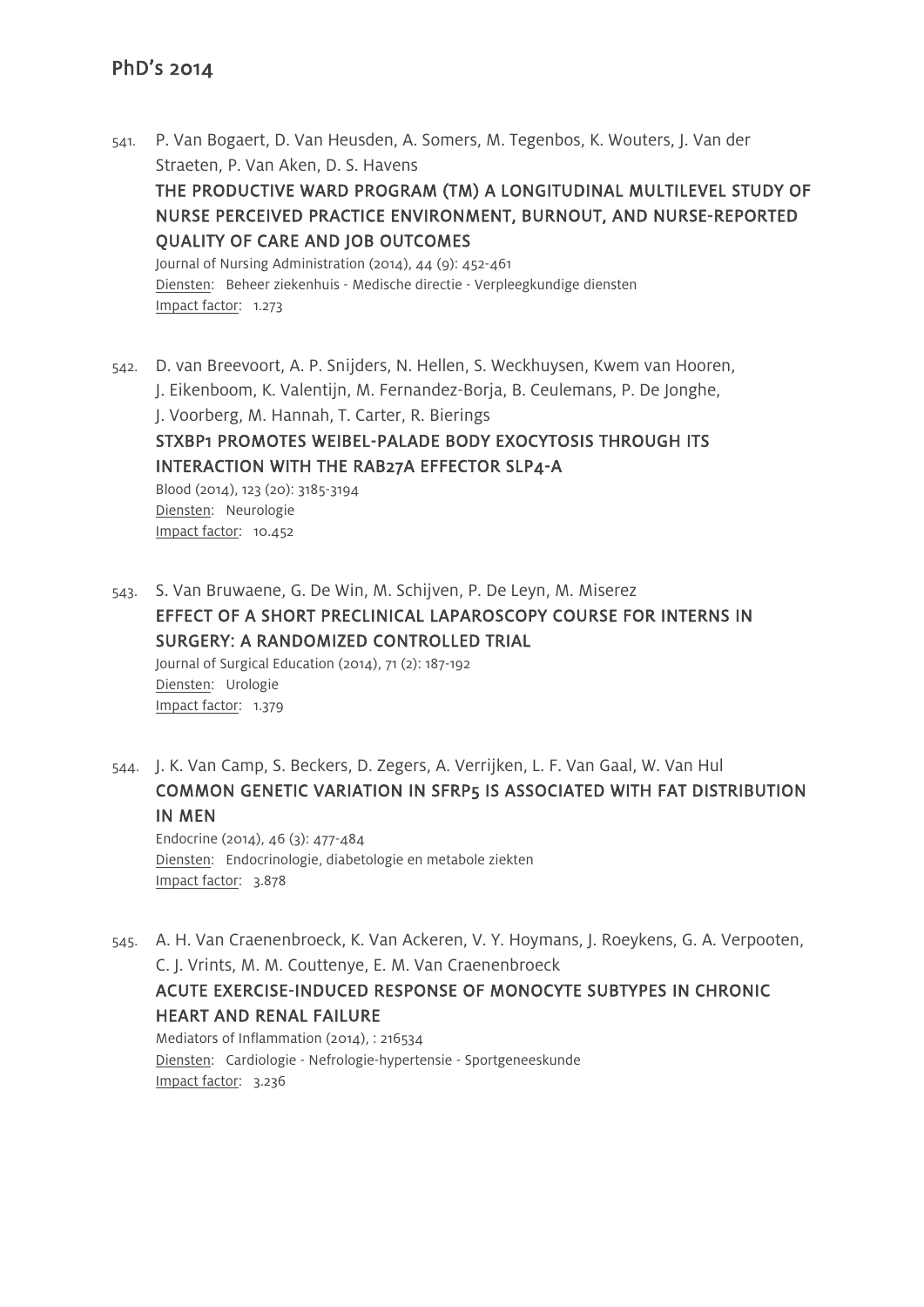## PhD's 2014

541. P. Van Bogaert, D. Van Heusden, A. Somers, M. Tegenbos, K. Wouters, J. Van der Straeten, P. Van Aken, D. S. Havens
**THE PRODUCTIVE WARD PROGRAM (TM) A LONGITUDINAL MULTILEVEL STUDY OF NURSE PERCEIVED PRACTICE ENVIRONMENT, BURNOUT, AND NURSE-REPORTED QUALITY OF CARE AND JOB OUTCOMES**
Journal of Nursing Administration (2014), 44 (9): 452-461
Diensten: Beheer ziekenhuis - Medische directie - Verpleegkundige diensten
Impact factor: 1.273

542. D. van Breevoort, A. P. Snijders, N. Hellen, S. Weckhuysen, Kwem van Hooren, J. Eikenboom, K. Valentijn, M. Fernandez-Borja, B. Ceulemans, P. De Jonghe, J. Voorberg, M. Hannah, T. Carter, R. Bierings
**STXBP1 PROMOTES WEIBEL-PALADE BODY EXOCYTOSIS THROUGH ITS INTERACTION WITH THE RAB27A EFFECTOR SLP4-A**
Blood (2014), 123 (20): 3185-3194
Diensten: Neurologie
Impact factor: 10.452

543. S. Van Bruwaene, G. De Win, M. Schijven, P. De Leyn, M. Miserez
**EFFECT OF A SHORT PRECLINICAL LAPAROSCOPY COURSE FOR INTERNS IN SURGERY: A RANDOMIZED CONTROLLED TRIAL**
Journal of Surgical Education (2014), 71 (2): 187-192
Diensten: Urologie
Impact factor: 1.379

544. J. K. Van Camp, S. Beckers, D. Zegers, A. Verrijken, L. F. Van Gaal, W. Van Hul
**COMMON GENETIC VARIATION IN SFRP5 IS ASSOCIATED WITH FAT DISTRIBUTION IN MEN**
Endocrine (2014), 46 (3): 477-484
Diensten: Endocrinologie, diabetologie en metabole ziekten
Impact factor: 3.878

545. A. H. Van Craenenbroeck, K. Van Ackeren, V. Y. Hoymans, J. Roeykens, G. A. Verpooten, C. J. Vrints, M. M. Couttenye, E. M. Van Craenenbroeck
**ACUTE EXERCISE-INDUCED RESPONSE OF MONOCYTE SUBTYPES IN CHRONIC HEART AND RENAL FAILURE**
Mediators of Inflammation (2014), : 216534
Diensten: Cardiologie - Nefrologie-hypertensie - Sportgeneeskunde
Impact factor: 3.236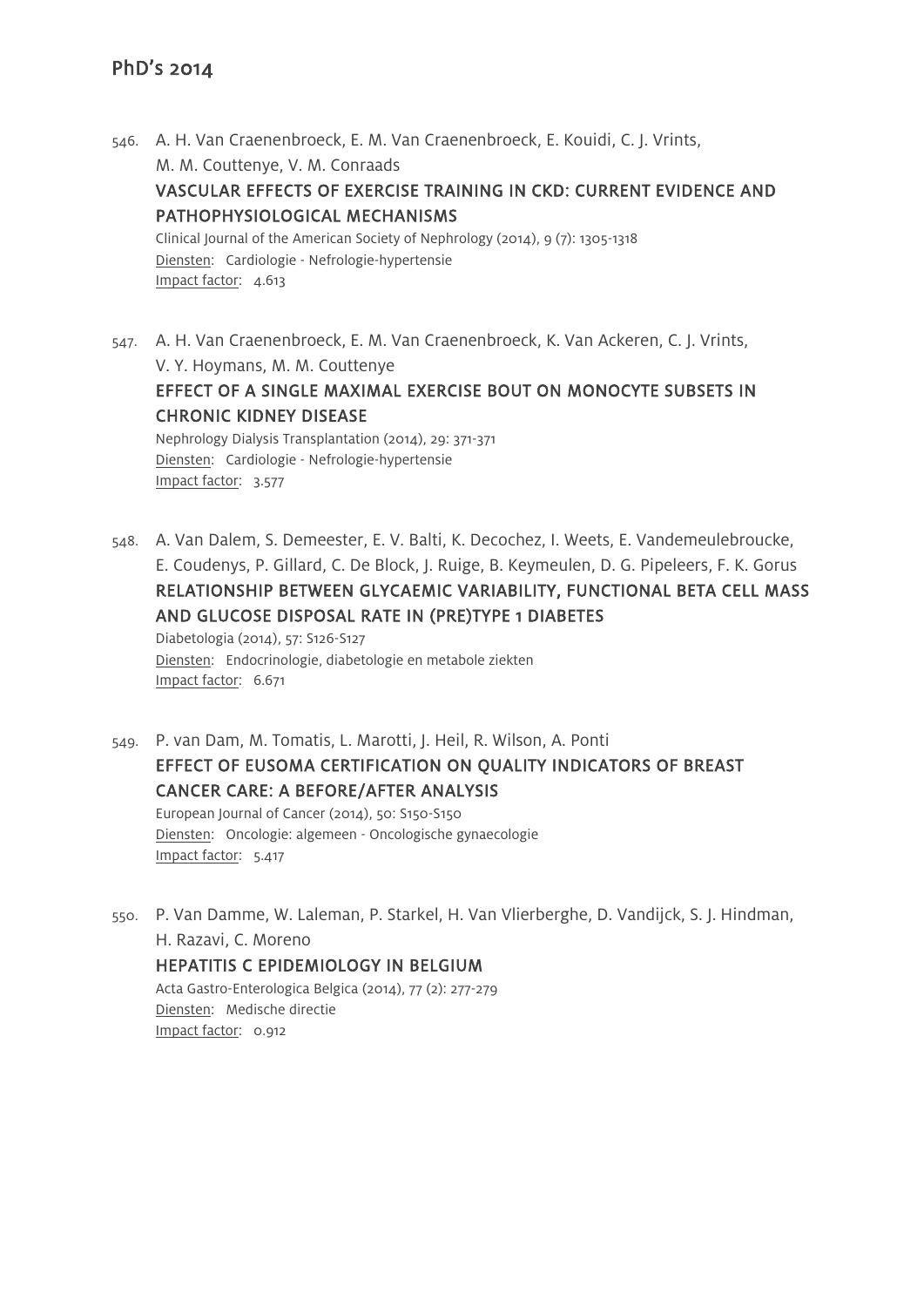## PhD's 2014

546. A. H. Van Craenenbroeck, E. M. Van Craenenbroeck, E. Kouidi, C. J. Vrints, M. M. Couttenye, V. M. Conraads
**VASCULAR EFFECTS OF EXERCISE TRAINING IN CKD: CURRENT EVIDENCE AND PATHOPHYSIOLOGICAL MECHANISMS**
Clinical Journal of the American Society of Nephrology (2014), 9 (7): 1305-1318
Diensten: Cardiologie - Nefrologie-hypertensie
Impact factor: 4.613

547. A. H. Van Craenenbroeck, E. M. Van Craenenbroeck, K. Van Ackeren, C. J. Vrints, V. Y. Hoymans, M. M. Couttenye
**EFFECT OF A SINGLE MAXIMAL EXERCISE BOUT ON MONOCYTE SUBSETS IN CHRONIC KIDNEY DISEASE**
Nephrology Dialysis Transplantation (2014), 29: 371-371
Diensten: Cardiologie - Nefrologie-hypertensie
Impact factor: 3.577

548. A. Van Dalem, S. Demeester, E. V. Balti, K. Decochez, I. Weets, E. Vandemeulebroucke, E. Coudenys, P. Gillard, C. De Block, J. Ruige, B. Keymeulen, D. G. Pipeleers, F. K. Gorus
**RELATIONSHIP BETWEEN GLYCAEMIC VARIABILITY, FUNCTIONAL BETA CELL MASS AND GLUCOSE DISPOSAL RATE IN (PRE)TYPE 1 DIABETES**
Diabetologia (2014), 57: S126-S127
Diensten: Endocrinologie, diabetologie en metabole ziekten
Impact factor: 6.671

549. P. van Dam, M. Tomatis, L. Marotti, J. Heil, R. Wilson, A. Ponti
**EFFECT OF EUSOMA CERTIFICATION ON QUALITY INDICATORS OF BREAST CANCER CARE: A BEFORE/AFTER ANALYSIS**
European Journal of Cancer (2014), 50: S150-S150
Diensten: Oncologie: algemeen - Oncologische gynaecologie
Impact factor: 5.417

550. P. Van Damme, W. Laleman, P. Starkel, H. Van Vlierberghe, D. Vandijck, S. J. Hindman, H. Razavi, C. Moreno
**HEPATITIS C EPIDEMIOLOGY IN BELGIUM**
Acta Gastro-Enterologica Belgica (2014), 77 (2): 277-279
Diensten: Medische directie
Impact factor: 0.912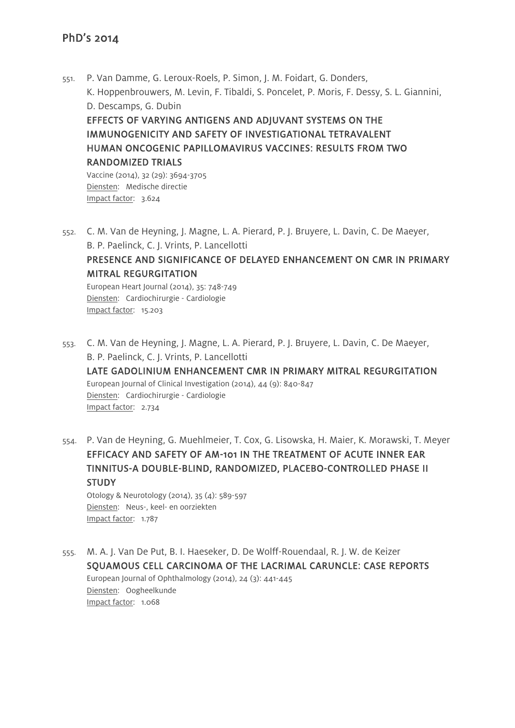551. P. Van Damme, G. Leroux-Roels, P. Simon, J. M. Foidart, G. Donders, K. Hoppenbrouwers, M. Levin, F. Tibaldi, S. Poncelet, P. Moris, F. Dessy, S. L. Giannini, D. Descamps, G. Dubin
**EFFECTS OF VARYING ANTIGENS AND ADJUVANT SYSTEMS ON THE IMMUNOGENICITY AND SAFETY OF INVESTIGATIONAL TETRAVALENT HUMAN ONCOGENIC PAPILLOMAVIRUS VACCINES: RESULTS FROM TWO RANDOMIZED TRIALS**
Vaccine (2014), 32 (29): 3694-3705
Diensten: Medische directie
Impact factor: 3.624

552. C. M. Van de Heyning, J. Magne, L. A. Pierard, P. J. Bruyere, L. Davin, C. De Maeyer, B. P. Paelinck, C. J. Vrints, P. Lancellotti
**PRESENCE AND SIGNIFICANCE OF DELAYED ENHANCEMENT ON CMR IN PRIMARY MITRAL REGURGITATION**
European Heart Journal (2014), 35: 748-749
Diensten: Cardiochirurgie - Cardiologie
Impact factor: 15.203

553. C. M. Van de Heyning, J. Magne, L. A. Pierard, P. J. Bruyere, L. Davin, C. De Maeyer, B. P. Paelinck, C. J. Vrints, P. Lancellotti
**LATE GADOLINIUM ENHANCEMENT CMR IN PRIMARY MITRAL REGURGITATION**
European Journal of Clinical Investigation (2014), 44 (9): 840-847
Diensten: Cardiochirurgie - Cardiologie
Impact factor: 2.734

554. P. Van de Heyning, G. Muehlmeier, T. Cox, G. Lisowska, H. Maier, K. Morawski, T. Meyer
**EFFICACY AND SAFETY OF AM-101 IN THE TREATMENT OF ACUTE INNER EAR TINNITUS-A DOUBLE-BLIND, RANDOMIZED, PLACEBO-CONTROLLED PHASE II STUDY**
Otology & Neurotology (2014), 35 (4): 589-597
Diensten: Neus-, keel- en oorziekten
Impact factor: 1.787

555. M. A. J. Van De Put, B. I. Haeseker, D. De Wolff-Rouendaal, R. J. W. de Keizer
**SQUAMOUS CELL CARCINOMA OF THE LACRIMAL CARUNCLE: CASE REPORTS**
European Journal of Ophthalmology (2014), 24 (3): 441-445
Diensten: Oogheelkunde
Impact factor: 1.068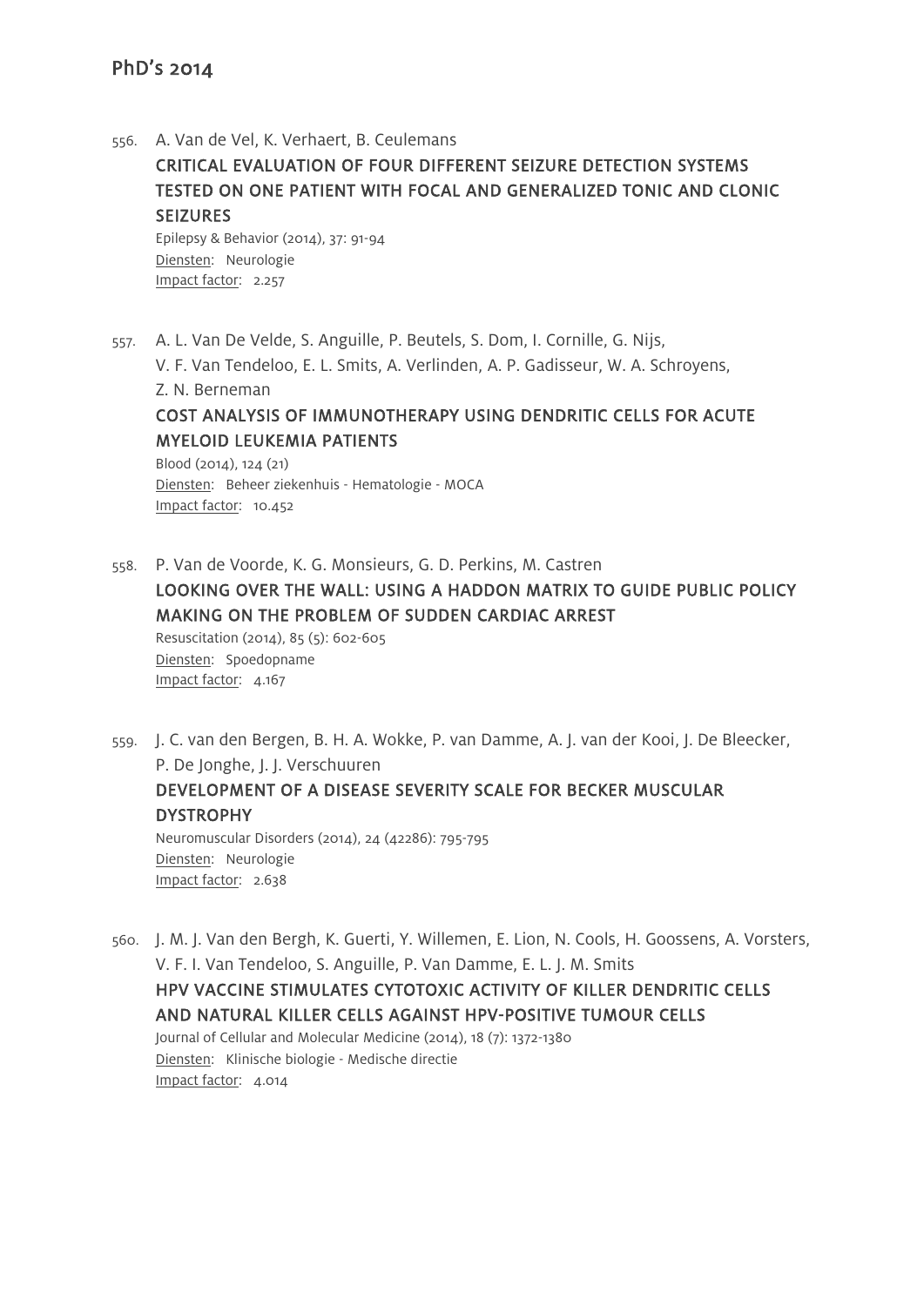## PhD's 2014

556. A. Van de Vel, K. Verhaert, B. Ceulemans

**CRITICAL EVALUATION OF FOUR DIFFERENT SEIZURE DETECTION SYSTEMS TESTED ON ONE PATIENT WITH FOCAL AND GENERALIZED TONIC AND CLONIC SEIZURES**

Epilepsy & Behavior (2014), 37: 91-94
Diensten: Neurologie
Impact factor: 2.257

557. A. L. Van De Velde, S. Anguille, P. Beutels, S. Dom, I. Cornille, G. Nijs, V. F. Van Tendeloo, E. L. Smits, A. Verlinden, A. P. Gadisseur, W. A. Schroyens, Z. N. Berneman

**COST ANALYSIS OF IMMUNOTHERAPY USING DENDRITIC CELLS FOR ACUTE MYELOID LEUKEMIA PATIENTS**

Blood (2014), 124 (21)
Diensten: Beheer ziekenhuis - Hematologie - MOCA
Impact factor: 10.452

558. P. Van de Voorde, K. G. Monsieurs, G. D. Perkins, M. Castren

**LOOKING OVER THE WALL: USING A HADDON MATRIX TO GUIDE PUBLIC POLICY MAKING ON THE PROBLEM OF SUDDEN CARDIAC ARREST**

Resuscitation (2014), 85 (5): 602-605
Diensten: Spoedopname
Impact factor: 4.167

559. J. C. van den Bergen, B. H. A. Wokke, P. van Damme, A. J. van der Kooi, J. De Bleecker, P. De Jonghe, J. J. Verschuuren

**DEVELOPMENT OF A DISEASE SEVERITY SCALE FOR BECKER MUSCULAR DYSTROPHY**

Neuromuscular Disorders (2014), 24 (42286): 795-795
Diensten: Neurologie
Impact factor: 2.638

560. J. M. J. Van den Bergh, K. Guerti, Y. Willemen, E. Lion, N. Cools, H. Goossens, A. Vorsters, V. F. I. Van Tendeloo, S. Anguille, P. Van Damme, E. L. J. M. Smits

**HPV VACCINE STIMULATES CYTOTOXIC ACTIVITY OF KILLER DENDRITIC CELLS AND NATURAL KILLER CELLS AGAINST HPV-POSITIVE TUMOUR CELLS**

Journal of Cellular and Molecular Medicine (2014), 18 (7): 1372-1380
Diensten: Klinische biologie - Medische directie
Impact factor: 4.014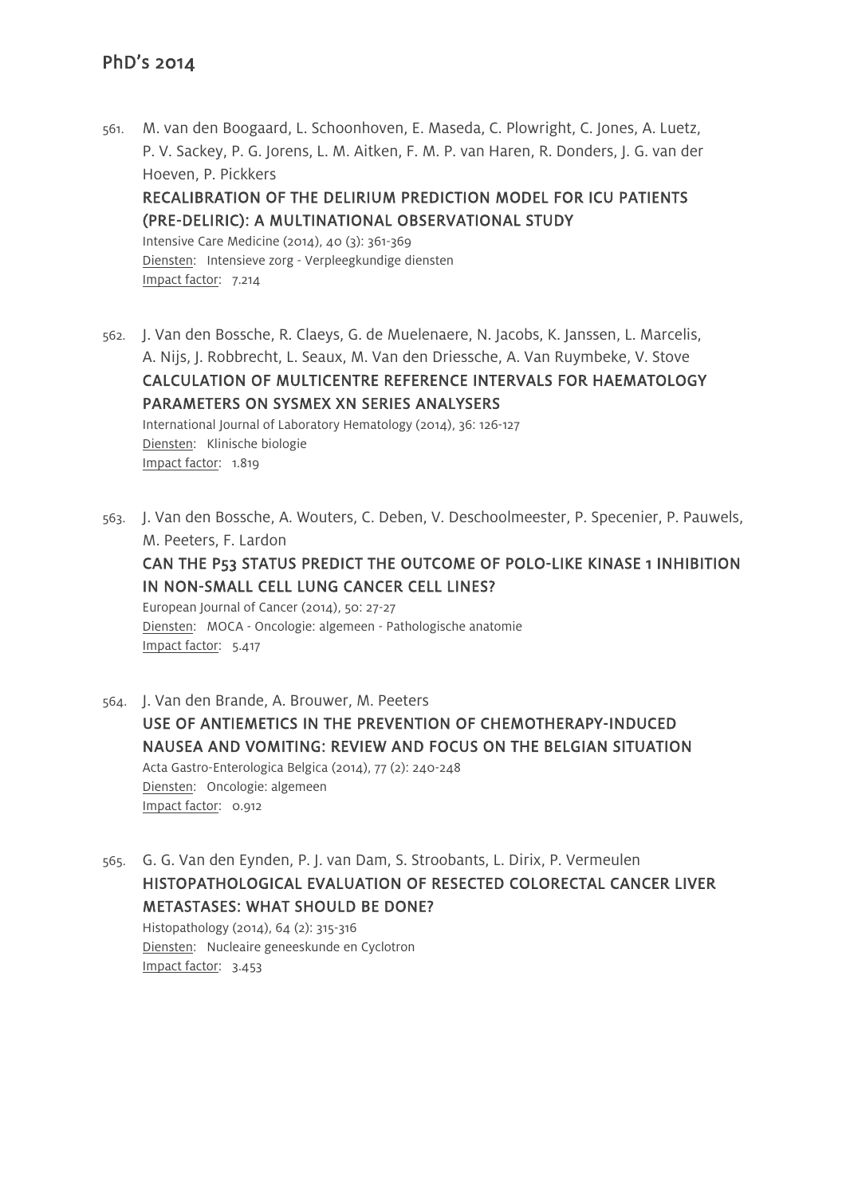561. M. van den Boogaard, L. Schoonhoven, E. Maseda, C. Plowright, C. Jones, A. Luetz, P. V. Sackey, P. G. Jorens, L. M. Aitken, F. M. P. van Haren, R. Donders, J. G. van der Hoeven, P. Pickkers
**RECALIBRATION OF THE DELIRIUM PREDICTION MODEL FOR ICU PATIENTS (PRE-DELIRIC): A MULTINATIONAL OBSERVATIONAL STUDY**
Intensive Care Medicine (2014), 40 (3): 361-369
Diensten: Intensieve zorg - Verpleegkundige diensten
Impact factor: 7.214

562. J. Van den Bossche, R. Claeys, G. de Muelenaere, N. Jacobs, K. Janssen, L. Marcelis, A. Nijs, J. Robbrecht, L. Seaux, M. Van den Driessche, A. Van Ruymbeke, V. Stove
**CALCULATION OF MULTICENTRE REFERENCE INTERVALS FOR HAEMATOLOGY PARAMETERS ON SYSMEX XN SERIES ANALYSERS**
International Journal of Laboratory Hematology (2014), 36: 126-127
Diensten: Klinische biologie
Impact factor: 1.819

563. J. Van den Bossche, A. Wouters, C. Deben, V. Deschoolmeester, P. Specenier, P. Pauwels, M. Peeters, F. Lardon
**CAN THE P53 STATUS PREDICT THE OUTCOME OF POLO-LIKE KINASE 1 INHIBITION IN NON-SMALL CELL LUNG CANCER CELL LINES?**
European Journal of Cancer (2014), 50: 27-27
Diensten: MOCA - Oncologie: algemeen - Pathologische anatomie
Impact factor: 5.417

564. J. Van den Brande, A. Brouwer, M. Peeters
**USE OF ANTIEMETICS IN THE PREVENTION OF CHEMOTHERAPY-INDUCED NAUSEA AND VOMITING: REVIEW AND FOCUS ON THE BELGIAN SITUATION**
Acta Gastro-Enterologica Belgica (2014), 77 (2): 240-248
Diensten: Oncologie: algemeen
Impact factor: 0.912

565. G. G. Van den Eynden, P. J. van Dam, S. Stroobants, L. Dirix, P. Vermeulen
**HISTOPATHOLOGICAL EVALUATION OF RESECTED COLORECTAL CANCER LIVER METASTASES: WHAT SHOULD BE DONE?**
Histopathology (2014), 64 (2): 315-316
Diensten: Nucleaire geneeskunde en Cyclotron
Impact factor: 3.453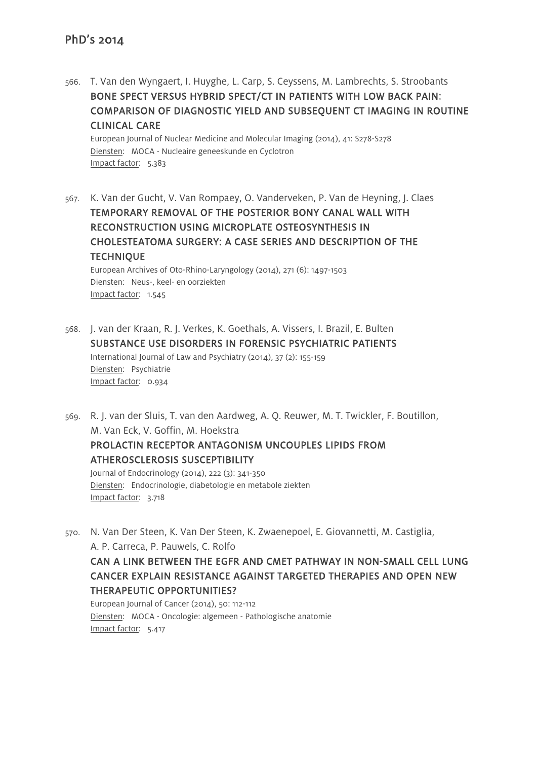566. T. Van den Wyngaert, I. Huyghe, L. Carp, S. Ceyssens, M. Lambrechts, S. Stroobants
**BONE SPECT VERSUS HYBRID SPECT/CT IN PATIENTS WITH LOW BACK PAIN: COMPARISON OF DIAGNOSTIC YIELD AND SUBSEQUENT CT IMAGING IN ROUTINE CLINICAL CARE**
European Journal of Nuclear Medicine and Molecular Imaging (2014), 41: S278-S278
Diensten: MOCA - Nucleaire geneeskunde en Cyclotron
Impact factor: 5.383

567. K. Van der Gucht, V. Van Rompaey, O. Vanderveken, P. Van de Heyning, J. Claes
**TEMPORARY REMOVAL OF THE POSTERIOR BONY CANAL WALL WITH RECONSTRUCTION USING MICROPLATE OSTEOSYNTHESIS IN CHOLESTEATOMA SURGERY: A CASE SERIES AND DESCRIPTION OF THE TECHNIQUE**
European Archives of Oto-Rhino-Laryngology (2014), 271 (6): 1497-1503
Diensten: Neus-, keel- en oorziekten
Impact factor: 1.545

568. J. van der Kraan, R. J. Verkes, K. Goethals, A. Vissers, I. Brazil, E. Bulten
**SUBSTANCE USE DISORDERS IN FORENSIC PSYCHIATRIC PATIENTS**
International Journal of Law and Psychiatry (2014), 37 (2): 155-159
Diensten: Psychiatrie
Impact factor: 0.934

569. R. J. van der Sluis, T. van den Aardweg, A. Q. Reuwer, M. T. Twickler, F. Boutillon, M. Van Eck, V. Goffin, M. Hoekstra
**PROLACTIN RECEPTOR ANTAGONISM UNCOUPLES LIPIDS FROM ATHEROSCLEROSIS SUSCEPTIBILITY**
Journal of Endocrinology (2014), 222 (3): 341-350
Diensten: Endocrinologie, diabetologie en metabole ziekten
Impact factor: 3.718

570. N. Van Der Steen, K. Van Der Steen, K. Zwaenepoel, E. Giovannetti, M. Castiglia, A. P. Carreca, P. Pauwels, C. Rolfo
**CAN A LINK BETWEEN THE EGFR AND CMET PATHWAY IN NON-SMALL CELL LUNG CANCER EXPLAIN RESISTANCE AGAINST TARGETED THERAPIES AND OPEN NEW THERAPEUTIC OPPORTUNITIES?**
European Journal of Cancer (2014), 50: 112-112
Diensten: MOCA - Oncologie: algemeen - Pathologische anatomie
Impact factor: 5.417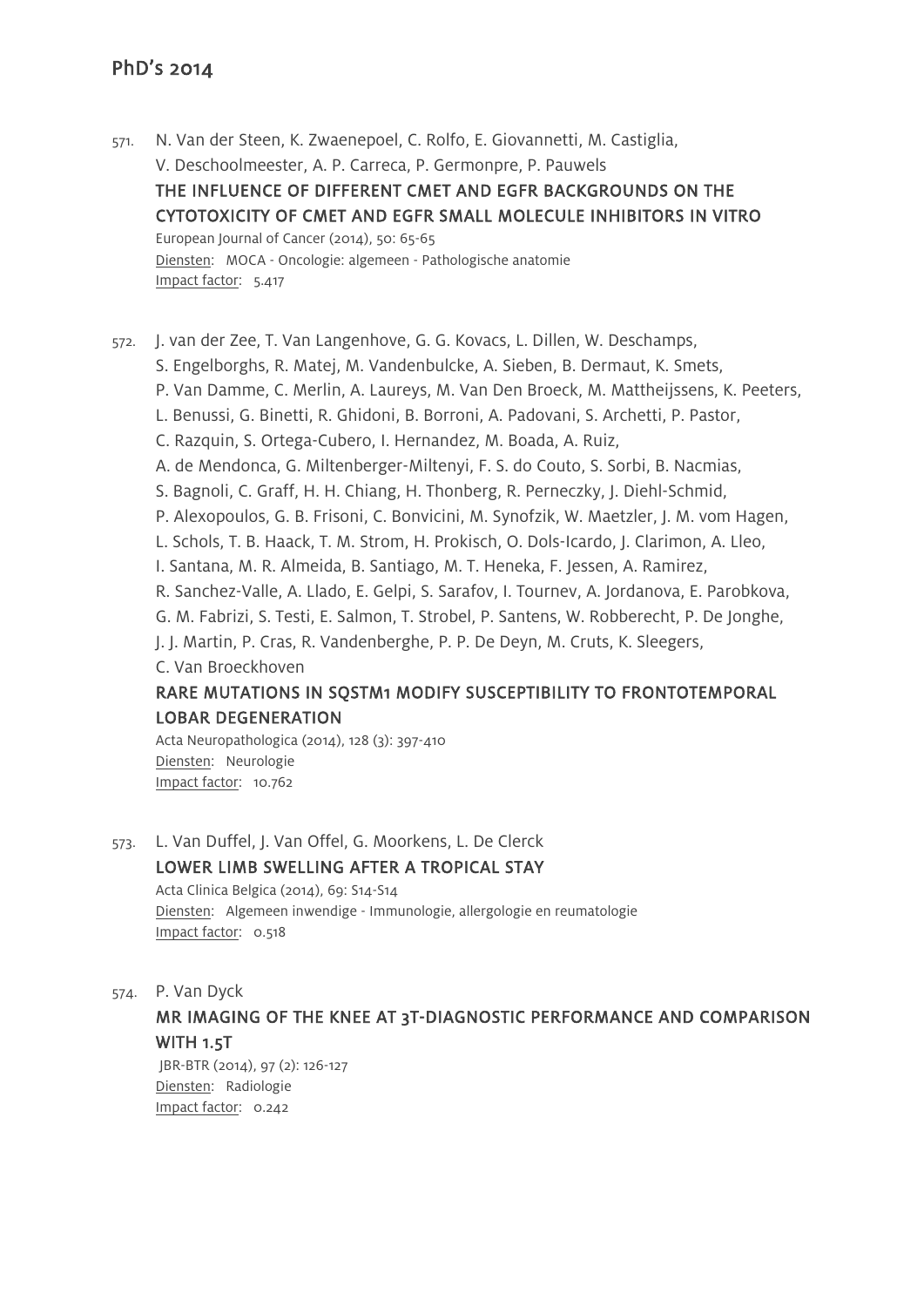571. N. Van der Steen, K. Zwaenepoel, C. Rolfo, E. Giovannetti, M. Castiglia, V. Deschoolmeester, A. P. Carreca, P. Germonpre, P. Pauwels
**THE INFLUENCE OF DIFFERENT CMET AND EGFR BACKGROUNDS ON THE CYTOTOXICITY OF CMET AND EGFR SMALL MOLECULE INHIBITORS IN VITRO**
European Journal of Cancer (2014), 50: 65-65
Diensten: MOCA - Oncologie: algemeen - Pathologische anatomie
Impact factor: 5.417

572. J. van der Zee, T. Van Langenhove, G. G. Kovacs, L. Dillen, W. Deschamps, S. Engelborghs, R. Matej, M. Vandenbulcke, A. Sieben, B. Dermaut, K. Smets, P. Van Damme, C. Merlin, A. Laureys, M. Van Den Broeck, M. Mattheijssens, K. Peeters, L. Benussi, G. Binetti, R. Ghidoni, B. Borroni, A. Padovani, S. Archetti, P. Pastor, C. Razquin, S. Ortega-Cubero, I. Hernandez, M. Boada, A. Ruiz, A. de Mendonca, G. Miltenberger-Miltenyi, F. S. do Couto, S. Sorbi, B. Nacmias, S. Bagnoli, C. Graff, H. H. Chiang, H. Thonberg, R. Perneczky, J. Diehl-Schmid, P. Alexopoulos, G. B. Frisoni, C. Bonvicini, M. Synofzik, W. Maetzler, J. M. vom Hagen, L. Schols, T. B. Haack, T. M. Strom, H. Prokisch, O. Dols-Icardo, J. Clarimon, A. Lleo, I. Santana, M. R. Almeida, B. Santiago, M. T. Heneka, F. Jessen, A. Ramirez, R. Sanchez-Valle, A. Llado, E. Gelpi, S. Sarafov, I. Tournev, A. Jordanova, E. Parobkova, G. M. Fabrizi, S. Testi, E. Salmon, T. Strobel, P. Santens, W. Robberecht, P. De Jonghe, J. J. Martin, P. Cras, R. Vandenberghe, P. P. De Deyn, M. Cruts, K. Sleegers, C. Van Broeckhoven
**RARE MUTATIONS IN SQSTM1 MODIFY SUSCEPTIBILITY TO FRONTOTEMPORAL LOBAR DEGENERATION**
Acta Neuropathologica (2014), 128 (3): 397-410
Diensten: Neurologie
Impact factor: 10.762

573. L. Van Duffel, J. Van Offel, G. Moorkens, L. De Clerck
**LOWER LIMB SWELLING AFTER A TROPICAL STAY**
Acta Clinica Belgica (2014), 69: S14-S14
Diensten: Algemeen inwendige - Immunologie, allergologie en reumatologie
Impact factor: 0.518

574. P. Van Dyck
**MR IMAGING OF THE KNEE AT 3T-DIAGNOSTIC PERFORMANCE AND COMPARISON WITH 1.5T**
JBR-BTR (2014), 97 (2): 126-127
Diensten: Radiologie
Impact factor: 0.242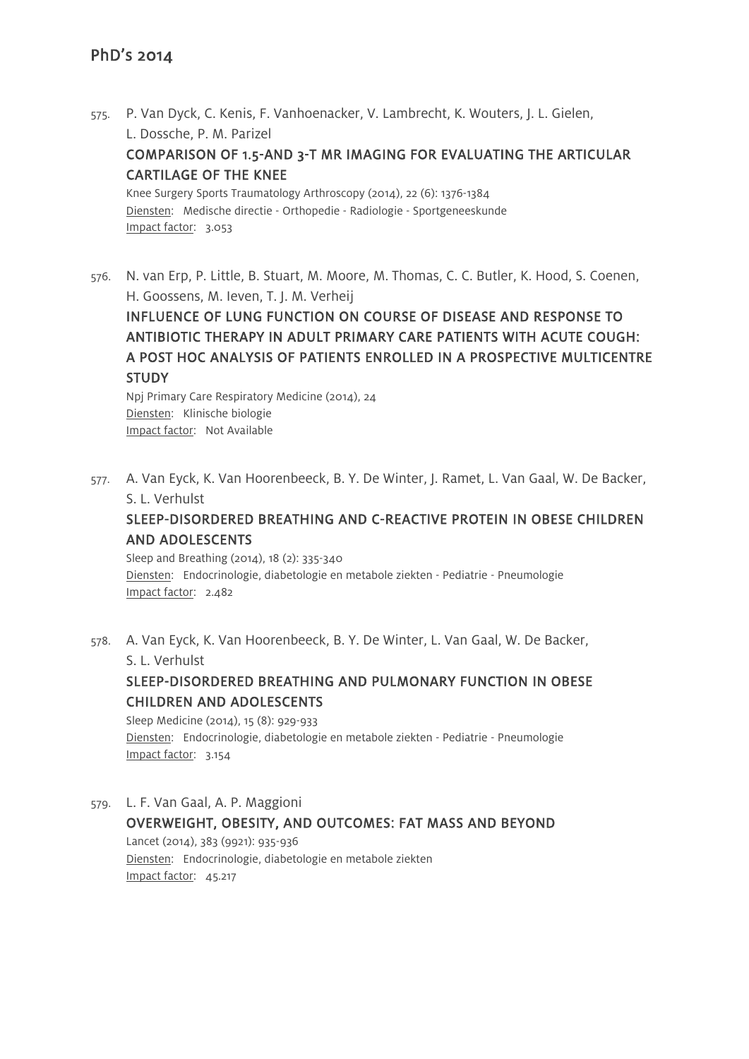# PhD's 2014

575. P. Van Dyck, C. Kenis, F. Vanhoenacker, V. Lambrecht, K. Wouters, J. L. Gielen, L. Dossche, P. M. Parizel

   **COMPARISON OF 1.5-AND 3-T MR IMAGING FOR EVALUATING THE ARTICULAR CARTILAGE OF THE KNEE**

   Knee Surgery Sports Traumatology Arthroscopy (2014), 22 (6): 1376-1384
   Diensten: Medische directie - Orthopedie - Radiologie - Sportgeneeskunde
   Impact factor: 3.053

576. N. van Erp, P. Little, B. Stuart, M. Moore, M. Thomas, C. C. Butler, K. Hood, S. Coenen, H. Goossens, M. Ieven, T. J. M. Verheij

   **INFLUENCE OF LUNG FUNCTION ON COURSE OF DISEASE AND RESPONSE TO ANTIBIOTIC THERAPY IN ADULT PRIMARY CARE PATIENTS WITH ACUTE COUGH: A POST HOC ANALYSIS OF PATIENTS ENROLLED IN A PROSPECTIVE MULTICENTRE STUDY**

   Npj Primary Care Respiratory Medicine (2014), 24
   Diensten: Klinische biologie
   Impact factor: Not Available

577. A. Van Eyck, K. Van Hoorenbeeck, B. Y. De Winter, J. Ramet, L. Van Gaal, W. De Backer, S. L. Verhulst

   **SLEEP-DISORDERED BREATHING AND C-REACTIVE PROTEIN IN OBESE CHILDREN AND ADOLESCENTS**

   Sleep and Breathing (2014), 18 (2): 335-340
   Diensten: Endocrinologie, diabetologie en metabole ziekten - Pediatrie - Pneumologie
   Impact factor: 2.482

578. A. Van Eyck, K. Van Hoorenbeeck, B. Y. De Winter, L. Van Gaal, W. De Backer, S. L. Verhulst

   **SLEEP-DISORDERED BREATHING AND PULMONARY FUNCTION IN OBESE CHILDREN AND ADOLESCENTS**

   Sleep Medicine (2014), 15 (8): 929-933
   Diensten: Endocrinologie, diabetologie en metabole ziekten - Pediatrie - Pneumologie
   Impact factor: 3.154

579. L. F. Van Gaal, A. P. Maggioni

   **OVERWEIGHT, OBESITY, AND OUTCOMES: FAT MASS AND BEYOND**

   Lancet (2014), 383 (9921): 935-936
   Diensten: Endocrinologie, diabetologie en metabole ziekten
   Impact factor: 45.217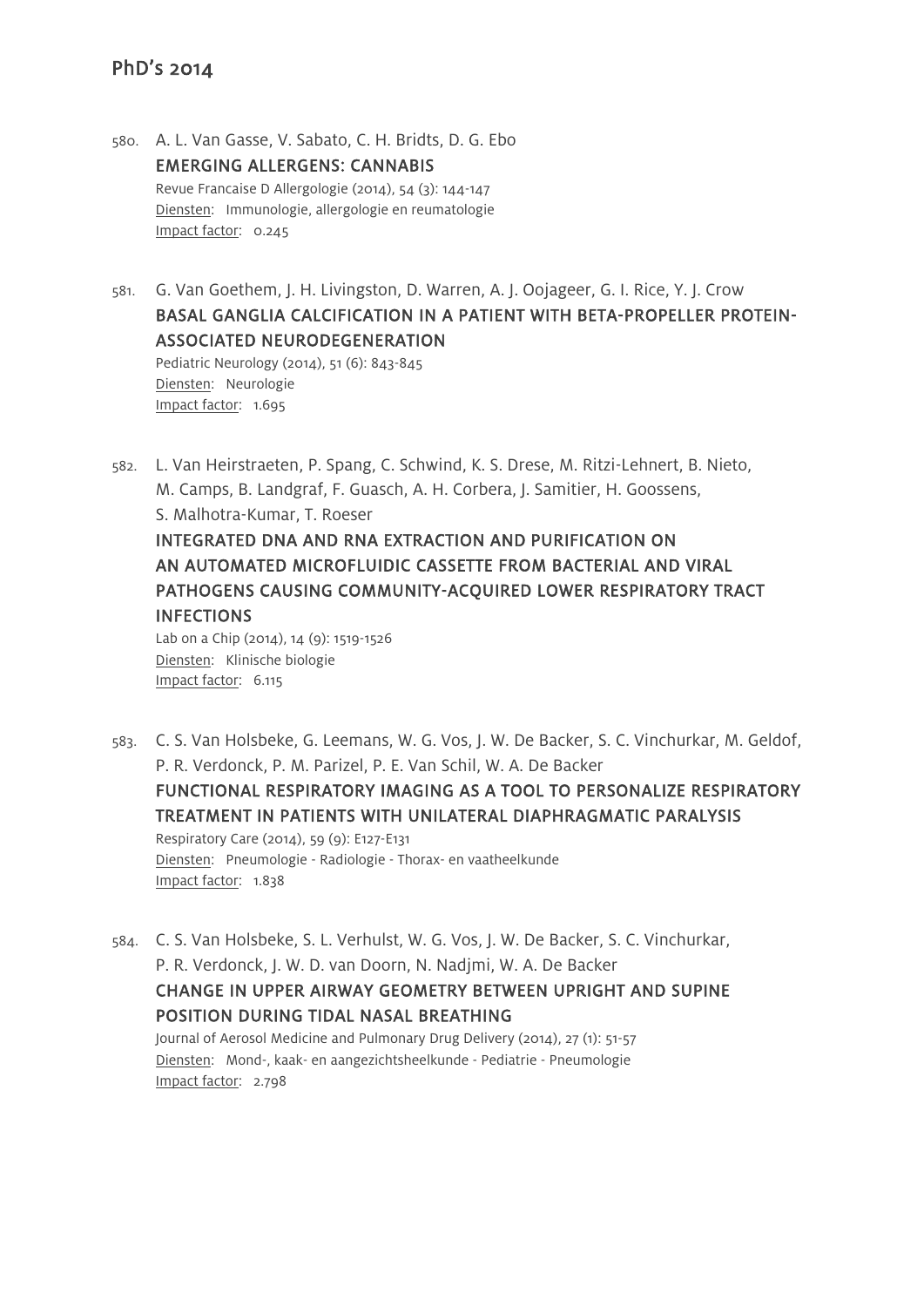## PhD's 2014

580. A. L. Van Gasse, V. Sabato, C. H. Bridts, D. G. Ebo
   **EMERGING ALLERGENS: CANNABIS**
   Revue Francaise D Allergologie (2014), 54 (3): 144-147
   Diensten: Immunologie, allergologie en reumatologie
   Impact factor: 0.245

581. G. Van Goethem, J. H. Livingston, D. Warren, A. J. Oojageer, G. I. Rice, Y. J. Crow
   **BASAL GANGLIA CALCIFICATION IN A PATIENT WITH BETA-PROPELLER PROTEIN-ASSOCIATED NEURODEGENERATION**
   Pediatric Neurology (2014), 51 (6): 843-845
   Diensten: Neurologie
   Impact factor: 1.695

582. L. Van Heirstraeten, P. Spang, C. Schwind, K. S. Drese, M. Ritzi-Lehnert, B. Nieto, M. Camps, B. Landgraf, F. Guasch, A. H. Corbera, J. Samitier, H. Goossens, S. Malhotra-Kumar, T. Roeser
   **INTEGRATED DNA AND RNA EXTRACTION AND PURIFICATION ON AN AUTOMATED MICROFLUIDIC CASSETTE FROM BACTERIAL AND VIRAL PATHOGENS CAUSING COMMUNITY-ACQUIRED LOWER RESPIRATORY TRACT INFECTIONS**
   Lab on a Chip (2014), 14 (9): 1519-1526
   Diensten: Klinische biologie
   Impact factor: 6.115

583. C. S. Van Holsbeke, G. Leemans, W. G. Vos, J. W. De Backer, S. C. Vinchurkar, M. Geldof, P. R. Verdonck, P. M. Parizel, P. E. Van Schil, W. A. De Backer
   **FUNCTIONAL RESPIRATORY IMAGING AS A TOOL TO PERSONALIZE RESPIRATORY TREATMENT IN PATIENTS WITH UNILATERAL DIAPHRAGMATIC PARALYSIS**
   Respiratory Care (2014), 59 (9): E127-E131
   Diensten: Pneumologie - Radiologie - Thorax- en vaatheelkunde
   Impact factor: 1.838

584. C. S. Van Holsbeke, S. L. Verhulst, W. G. Vos, J. W. De Backer, S. C. Vinchurkar, P. R. Verdonck, J. W. D. van Doorn, N. Nadjmi, W. A. De Backer
   **CHANGE IN UPPER AIRWAY GEOMETRY BETWEEN UPRIGHT AND SUPINE POSITION DURING TIDAL NASAL BREATHING**
   Journal of Aerosol Medicine and Pulmonary Drug Delivery (2014), 27 (1): 51-57
   Diensten: Mond-, kaak- en aangezichtsheelkunde - Pediatrie - Pneumologie
   Impact factor: 2.798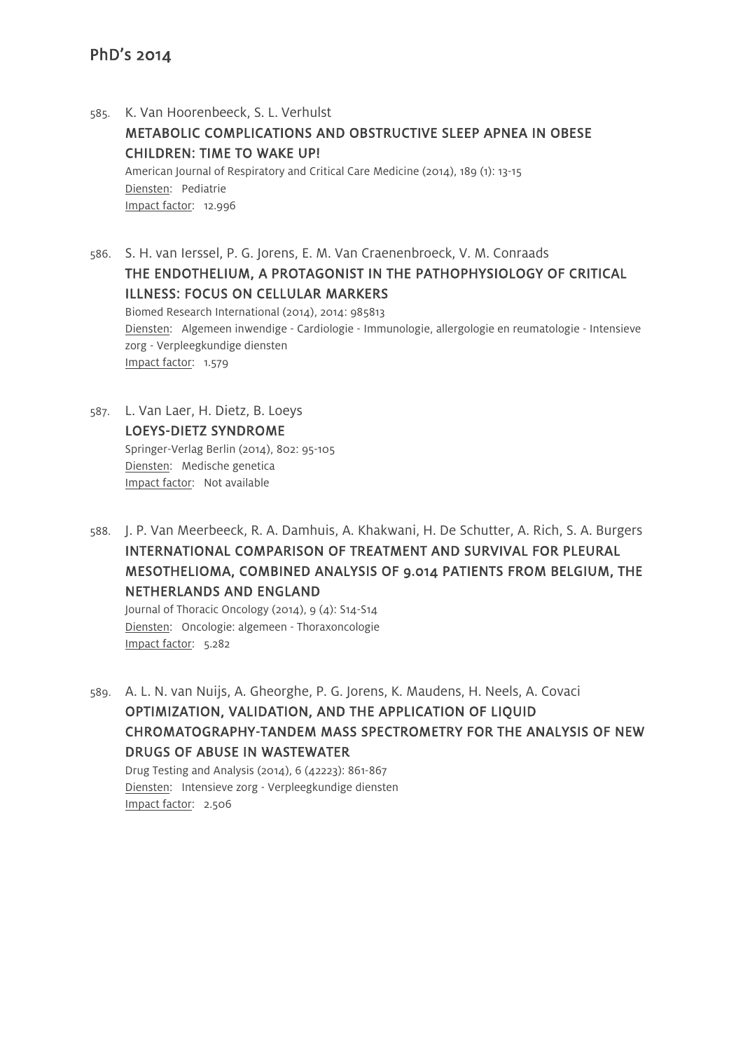# PhD's 2014

585. K. Van Hoorenbeeck, S. L. Verhulst

**METABOLIC COMPLICATIONS AND OBSTRUCTIVE SLEEP APNEA IN OBESE CHILDREN: TIME TO WAKE UP!**

American Journal of Respiratory and Critical Care Medicine (2014), 189 (1): 13-15
Diensten: Pediatrie
Impact factor: 12.996

586. S. H. van Ierssel, P. G. Jorens, E. M. Van Craenenbroeck, V. M. Conraads

**THE ENDOTHELIUM, A PROTAGONIST IN THE PATHOPHYSIOLOGY OF CRITICAL ILLNESS: FOCUS ON CELLULAR MARKERS**

Biomed Research International (2014), 2014: 985813
Diensten: Algemeen inwendige - Cardiologie - Immunologie, allergologie en reumatologie - Intensieve zorg - Verpleegkundige diensten
Impact factor: 1.579

587. L. Van Laer, H. Dietz, B. Loeys

**LOEYS-DIETZ SYNDROME**

Springer-Verlag Berlin (2014), 802: 95-105
Diensten: Medische genetica
Impact factor: Not available

588. J. P. Van Meerbeeck, R. A. Damhuis, A. Khakwani, H. De Schutter, A. Rich, S. A. Burgers

**INTERNATIONAL COMPARISON OF TREATMENT AND SURVIVAL FOR PLEURAL MESOTHELIOMA, COMBINED ANALYSIS OF 9.014 PATIENTS FROM BELGIUM, THE NETHERLANDS AND ENGLAND**

Journal of Thoracic Oncology (2014), 9 (4): S14-S14
Diensten: Oncologie: algemeen - Thoraxoncologie
Impact factor: 5.282

589. A. L. N. van Nuijs, A. Gheorghe, P. G. Jorens, K. Maudens, H. Neels, A. Covaci

**OPTIMIZATION, VALIDATION, AND THE APPLICATION OF LIQUID CHROMATOGRAPHY-TANDEM MASS SPECTROMETRY FOR THE ANALYSIS OF NEW DRUGS OF ABUSE IN WASTEWATER**

Drug Testing and Analysis (2014), 6 (42223): 861-867
Diensten: Intensieve zorg - Verpleegkundige diensten
Impact factor: 2.506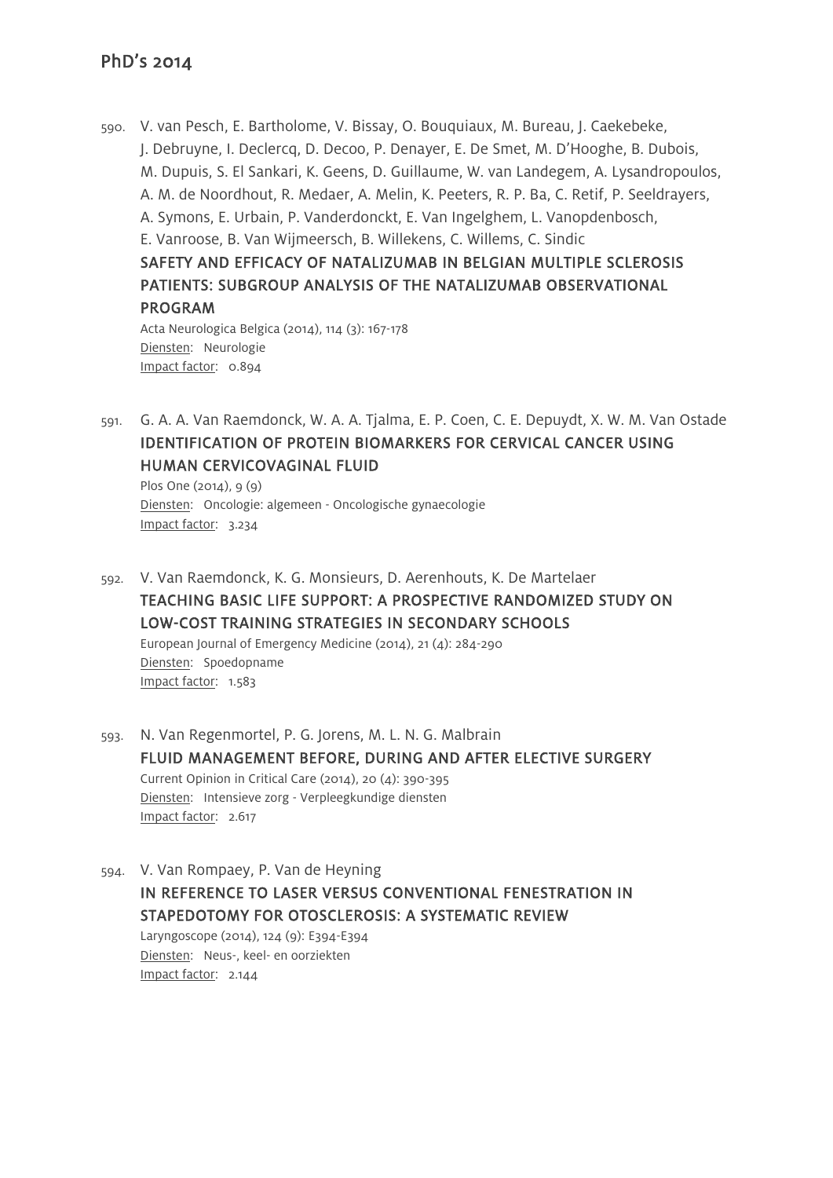590. V. van Pesch, E. Bartholome, V. Bissay, O. Bouquiaux, M. Bureau, J. Caekebeke, J. Debruyne, I. Declercq, D. Decoo, P. Denayer, E. De Smet, M. D'Hooghe, B. Dubois, M. Dupuis, S. El Sankari, K. Geens, D. Guillaume, W. van Landegem, A. Lysandropoulos, A. M. de Noordhout, R. Medaer, A. Melin, K. Peeters, R. P. Ba, C. Retif, P. Seeldrayers, A. Symons, E. Urbain, P. Vanderdonckt, E. Van Ingelghem, L. Vanopdenbosch, E. Vanroose, B. Van Wijmeersch, B. Willekens, C. Willems, C. Sindic
**SAFETY AND EFFICACY OF NATALIZUMAB IN BELGIAN MULTIPLE SCLEROSIS PATIENTS: SUBGROUP ANALYSIS OF THE NATALIZUMAB OBSERVATIONAL PROGRAM**
Acta Neurologica Belgica (2014), 114 (3): 167-178
Diensten: Neurologie
Impact factor: 0.894

591. G. A. A. Van Raemdonck, W. A. A. Tjalma, E. P. Coen, C. E. Depuydt, X. W. M. Van Ostade
**IDENTIFICATION OF PROTEIN BIOMARKERS FOR CERVICAL CANCER USING HUMAN CERVICOVAGINAL FLUID**
Plos One (2014), 9 (9)
Diensten: Oncologie: algemeen - Oncologische gynaecologie
Impact factor: 3.234

592. V. Van Raemdonck, K. G. Monsieurs, D. Aerenhouts, K. De Martelaer
**TEACHING BASIC LIFE SUPPORT: A PROSPECTIVE RANDOMIZED STUDY ON LOW-COST TRAINING STRATEGIES IN SECONDARY SCHOOLS**
European Journal of Emergency Medicine (2014), 21 (4): 284-290
Diensten: Spoedopname
Impact factor: 1.583

593. N. Van Regenmortel, P. G. Jorens, M. L. N. G. Malbrain
**FLUID MANAGEMENT BEFORE, DURING AND AFTER ELECTIVE SURGERY**
Current Opinion in Critical Care (2014), 20 (4): 390-395
Diensten: Intensieve zorg - Verpleegkundige diensten
Impact factor: 2.617

594. V. Van Rompaey, P. Van de Heyning
**IN REFERENCE TO LASER VERSUS CONVENTIONAL FENESTRATION IN STAPEDOTOMY FOR OTOSCLEROSIS: A SYSTEMATIC REVIEW**
Laryngoscope (2014), 124 (9): E394-E394
Diensten: Neus-, keel- en oorziekten
Impact factor: 2.144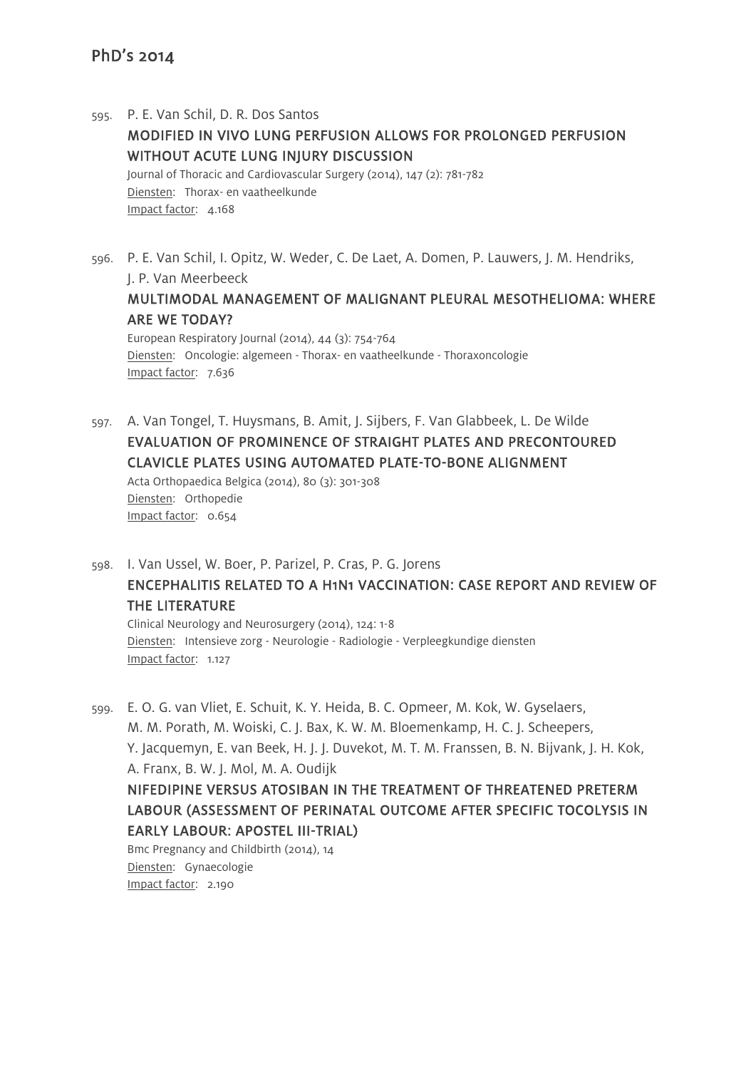595. P. E. Van Schil, D. R. Dos Santos

**MODIFIED IN VIVO LUNG PERFUSION ALLOWS FOR PROLONGED PERFUSION WITHOUT ACUTE LUNG INJURY DISCUSSION**

Journal of Thoracic and Cardiovascular Surgery (2014), 147 (2): 781-782
Diensten: Thorax- en vaatheelkunde
Impact factor: 4.168

596. P. E. Van Schil, I. Opitz, W. Weder, C. De Laet, A. Domen, P. Lauwers, J. M. Hendriks, J. P. Van Meerbeeck

**MULTIMODAL MANAGEMENT OF MALIGNANT PLEURAL MESOTHELIOMA: WHERE ARE WE TODAY?**

European Respiratory Journal (2014), 44 (3): 754-764
Diensten: Oncologie: algemeen - Thorax- en vaatheelkunde - Thoraxoncologie
Impact factor: 7.636

597. A. Van Tongel, T. Huysmans, B. Amit, J. Sijbers, F. Van Glabbeek, L. De Wilde

**EVALUATION OF PROMINENCE OF STRAIGHT PLATES AND PRECONTOURED CLAVICLE PLATES USING AUTOMATED PLATE-TO-BONE ALIGNMENT**

Acta Orthopaedica Belgica (2014), 80 (3): 301-308
Diensten: Orthopedie
Impact factor: 0.654

598. I. Van Ussel, W. Boer, P. Parizel, P. Cras, P. G. Jorens

**ENCEPHALITIS RELATED TO A H1N1 VACCINATION: CASE REPORT AND REVIEW OF THE LITERATURE**

Clinical Neurology and Neurosurgery (2014), 124: 1-8
Diensten: Intensieve zorg - Neurologie - Radiologie - Verpleegkundige diensten
Impact factor: 1.127

599. E. O. G. van Vliet, E. Schuit, K. Y. Heida, B. C. Opmeer, M. Kok, W. Gyselaers, M. M. Porath, M. Woiski, C. J. Bax, K. W. M. Bloemenkamp, H. C. J. Scheepers, Y. Jacquemyn, E. van Beek, H. J. J. Duvekot, M. T. M. Franssen, B. N. Bijvank, J. H. Kok, A. Franx, B. W. J. Mol, M. A. Oudijk

**NIFEDIPINE VERSUS ATOSIBAN IN THE TREATMENT OF THREATENED PRETERM LABOUR (ASSESSMENT OF PERINATAL OUTCOME AFTER SPECIFIC TOCOLYSIS IN EARLY LABOUR: APOSTEL III-TRIAL)**

Bmc Pregnancy and Childbirth (2014), 14
Diensten: Gynaecologie
Impact factor: 2.190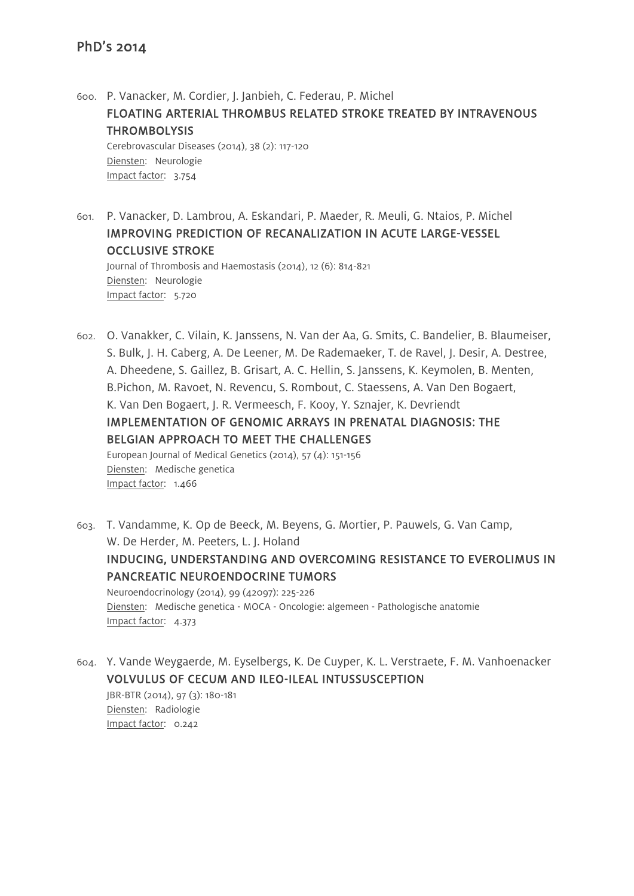## PhD's 2014

600. P. Vanacker, M. Cordier, J. Janbieh, C. Federau, P. Michel
**FLOATING ARTERIAL THROMBUS RELATED STROKE TREATED BY INTRAVENOUS THROMBOLYSIS**
Cerebrovascular Diseases (2014), 38 (2): 117-120
Diensten: Neurologie
Impact factor: 3.754

601. P. Vanacker, D. Lambrou, A. Eskandari, P. Maeder, R. Meuli, G. Ntaios, P. Michel
**IMPROVING PREDICTION OF RECANALIZATION IN ACUTE LARGE-VESSEL OCCLUSIVE STROKE**
Journal of Thrombosis and Haemostasis (2014), 12 (6): 814-821
Diensten: Neurologie
Impact factor: 5.720

602. O. Vanakker, C. Vilain, K. Janssens, N. Van der Aa, G. Smits, C. Bandelier, B. Blaumeiser, S. Bulk, J. H. Caberg, A. De Leener, M. De Rademaeker, T. de Ravel, J. Desir, A. Destree, A. Dheedene, S. Gaillez, B. Grisart, A. C. Hellin, S. Janssens, K. Keymolen, B. Menten, B.Pichon, M. Ravoet, N. Revencu, S. Rombout, C. Staessens, A. Van Den Bogaert, K. Van Den Bogaert, J. R. Vermeesch, F. Kooy, Y. Sznajer, K. Devriendt
**IMPLEMENTATION OF GENOMIC ARRAYS IN PRENATAL DIAGNOSIS: THE BELGIAN APPROACH TO MEET THE CHALLENGES**
European Journal of Medical Genetics (2014), 57 (4): 151-156
Diensten: Medische genetica
Impact factor: 1.466

603. T. Vandamme, K. Op de Beeck, M. Beyens, G. Mortier, P. Pauwels, G. Van Camp, W. De Herder, M. Peeters, L. J. Holand
**INDUCING, UNDERSTANDING AND OVERCOMING RESISTANCE TO EVEROLIMUS IN PANCREATIC NEUROENDOCRINE TUMORS**
Neuroendocrinology (2014), 99 (42097): 225-226
Diensten: Medische genetica - MOCA - Oncologie: algemeen - Pathologische anatomie
Impact factor: 4.373

604. Y. Vande Weygaerde, M. Eyselbergs, K. De Cuyper, K. L. Verstraete, F. M. Vanhoenacker
**VOLVULUS OF CECUM AND ILEO-ILEAL INTUSSUSCEPTION**
JBR-BTR (2014), 97 (3): 180-181
Diensten: Radiologie
Impact factor: 0.242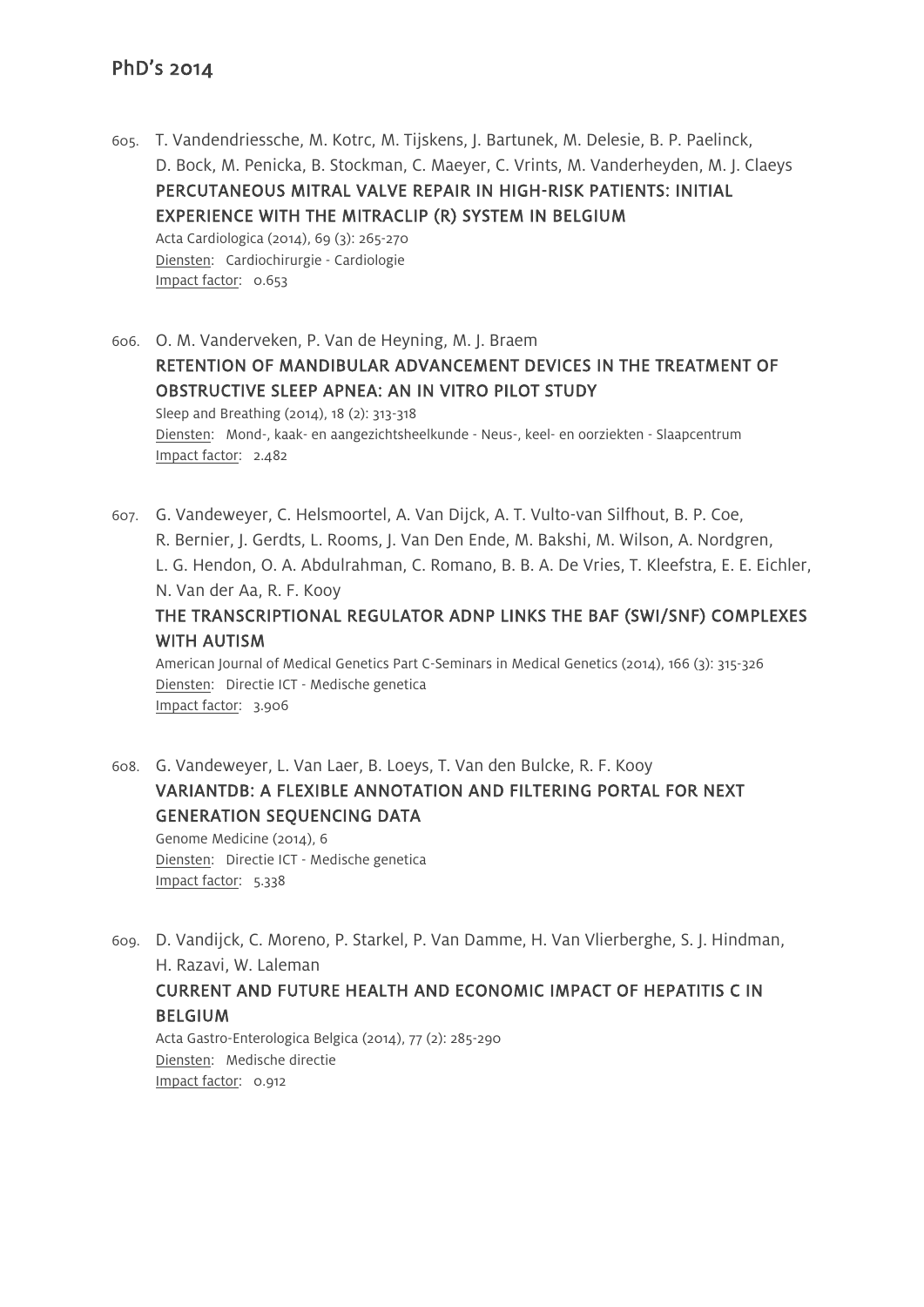605. T. Vandendriessche, M. Kotrc, M. Tijskens, J. Bartunek, M. Delesie, B. P. Paelinck, D. Bock, M. Penicka, B. Stockman, C. Maeyer, C. Vrints, M. Vanderheyden, M. J. Claeys
**PERCUTANEOUS MITRAL VALVE REPAIR IN HIGH-RISK PATIENTS: INITIAL EXPERIENCE WITH THE MITRACLIP (R) SYSTEM IN BELGIUM**
Acta Cardiologica (2014), 69 (3): 265-270
Diensten: Cardiochirurgie - Cardiologie
Impact factor: 0.653

606. O. M. Vanderveken, P. Van de Heyning, M. J. Braem
**RETENTION OF MANDIBULAR ADVANCEMENT DEVICES IN THE TREATMENT OF OBSTRUCTIVE SLEEP APNEA: AN IN VITRO PILOT STUDY**
Sleep and Breathing (2014), 18 (2): 313-318
Diensten: Mond-, kaak- en aangezichtsheelkunde - Neus-, keel- en oorziekten - Slaapcentrum
Impact factor: 2.482

607. G. Vandeweyer, C. Helsmoortel, A. Van Dijck, A. T. Vulto-van Silfhout, B. P. Coe, R. Bernier, J. Gerdts, L. Rooms, J. Van Den Ende, M. Bakshi, M. Wilson, A. Nordgren, L. G. Hendon, O. A. Abdulrahman, C. Romano, B. B. A. De Vries, T. Kleefstra, E. E. Eichler, N. Van der Aa, R. F. Kooy
**THE TRANSCRIPTIONAL REGULATOR ADNP LINKS THE BAF (SWI/SNF) COMPLEXES WITH AUTISM**
American Journal of Medical Genetics Part C-Seminars in Medical Genetics (2014), 166 (3): 315-326
Diensten: Directie ICT - Medische genetica
Impact factor: 3.906

608. G. Vandeweyer, L. Van Laer, B. Loeys, T. Van den Bulcke, R. F. Kooy
**VARIANTDB: A FLEXIBLE ANNOTATION AND FILTERING PORTAL FOR NEXT GENERATION SEQUENCING DATA**
Genome Medicine (2014), 6
Diensten: Directie ICT - Medische genetica
Impact factor: 5.338

609. D. Vandijck, C. Moreno, P. Starkel, P. Van Damme, H. Van Vlierberghe, S. J. Hindman, H. Razavi, W. Laleman
**CURRENT AND FUTURE HEALTH AND ECONOMIC IMPACT OF HEPATITIS C IN BELGIUM**
Acta Gastro-Enterologica Belgica (2014), 77 (2): 285-290
Diensten: Medische directie
Impact factor: 0.912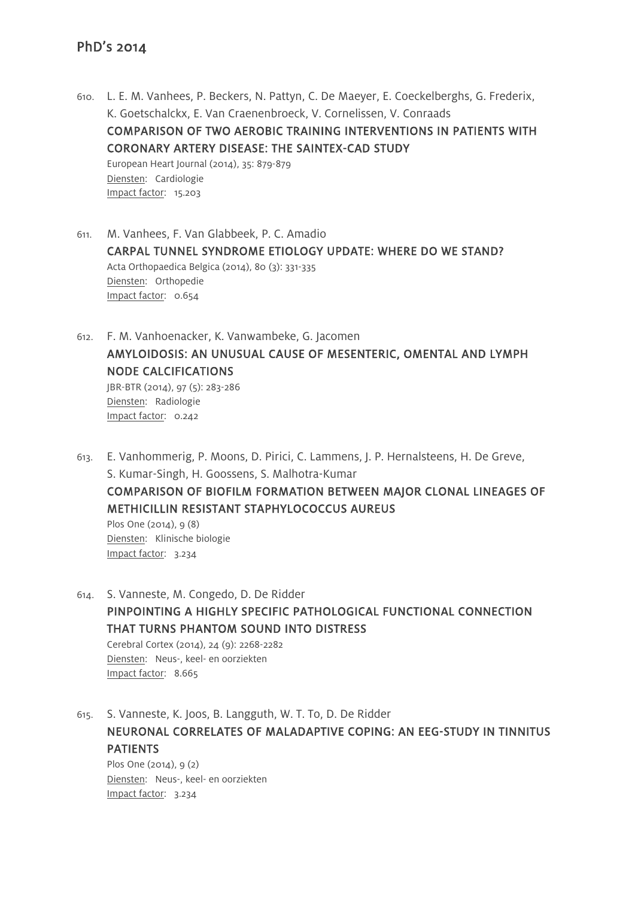## PhD's 2014

610. L. E. M. Vanhees, P. Beckers, N. Pattyn, C. De Maeyer, E. Coeckelberghs, G. Frederix, K. Goetschalckx, E. Van Craenenbroeck, V. Cornelissen, V. Conraads
**COMPARISON OF TWO AEROBIC TRAINING INTERVENTIONS IN PATIENTS WITH CORONARY ARTERY DISEASE: THE SAINTEX-CAD STUDY**
European Heart Journal (2014), 35: 879-879
Diensten: Cardiologie
Impact factor: 15.203

611. M. Vanhees, F. Van Glabbeek, P. C. Amadio
**CARPAL TUNNEL SYNDROME ETIOLOGY UPDATE: WHERE DO WE STAND?**
Acta Orthopaedica Belgica (2014), 80 (3): 331-335
Diensten: Orthopedie
Impact factor: 0.654

612. F. M. Vanhoenacker, K. Vanwambeke, G. Jacomen
**AMYLOIDOSIS: AN UNUSUAL CAUSE OF MESENTERIC, OMENTAL AND LYMPH NODE CALCIFICATIONS**
JBR-BTR (2014), 97 (5): 283-286
Diensten: Radiologie
Impact factor: 0.242

613. E. Vanhommerig, P. Moons, D. Pirici, C. Lammens, J. P. Hernalsteens, H. De Greve, S. Kumar-Singh, H. Goossens, S. Malhotra-Kumar
**COMPARISON OF BIOFILM FORMATION BETWEEN MAJOR CLONAL LINEAGES OF METHICILLIN RESISTANT STAPHYLOCOCCUS AUREUS**
Plos One (2014), 9 (8)
Diensten: Klinische biologie
Impact factor: 3.234

614. S. Vanneste, M. Congedo, D. De Ridder
**PINPOINTING A HIGHLY SPECIFIC PATHOLOGICAL FUNCTIONAL CONNECTION THAT TURNS PHANTOM SOUND INTO DISTRESS**
Cerebral Cortex (2014), 24 (9): 2268-2282
Diensten: Neus-, keel- en oorziekten
Impact factor: 8.665

615. S. Vanneste, K. Joos, B. Langguth, W. T. To, D. De Ridder
**NEURONAL CORRELATES OF MALADAPTIVE COPING: AN EEG-STUDY IN TINNITUS PATIENTS**
Plos One (2014), 9 (2)
Diensten: Neus-, keel- en oorziekten
Impact factor: 3.234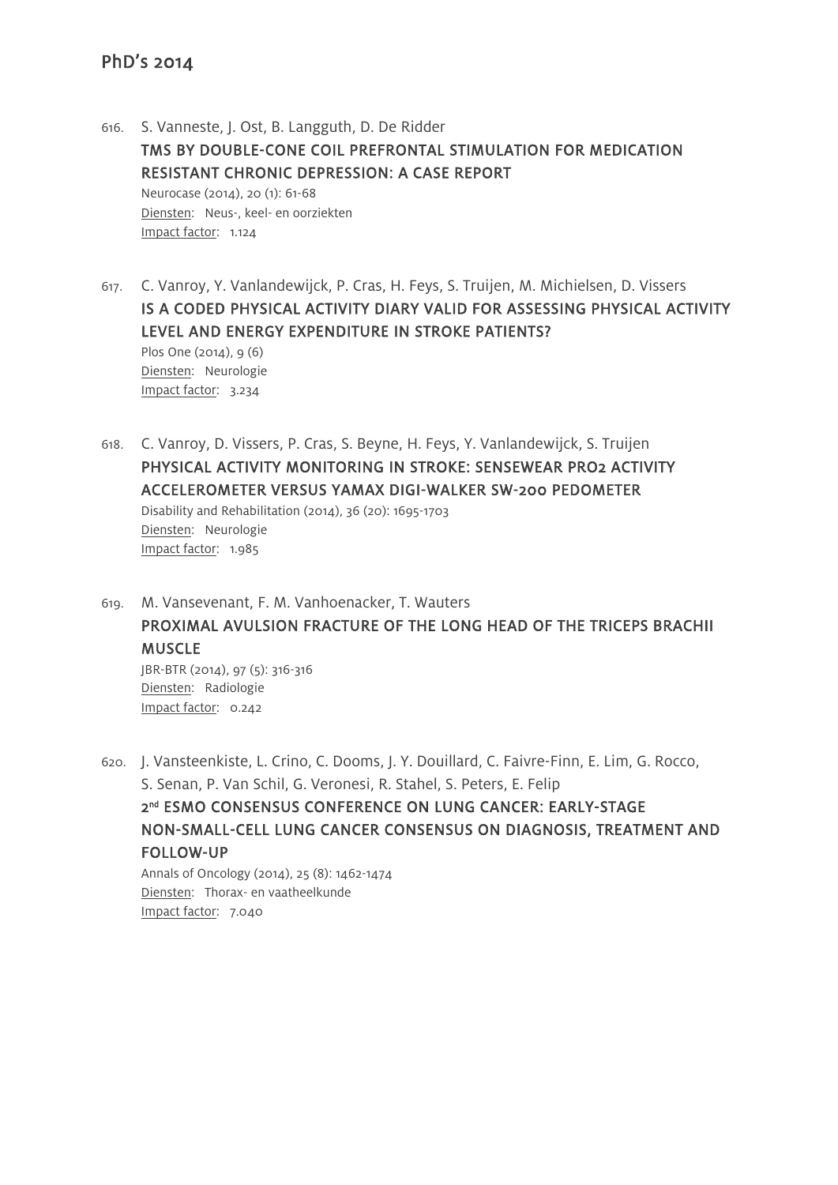616. S. Vanneste, J. Ost, B. Langguth, D. De Ridder

**TMS BY DOUBLE-CONE COIL PREFRONTAL STIMULATION FOR MEDICATION RESISTANT CHRONIC DEPRESSION: A CASE REPORT**

Neurocase (2014), 20 (1): 61-68
Diensten: Neus-, keel- en oorziekten
Impact factor: 1.124

617. C. Vanroy, Y. Vanlandewijck, P. Cras, H. Feys, S. Truijen, M. Michielsen, D. Vissers

**IS A CODED PHYSICAL ACTIVITY DIARY VALID FOR ASSESSING PHYSICAL ACTIVITY LEVEL AND ENERGY EXPENDITURE IN STROKE PATIENTS?**

Plos One (2014), 9 (6)
Diensten: Neurologie
Impact factor: 3.234

618. C. Vanroy, D. Vissers, P. Cras, S. Beyne, H. Feys, Y. Vanlandewijck, S. Truijen

**PHYSICAL ACTIVITY MONITORING IN STROKE: SENSEWEAR PRO2 ACTIVITY ACCELEROMETER VERSUS YAMAX DIGI-WALKER SW-200 PEDOMETER**

Disability and Rehabilitation (2014), 36 (20): 1695-1703
Diensten: Neurologie
Impact factor: 1.985

619. M. Vansevenant, F. M. Vanhoenacker, T. Wauters

**PROXIMAL AVULSION FRACTURE OF THE LONG HEAD OF THE TRICEPS BRACHII MUSCLE**

JBR-BTR (2014), 97 (5): 316-316
Diensten: Radiologie
Impact factor: 0.242

620. J. Vansteenkiste, L. Crino, C. Dooms, J. Y. Douillard, C. Faivre-Finn, E. Lim, G. Rocco, S. Senan, P. Van Schil, G. Veronesi, R. Stahel, S. Peters, E. Felip

**2nd ESMO CONSENSUS CONFERENCE ON LUNG CANCER: EARLY-STAGE NON-SMALL-CELL LUNG CANCER CONSENSUS ON DIAGNOSIS, TREATMENT AND FOLLOW-UP**

Annals of Oncology (2014), 25 (8): 1462-1474
Diensten: Thorax- en vaatheelkunde
Impact factor: 7.040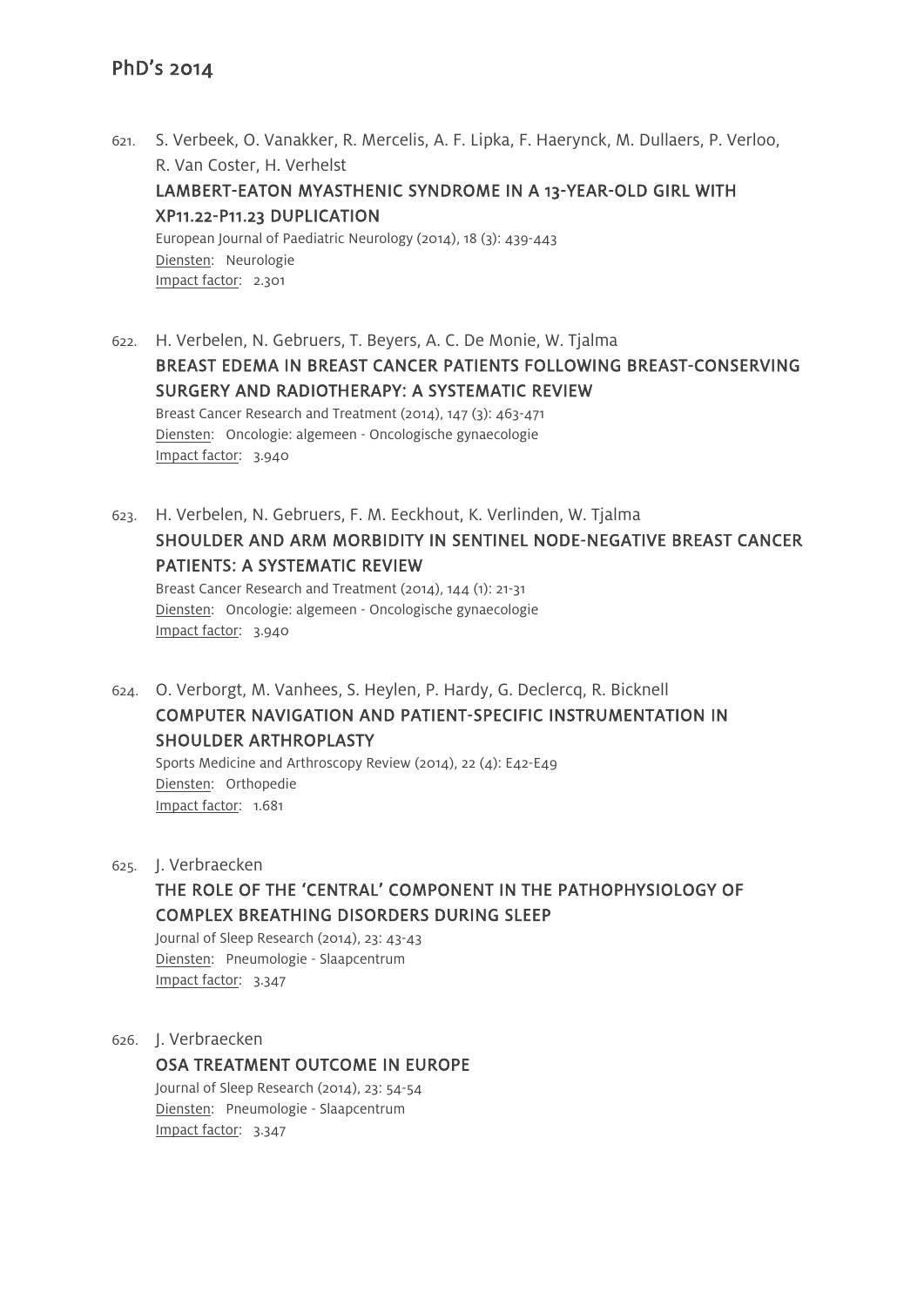## PhD's 2014

621. S. Verbeek, O. Vanakker, R. Mercelis, A. F. Lipka, F. Haerynck, M. Dullaers, P. Verloo, R. Van Coster, H. Verhelst
**LAMBERT-EATON MYASTHENIC SYNDROME IN A 13-YEAR-OLD GIRL WITH XP11.22-P11.23 DUPLICATION**
European Journal of Paediatric Neurology (2014), 18 (3): 439-443
Diensten: Neurologie
Impact factor: 2.301

622. H. Verbelen, N. Gebruers, T. Beyers, A. C. De Monie, W. Tjalma
**BREAST EDEMA IN BREAST CANCER PATIENTS FOLLOWING BREAST-CONSERVING SURGERY AND RADIOTHERAPY: A SYSTEMATIC REVIEW**
Breast Cancer Research and Treatment (2014), 147 (3): 463-471
Diensten: Oncologie: algemeen - Oncologische gynaecologie
Impact factor: 3.940

623. H. Verbelen, N. Gebruers, F. M. Eeckhout, K. Verlinden, W. Tjalma
**SHOULDER AND ARM MORBIDITY IN SENTINEL NODE-NEGATIVE BREAST CANCER PATIENTS: A SYSTEMATIC REVIEW**
Breast Cancer Research and Treatment (2014), 144 (1): 21-31
Diensten: Oncologie: algemeen - Oncologische gynaecologie
Impact factor: 3.940

624. O. Verborgt, M. Vanhees, S. Heylen, P. Hardy, G. Declercq, R. Bicknell
**COMPUTER NAVIGATION AND PATIENT-SPECIFIC INSTRUMENTATION IN SHOULDER ARTHROPLASTY**
Sports Medicine and Arthroscopy Review (2014), 22 (4): E42-E49
Diensten: Orthopedie
Impact factor: 1.681

625. J. Verbraecken
**THE ROLE OF THE 'CENTRAL' COMPONENT IN THE PATHOPHYSIOLOGY OF COMPLEX BREATHING DISORDERS DURING SLEEP**
Journal of Sleep Research (2014), 23: 43-43
Diensten: Pneumologie - Slaapcentrum
Impact factor: 3.347

626. J. Verbraecken
**OSA TREATMENT OUTCOME IN EUROPE**
Journal of Sleep Research (2014), 23: 54-54
Diensten: Pneumologie - Slaapcentrum
Impact factor: 3.347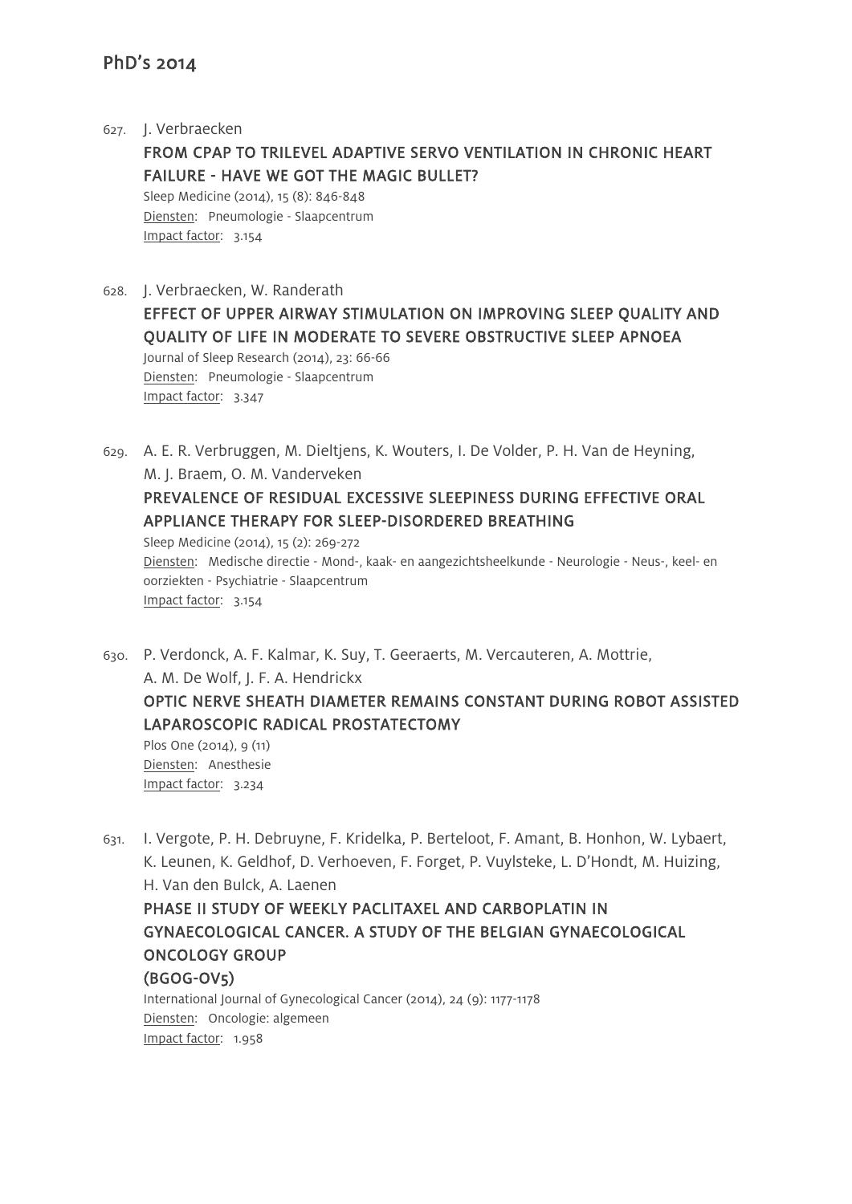627. J. Verbraecken

**FROM CPAP TO TRILEVEL ADAPTIVE SERVO VENTILATION IN CHRONIC HEART FAILURE - HAVE WE GOT THE MAGIC BULLET?**

Sleep Medicine (2014), 15 (8): 846-848
Diensten: Pneumologie - Slaapcentrum
Impact factor: 3.154

628. J. Verbraecken, W. Randerath

**EFFECT OF UPPER AIRWAY STIMULATION ON IMPROVING SLEEP QUALITY AND QUALITY OF LIFE IN MODERATE TO SEVERE OBSTRUCTIVE SLEEP APNOEA**

Journal of Sleep Research (2014), 23: 66-66
Diensten: Pneumologie - Slaapcentrum
Impact factor: 3.347

629. A. E. R. Verbruggen, M. Dieltjens, K. Wouters, I. De Volder, P. H. Van de Heyning, M. J. Braem, O. M. Vanderveken

**PREVALENCE OF RESIDUAL EXCESSIVE SLEEPINESS DURING EFFECTIVE ORAL APPLIANCE THERAPY FOR SLEEP-DISORDERED BREATHING**

Sleep Medicine (2014), 15 (2): 269-272
Diensten: Medische directie - Mond-, kaak- en aangezichtsheelkunde - Neurologie - Neus-, keel- en oorziekten - Psychiatrie - Slaapcentrum
Impact factor: 3.154

630. P. Verdonck, A. F. Kalmar, K. Suy, T. Geeraerts, M. Vercauteren, A. Mottrie, A. M. De Wolf, J. F. A. Hendrickx

**OPTIC NERVE SHEATH DIAMETER REMAINS CONSTANT DURING ROBOT ASSISTED LAPAROSCOPIC RADICAL PROSTATECTOMY**

Plos One (2014), 9 (11)
Diensten: Anesthesie
Impact factor: 3.234

631. I. Vergote, P. H. Debruyne, F. Kridelka, P. Berteloot, F. Amant, B. Honhon, W. Lybaert, K. Leunen, K. Geldhof, D. Verhoeven, F. Forget, P. Vuylsteke, L. D'Hondt, M. Huizing, H. Van den Bulck, A. Laenen

**PHASE II STUDY OF WEEKLY PACLITAXEL AND CARBOPLATIN IN GYNAECOLOGICAL CANCER. A STUDY OF THE BELGIAN GYNAECOLOGICAL ONCOLOGY GROUP (BGOG-OV5)**

International Journal of Gynecological Cancer (2014), 24 (9): 1177-1178
Diensten: Oncologie: algemeen
Impact factor: 1.958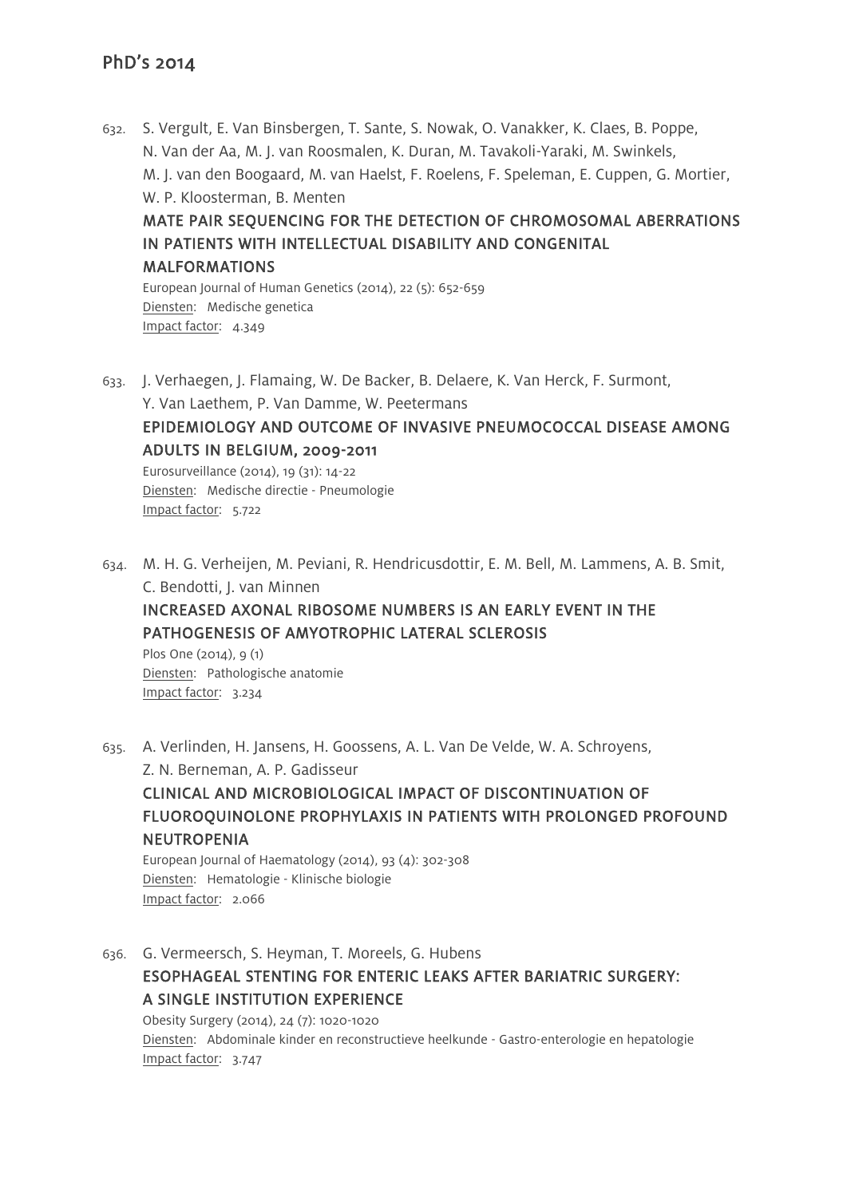## PhD's 2014

632. S. Vergult, E. Van Binsbergen, T. Sante, S. Nowak, O. Vanakker, K. Claes, B. Poppe, N. Van der Aa, M. J. van Roosmalen, K. Duran, M. Tavakoli-Yaraki, M. Swinkels, M. J. van den Boogaard, M. van Haelst, F. Roelens, F. Speleman, E. Cuppen, G. Mortier, W. P. Kloosterman, B. Menten
    **MATE PAIR SEQUENCING FOR THE DETECTION OF CHROMOSOMAL ABERRATIONS IN PATIENTS WITH INTELLECTUAL DISABILITY AND CONGENITAL MALFORMATIONS**
    European Journal of Human Genetics (2014), 22 (5): 652-659
    Diensten: Medische genetica
    Impact factor: 4.349

633. J. Verhaegen, J. Flamaing, W. De Backer, B. Delaere, K. Van Herck, F. Surmont, Y. Van Laethem, P. Van Damme, W. Peetermans
    **EPIDEMIOLOGY AND OUTCOME OF INVASIVE PNEUMOCOCCAL DISEASE AMONG ADULTS IN BELGIUM, 2009-2011**
    Eurosurveillance (2014), 19 (31): 14-22
    Diensten: Medische directie - Pneumologie
    Impact factor: 5.722

634. M. H. G. Verheijen, M. Peviani, R. Hendricusdottir, E. M. Bell, M. Lammens, A. B. Smit, C. Bendotti, J. van Minnen
    **INCREASED AXONAL RIBOSOME NUMBERS IS AN EARLY EVENT IN THE PATHOGENESIS OF AMYOTROPHIC LATERAL SCLEROSIS**
    Plos One (2014), 9 (1)
    Diensten: Pathologische anatomie
    Impact factor: 3.234

635. A. Verlinden, H. Jansens, H. Goossens, A. L. Van De Velde, W. A. Schroyens, Z. N. Berneman, A. P. Gadisseur
    **CLINICAL AND MICROBIOLOGICAL IMPACT OF DISCONTINUATION OF FLUOROQUINOLONE PROPHYLAXIS IN PATIENTS WITH PROLONGED PROFOUND NEUTROPENIA**
    European Journal of Haematology (2014), 93 (4): 302-308
    Diensten: Hematologie - Klinische biologie
    Impact factor: 2.066

636. G. Vermeersch, S. Heyman, T. Moreels, G. Hubens
    **ESOPHAGEAL STENTING FOR ENTERIC LEAKS AFTER BARIATRIC SURGERY: A SINGLE INSTITUTION EXPERIENCE**
    Obesity Surgery (2014), 24 (7): 1020-1020
    Diensten: Abdominale kinder en reconstructieve heelkunde - Gastro-enterologie en hepatologie
    Impact factor: 3.747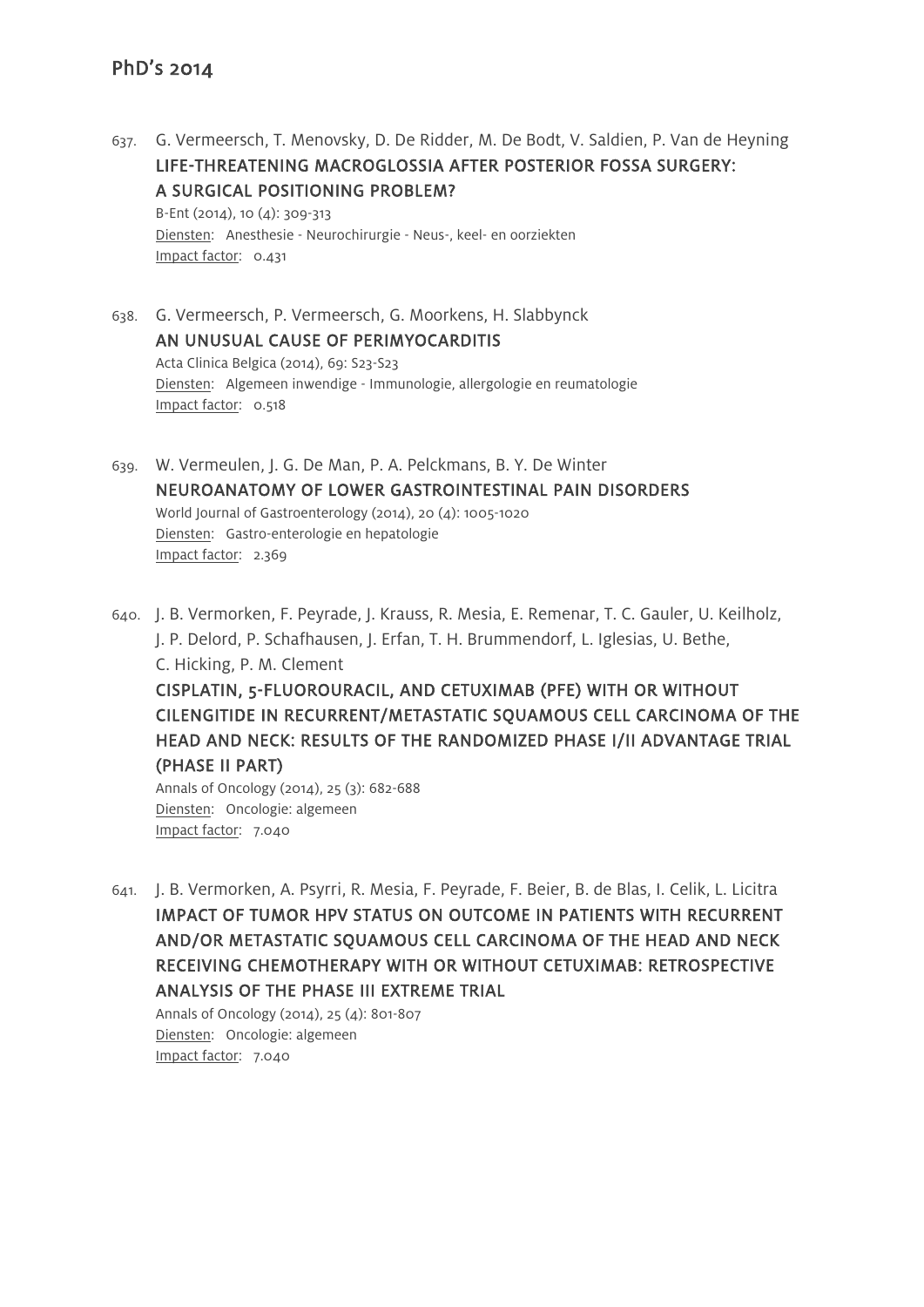637. G. Vermeersch, T. Menovsky, D. De Ridder, M. De Bodt, V. Saldien, P. Van de Heyning
**LIFE-THREATENING MACROGLOSSIA AFTER POSTERIOR FOSSA SURGERY: A SURGICAL POSITIONING PROBLEM?**
B-Ent (2014), 10 (4): 309-313
Diensten: Anesthesie - Neurochirurgie - Neus-, keel- en oorziekten
Impact factor: 0.431

638. G. Vermeersch, P. Vermeersch, G. Moorkens, H. Slabbynck
**AN UNUSUAL CAUSE OF PERIMYOCARDITIS**
Acta Clinica Belgica (2014), 69: S23-S23
Diensten: Algemeen inwendige - Immunologie, allergologie en reumatologie
Impact factor: 0.518

639. W. Vermeulen, J. G. De Man, P. A. Pelckmans, B. Y. De Winter
**NEUROANATOMY OF LOWER GASTROINTESTINAL PAIN DISORDERS**
World Journal of Gastroenterology (2014), 20 (4): 1005-1020
Diensten: Gastro-enterologie en hepatologie
Impact factor: 2.369

640. J. B. Vermorken, F. Peyrade, J. Krauss, R. Mesia, E. Remenar, T. C. Gauler, U. Keilholz, J. P. Delord, P. Schafhausen, J. Erfan, T. H. Brummendorf, L. Iglesias, U. Bethe, C. Hicking, P. M. Clement
**CISPLATIN, 5-FLUOROURACIL, AND CETUXIMAB (PFE) WITH OR WITHOUT CILENGITIDE IN RECURRENT/METASTATIC SQUAMOUS CELL CARCINOMA OF THE HEAD AND NECK: RESULTS OF THE RANDOMIZED PHASE I/II ADVANTAGE TRIAL (PHASE II PART)**
Annals of Oncology (2014), 25 (3): 682-688
Diensten: Oncologie: algemeen
Impact factor: 7.040

641. J. B. Vermorken, A. Psyrri, R. Mesia, F. Peyrade, F. Beier, B. de Blas, I. Celik, L. Licitra
**IMPACT OF TUMOR HPV STATUS ON OUTCOME IN PATIENTS WITH RECURRENT AND/OR METASTATIC SQUAMOUS CELL CARCINOMA OF THE HEAD AND NECK RECEIVING CHEMOTHERAPY WITH OR WITHOUT CETUXIMAB: RETROSPECTIVE ANALYSIS OF THE PHASE III EXTREME TRIAL**
Annals of Oncology (2014), 25 (4): 801-807
Diensten: Oncologie: algemeen
Impact factor: 7.040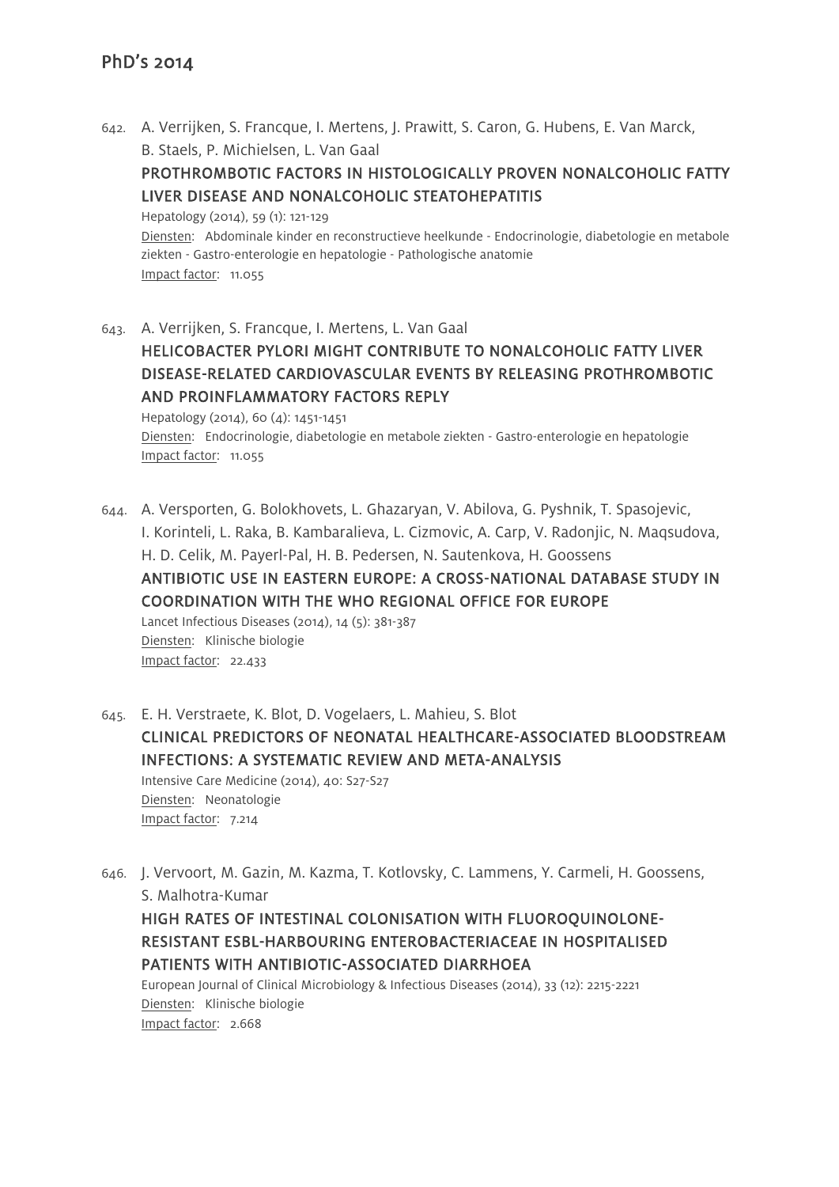## PhD's 2014

642. A. Verrijken, S. Francque, I. Mertens, J. Prawitt, S. Caron, G. Hubens, E. Van Marck, B. Staels, P. Michielsen, L. Van Gaal
   **PROTHROMBOTIC FACTORS IN HISTOLOGICALLY PROVEN NONALCOHOLIC FATTY LIVER DISEASE AND NONALCOHOLIC STEATOHEPATITIS**
   Hepatology (2014), 59 (1): 121-129
   Diensten: Abdominale kinder en reconstructieve heelkunde - Endocrinologie, diabetologie en metabole ziekten - Gastro-enterologie en hepatologie - Pathologische anatomie
   Impact factor: 11.055

643. A. Verrijken, S. Francque, I. Mertens, L. Van Gaal
   **HELICOBACTER PYLORI MIGHT CONTRIBUTE TO NONALCOHOLIC FATTY LIVER DISEASE-RELATED CARDIOVASCULAR EVENTS BY RELEASING PROTHROMBOTIC AND PROINFLAMMATORY FACTORS REPLY**
   Hepatology (2014), 60 (4): 1451-1451
   Diensten: Endocrinologie, diabetologie en metabole ziekten - Gastro-enterologie en hepatologie
   Impact factor: 11.055

644. A. Versporten, G. Bolokhovets, L. Ghazaryan, V. Abilova, G. Pyshnik, T. Spasojevic, I. Korinteli, L. Raka, B. Kambaralieva, L. Cizmovic, A. Carp, V. Radonjic, N. Maqsudova, H. D. Celik, M. Payerl-Pal, H. B. Pedersen, N. Sautenkova, H. Goossens
   **ANTIBIOTIC USE IN EASTERN EUROPE: A CROSS-NATIONAL DATABASE STUDY IN COORDINATION WITH THE WHO REGIONAL OFFICE FOR EUROPE**
   Lancet Infectious Diseases (2014), 14 (5): 381-387
   Diensten: Klinische biologie
   Impact factor: 22.433

645. E. H. Verstraete, K. Blot, D. Vogelaers, L. Mahieu, S. Blot
   **CLINICAL PREDICTORS OF NEONATAL HEALTHCARE-ASSOCIATED BLOODSTREAM INFECTIONS: A SYSTEMATIC REVIEW AND META-ANALYSIS**
   Intensive Care Medicine (2014), 40: S27-S27
   Diensten: Neonatologie
   Impact factor: 7.214

646. J. Vervoort, M. Gazin, M. Kazma, T. Kotlovsky, C. Lammens, Y. Carmeli, H. Goossens, S. Malhotra-Kumar
   **HIGH RATES OF INTESTINAL COLONISATION WITH FLUOROQUINOLONE-RESISTANT ESBL-HARBOURING ENTEROBACTERIACEAE IN HOSPITALISED PATIENTS WITH ANTIBIOTIC-ASSOCIATED DIARRHOEA**
   European Journal of Clinical Microbiology & Infectious Diseases (2014), 33 (12): 2215-2221
   Diensten: Klinische biologie
   Impact factor: 2.668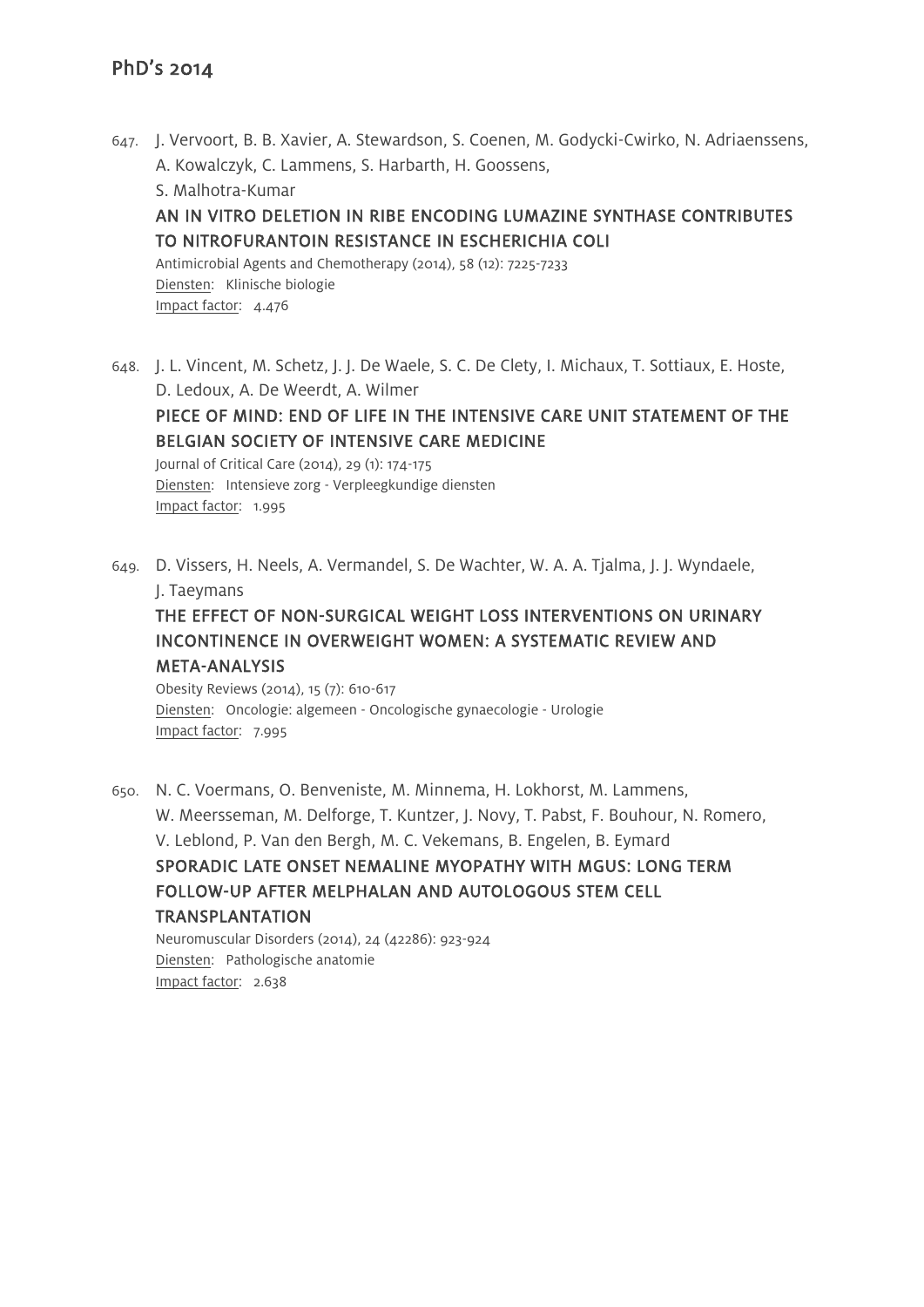## PhD's 2014

647. J. Vervoort, B. B. Xavier, A. Stewardson, S. Coenen, M. Godycki-Cwirko, N. Adriaenssens, A. Kowalczyk, C. Lammens, S. Harbarth, H. Goossens, S. Malhotra-Kumar
   **AN IN VITRO DELETION IN RIBE ENCODING LUMAZINE SYNTHASE CONTRIBUTES TO NITROFURANTOIN RESISTANCE IN ESCHERICHIA COLI**
   Antimicrobial Agents and Chemotherapy (2014), 58 (12): 7225-7233
   Diensten: Klinische biologie
   Impact factor: 4.476

648. J. L. Vincent, M. Schetz, J. J. De Waele, S. C. De Clety, I. Michaux, T. Sottiaux, E. Hoste, D. Ledoux, A. De Weerdt, A. Wilmer
   **PIECE OF MIND: END OF LIFE IN THE INTENSIVE CARE UNIT STATEMENT OF THE BELGIAN SOCIETY OF INTENSIVE CARE MEDICINE**
   Journal of Critical Care (2014), 29 (1): 174-175
   Diensten: Intensieve zorg - Verpleegkundige diensten
   Impact factor: 1.995

649. D. Vissers, H. Neels, A. Vermandel, S. De Wachter, W. A. A. Tjalma, J. J. Wyndaele, J. Taeymans
   **THE EFFECT OF NON-SURGICAL WEIGHT LOSS INTERVENTIONS ON URINARY INCONTINENCE IN OVERWEIGHT WOMEN: A SYSTEMATIC REVIEW AND META-ANALYSIS**
   Obesity Reviews (2014), 15 (7): 610-617
   Diensten: Oncologie: algemeen - Oncologische gynaecologie - Urologie
   Impact factor: 7.995

650. N. C. Voermans, O. Benveniste, M. Minnema, H. Lokhorst, M. Lammens, W. Meersseman, M. Delforge, T. Kuntzer, J. Novy, T. Pabst, F. Bouhour, N. Romero, V. Leblond, P. Van den Bergh, M. C. Vekemans, B. Engelen, B. Eymard
   **SPORADIC LATE ONSET NEMALINE MYOPATHY WITH MGUS: LONG TERM FOLLOW-UP AFTER MELPHALAN AND AUTOLOGOUS STEM CELL TRANSPLANTATION**
   Neuromuscular Disorders (2014), 24 (42286): 923-924
   Diensten: Pathologische anatomie
   Impact factor: 2.638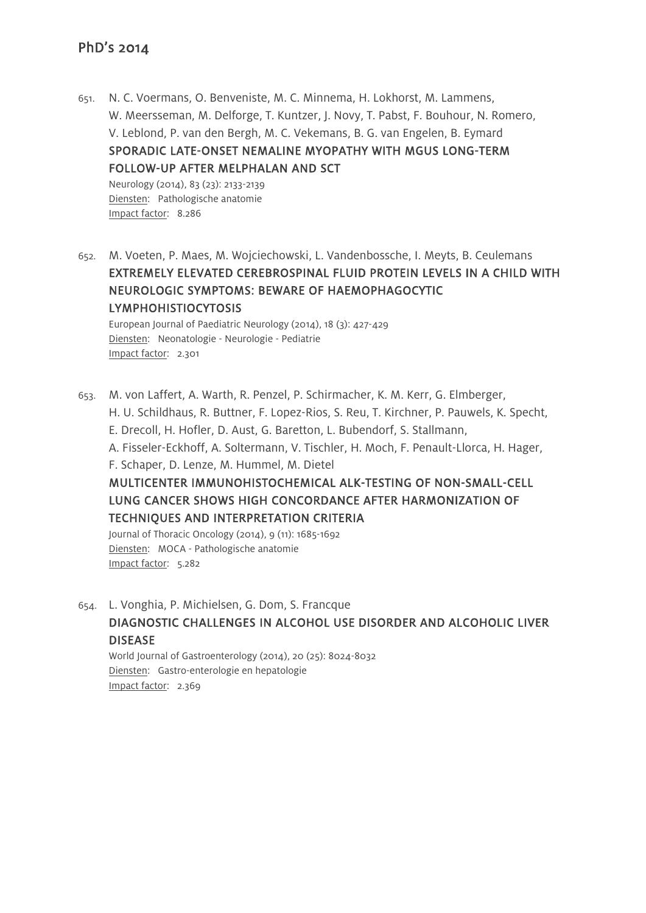651. N. C. Voermans, O. Benveniste, M. C. Minnema, H. Lokhorst, M. Lammens, W. Meersseman, M. Delforge, T. Kuntzer, J. Novy, T. Pabst, F. Bouhour, N. Romero, V. Leblond, P. van den Bergh, M. C. Vekemans, B. G. van Engelen, B. Eymard
**SPORADIC LATE-ONSET NEMALINE MYOPATHY WITH MGUS LONG-TERM FOLLOW-UP AFTER MELPHALAN AND SCT**
Neurology (2014), 83 (23): 2133-2139
Diensten: Pathologische anatomie
Impact factor: 8.286

652. M. Voeten, P. Maes, M. Wojciechowski, L. Vandenbossche, I. Meyts, B. Ceulemans
**EXTREMELY ELEVATED CEREBROSPINAL FLUID PROTEIN LEVELS IN A CHILD WITH NEUROLOGIC SYMPTOMS: BEWARE OF HAEMOPHAGOCYTIC LYMPHOHISTIOCYTOSIS**
European Journal of Paediatric Neurology (2014), 18 (3): 427-429
Diensten: Neonatologie - Neurologie - Pediatrie
Impact factor: 2.301

653. M. von Laffert, A. Warth, R. Penzel, P. Schirmacher, K. M. Kerr, G. Elmberger, H. U. Schildhaus, R. Buttner, F. Lopez-Rios, S. Reu, T. Kirchner, P. Pauwels, K. Specht, E. Drecoll, H. Hofler, D. Aust, G. Baretton, L. Bubendorf, S. Stallmann, A. Fisseler-Eckhoff, A. Soltermann, V. Tischler, H. Moch, F. Penault-Llorca, H. Hager, F. Schaper, D. Lenze, M. Hummel, M. Dietel
**MULTICENTER IMMUNOHISTOCHEMICAL ALK-TESTING OF NON-SMALL-CELL LUNG CANCER SHOWS HIGH CONCORDANCE AFTER HARMONIZATION OF TECHNIQUES AND INTERPRETATION CRITERIA**
Journal of Thoracic Oncology (2014), 9 (11): 1685-1692
Diensten: MOCA - Pathologische anatomie
Impact factor: 5.282

654. L. Vonghia, P. Michielsen, G. Dom, S. Francque
**DIAGNOSTIC CHALLENGES IN ALCOHOL USE DISORDER AND ALCOHOLIC LIVER DISEASE**
World Journal of Gastroenterology (2014), 20 (25): 8024-8032
Diensten: Gastro-enterologie en hepatologie
Impact factor: 2.369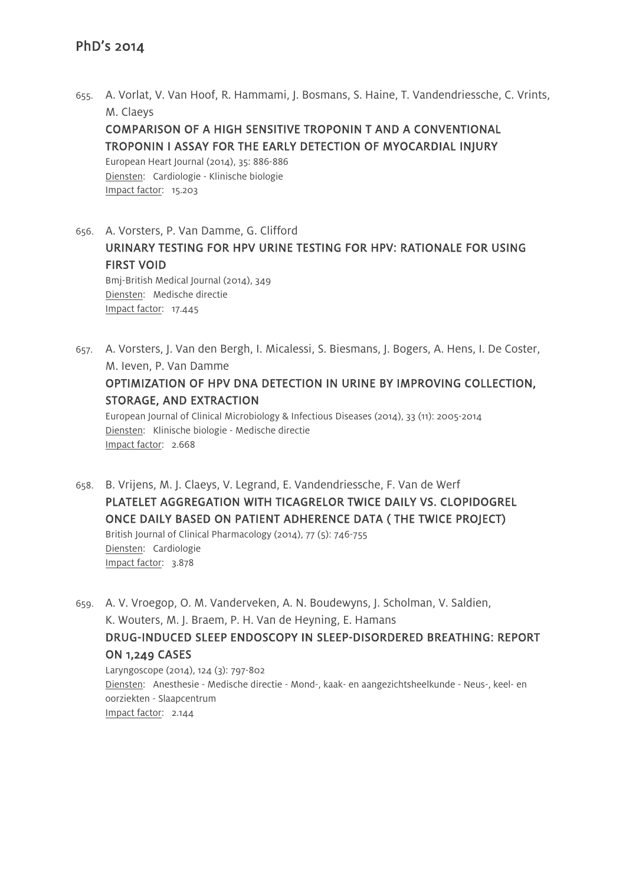655. A. Vorlat, V. Van Hoof, R. Hammami, J. Bosmans, S. Haine, T. Vandendriessche, C. Vrints, M. Claeys
COMPARISON OF A HIGH SENSITIVE TROPONIN T AND A CONVENTIONAL TROPONIN I ASSAY FOR THE EARLY DETECTION OF MYOCARDIAL INJURY
European Heart Journal (2014), 35: 886-886
Diensten: Cardiologie - Klinische biologie
Impact factor: 15.203

656. A. Vorsters, P. Van Damme, G. Clifford
URINARY TESTING FOR HPV URINE TESTING FOR HPV: RATIONALE FOR USING FIRST VOID
Bmj-British Medical Journal (2014), 349
Diensten: Medische directie
Impact factor: 17.445

657. A. Vorsters, J. Van den Bergh, I. Micalessi, S. Biesmans, J. Bogers, A. Hens, I. De Coster, M. Ieven, P. Van Damme
OPTIMIZATION OF HPV DNA DETECTION IN URINE BY IMPROVING COLLECTION, STORAGE, AND EXTRACTION
European Journal of Clinical Microbiology & Infectious Diseases (2014), 33 (11): 2005-2014
Diensten: Klinische biologie - Medische directie
Impact factor: 2.668

658. B. Vrijens, M. J. Claeys, V. Legrand, E. Vandendriessche, F. Van de Werf
PLATELET AGGREGATION WITH TICAGRELOR TWICE DAILY VS. CLOPIDOGREL ONCE DAILY BASED ON PATIENT ADHERENCE DATA ( THE TWICE PROJECT)
British Journal of Clinical Pharmacology (2014), 77 (5): 746-755
Diensten: Cardiologie
Impact factor: 3.878

659. A. V. Vroegop, O. M. Vanderveken, A. N. Boudewyns, J. Scholman, V. Saldien, K. Wouters, M. J. Braem, P. H. Van de Heyning, E. Hamans
DRUG-INDUCED SLEEP ENDOSCOPY IN SLEEP-DISORDERED BREATHING: REPORT ON 1,249 CASES
Laryngoscope (2014), 124 (3): 797-802
Diensten: Anesthesie - Medische directie - Mond-, kaak- en aangezichtsheelkunde - Neus-, keel- en oorziekten - Slaapcentrum
Impact factor: 2.144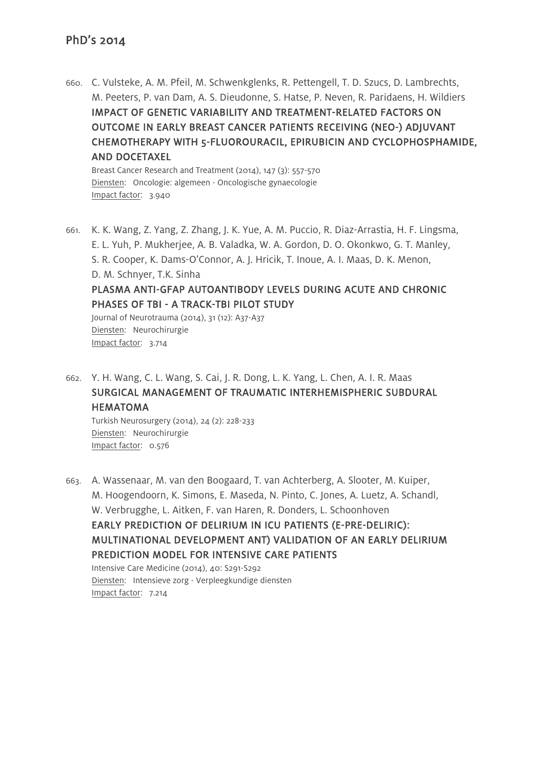660. C. Vulsteke, A. M. Pfeil, M. Schwenkglenks, R. Pettengell, T. D. Szucs, D. Lambrechts, M. Peeters, P. van Dam, A. S. Dieudonne, S. Hatse, P. Neven, R. Paridaens, H. Wildiers
**IMPACT OF GENETIC VARIABILITY AND TREATMENT-RELATED FACTORS ON OUTCOME IN EARLY BREAST CANCER PATIENTS RECEIVING (NEO-) ADJUVANT CHEMOTHERAPY WITH 5-FLUOROURACIL, EPIRUBICIN AND CYCLOPHOSPHAMIDE, AND DOCETAXEL**
Breast Cancer Research and Treatment (2014), 147 (3): 557-570
Diensten: Oncologie: algemeen - Oncologische gynaecologie
Impact factor: 3.940

661. K. K. Wang, Z. Yang, Z. Zhang, J. K. Yue, A. M. Puccio, R. Diaz-Arrastia, H. F. Lingsma, E. L. Yuh, P. Mukherjee, A. B. Valadka, W. A. Gordon, D. O. Okonkwo, G. T. Manley, S. R. Cooper, K. Dams-O'Connor, A. J. Hricik, T. Inoue, A. I. Maas, D. K. Menon, D. M. Schnyer, T.K. Sinha
**PLASMA ANTI-GFAP AUTOANTIBODY LEVELS DURING ACUTE AND CHRONIC PHASES OF TBI - A TRACK-TBI PILOT STUDY**
Journal of Neurotrauma (2014), 31 (12): A37-A37
Diensten: Neurochirurgie
Impact factor: 3.714

662. Y. H. Wang, C. L. Wang, S. Cai, J. R. Dong, L. K. Yang, L. Chen, A. I. R. Maas
**SURGICAL MANAGEMENT OF TRAUMATIC INTERHEMISPHERIC SUBDURAL HEMATOMA**
Turkish Neurosurgery (2014), 24 (2): 228-233
Diensten: Neurochirurgie
Impact factor: 0.576

663. A. Wassenaar, M. van den Boogaard, T. van Achterberg, A. Slooter, M. Kuiper, M. Hoogendoorn, K. Simons, E. Maseda, N. Pinto, C. Jones, A. Luetz, A. Schandl, W. Verbrugghe, L. Aitken, F. van Haren, R. Donders, L. Schoonhoven
**EARLY PREDICTION OF DELIRIUM IN ICU PATIENTS (E-PRE-DELIRIC): MULTINATIONAL DEVELOPMENT ANT) VALIDATION OF AN EARLY DELIRIUM PREDICTION MODEL FOR INTENSIVE CARE PATIENTS**
Intensive Care Medicine (2014), 40: S291-S292
Diensten: Intensieve zorg - Verpleegkundige diensten
Impact factor: 7.214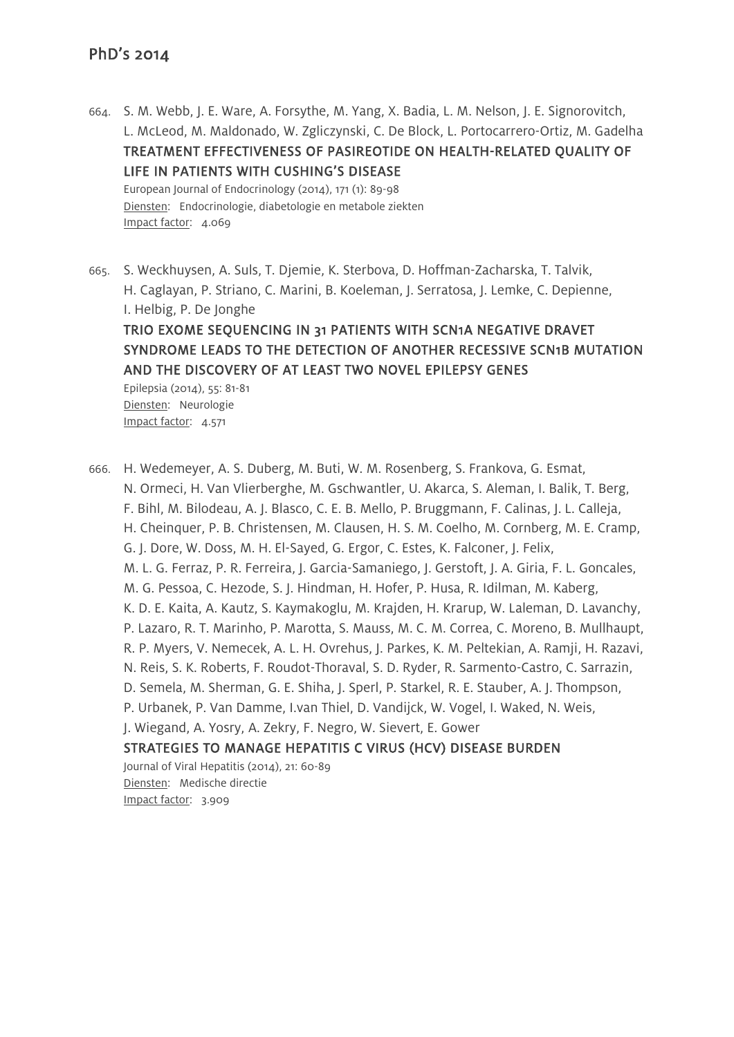664. S. M. Webb, J. E. Ware, A. Forsythe, M. Yang, X. Badia, L. M. Nelson, J. E. Signorovitch, L. McLeod, M. Maldonado, W. Zgliczynski, C. De Block, L. Portocarrero-Ortiz, M. Gadelha
**TREATMENT EFFECTIVENESS OF PASIREOTIDE ON HEALTH-RELATED QUALITY OF LIFE IN PATIENTS WITH CUSHING'S DISEASE**
European Journal of Endocrinology (2014), 171 (1): 89-98
Diensten: Endocrinologie, diabetologie en metabole ziekten
Impact factor: 4.069

665. S. Weckhuysen, A. Suls, T. Djemie, K. Sterbova, D. Hoffman-Zacharska, T. Talvik, H. Caglayan, P. Striano, C. Marini, B. Koeleman, J. Serratosa, J. Lemke, C. Depienne, I. Helbig, P. De Jonghe
**TRIO EXOME SEQUENCING IN 31 PATIENTS WITH SCN1A NEGATIVE DRAVET SYNDROME LEADS TO THE DETECTION OF ANOTHER RECESSIVE SCN1B MUTATION AND THE DISCOVERY OF AT LEAST TWO NOVEL EPILEPSY GENES**
Epilepsia (2014), 55: 81-81
Diensten: Neurologie
Impact factor: 4.571

666. H. Wedemeyer, A. S. Duberg, M. Buti, W. M. Rosenberg, S. Frankova, G. Esmat, N. Ormeci, H. Van Vlierberghe, M. Gschwantler, U. Akarca, S. Aleman, I. Balik, T. Berg, F. Bihl, M. Bilodeau, A. J. Blasco, C. E. B. Mello, P. Bruggmann, F. Calinas, J. L. Calleja, H. Cheinquer, P. B. Christensen, M. Clausen, H. S. M. Coelho, M. Cornberg, M. E. Cramp, G. J. Dore, W. Doss, M. H. El-Sayed, G. Ergor, C. Estes, K. Falconer, J. Felix, M. L. G. Ferraz, P. R. Ferreira, J. Garcia-Samaniego, J. Gerstoft, J. A. Giria, F. L. Goncales, M. G. Pessoa, C. Hezode, S. J. Hindman, H. Hofer, P. Husa, R. Idilman, M. Kaberg, K. D. E. Kaita, A. Kautz, S. Kaymakoglu, M. Krajden, H. Krarup, W. Laleman, D. Lavanchy, P. Lazaro, R. T. Marinho, P. Marotta, S. Mauss, M. C. M. Correa, C. Moreno, B. Mullhaupt, R. P. Myers, V. Nemecek, A. L. H. Ovrehus, J. Parkes, K. M. Peltekian, A. Ramji, H. Razavi, N. Reis, S. K. Roberts, F. Roudot-Thoraval, S. D. Ryder, R. Sarmento-Castro, C. Sarrazin, D. Semela, M. Sherman, G. E. Shiha, J. Sperl, P. Starkel, R. E. Stauber, A. J. Thompson, P. Urbanek, P. Van Damme, I.van Thiel, D. Vandijck, W. Vogel, I. Waked, N. Weis, J. Wiegand, A. Yosry, A. Zekry, F. Negro, W. Sievert, E. Gower
**STRATEGIES TO MANAGE HEPATITIS C VIRUS (HCV) DISEASE BURDEN**
Journal of Viral Hepatitis (2014), 21: 60-89
Diensten: Medische directie
Impact factor: 3.909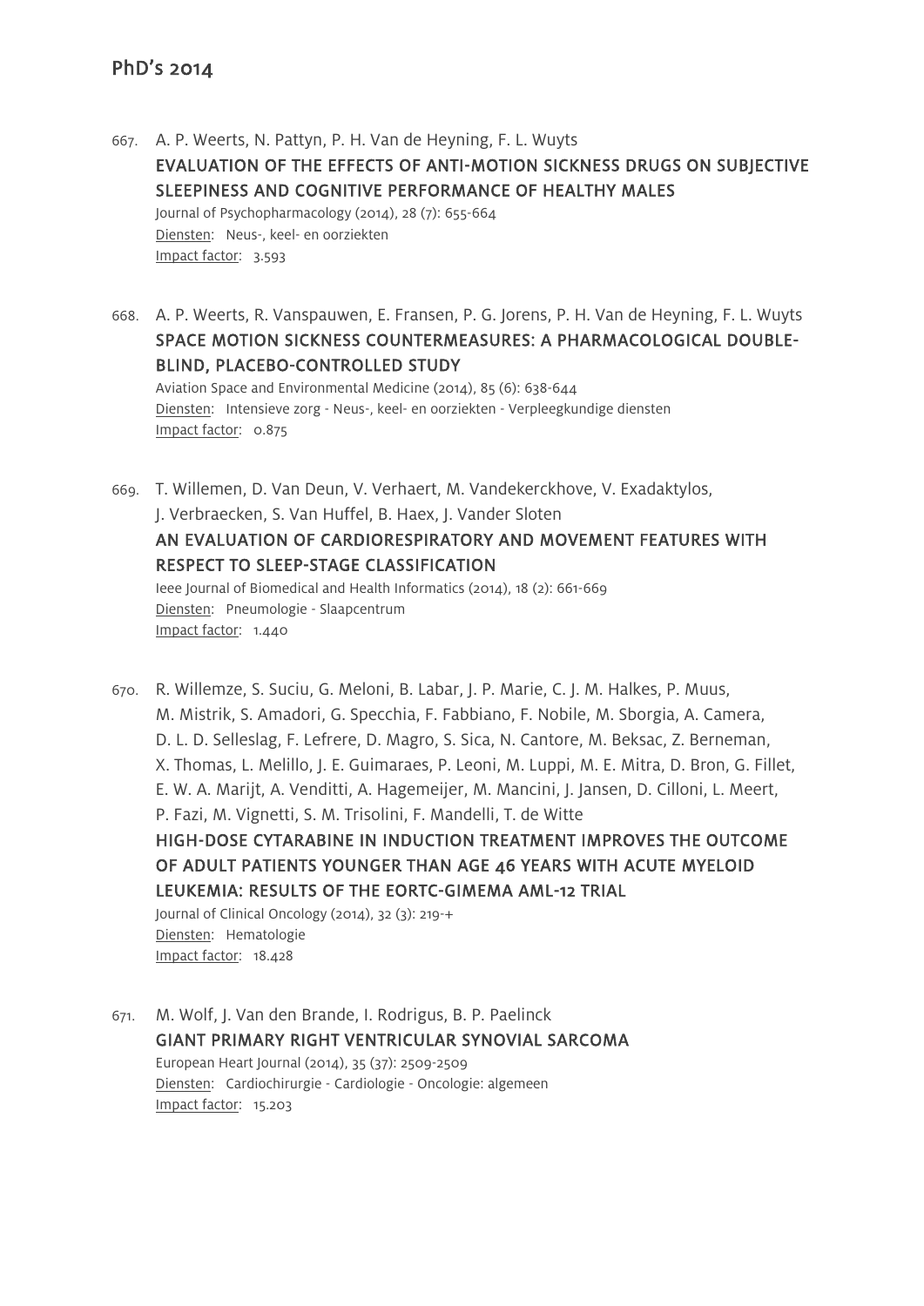## PhD's 2014

667. A. P. Weerts, N. Pattyn, P. H. Van de Heyning, F. L. Wuyts
**EVALUATION OF THE EFFECTS OF ANTI-MOTION SICKNESS DRUGS ON SUBJECTIVE SLEEPINESS AND COGNITIVE PERFORMANCE OF HEALTHY MALES**
Journal of Psychopharmacology (2014), 28 (7): 655-664
Diensten: Neus-, keel- en oorziekten
Impact factor: 3.593

668. A. P. Weerts, R. Vanspauwen, E. Fransen, P. G. Jorens, P. H. Van de Heyning, F. L. Wuyts
**SPACE MOTION SICKNESS COUNTERMEASURES: A PHARMACOLOGICAL DOUBLE-BLIND, PLACEBO-CONTROLLED STUDY**
Aviation Space and Environmental Medicine (2014), 85 (6): 638-644
Diensten: Intensieve zorg - Neus-, keel- en oorziekten - Verpleegkundige diensten
Impact factor: 0.875

669. T. Willemen, D. Van Deun, V. Verhaert, M. Vandekerckhove, V. Exadaktylos, J. Verbraecken, S. Van Huffel, B. Haex, J. Vander Sloten
**AN EVALUATION OF CARDIORESPIRATORY AND MOVEMENT FEATURES WITH RESPECT TO SLEEP-STAGE CLASSIFICATION**
Ieee Journal of Biomedical and Health Informatics (2014), 18 (2): 661-669
Diensten: Pneumologie - Slaapcentrum
Impact factor: 1.440

670. R. Willemze, S. Suciu, G. Meloni, B. Labar, J. P. Marie, C. J. M. Halkes, P. Muus, M. Mistrik, S. Amadori, G. Specchia, F. Fabbiano, F. Nobile, M. Sborgia, A. Camera, D. L. D. Selleslag, F. Lefrere, D. Magro, S. Sica, N. Cantore, M. Beksac, Z. Berneman, X. Thomas, L. Melillo, J. E. Guimaraes, P. Leoni, M. Luppi, M. E. Mitra, D. Bron, G. Fillet, E. W. A. Marijt, A. Venditti, A. Hagemeijer, M. Mancini, J. Jansen, D. Cilloni, L. Meert, P. Fazi, M. Vignetti, S. M. Trisolini, F. Mandelli, T. de Witte
**HIGH-DOSE CYTARABINE IN INDUCTION TREATMENT IMPROVES THE OUTCOME OF ADULT PATIENTS YOUNGER THAN AGE 46 YEARS WITH ACUTE MYELOID LEUKEMIA: RESULTS OF THE EORTC-GIMEMA AML-12 TRIAL**
Journal of Clinical Oncology (2014), 32 (3): 219-+
Diensten: Hematologie
Impact factor: 18.428

671. M. Wolf, J. Van den Brande, I. Rodrigus, B. P. Paelinck
**GIANT PRIMARY RIGHT VENTRICULAR SYNOVIAL SARCOMA**
European Heart Journal (2014), 35 (37): 2509-2509
Diensten: Cardiochirurgie - Cardiologie - Oncologie: algemeen
Impact factor: 15.203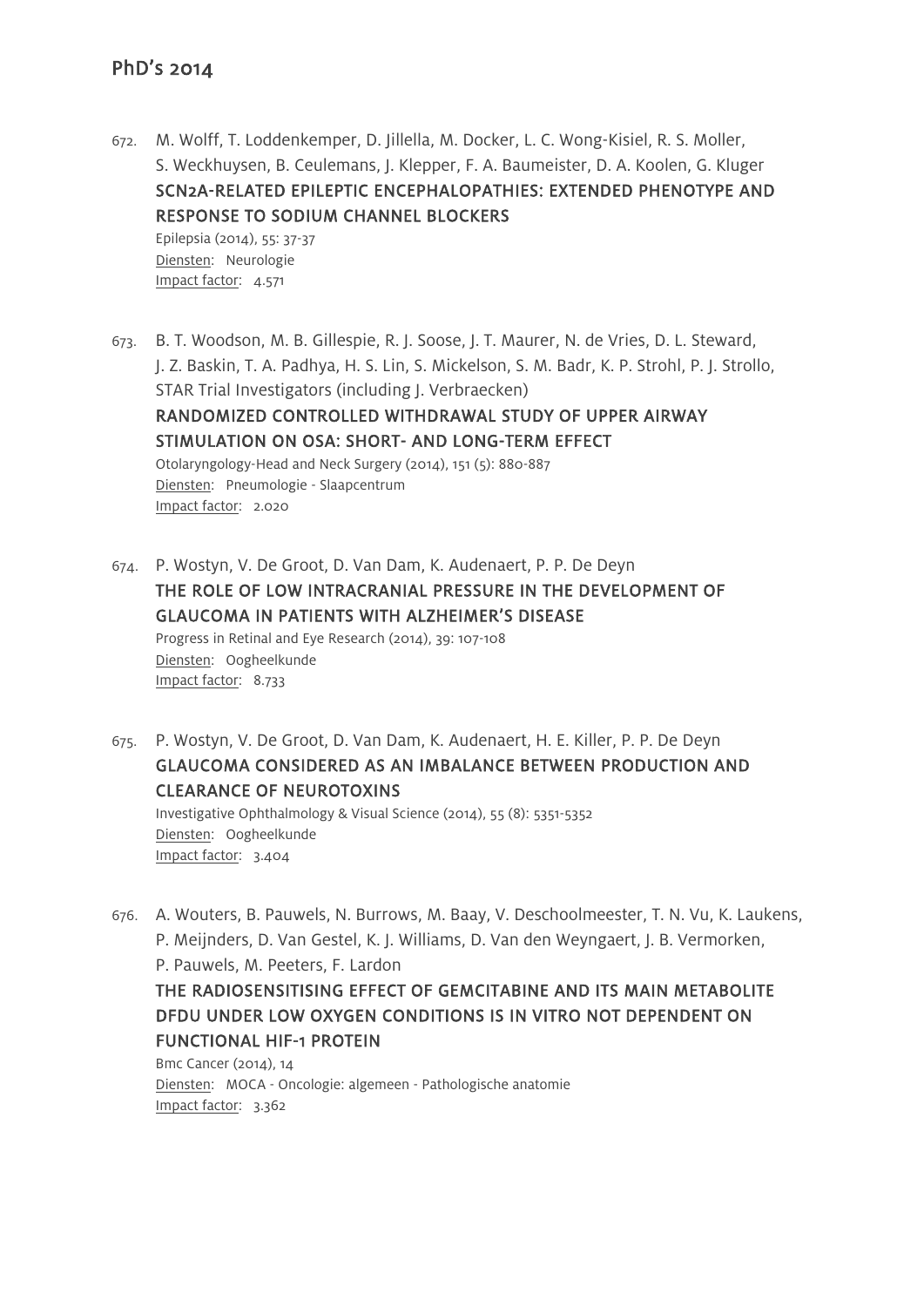672. M. Wolff, T. Loddenkemper, D. Jillella, M. Docker, L. C. Wong-Kisiel, R. S. Moller, S. Weckhuysen, B. Ceulemans, J. Klepper, F. A. Baumeister, D. A. Koolen, G. Kluger
    **SCN2A-RELATED EPILEPTIC ENCEPHALOPATHIES: EXTENDED PHENOTYPE AND RESPONSE TO SODIUM CHANNEL BLOCKERS**
    Epilepsia (2014), 55: 37-37
    Diensten: Neurologie
    Impact factor: 4.571

673. B. T. Woodson, M. B. Gillespie, R. J. Soose, J. T. Maurer, N. de Vries, D. L. Steward, J. Z. Baskin, T. A. Padhya, H. S. Lin, S. Mickelson, S. M. Badr, K. P. Strohl, P. J. Strollo, STAR Trial Investigators (including J. Verbraecken)
    **RANDOMIZED CONTROLLED WITHDRAWAL STUDY OF UPPER AIRWAY STIMULATION ON OSA: SHORT- AND LONG-TERM EFFECT**
    Otolaryngology-Head and Neck Surgery (2014), 151 (5): 880-887
    Diensten: Pneumologie - Slaapcentrum
    Impact factor: 2.020

674. P. Wostyn, V. De Groot, D. Van Dam, K. Audenaert, P. P. De Deyn
    **THE ROLE OF LOW INTRACRANIAL PRESSURE IN THE DEVELOPMENT OF GLAUCOMA IN PATIENTS WITH ALZHEIMER'S DISEASE**
    Progress in Retinal and Eye Research (2014), 39: 107-108
    Diensten: Oogheelkunde
    Impact factor: 8.733

675. P. Wostyn, V. De Groot, D. Van Dam, K. Audenaert, H. E. Killer, P. P. De Deyn
    **GLAUCOMA CONSIDERED AS AN IMBALANCE BETWEEN PRODUCTION AND CLEARANCE OF NEUROTOXINS**
    Investigative Ophthalmology & Visual Science (2014), 55 (8): 5351-5352
    Diensten: Oogheelkunde
    Impact factor: 3.404

676. A. Wouters, B. Pauwels, N. Burrows, M. Baay, V. Deschoolmeester, T. N. Vu, K. Laukens, P. Meijnders, D. Van Gestel, K. J. Williams, D. Van den Weyngaert, J. B. Vermorken, P. Pauwels, M. Peeters, F. Lardon
    **THE RADIOSENSITISING EFFECT OF GEMCITABINE AND ITS MAIN METABOLITE DFDU UNDER LOW OXYGEN CONDITIONS IS IN VITRO NOT DEPENDENT ON FUNCTIONAL HIF-1 PROTEIN**
    Bmc Cancer (2014), 14
    Diensten: MOCA - Oncologie: algemeen - Pathologische anatomie
    Impact factor: 3.362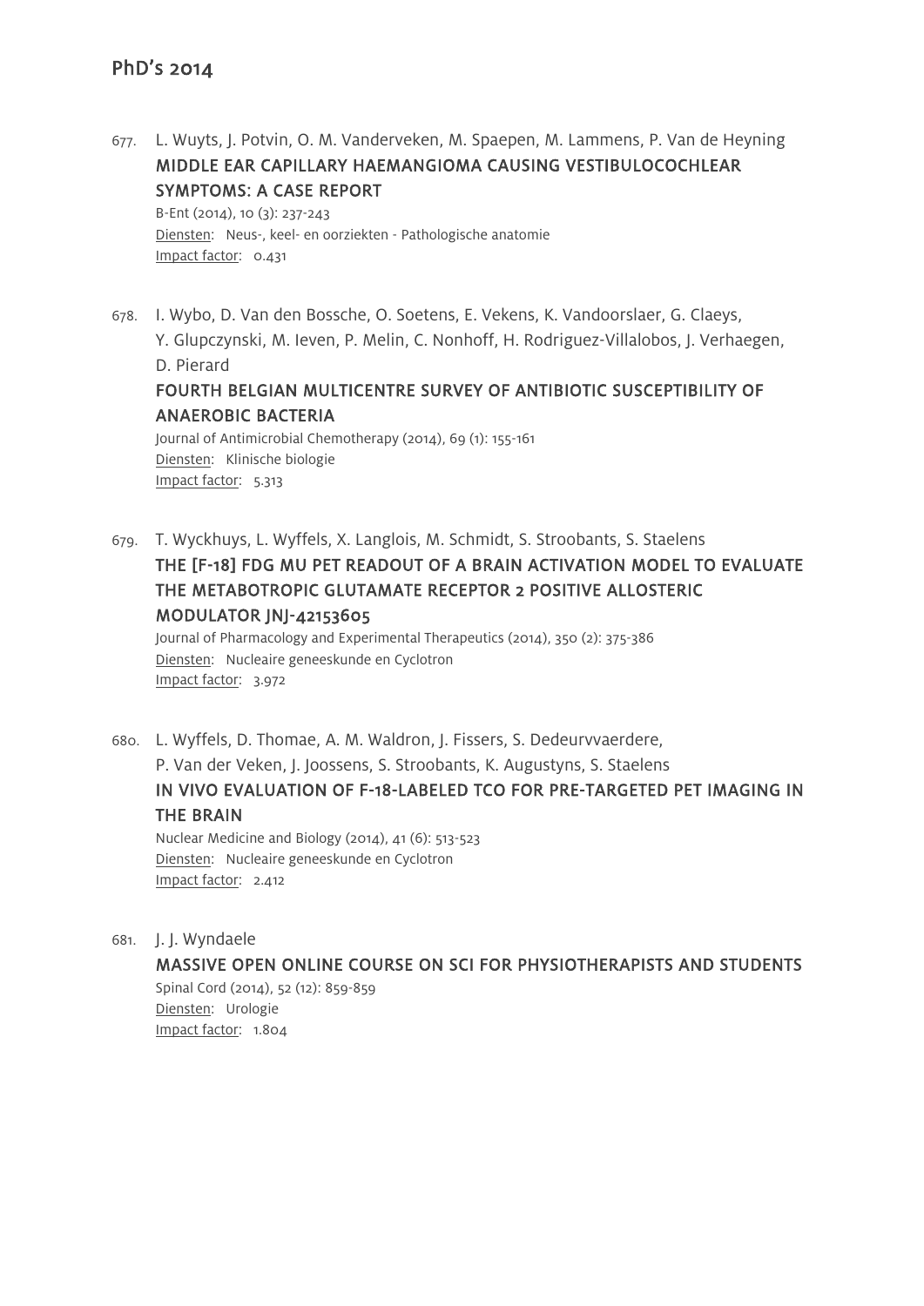677. L. Wuyts, J. Potvin, O. M. Vanderveken, M. Spaepen, M. Lammens, P. Van de Heyning
**MIDDLE EAR CAPILLARY HAEMANGIOMA CAUSING VESTIBULOCOCHLEAR SYMPTOMS: A CASE REPORT**
B-Ent (2014), 10 (3): 237-243
Diensten: Neus-, keel- en oorziekten - Pathologische anatomie
Impact factor: 0.431

678. I. Wybo, D. Van den Bossche, O. Soetens, E. Vekens, K. Vandoorslaer, G. Claeys, Y. Glupczynski, M. Ieven, P. Melin, C. Nonhoff, H. Rodriguez-Villalobos, J. Verhaegen, D. Pierard
**FOURTH BELGIAN MULTICENTRE SURVEY OF ANTIBIOTIC SUSCEPTIBILITY OF ANAEROBIC BACTERIA**
Journal of Antimicrobial Chemotherapy (2014), 69 (1): 155-161
Diensten: Klinische biologie
Impact factor: 5.313

679. T. Wyckhuys, L. Wyffels, X. Langlois, M. Schmidt, S. Stroobants, S. Staelens
**THE [F-18] FDG MU PET READOUT OF A BRAIN ACTIVATION MODEL TO EVALUATE THE METABOTROPIC GLUTAMATE RECEPTOR 2 POSITIVE ALLOSTERIC MODULATOR JNJ-42153605**
Journal of Pharmacology and Experimental Therapeutics (2014), 350 (2): 375-386
Diensten: Nucleaire geneeskunde en Cyclotron
Impact factor: 3.972

680. L. Wyffels, D. Thomae, A. M. Waldron, J. Fissers, S. Dedeurvvaerdere, P. Van der Veken, J. Joossens, S. Stroobants, K. Augustyns, S. Staelens
**IN VIVO EVALUATION OF F-18-LABELED TCO FOR PRE-TARGETED PET IMAGING IN THE BRAIN**
Nuclear Medicine and Biology (2014), 41 (6): 513-523
Diensten: Nucleaire geneeskunde en Cyclotron
Impact factor: 2.412

681. J. J. Wyndaele
**MASSIVE OPEN ONLINE COURSE ON SCI FOR PHYSIOTHERAPISTS AND STUDENTS**
Spinal Cord (2014), 52 (12): 859-859
Diensten: Urologie
Impact factor: 1.804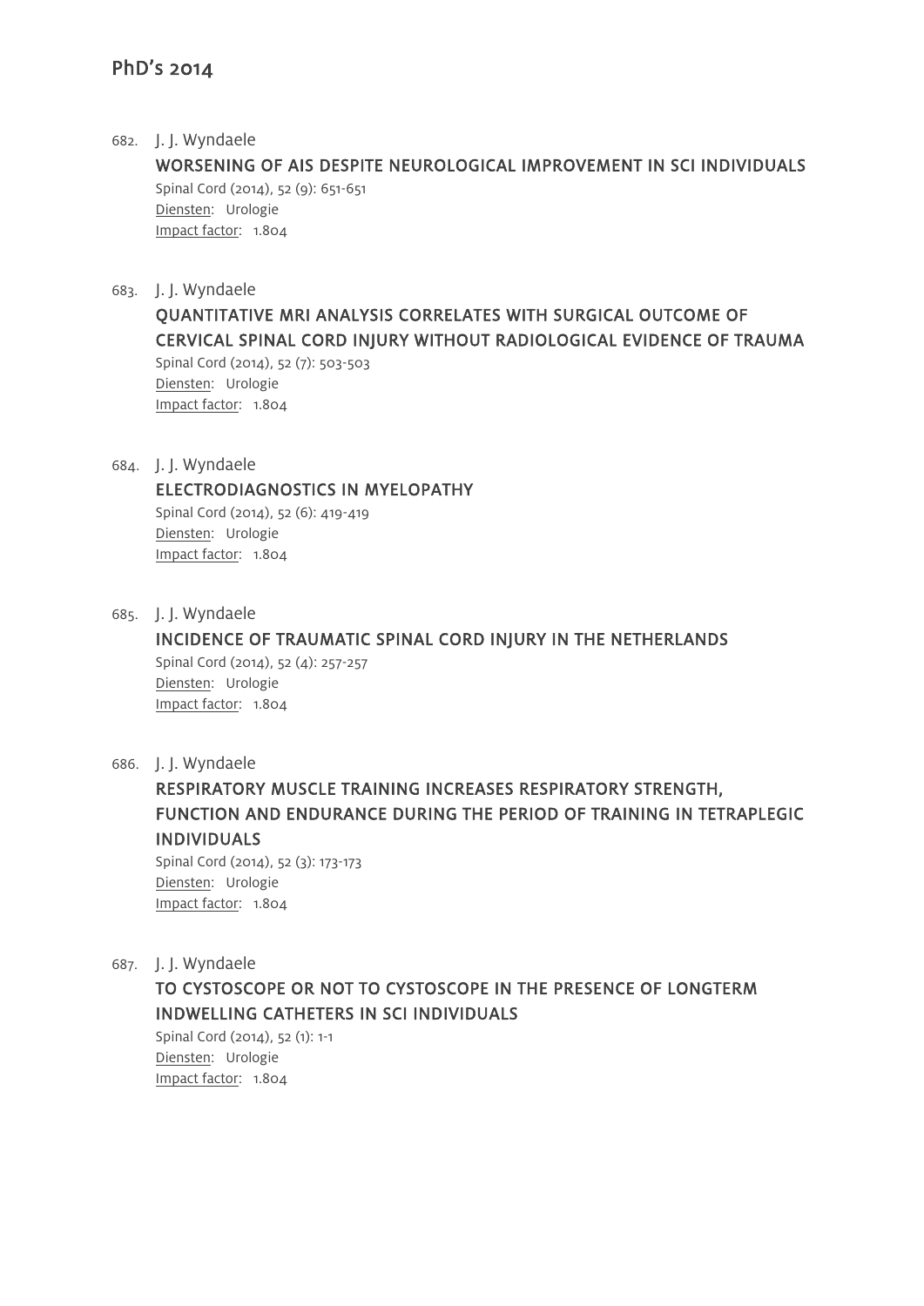# PhD's 2014

682. J. J. Wyndaele

   **WORSENING OF AIS DESPITE NEUROLOGICAL IMPROVEMENT IN SCI INDIVIDUALS**

   Spinal Cord (2014), 52 (9): 651-651
   Diensten: Urologie
   Impact factor: 1.804

683. J. J. Wyndaele

   **QUANTITATIVE MRI ANALYSIS CORRELATES WITH SURGICAL OUTCOME OF CERVICAL SPINAL CORD INJURY WITHOUT RADIOLOGICAL EVIDENCE OF TRAUMA**

   Spinal Cord (2014), 52 (7): 503-503
   Diensten: Urologie
   Impact factor: 1.804

684. J. J. Wyndaele

   **ELECTRODIAGNOSTICS IN MYELOPATHY**

   Spinal Cord (2014), 52 (6): 419-419
   Diensten: Urologie
   Impact factor: 1.804

685. J. J. Wyndaele

   **INCIDENCE OF TRAUMATIC SPINAL CORD INJURY IN THE NETHERLANDS**

   Spinal Cord (2014), 52 (4): 257-257
   Diensten: Urologie
   Impact factor: 1.804

686. J. J. Wyndaele

   **RESPIRATORY MUSCLE TRAINING INCREASES RESPIRATORY STRENGTH, FUNCTION AND ENDURANCE DURING THE PERIOD OF TRAINING IN TETRAPLEGIC INDIVIDUALS**

   Spinal Cord (2014), 52 (3): 173-173
   Diensten: Urologie
   Impact factor: 1.804

687. J. J. Wyndaele

   **TO CYSTOSCOPE OR NOT TO CYSTOSCOPE IN THE PRESENCE OF LONGTERM INDWELLING CATHETERS IN SCI INDIVIDUALS**

   Spinal Cord (2014), 52 (1): 1-1
   Diensten: Urologie
   Impact factor: 1.804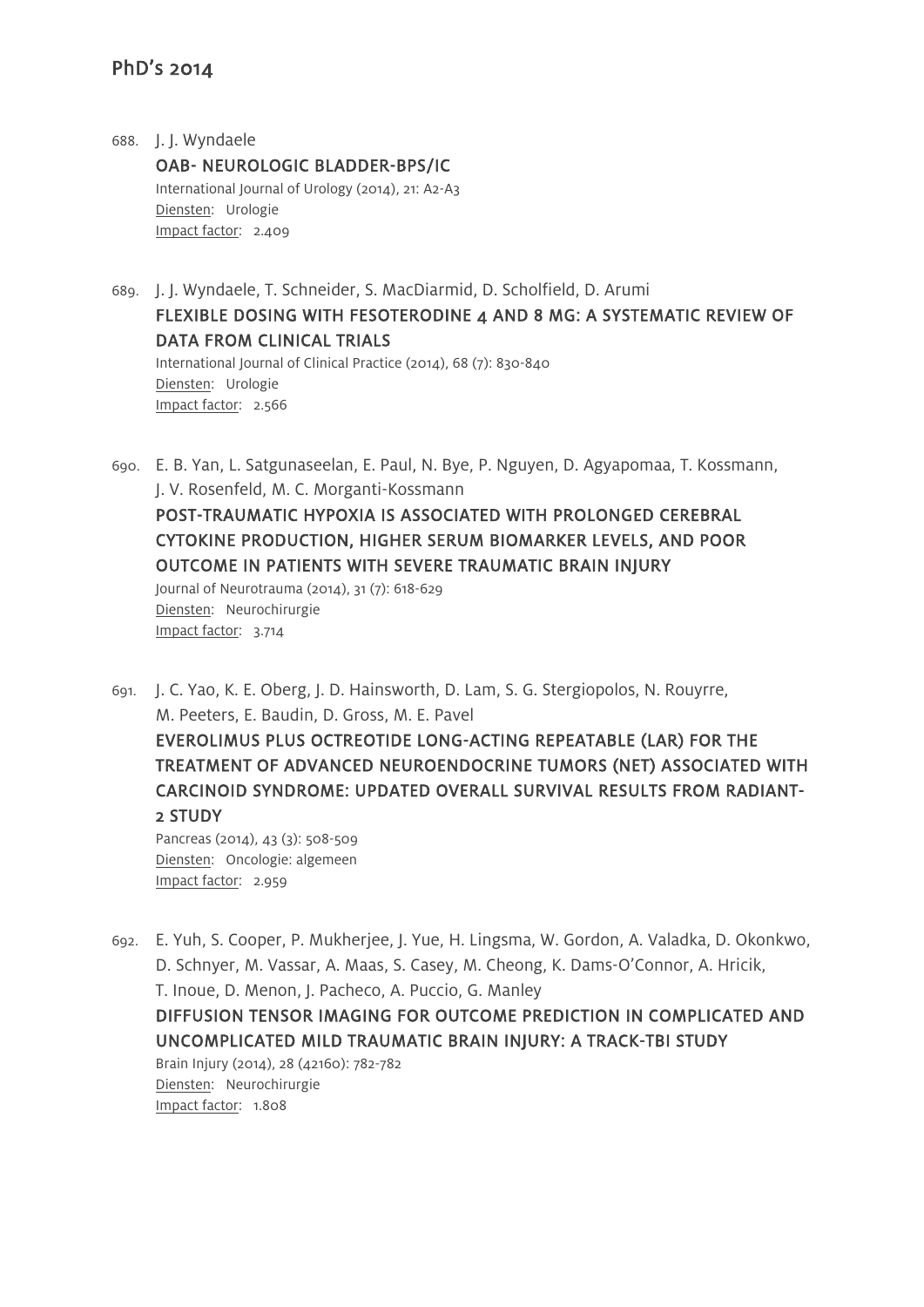## PhD's 2014

688. J. J. Wyndaele
**OAB- NEUROLOGIC BLADDER-BPS/IC**
International Journal of Urology (2014), 21: A2-A3
Diensten: Urologie
Impact factor: 2.409

689. J. J. Wyndaele, T. Schneider, S. MacDiarmid, D. Scholfield, D. Arumi
**FLEXIBLE DOSING WITH FESOTERODINE 4 AND 8 MG: A SYSTEMATIC REVIEW OF DATA FROM CLINICAL TRIALS**
International Journal of Clinical Practice (2014), 68 (7): 830-840
Diensten: Urologie
Impact factor: 2.566

690. E. B. Yan, L. Satgunaseelan, E. Paul, N. Bye, P. Nguyen, D. Agyapomaa, T. Kossmann, J. V. Rosenfeld, M. C. Morganti-Kossmann
**POST-TRAUMATIC HYPOXIA IS ASSOCIATED WITH PROLONGED CEREBRAL CYTOKINE PRODUCTION, HIGHER SERUM BIOMARKER LEVELS, AND POOR OUTCOME IN PATIENTS WITH SEVERE TRAUMATIC BRAIN INJURY**
Journal of Neurotrauma (2014), 31 (7): 618-629
Diensten: Neurochirurgie
Impact factor: 3.714

691. J. C. Yao, K. E. Oberg, J. D. Hainsworth, D. Lam, S. G. Stergiopolos, N. Rouyrre, M. Peeters, E. Baudin, D. Gross, M. E. Pavel
**EVEROLIMUS PLUS OCTREOTIDE LONG-ACTING REPEATABLE (LAR) FOR THE TREATMENT OF ADVANCED NEUROENDOCRINE TUMORS (NET) ASSOCIATED WITH CARCINOID SYNDROME: UPDATED OVERALL SURVIVAL RESULTS FROM RADIANT-2 STUDY**
Pancreas (2014), 43 (3): 508-509
Diensten: Oncologie: algemeen
Impact factor: 2.959

692. E. Yuh, S. Cooper, P. Mukherjee, J. Yue, H. Lingsma, W. Gordon, A. Valadka, D. Okonkwo, D. Schnyer, M. Vassar, A. Maas, S. Casey, M. Cheong, K. Dams-O'Connor, A. Hricik, T. Inoue, D. Menon, J. Pacheco, A. Puccio, G. Manley
**DIFFUSION TENSOR IMAGING FOR OUTCOME PREDICTION IN COMPLICATED AND UNCOMPLICATED MILD TRAUMATIC BRAIN INJURY: A TRACK-TBI STUDY**
Brain Injury (2014), 28 (42160): 782-782
Diensten: Neurochirurgie
Impact factor: 1.808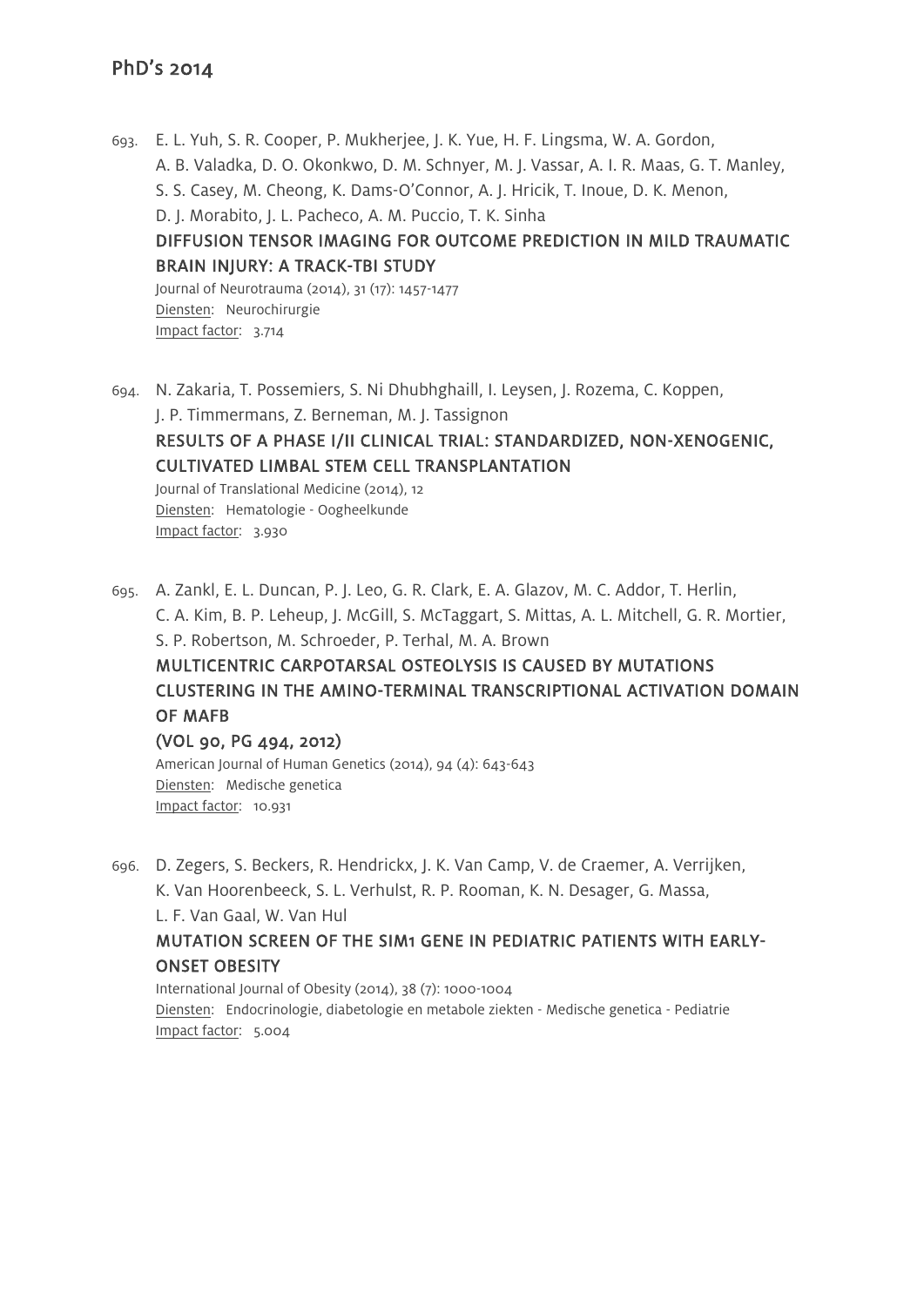## PhD's 2014

693. E. L. Yuh, S. R. Cooper, P. Mukherjee, J. K. Yue, H. F. Lingsma, W. A. Gordon, A. B. Valadka, D. O. Okonkwo, D. M. Schnyer, M. J. Vassar, A. I. R. Maas, G. T. Manley, S. S. Casey, M. Cheong, K. Dams-O'Connor, A. J. Hricik, T. Inoue, D. K. Menon, D. J. Morabito, J. L. Pacheco, A. M. Puccio, T. K. Sinha
    **DIFFUSION TENSOR IMAGING FOR OUTCOME PREDICTION IN MILD TRAUMATIC BRAIN INJURY: A TRACK-TBI STUDY**
    Journal of Neurotrauma (2014), 31 (17): 1457-1477
    Diensten: Neurochirurgie
    Impact factor: 3.714

694. N. Zakaria, T. Possemiers, S. Ni Dhubhghaill, I. Leysen, J. Rozema, C. Koppen, J. P. Timmermans, Z. Berneman, M. J. Tassignon
    **RESULTS OF A PHASE I/II CLINICAL TRIAL: STANDARDIZED, NON-XENOGENIC, CULTIVATED LIMBAL STEM CELL TRANSPLANTATION**
    Journal of Translational Medicine (2014), 12
    Diensten: Hematologie - Oogheelkunde
    Impact factor: 3.930

695. A. Zankl, E. L. Duncan, P. J. Leo, G. R. Clark, E. A. Glazov, M. C. Addor, T. Herlin, C. A. Kim, B. P. Leheup, J. McGill, S. McTaggart, S. Mittas, A. L. Mitchell, G. R. Mortier, S. P. Robertson, M. Schroeder, P. Terhal, M. A. Brown
    **MULTICENTRIC CARPOTARSAL OSTEOLYSIS IS CAUSED BY MUTATIONS CLUSTERING IN THE AMINO-TERMINAL TRANSCRIPTIONAL ACTIVATION DOMAIN OF MAFB**
    **(VOL 90, PG 494, 2012)**
    American Journal of Human Genetics (2014), 94 (4): 643-643
    Diensten: Medische genetica
    Impact factor: 10.931

696. D. Zegers, S. Beckers, R. Hendrickx, J. K. Van Camp, V. de Craemer, A. Verrijken, K. Van Hoorenbeeck, S. L. Verhulst, R. P. Rooman, K. N. Desager, G. Massa, L. F. Van Gaal, W. Van Hul
    **MUTATION SCREEN OF THE SIM1 GENE IN PEDIATRIC PATIENTS WITH EARLY-ONSET OBESITY**
    International Journal of Obesity (2014), 38 (7): 1000-1004
    Diensten: Endocrinologie, diabetologie en metabole ziekten - Medische genetica - Pediatrie
    Impact factor: 5.004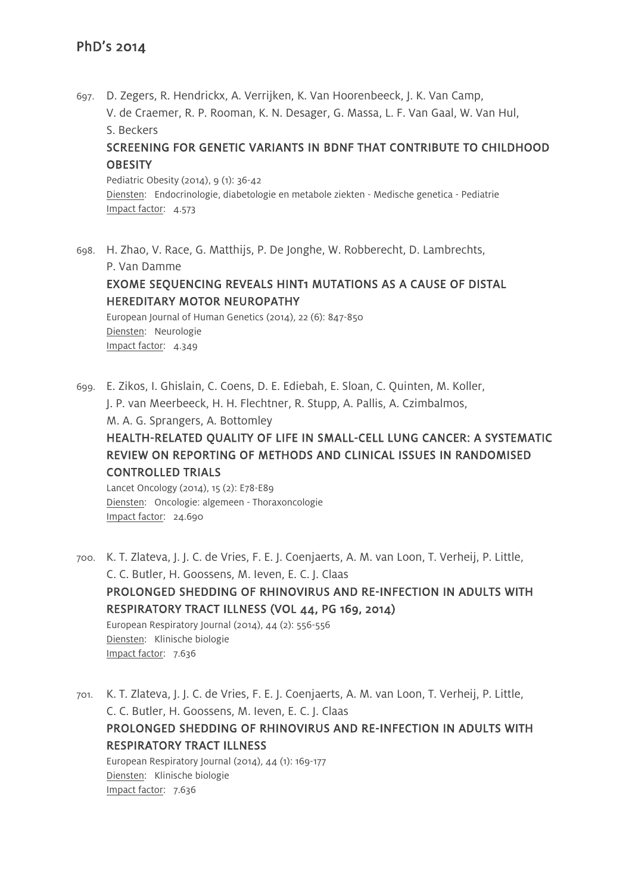## PhD's 2014

697. D. Zegers, R. Hendrickx, A. Verrijken, K. Van Hoorenbeeck, J. K. Van Camp, V. de Craemer, R. P. Rooman, K. N. Desager, G. Massa, L. F. Van Gaal, W. Van Hul, S. Beckers
   **SCREENING FOR GENETIC VARIANTS IN BDNF THAT CONTRIBUTE TO CHILDHOOD OBESITY**
   Pediatric Obesity (2014), 9 (1): 36-42
   Diensten: Endocrinologie, diabetologie en metabole ziekten - Medische genetica - Pediatrie
   Impact factor: 4.573

698. H. Zhao, V. Race, G. Matthijs, P. De Jonghe, W. Robberecht, D. Lambrechts, P. Van Damme
   **EXOME SEQUENCING REVEALS HINT1 MUTATIONS AS A CAUSE OF DISTAL HEREDITARY MOTOR NEUROPATHY**
   European Journal of Human Genetics (2014), 22 (6): 847-850
   Diensten: Neurologie
   Impact factor: 4.349

699. E. Zikos, I. Ghislain, C. Coens, D. E. Ediebah, E. Sloan, C. Quinten, M. Koller, J. P. van Meerbeeck, H. H. Flechtner, R. Stupp, A. Pallis, A. Czimbalmos, M. A. G. Sprangers, A. Bottomley
   **HEALTH-RELATED QUALITY OF LIFE IN SMALL-CELL LUNG CANCER: A SYSTEMATIC REVIEW ON REPORTING OF METHODS AND CLINICAL ISSUES IN RANDOMISED CONTROLLED TRIALS**
   Lancet Oncology (2014), 15 (2): E78-E89
   Diensten: Oncologie: algemeen - Thoraxoncologie
   Impact factor: 24.690

700. K. T. Zlateva, J. J. C. de Vries, F. E. J. Coenjaerts, A. M. van Loon, T. Verheij, P. Little, C. C. Butler, H. Goossens, M. Ieven, E. C. J. Claas
   **PROLONGED SHEDDING OF RHINOVIRUS AND RE-INFECTION IN ADULTS WITH RESPIRATORY TRACT ILLNESS (VOL 44, PG 169, 2014)**
   European Respiratory Journal (2014), 44 (2): 556-556
   Diensten: Klinische biologie
   Impact factor: 7.636

701. K. T. Zlateva, J. J. C. de Vries, F. E. J. Coenjaerts, A. M. van Loon, T. Verheij, P. Little, C. C. Butler, H. Goossens, M. Ieven, E. C. J. Claas
   **PROLONGED SHEDDING OF RHINOVIRUS AND RE-INFECTION IN ADULTS WITH RESPIRATORY TRACT ILLNESS**
   European Respiratory Journal (2014), 44 (1): 169-177
   Diensten: Klinische biologie
   Impact factor: 7.636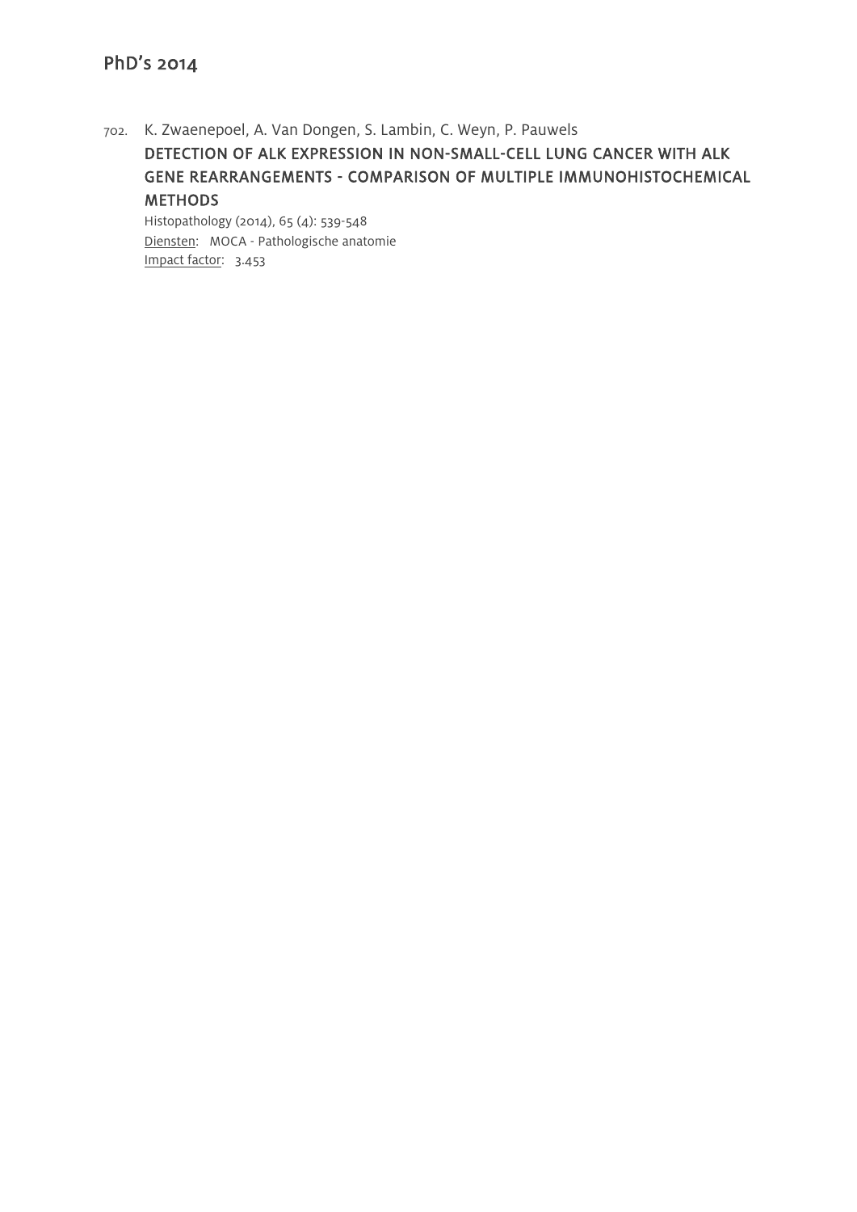## PhD's 2014

702. K. Zwaenepoel, A. Van Dongen, S. Lambin, C. Weyn, P. Pauwels

**DETECTION OF ALK EXPRESSION IN NON-SMALL-CELL LUNG CANCER WITH ALK GENE REARRANGEMENTS - COMPARISON OF MULTIPLE IMMUNOHISTOCHEMICAL METHODS**

Histopathology (2014), 65 (4): 539-548

Diensten: MOCA - Pathologische anatomie

Impact factor: 3.453